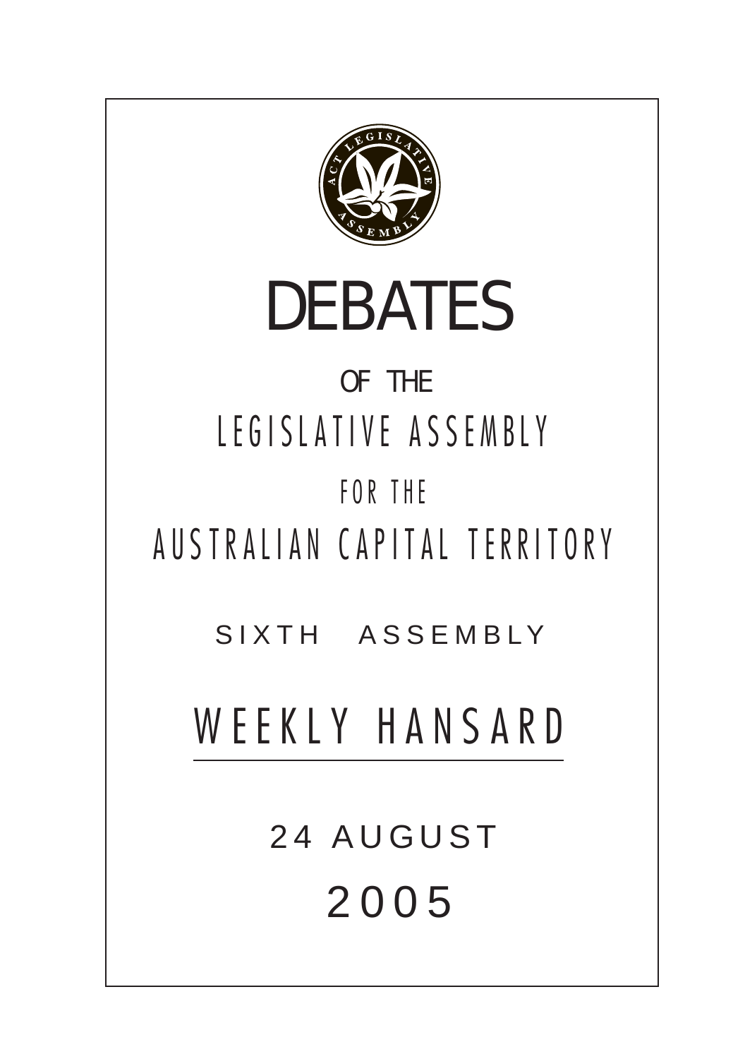# DEBATES

OF THE

LEGISLATIVE ASSEMBLY

FOR THE

AUSTRALIAN CAPITAL TERRITORY

SIXTH ASSEMBLY

## WEEKLY HANSARD

24 AUGUST

2005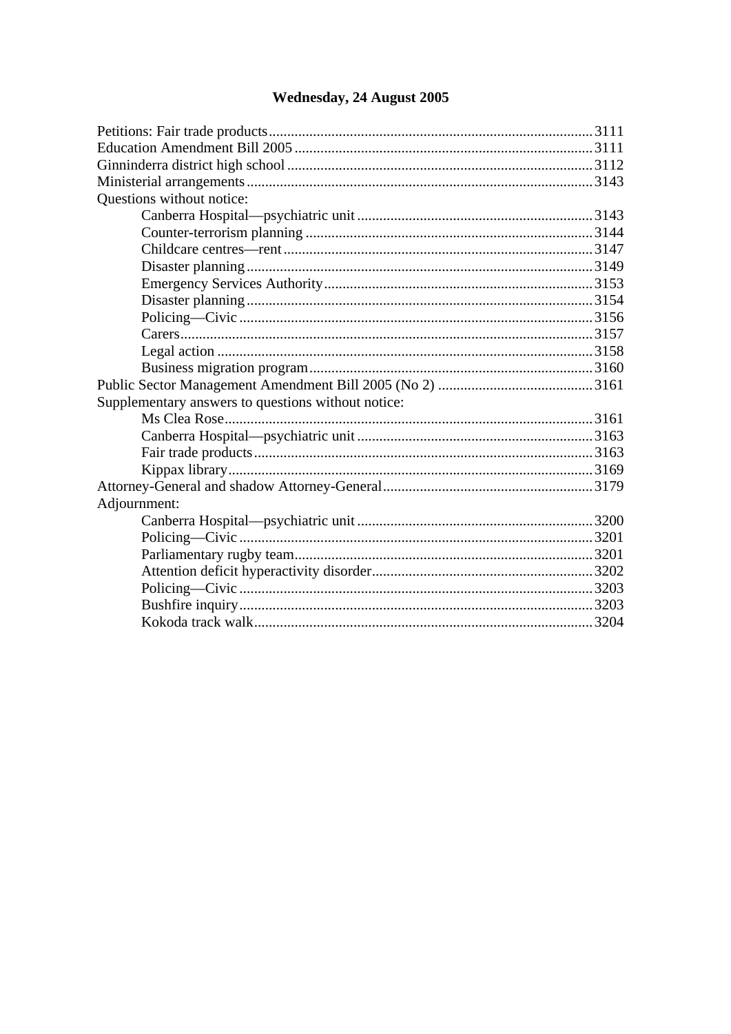## Wednesday, 24 August 2005

Petitions: Fair trade products ........................................................................................ 3111
Education Amendment Bill 2005 ................................................................................ 3111
Ginninderra district high school .................................................................................. 3112
Ministerial arrangements ............................................................................................. 3143
Questions without notice:
- Canberra Hospital—psychiatric unit ................................................................ 3143
- Counter-terrorism planning .............................................................................. 3144
- Childcare centres—rent .................................................................................... 3147
- Disaster planning .............................................................................................. 3149
- Emergency Services Authority ......................................................................... 3153
- Disaster planning .............................................................................................. 3154
- Policing—Civic ................................................................................................ 3156
- Carers ................................................................................................................ 3157
- Legal action ...................................................................................................... 3158
- Business migration program ............................................................................. 3160

Public Sector Management Amendment Bill 2005 (No 2) .......................................... 3161
Supplementary answers to questions without notice:
- Ms Clea Rose .................................................................................................... 3161
- Canberra Hospital—psychiatric unit ................................................................ 3163
- Fair trade products ............................................................................................ 3163
- Kippax library ................................................................................................... 3169

Attorney-General and shadow Attorney-General ......................................................... 3179
Adjournment:
- Canberra Hospital—psychiatric unit ................................................................ 3200
- Policing—Civic ................................................................................................ 3201
- Parliamentary rugby team ................................................................................. 3201
- Attention deficit hyperactivity disorder ............................................................ 3202
- Policing—Civic ................................................................................................ 3203
- Bushfire inquiry ................................................................................................ 3203
- Kokoda track walk ............................................................................................ 3204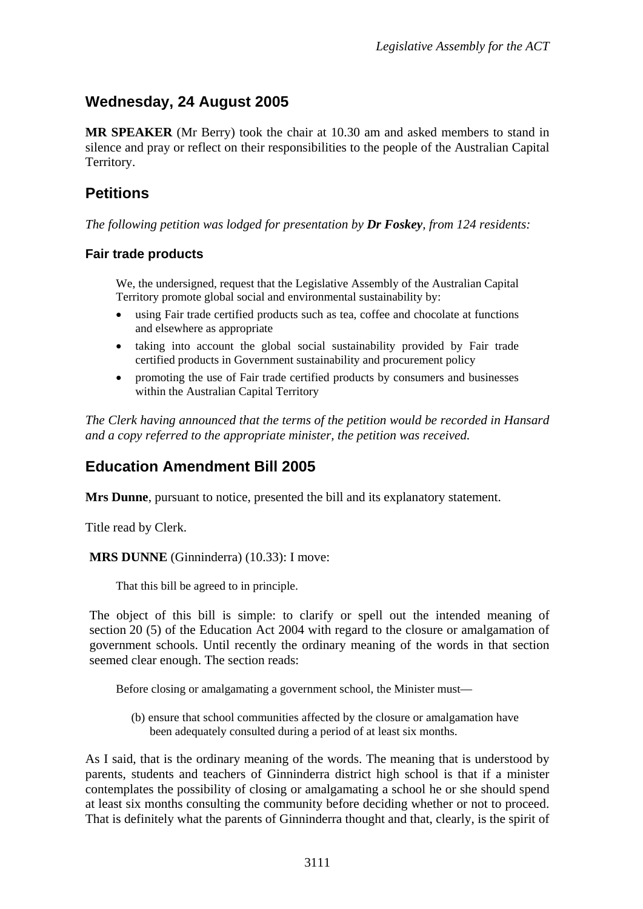## Wednesday, 24 August 2005

**MR SPEAKER** (Mr Berry) took the chair at 10.30 am and asked members to stand in silence and pray or reflect on their responsibilities to the people of the Australian Capital Territory.

## Petitions

*The following petition was lodged for presentation by **Dr Foskey**, from 124 residents:*

### Fair trade products

> We, the undersigned, request that the Legislative Assembly of the Australian Capital Territory promote global social and environmental sustainability by:
>
> - using Fair trade certified products such as tea, coffee and chocolate at functions and elsewhere as appropriate
> - taking into account the global social sustainability provided by Fair trade certified products in Government sustainability and procurement policy
> - promoting the use of Fair trade certified products by consumers and businesses within the Australian Capital Territory

*The Clerk having announced that the terms of the petition would be recorded in Hansard and a copy referred to the appropriate minister, the petition was received.*

## Education Amendment Bill 2005

**Mrs Dunne**, pursuant to notice, presented the bill and its explanatory statement.

Title read by Clerk.

**MRS DUNNE** (Ginninderra) (10.33): I move:

> That this bill be agreed to in principle.

The object of this bill is simple: to clarify or spell out the intended meaning of section 20 (5) of the Education Act 2004 with regard to the closure or amalgamation of government schools. Until recently the ordinary meaning of the words in that section seemed clear enough. The section reads:

> Before closing or amalgamating a government school, the Minister must—
>
> (b) ensure that school communities affected by the closure or amalgamation have been adequately consulted during a period of at least six months.

As I said, that is the ordinary meaning of the words. The meaning that is understood by parents, students and teachers of Ginninderra district high school is that if a minister contemplates the possibility of closing or amalgamating a school he or she should spend at least six months consulting the community before deciding whether or not to proceed. That is definitely what the parents of Ginninderra thought and that, clearly, is the spirit of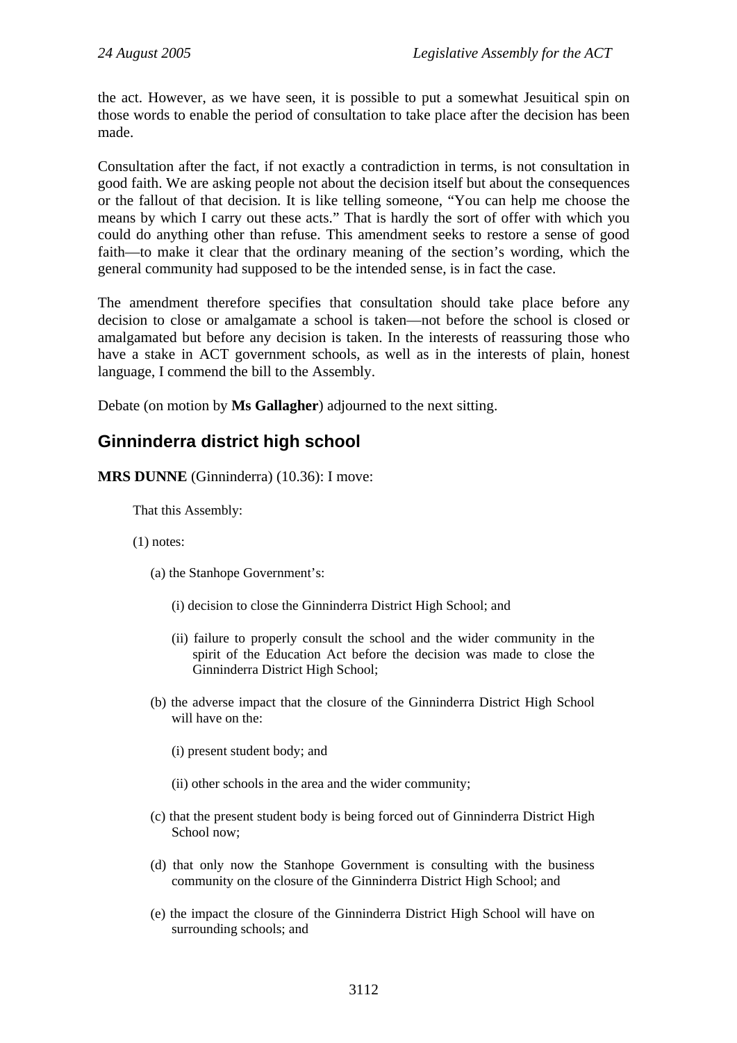the act. However, as we have seen, it is possible to put a somewhat Jesuitical spin on those words to enable the period of consultation to take place after the decision has been made.

Consultation after the fact, if not exactly a contradiction in terms, is not consultation in good faith. We are asking people not about the decision itself but about the consequences or the fallout of that decision. It is like telling someone, "You can help me choose the means by which I carry out these acts." That is hardly the sort of offer with which you could do anything other than refuse. This amendment seeks to restore a sense of good faith—to make it clear that the ordinary meaning of the section's wording, which the general community had supposed to be the intended sense, is in fact the case.

The amendment therefore specifies that consultation should take place before any decision to close or amalgamate a school is taken—not before the school is closed or amalgamated but before any decision is taken. In the interests of reassuring those who have a stake in ACT government schools, as well as in the interests of plain, honest language, I commend the bill to the Assembly.

Debate (on motion by **Ms Gallagher**) adjourned to the next sitting.

## Ginninderra district high school

**MRS DUNNE** (Ginninderra) (10.36): I move:

> That this Assembly:
>
> (1) notes:
>
> (a) the Stanhope Government's:
>
> (i) decision to close the Ginninderra District High School; and
>
> (ii) failure to properly consult the school and the wider community in the spirit of the Education Act before the decision was made to close the Ginninderra District High School;
>
> (b) the adverse impact that the closure of the Ginninderra District High School will have on the:
>
> (i) present student body; and
>
> (ii) other schools in the area and the wider community;
>
> (c) that the present student body is being forced out of Ginninderra District High School now;
>
> (d) that only now the Stanhope Government is consulting with the business community on the closure of the Ginninderra District High School; and
>
> (e) the impact the closure of the Ginninderra District High School will have on surrounding schools; and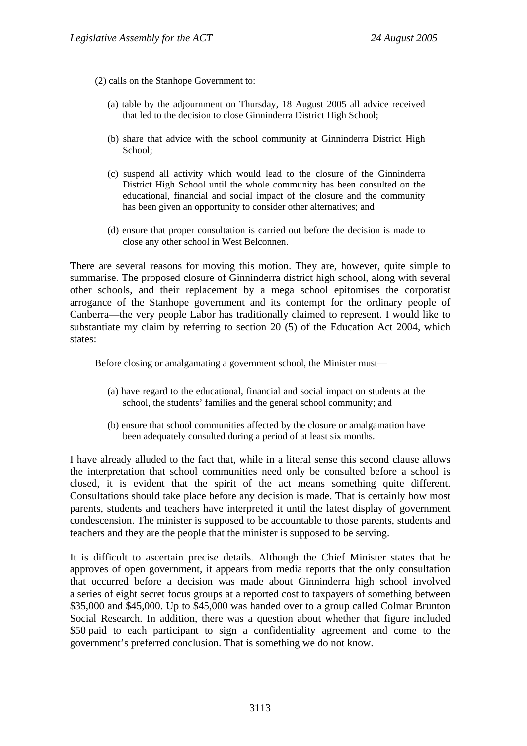(2) calls on the Stanhope Government to:

(a) table by the adjournment on Thursday, 18 August 2005 all advice received that led to the decision to close Ginninderra District High School;

(b) share that advice with the school community at Ginninderra District High School;

(c) suspend all activity which would lead to the closure of the Ginninderra District High School until the whole community has been consulted on the educational, financial and social impact of the closure and the community has been given an opportunity to consider other alternatives; and

(d) ensure that proper consultation is carried out before the decision is made to close any other school in West Belconnen.

There are several reasons for moving this motion. They are, however, quite simple to summarise. The proposed closure of Ginninderra district high school, along with several other schools, and their replacement by a mega school epitomises the corporatist arrogance of the Stanhope government and its contempt for the ordinary people of Canberra—the very people Labor has traditionally claimed to represent. I would like to substantiate my claim by referring to section 20 (5) of the Education Act 2004, which states:

> Before closing or amalgamating a government school, the Minister must—
>
> (a) have regard to the educational, financial and social impact on students at the school, the students' families and the general school community; and
>
> (b) ensure that school communities affected by the closure or amalgamation have been adequately consulted during a period of at least six months.

I have already alluded to the fact that, while in a literal sense this second clause allows the interpretation that school communities need only be consulted before a school is closed, it is evident that the spirit of the act means something quite different. Consultations should take place before any decision is made. That is certainly how most parents, students and teachers have interpreted it until the latest display of government condescension. The minister is supposed to be accountable to those parents, students and teachers and they are the people that the minister is supposed to be serving.

It is difficult to ascertain precise details. Although the Chief Minister states that he approves of open government, it appears from media reports that the only consultation that occurred before a decision was made about Ginninderra high school involved a series of eight secret focus groups at a reported cost to taxpayers of something between $35,000 and $45,000. Up to $45,000 was handed over to a group called Colmar Brunton Social Research. In addition, there was a question about whether that figure included $50 paid to each participant to sign a confidentiality agreement and come to the government's preferred conclusion. That is something we do not know.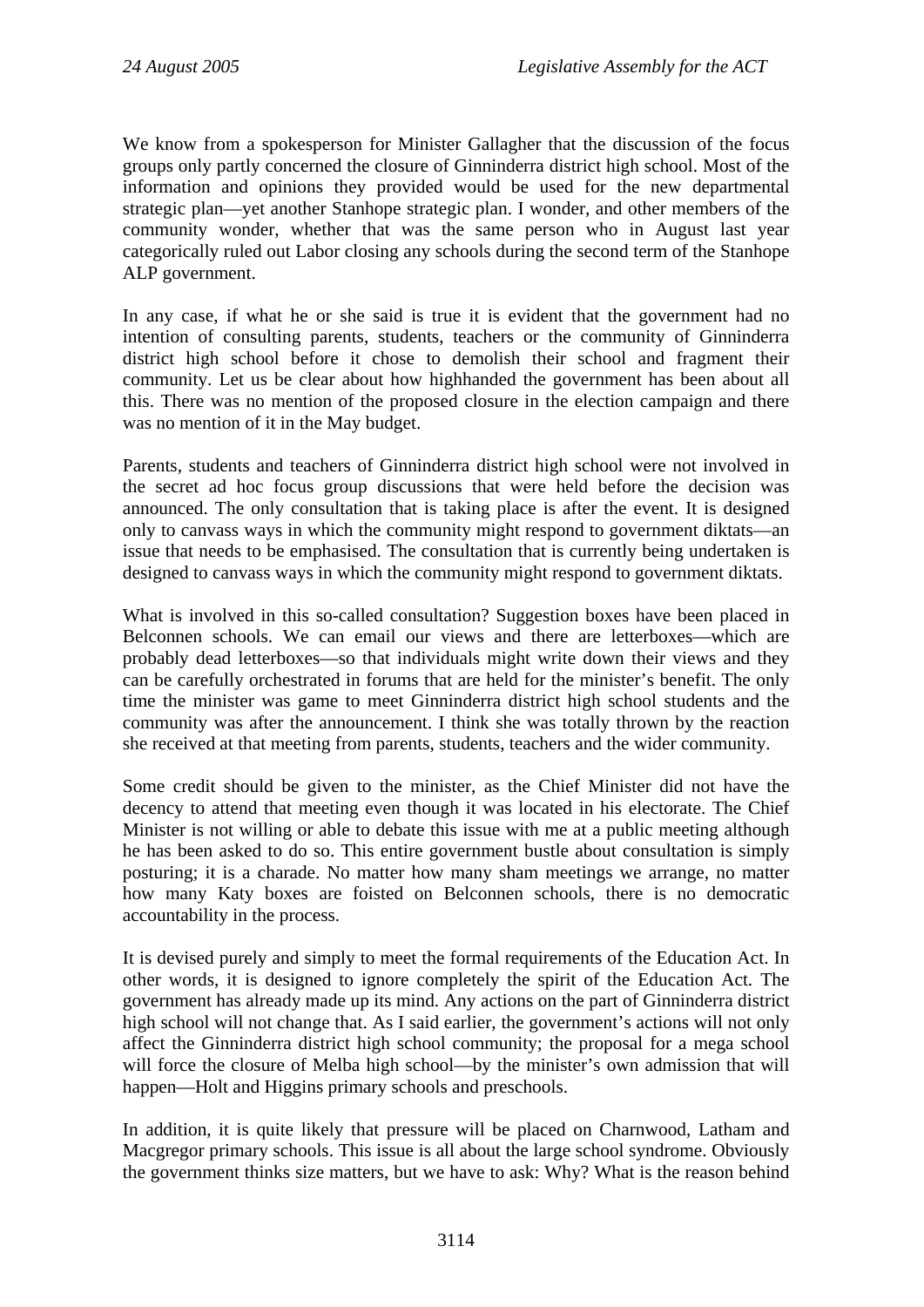We know from a spokesperson for Minister Gallagher that the discussion of the focus groups only partly concerned the closure of Ginninderra district high school. Most of the information and opinions they provided would be used for the new departmental strategic plan—yet another Stanhope strategic plan. I wonder, and other members of the community wonder, whether that was the same person who in August last year categorically ruled out Labor closing any schools during the second term of the Stanhope ALP government.

In any case, if what he or she said is true it is evident that the government had no intention of consulting parents, students, teachers or the community of Ginninderra district high school before it chose to demolish their school and fragment their community. Let us be clear about how highhanded the government has been about all this. There was no mention of the proposed closure in the election campaign and there was no mention of it in the May budget.

Parents, students and teachers of Ginninderra district high school were not involved in the secret ad hoc focus group discussions that were held before the decision was announced. The only consultation that is taking place is after the event. It is designed only to canvass ways in which the community might respond to government diktats—an issue that needs to be emphasised. The consultation that is currently being undertaken is designed to canvass ways in which the community might respond to government diktats.

What is involved in this so-called consultation? Suggestion boxes have been placed in Belconnen schools. We can email our views and there are letterboxes—which are probably dead letterboxes—so that individuals might write down their views and they can be carefully orchestrated in forums that are held for the minister's benefit. The only time the minister was game to meet Ginninderra district high school students and the community was after the announcement. I think she was totally thrown by the reaction she received at that meeting from parents, students, teachers and the wider community.

Some credit should be given to the minister, as the Chief Minister did not have the decency to attend that meeting even though it was located in his electorate. The Chief Minister is not willing or able to debate this issue with me at a public meeting although he has been asked to do so. This entire government bustle about consultation is simply posturing; it is a charade. No matter how many sham meetings we arrange, no matter how many Katy boxes are foisted on Belconnen schools, there is no democratic accountability in the process.

It is devised purely and simply to meet the formal requirements of the Education Act. In other words, it is designed to ignore completely the spirit of the Education Act. The government has already made up its mind. Any actions on the part of Ginninderra district high school will not change that. As I said earlier, the government's actions will not only affect the Ginninderra district high school community; the proposal for a mega school will force the closure of Melba high school—by the minister's own admission that will happen—Holt and Higgins primary schools and preschools.

In addition, it is quite likely that pressure will be placed on Charnwood, Latham and Macgregor primary schools. This issue is all about the large school syndrome. Obviously the government thinks size matters, but we have to ask: Why? What is the reason behind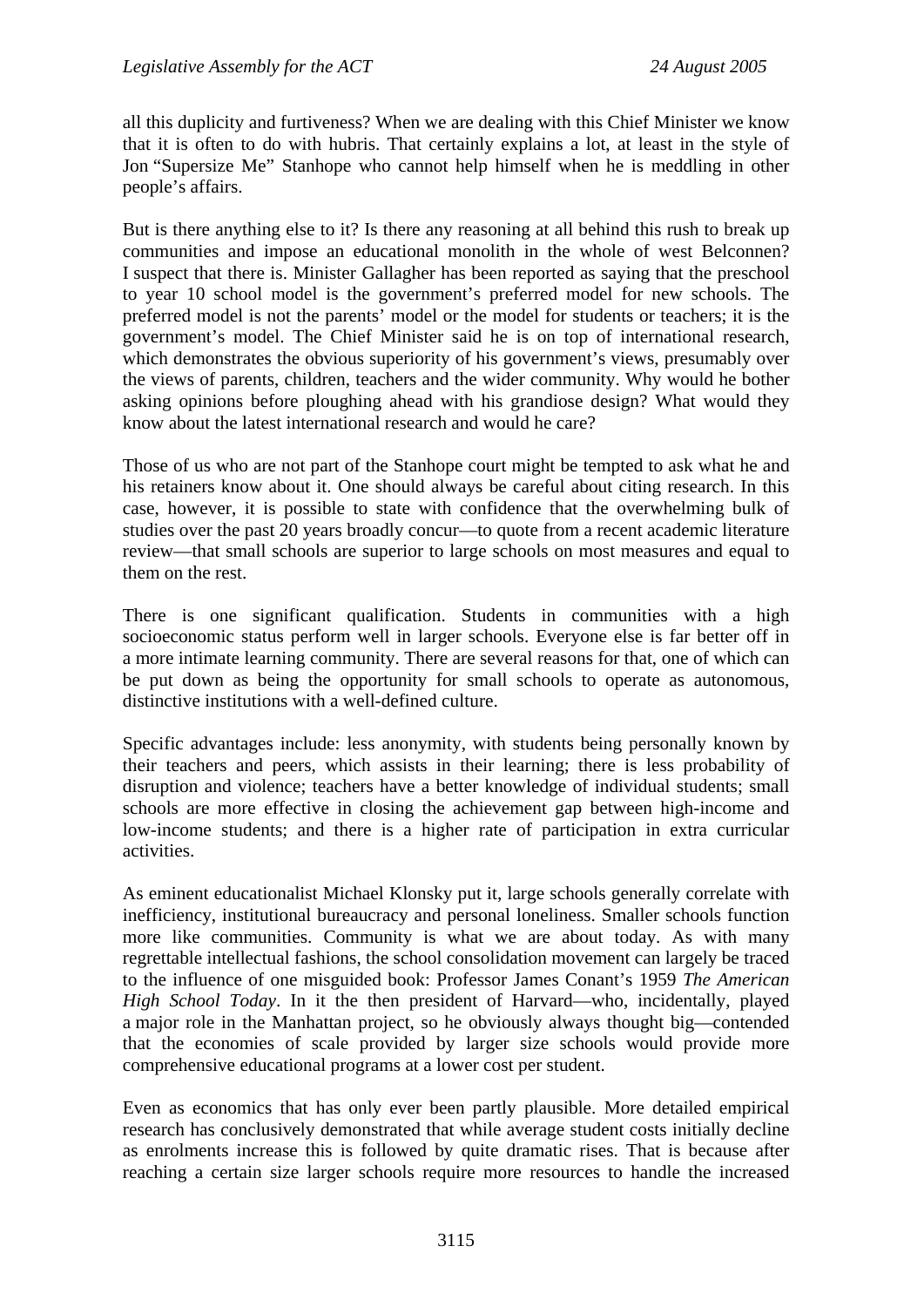all this duplicity and furtiveness? When we are dealing with this Chief Minister we know that it is often to do with hubris. That certainly explains a lot, at least in the style of Jon "Supersize Me" Stanhope who cannot help himself when he is meddling in other people's affairs.

But is there anything else to it? Is there any reasoning at all behind this rush to break up communities and impose an educational monolith in the whole of west Belconnen? I suspect that there is. Minister Gallagher has been reported as saying that the preschool to year 10 school model is the government's preferred model for new schools. The preferred model is not the parents' model or the model for students or teachers; it is the government's model. The Chief Minister said he is on top of international research, which demonstrates the obvious superiority of his government's views, presumably over the views of parents, children, teachers and the wider community. Why would he bother asking opinions before ploughing ahead with his grandiose design? What would they know about the latest international research and would he care?

Those of us who are not part of the Stanhope court might be tempted to ask what he and his retainers know about it. One should always be careful about citing research. In this case, however, it is possible to state with confidence that the overwhelming bulk of studies over the past 20 years broadly concur—to quote from a recent academic literature review—that small schools are superior to large schools on most measures and equal to them on the rest.

There is one significant qualification. Students in communities with a high socioeconomic status perform well in larger schools. Everyone else is far better off in a more intimate learning community. There are several reasons for that, one of which can be put down as being the opportunity for small schools to operate as autonomous, distinctive institutions with a well-defined culture.

Specific advantages include: less anonymity, with students being personally known by their teachers and peers, which assists in their learning; there is less probability of disruption and violence; teachers have a better knowledge of individual students; small schools are more effective in closing the achievement gap between high-income and low-income students; and there is a higher rate of participation in extra curricular activities.

As eminent educationalist Michael Klonsky put it, large schools generally correlate with inefficiency, institutional bureaucracy and personal loneliness. Smaller schools function more like communities. Community is what we are about today. As with many regrettable intellectual fashions, the school consolidation movement can largely be traced to the influence of one misguided book: Professor James Conant's 1959 *The American High School Today*. In it the then president of Harvard—who, incidentally, played a major role in the Manhattan project, so he obviously always thought big—contended that the economies of scale provided by larger size schools would provide more comprehensive educational programs at a lower cost per student.

Even as economics that has only ever been partly plausible. More detailed empirical research has conclusively demonstrated that while average student costs initially decline as enrolments increase this is followed by quite dramatic rises. That is because after reaching a certain size larger schools require more resources to handle the increased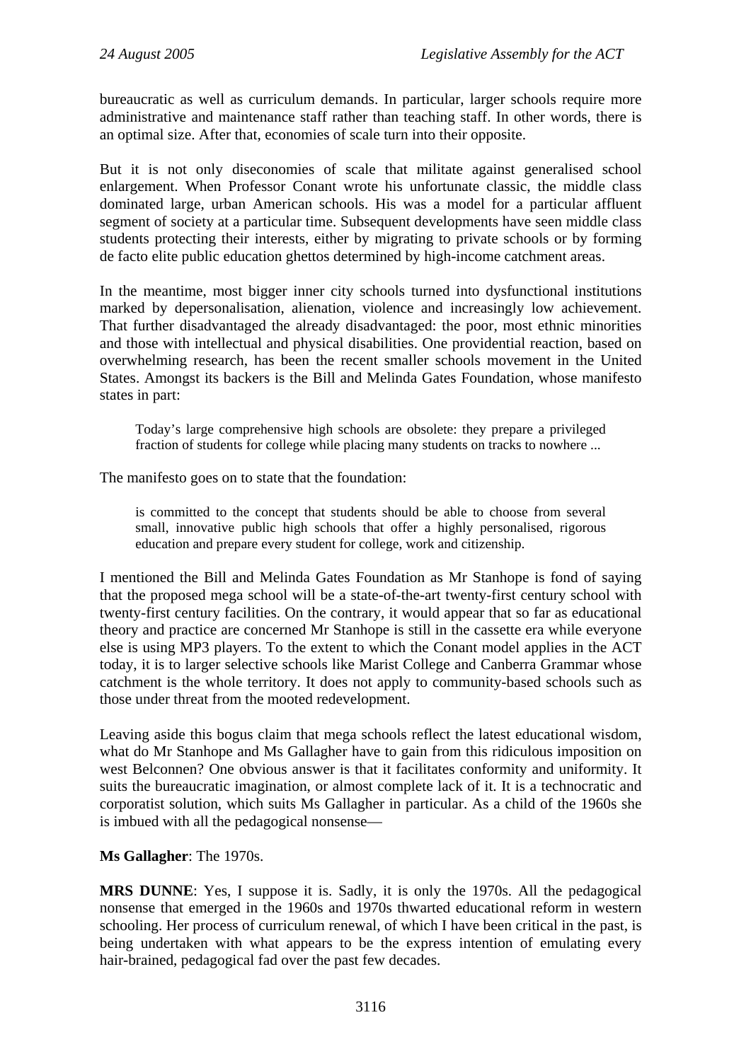bureaucratic as well as curriculum demands. In particular, larger schools require more administrative and maintenance staff rather than teaching staff. In other words, there is an optimal size. After that, economies of scale turn into their opposite.

But it is not only diseconomies of scale that militate against generalised school enlargement. When Professor Conant wrote his unfortunate classic, the middle class dominated large, urban American schools. His was a model for a particular affluent segment of society at a particular time. Subsequent developments have seen middle class students protecting their interests, either by migrating to private schools or by forming de facto elite public education ghettos determined by high-income catchment areas.

In the meantime, most bigger inner city schools turned into dysfunctional institutions marked by depersonalisation, alienation, violence and increasingly low achievement. That further disadvantaged the already disadvantaged: the poor, most ethnic minorities and those with intellectual and physical disabilities. One providential reaction, based on overwhelming research, has been the recent smaller schools movement in the United States. Amongst its backers is the Bill and Melinda Gates Foundation, whose manifesto states in part:

> Today's large comprehensive high schools are obsolete: they prepare a privileged fraction of students for college while placing many students on tracks to nowhere ...

The manifesto goes on to state that the foundation:

> is committed to the concept that students should be able to choose from several small, innovative public high schools that offer a highly personalised, rigorous education and prepare every student for college, work and citizenship.

I mentioned the Bill and Melinda Gates Foundation as Mr Stanhope is fond of saying that the proposed mega school will be a state-of-the-art twenty-first century school with twenty-first century facilities. On the contrary, it would appear that so far as educational theory and practice are concerned Mr Stanhope is still in the cassette era while everyone else is using MP3 players. To the extent to which the Conant model applies in the ACT today, it is to larger selective schools like Marist College and Canberra Grammar whose catchment is the whole territory. It does not apply to community-based schools such as those under threat from the mooted redevelopment.

Leaving aside this bogus claim that mega schools reflect the latest educational wisdom, what do Mr Stanhope and Ms Gallagher have to gain from this ridiculous imposition on west Belconnen? One obvious answer is that it facilitates conformity and uniformity. It suits the bureaucratic imagination, or almost complete lack of it. It is a technocratic and corporatist solution, which suits Ms Gallagher in particular. As a child of the 1960s she is imbued with all the pedagogical nonsense—

**Ms Gallagher**: The 1970s.

**MRS DUNNE**: Yes, I suppose it is. Sadly, it is only the 1970s. All the pedagogical nonsense that emerged in the 1960s and 1970s thwarted educational reform in western schooling. Her process of curriculum renewal, of which I have been critical in the past, is being undertaken with what appears to be the express intention of emulating every hair-brained, pedagogical fad over the past few decades.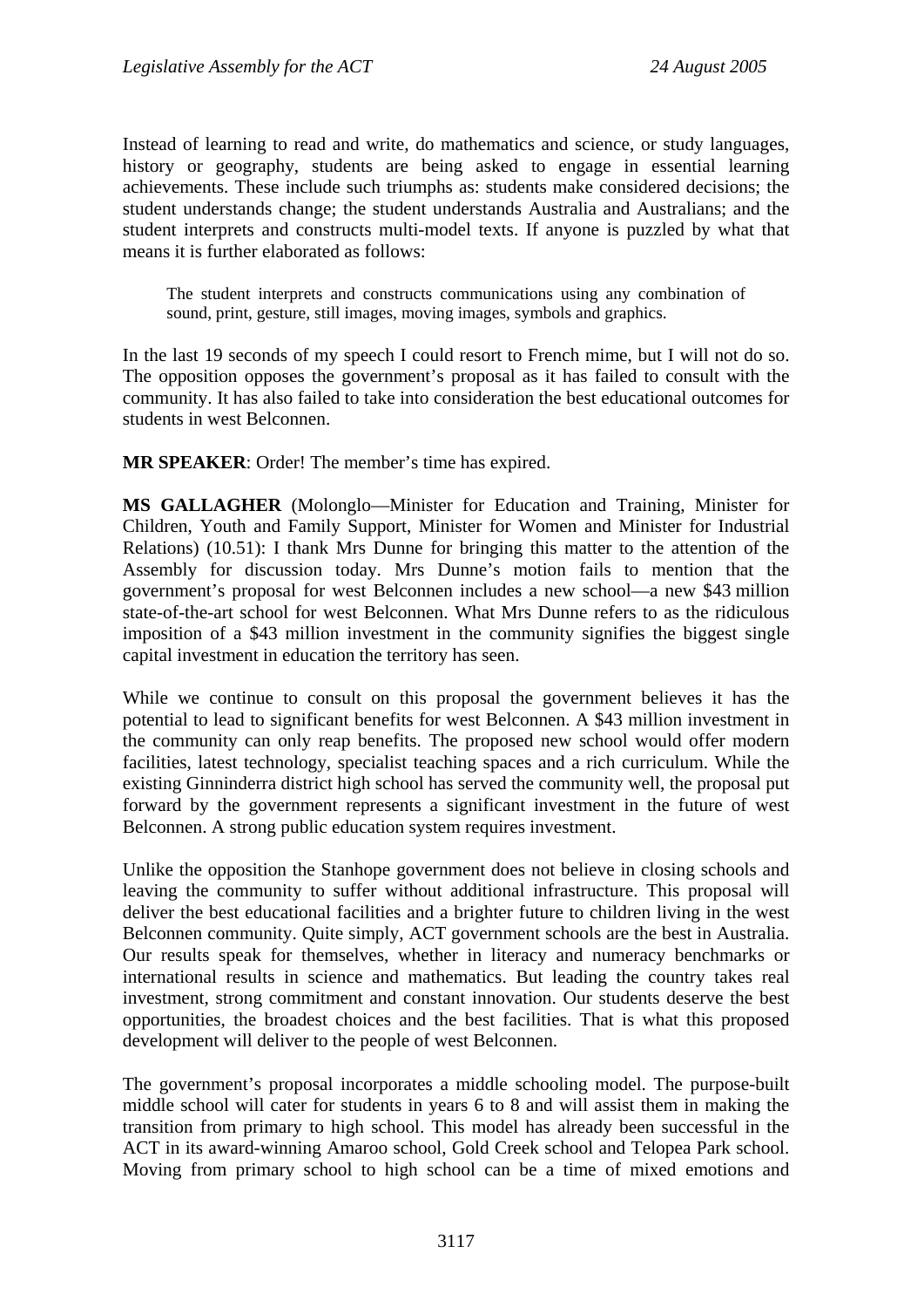Instead of learning to read and write, do mathematics and science, or study languages, history or geography, students are being asked to engage in essential learning achievements. These include such triumphs as: students make considered decisions; the student understands change; the student understands Australia and Australians; and the student interprets and constructs multi-model texts. If anyone is puzzled by what that means it is further elaborated as follows:

> The student interprets and constructs communications using any combination of sound, print, gesture, still images, moving images, symbols and graphics.

In the last 19 seconds of my speech I could resort to French mime, but I will not do so. The opposition opposes the government's proposal as it has failed to consult with the community. It has also failed to take into consideration the best educational outcomes for students in west Belconnen.

**MR SPEAKER**: Order! The member's time has expired.

**MS GALLAGHER** (Molonglo—Minister for Education and Training, Minister for Children, Youth and Family Support, Minister for Women and Minister for Industrial Relations) (10.51): I thank Mrs Dunne for bringing this matter to the attention of the Assembly for discussion today. Mrs Dunne's motion fails to mention that the government's proposal for west Belconnen includes a new school—a new $43 million state-of-the-art school for west Belconnen. What Mrs Dunne refers to as the ridiculous imposition of a $43 million investment in the community signifies the biggest single capital investment in education the territory has seen.

While we continue to consult on this proposal the government believes it has the potential to lead to significant benefits for west Belconnen. A $43 million investment in the community can only reap benefits. The proposed new school would offer modern facilities, latest technology, specialist teaching spaces and a rich curriculum. While the existing Ginninderra district high school has served the community well, the proposal put forward by the government represents a significant investment in the future of west Belconnen. A strong public education system requires investment.

Unlike the opposition the Stanhope government does not believe in closing schools and leaving the community to suffer without additional infrastructure. This proposal will deliver the best educational facilities and a brighter future to children living in the west Belconnen community. Quite simply, ACT government schools are the best in Australia. Our results speak for themselves, whether in literacy and numeracy benchmarks or international results in science and mathematics. But leading the country takes real investment, strong commitment and constant innovation. Our students deserve the best opportunities, the broadest choices and the best facilities. That is what this proposed development will deliver to the people of west Belconnen.

The government's proposal incorporates a middle schooling model. The purpose-built middle school will cater for students in years 6 to 8 and will assist them in making the transition from primary to high school. This model has already been successful in the ACT in its award-winning Amaroo school, Gold Creek school and Telopea Park school. Moving from primary school to high school can be a time of mixed emotions and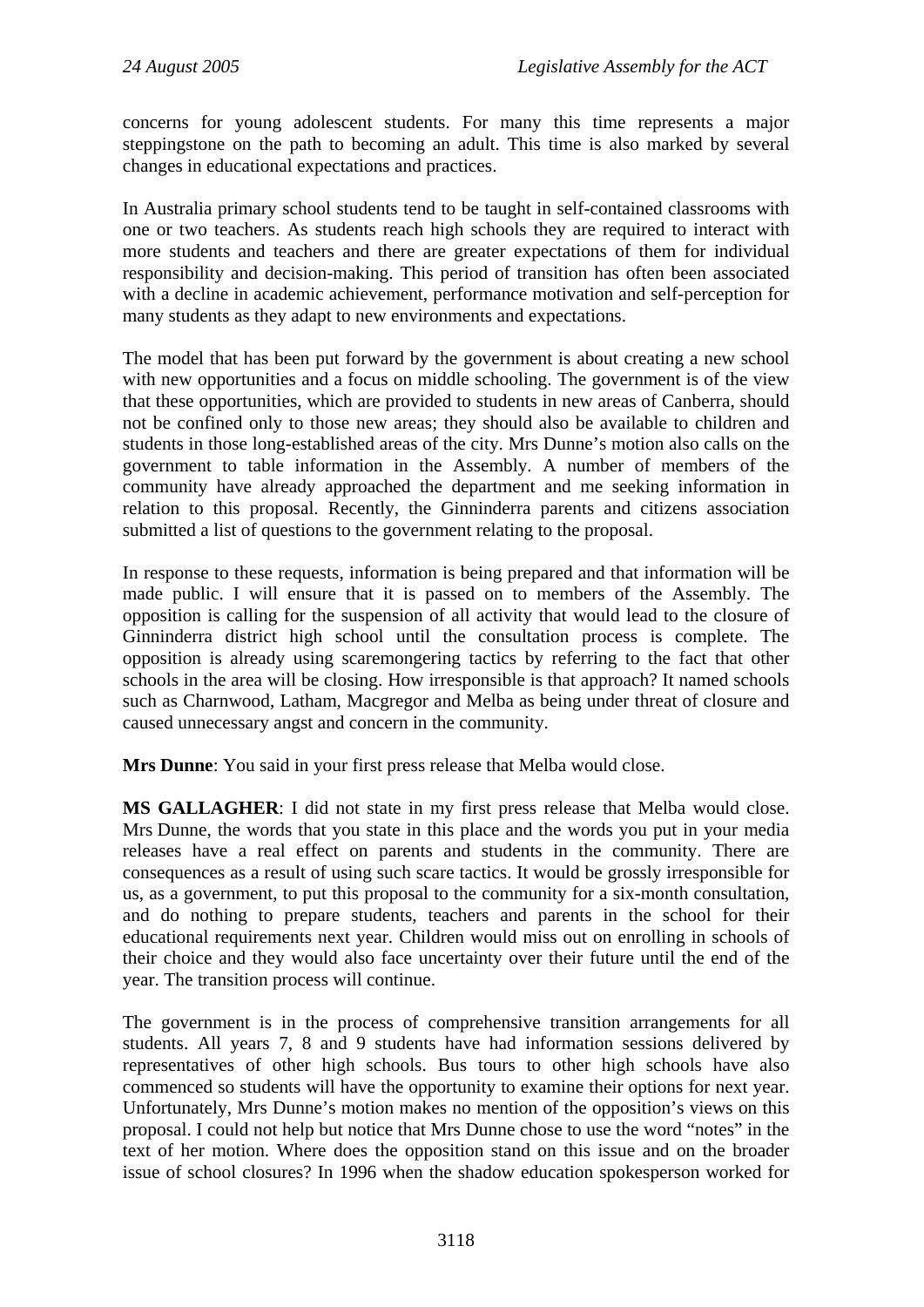concerns for young adolescent students. For many this time represents a major steppingstone on the path to becoming an adult. This time is also marked by several changes in educational expectations and practices.

In Australia primary school students tend to be taught in self-contained classrooms with one or two teachers. As students reach high schools they are required to interact with more students and teachers and there are greater expectations of them for individual responsibility and decision-making. This period of transition has often been associated with a decline in academic achievement, performance motivation and self-perception for many students as they adapt to new environments and expectations.

The model that has been put forward by the government is about creating a new school with new opportunities and a focus on middle schooling. The government is of the view that these opportunities, which are provided to students in new areas of Canberra, should not be confined only to those new areas; they should also be available to children and students in those long-established areas of the city. Mrs Dunne's motion also calls on the government to table information in the Assembly. A number of members of the community have already approached the department and me seeking information in relation to this proposal. Recently, the Ginninderra parents and citizens association submitted a list of questions to the government relating to the proposal.

In response to these requests, information is being prepared and that information will be made public. I will ensure that it is passed on to members of the Assembly. The opposition is calling for the suspension of all activity that would lead to the closure of Ginninderra district high school until the consultation process is complete. The opposition is already using scaremongering tactics by referring to the fact that other schools in the area will be closing. How irresponsible is that approach? It named schools such as Charnwood, Latham, Macgregor and Melba as being under threat of closure and caused unnecessary angst and concern in the community.

**Mrs Dunne**: You said in your first press release that Melba would close.

**MS GALLAGHER**: I did not state in my first press release that Melba would close. Mrs Dunne, the words that you state in this place and the words you put in your media releases have a real effect on parents and students in the community. There are consequences as a result of using such scare tactics. It would be grossly irresponsible for us, as a government, to put this proposal to the community for a six-month consultation, and do nothing to prepare students, teachers and parents in the school for their educational requirements next year. Children would miss out on enrolling in schools of their choice and they would also face uncertainty over their future until the end of the year. The transition process will continue.

The government is in the process of comprehensive transition arrangements for all students. All years 7, 8 and 9 students have had information sessions delivered by representatives of other high schools. Bus tours to other high schools have also commenced so students will have the opportunity to examine their options for next year. Unfortunately, Mrs Dunne's motion makes no mention of the opposition's views on this proposal. I could not help but notice that Mrs Dunne chose to use the word "notes" in the text of her motion. Where does the opposition stand on this issue and on the broader issue of school closures? In 1996 when the shadow education spokesperson worked for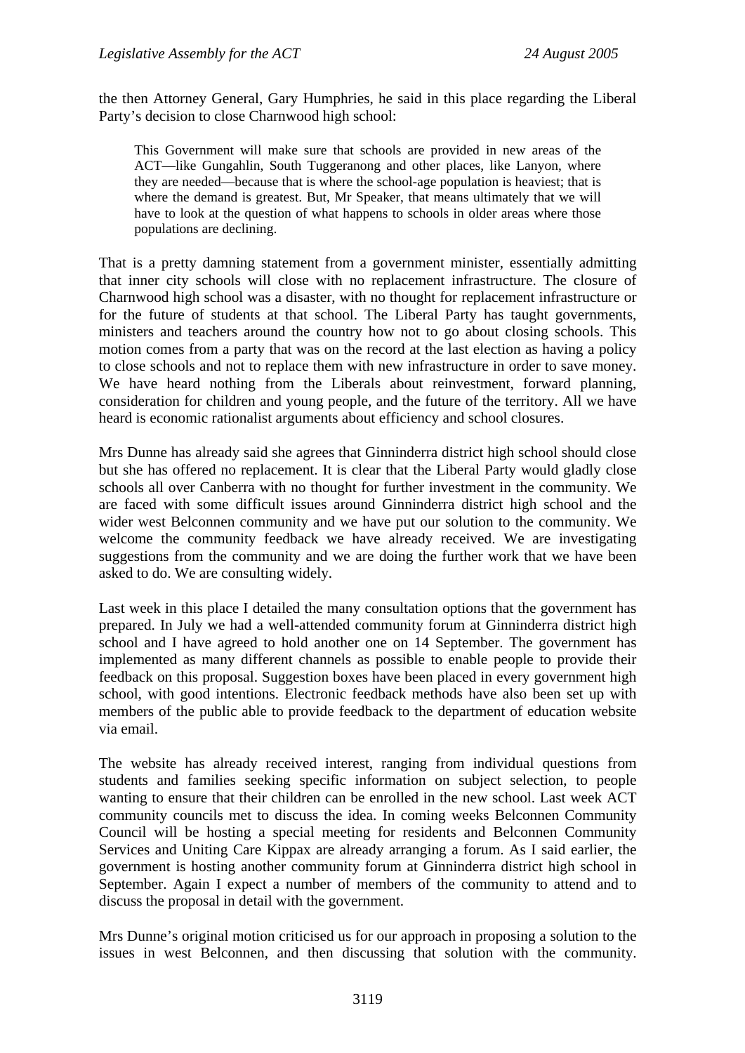the then Attorney General, Gary Humphries, he said in this place regarding the Liberal Party's decision to close Charnwood high school:

> This Government will make sure that schools are provided in new areas of the ACT—like Gungahlin, South Tuggeranong and other places, like Lanyon, where they are needed—because that is where the school-age population is heaviest; that is where the demand is greatest. But, Mr Speaker, that means ultimately that we will have to look at the question of what happens to schools in older areas where those populations are declining.

That is a pretty damning statement from a government minister, essentially admitting that inner city schools will close with no replacement infrastructure. The closure of Charnwood high school was a disaster, with no thought for replacement infrastructure or for the future of students at that school. The Liberal Party has taught governments, ministers and teachers around the country how not to go about closing schools. This motion comes from a party that was on the record at the last election as having a policy to close schools and not to replace them with new infrastructure in order to save money. We have heard nothing from the Liberals about reinvestment, forward planning, consideration for children and young people, and the future of the territory. All we have heard is economic rationalist arguments about efficiency and school closures.

Mrs Dunne has already said she agrees that Ginninderra district high school should close but she has offered no replacement. It is clear that the Liberal Party would gladly close schools all over Canberra with no thought for further investment in the community. We are faced with some difficult issues around Ginninderra district high school and the wider west Belconnen community and we have put our solution to the community. We welcome the community feedback we have already received. We are investigating suggestions from the community and we are doing the further work that we have been asked to do. We are consulting widely.

Last week in this place I detailed the many consultation options that the government has prepared. In July we had a well-attended community forum at Ginninderra district high school and I have agreed to hold another one on 14 September. The government has implemented as many different channels as possible to enable people to provide their feedback on this proposal. Suggestion boxes have been placed in every government high school, with good intentions. Electronic feedback methods have also been set up with members of the public able to provide feedback to the department of education website via email.

The website has already received interest, ranging from individual questions from students and families seeking specific information on subject selection, to people wanting to ensure that their children can be enrolled in the new school. Last week ACT community councils met to discuss the idea. In coming weeks Belconnen Community Council will be hosting a special meeting for residents and Belconnen Community Services and Uniting Care Kippax are already arranging a forum. As I said earlier, the government is hosting another community forum at Ginninderra district high school in September. Again I expect a number of members of the community to attend and to discuss the proposal in detail with the government.

Mrs Dunne's original motion criticised us for our approach in proposing a solution to the issues in west Belconnen, and then discussing that solution with the community.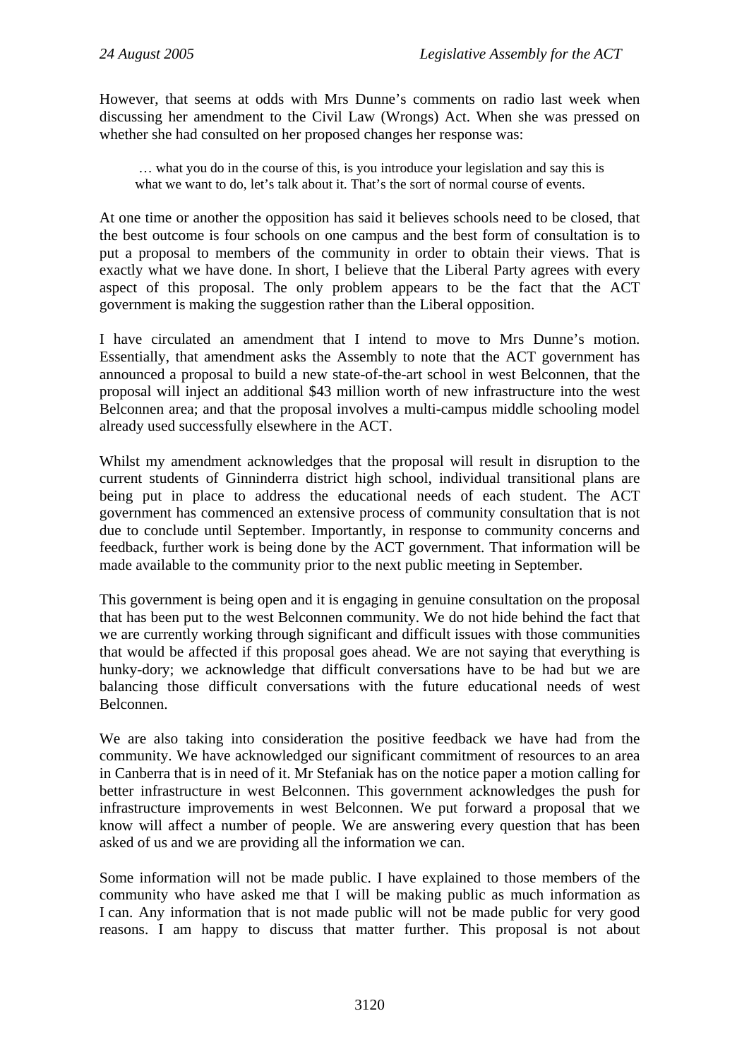However, that seems at odds with Mrs Dunne's comments on radio last week when discussing her amendment to the Civil Law (Wrongs) Act. When she was pressed on whether she had consulted on her proposed changes her response was:

> … what you do in the course of this, is you introduce your legislation and say this is what we want to do, let's talk about it. That's the sort of normal course of events.

At one time or another the opposition has said it believes schools need to be closed, that the best outcome is four schools on one campus and the best form of consultation is to put a proposal to members of the community in order to obtain their views. That is exactly what we have done. In short, I believe that the Liberal Party agrees with every aspect of this proposal. The only problem appears to be the fact that the ACT government is making the suggestion rather than the Liberal opposition.

I have circulated an amendment that I intend to move to Mrs Dunne's motion. Essentially, that amendment asks the Assembly to note that the ACT government has announced a proposal to build a new state-of-the-art school in west Belconnen, that the proposal will inject an additional $43 million worth of new infrastructure into the west Belconnen area; and that the proposal involves a multi-campus middle schooling model already used successfully elsewhere in the ACT.

Whilst my amendment acknowledges that the proposal will result in disruption to the current students of Ginninderra district high school, individual transitional plans are being put in place to address the educational needs of each student. The ACT government has commenced an extensive process of community consultation that is not due to conclude until September. Importantly, in response to community concerns and feedback, further work is being done by the ACT government. That information will be made available to the community prior to the next public meeting in September.

This government is being open and it is engaging in genuine consultation on the proposal that has been put to the west Belconnen community. We do not hide behind the fact that we are currently working through significant and difficult issues with those communities that would be affected if this proposal goes ahead. We are not saying that everything is hunky-dory; we acknowledge that difficult conversations have to be had but we are balancing those difficult conversations with the future educational needs of west Belconnen.

We are also taking into consideration the positive feedback we have had from the community. We have acknowledged our significant commitment of resources to an area in Canberra that is in need of it. Mr Stefaniak has on the notice paper a motion calling for better infrastructure in west Belconnen. This government acknowledges the push for infrastructure improvements in west Belconnen. We put forward a proposal that we know will affect a number of people. We are answering every question that has been asked of us and we are providing all the information we can.

Some information will not be made public. I have explained to those members of the community who have asked me that I will be making public as much information as I can. Any information that is not made public will not be made public for very good reasons. I am happy to discuss that matter further. This proposal is not about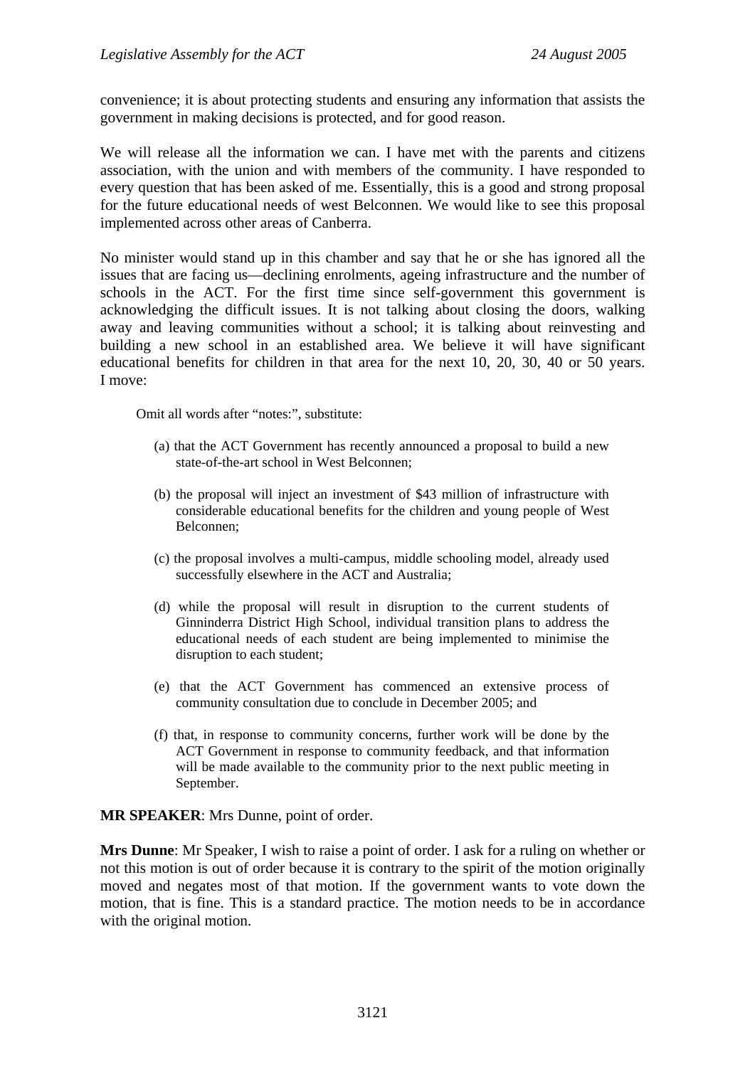convenience; it is about protecting students and ensuring any information that assists the government in making decisions is protected, and for good reason.

We will release all the information we can. I have met with the parents and citizens association, with the union and with members of the community. I have responded to every question that has been asked of me. Essentially, this is a good and strong proposal for the future educational needs of west Belconnen. We would like to see this proposal implemented across other areas of Canberra.

No minister would stand up in this chamber and say that he or she has ignored all the issues that are facing us—declining enrolments, ageing infrastructure and the number of schools in the ACT. For the first time since self-government this government is acknowledging the difficult issues. It is not talking about closing the doors, walking away and leaving communities without a school; it is talking about reinvesting and building a new school in an established area. We believe it will have significant educational benefits for children in that area for the next 10, 20, 30, 40 or 50 years. I move:

> Omit all words after "notes:", substitute:
>
> (a) that the ACT Government has recently announced a proposal to build a new state-of-the-art school in West Belconnen;
>
> (b) the proposal will inject an investment of $43 million of infrastructure with considerable educational benefits for the children and young people of West Belconnen;
>
> (c) the proposal involves a multi-campus, middle schooling model, already used successfully elsewhere in the ACT and Australia;
>
> (d) while the proposal will result in disruption to the current students of Ginninderra District High School, individual transition plans to address the educational needs of each student are being implemented to minimise the disruption to each student;
>
> (e) that the ACT Government has commenced an extensive process of community consultation due to conclude in December 2005; and
>
> (f) that, in response to community concerns, further work will be done by the ACT Government in response to community feedback, and that information will be made available to the community prior to the next public meeting in September.

**MR SPEAKER**: Mrs Dunne, point of order.

**Mrs Dunne**: Mr Speaker, I wish to raise a point of order. I ask for a ruling on whether or not this motion is out of order because it is contrary to the spirit of the motion originally moved and negates most of that motion. If the government wants to vote down the motion, that is fine. This is a standard practice. The motion needs to be in accordance with the original motion.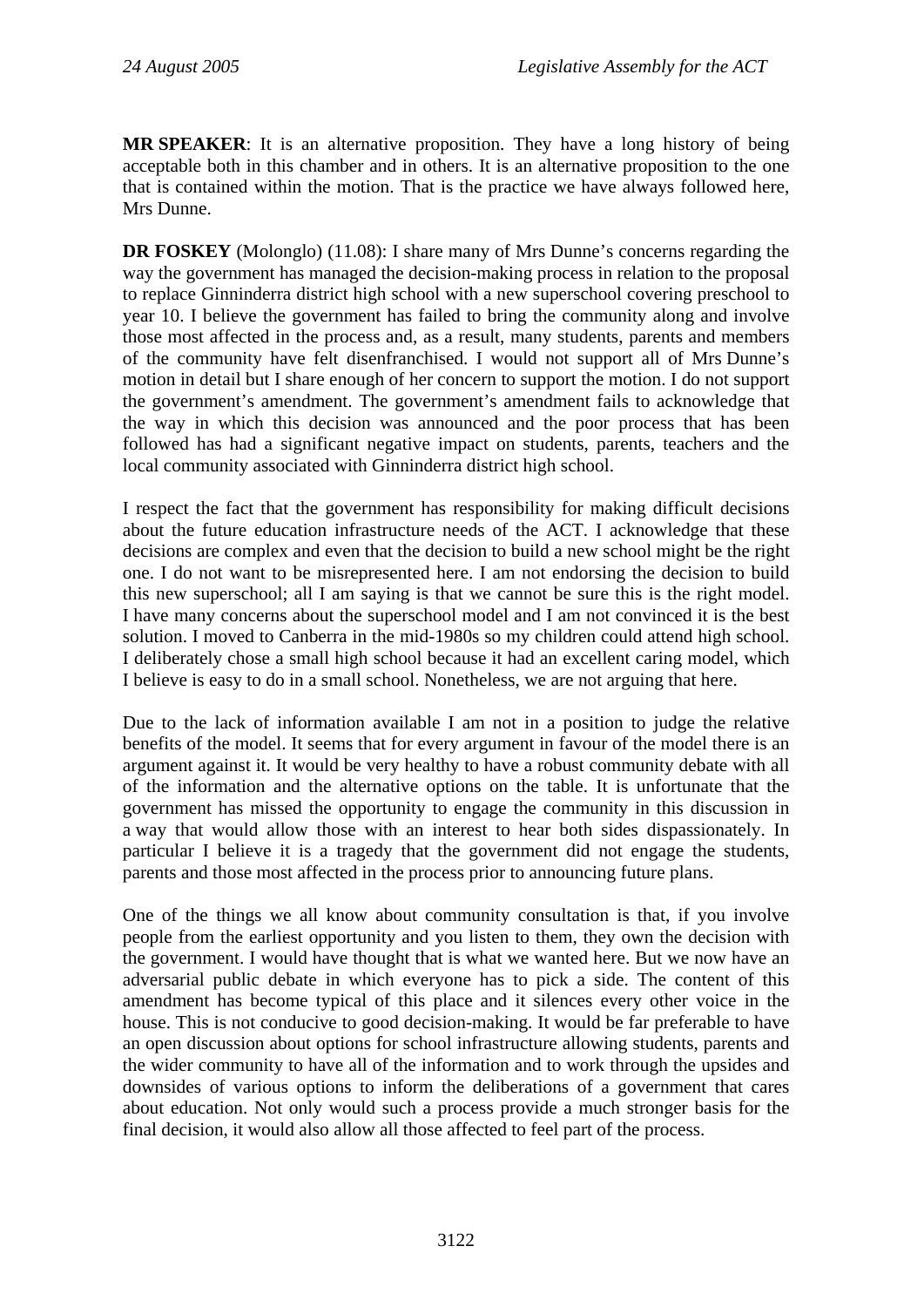**MR SPEAKER**: It is an alternative proposition. They have a long history of being acceptable both in this chamber and in others. It is an alternative proposition to the one that is contained within the motion. That is the practice we have always followed here, Mrs Dunne.

**DR FOSKEY** (Molonglo) (11.08): I share many of Mrs Dunne's concerns regarding the way the government has managed the decision-making process in relation to the proposal to replace Ginninderra district high school with a new superschool covering preschool to year 10. I believe the government has failed to bring the community along and involve those most affected in the process and, as a result, many students, parents and members of the community have felt disenfranchised. I would not support all of Mrs Dunne's motion in detail but I share enough of her concern to support the motion. I do not support the government's amendment. The government's amendment fails to acknowledge that the way in which this decision was announced and the poor process that has been followed has had a significant negative impact on students, parents, teachers and the local community associated with Ginninderra district high school.

I respect the fact that the government has responsibility for making difficult decisions about the future education infrastructure needs of the ACT. I acknowledge that these decisions are complex and even that the decision to build a new school might be the right one. I do not want to be misrepresented here. I am not endorsing the decision to build this new superschool; all I am saying is that we cannot be sure this is the right model. I have many concerns about the superschool model and I am not convinced it is the best solution. I moved to Canberra in the mid-1980s so my children could attend high school. I deliberately chose a small high school because it had an excellent caring model, which I believe is easy to do in a small school. Nonetheless, we are not arguing that here.

Due to the lack of information available I am not in a position to judge the relative benefits of the model. It seems that for every argument in favour of the model there is an argument against it. It would be very healthy to have a robust community debate with all of the information and the alternative options on the table. It is unfortunate that the government has missed the opportunity to engage the community in this discussion in a way that would allow those with an interest to hear both sides dispassionately. In particular I believe it is a tragedy that the government did not engage the students, parents and those most affected in the process prior to announcing future plans.

One of the things we all know about community consultation is that, if you involve people from the earliest opportunity and you listen to them, they own the decision with the government. I would have thought that is what we wanted here. But we now have an adversarial public debate in which everyone has to pick a side. The content of this amendment has become typical of this place and it silences every other voice in the house. This is not conducive to good decision-making. It would be far preferable to have an open discussion about options for school infrastructure allowing students, parents and the wider community to have all of the information and to work through the upsides and downsides of various options to inform the deliberations of a government that cares about education. Not only would such a process provide a much stronger basis for the final decision, it would also allow all those affected to feel part of the process.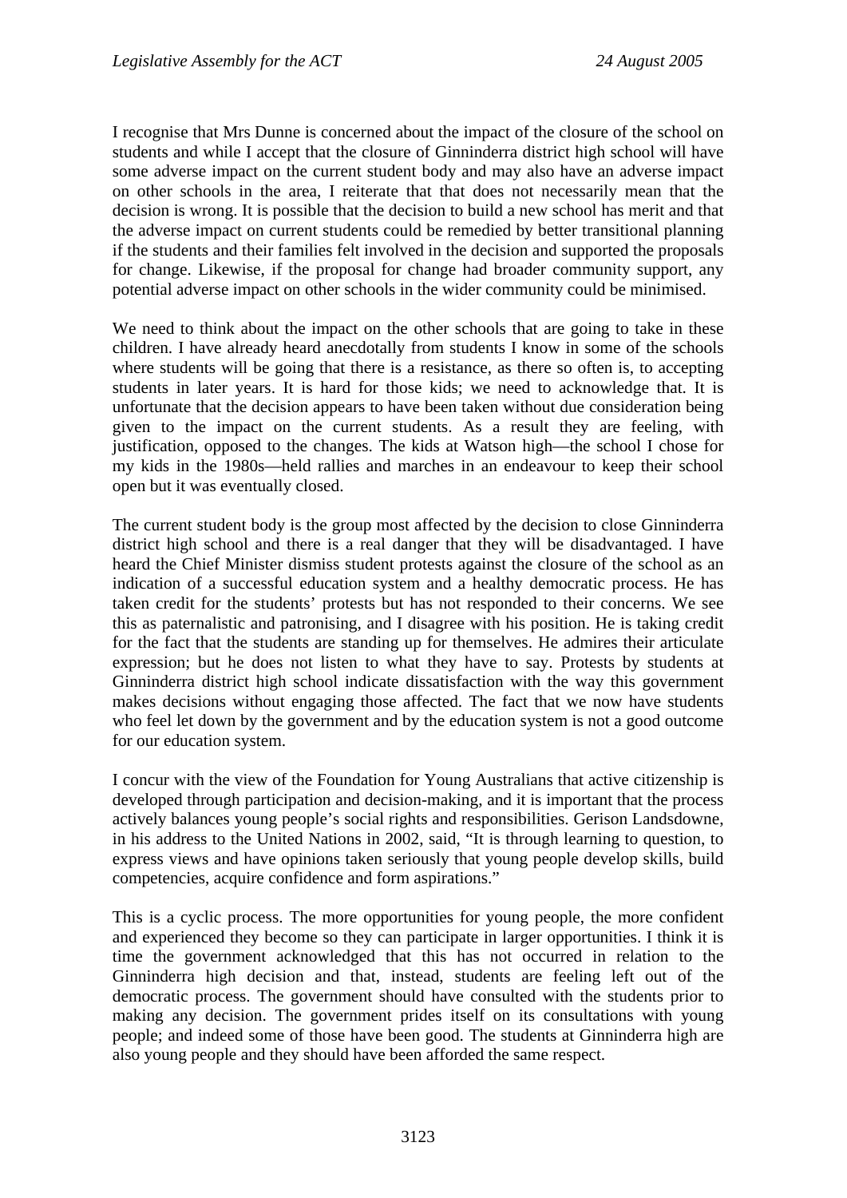I recognise that Mrs Dunne is concerned about the impact of the closure of the school on students and while I accept that the closure of Ginninderra district high school will have some adverse impact on the current student body and may also have an adverse impact on other schools in the area, I reiterate that that does not necessarily mean that the decision is wrong. It is possible that the decision to build a new school has merit and that the adverse impact on current students could be remedied by better transitional planning if the students and their families felt involved in the decision and supported the proposals for change. Likewise, if the proposal for change had broader community support, any potential adverse impact on other schools in the wider community could be minimised.

We need to think about the impact on the other schools that are going to take in these children. I have already heard anecdotally from students I know in some of the schools where students will be going that there is a resistance, as there so often is, to accepting students in later years. It is hard for those kids; we need to acknowledge that. It is unfortunate that the decision appears to have been taken without due consideration being given to the impact on the current students. As a result they are feeling, with justification, opposed to the changes. The kids at Watson high—the school I chose for my kids in the 1980s—held rallies and marches in an endeavour to keep their school open but it was eventually closed.

The current student body is the group most affected by the decision to close Ginninderra district high school and there is a real danger that they will be disadvantaged. I have heard the Chief Minister dismiss student protests against the closure of the school as an indication of a successful education system and a healthy democratic process. He has taken credit for the students' protests but has not responded to their concerns. We see this as paternalistic and patronising, and I disagree with his position. He is taking credit for the fact that the students are standing up for themselves. He admires their articulate expression; but he does not listen to what they have to say. Protests by students at Ginninderra district high school indicate dissatisfaction with the way this government makes decisions without engaging those affected. The fact that we now have students who feel let down by the government and by the education system is not a good outcome for our education system.

I concur with the view of the Foundation for Young Australians that active citizenship is developed through participation and decision-making, and it is important that the process actively balances young people's social rights and responsibilities. Gerison Landsdowne, in his address to the United Nations in 2002, said, "It is through learning to question, to express views and have opinions taken seriously that young people develop skills, build competencies, acquire confidence and form aspirations."

This is a cyclic process. The more opportunities for young people, the more confident and experienced they become so they can participate in larger opportunities. I think it is time the government acknowledged that this has not occurred in relation to the Ginninderra high decision and that, instead, students are feeling left out of the democratic process. The government should have consulted with the students prior to making any decision. The government prides itself on its consultations with young people; and indeed some of those have been good. The students at Ginninderra high are also young people and they should have been afforded the same respect.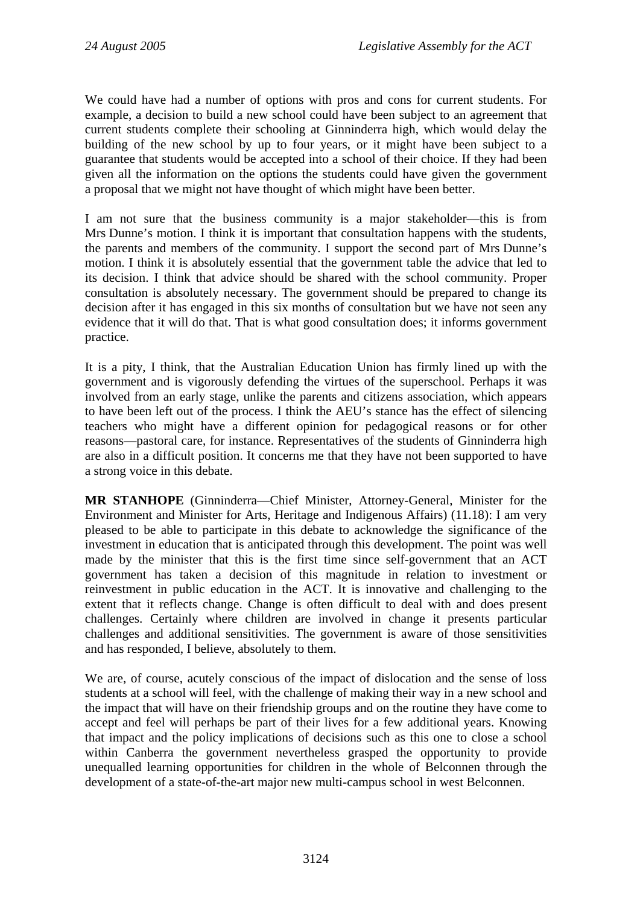We could have had a number of options with pros and cons for current students. For example, a decision to build a new school could have been subject to an agreement that current students complete their schooling at Ginninderra high, which would delay the building of the new school by up to four years, or it might have been subject to a guarantee that students would be accepted into a school of their choice. If they had been given all the information on the options the students could have given the government a proposal that we might not have thought of which might have been better.

I am not sure that the business community is a major stakeholder—this is from Mrs Dunne's motion. I think it is important that consultation happens with the students, the parents and members of the community. I support the second part of Mrs Dunne's motion. I think it is absolutely essential that the government table the advice that led to its decision. I think that advice should be shared with the school community. Proper consultation is absolutely necessary. The government should be prepared to change its decision after it has engaged in this six months of consultation but we have not seen any evidence that it will do that. That is what good consultation does; it informs government practice.

It is a pity, I think, that the Australian Education Union has firmly lined up with the government and is vigorously defending the virtues of the superschool. Perhaps it was involved from an early stage, unlike the parents and citizens association, which appears to have been left out of the process. I think the AEU's stance has the effect of silencing teachers who might have a different opinion for pedagogical reasons or for other reasons—pastoral care, for instance. Representatives of the students of Ginninderra high are also in a difficult position. It concerns me that they have not been supported to have a strong voice in this debate.

**MR STANHOPE** (Ginninderra—Chief Minister, Attorney-General, Minister for the Environment and Minister for Arts, Heritage and Indigenous Affairs) (11.18): I am very pleased to be able to participate in this debate to acknowledge the significance of the investment in education that is anticipated through this development. The point was well made by the minister that this is the first time since self-government that an ACT government has taken a decision of this magnitude in relation to investment or reinvestment in public education in the ACT. It is innovative and challenging to the extent that it reflects change. Change is often difficult to deal with and does present challenges. Certainly where children are involved in change it presents particular challenges and additional sensitivities. The government is aware of those sensitivities and has responded, I believe, absolutely to them.

We are, of course, acutely conscious of the impact of dislocation and the sense of loss students at a school will feel, with the challenge of making their way in a new school and the impact that will have on their friendship groups and on the routine they have come to accept and feel will perhaps be part of their lives for a few additional years. Knowing that impact and the policy implications of decisions such as this one to close a school within Canberra the government nevertheless grasped the opportunity to provide unequalled learning opportunities for children in the whole of Belconnen through the development of a state-of-the-art major new multi-campus school in west Belconnen.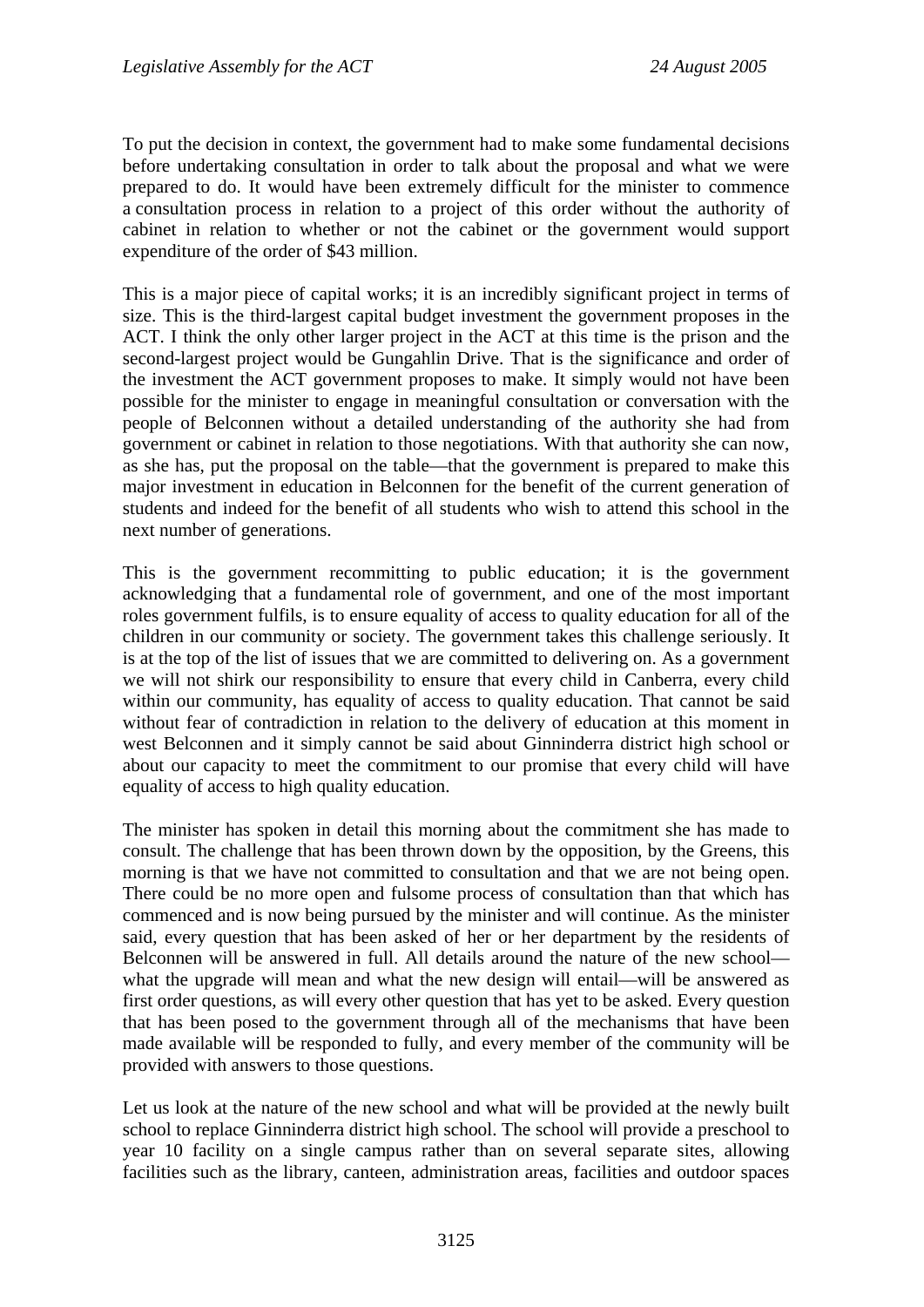To put the decision in context, the government had to make some fundamental decisions before undertaking consultation in order to talk about the proposal and what we were prepared to do. It would have been extremely difficult for the minister to commence a consultation process in relation to a project of this order without the authority of cabinet in relation to whether or not the cabinet or the government would support expenditure of the order of $43 million.

This is a major piece of capital works; it is an incredibly significant project in terms of size. This is the third-largest capital budget investment the government proposes in the ACT. I think the only other larger project in the ACT at this time is the prison and the second-largest project would be Gungahlin Drive. That is the significance and order of the investment the ACT government proposes to make. It simply would not have been possible for the minister to engage in meaningful consultation or conversation with the people of Belconnen without a detailed understanding of the authority she had from government or cabinet in relation to those negotiations. With that authority she can now, as she has, put the proposal on the table—that the government is prepared to make this major investment in education in Belconnen for the benefit of the current generation of students and indeed for the benefit of all students who wish to attend this school in the next number of generations.

This is the government recommitting to public education; it is the government acknowledging that a fundamental role of government, and one of the most important roles government fulfils, is to ensure equality of access to quality education for all of the children in our community or society. The government takes this challenge seriously. It is at the top of the list of issues that we are committed to delivering on. As a government we will not shirk our responsibility to ensure that every child in Canberra, every child within our community, has equality of access to quality education. That cannot be said without fear of contradiction in relation to the delivery of education at this moment in west Belconnen and it simply cannot be said about Ginninderra district high school or about our capacity to meet the commitment to our promise that every child will have equality of access to high quality education.

The minister has spoken in detail this morning about the commitment she has made to consult. The challenge that has been thrown down by the opposition, by the Greens, this morning is that we have not committed to consultation and that we are not being open. There could be no more open and fulsome process of consultation than that which has commenced and is now being pursued by the minister and will continue. As the minister said, every question that has been asked of her or her department by the residents of Belconnen will be answered in full. All details around the nature of the new school—what the upgrade will mean and what the new design will entail—will be answered as first order questions, as will every other question that has yet to be asked. Every question that has been posed to the government through all of the mechanisms that have been made available will be responded to fully, and every member of the community will be provided with answers to those questions.

Let us look at the nature of the new school and what will be provided at the newly built school to replace Ginninderra district high school. The school will provide a preschool to year 10 facility on a single campus rather than on several separate sites, allowing facilities such as the library, canteen, administration areas, facilities and outdoor spaces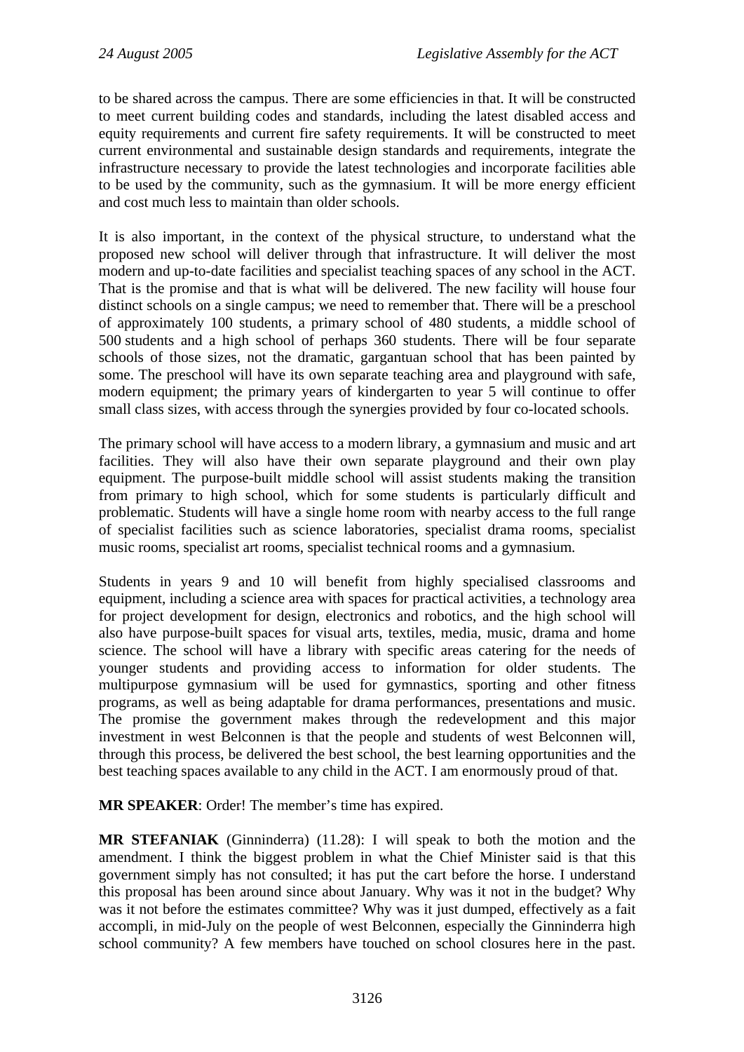to be shared across the campus. There are some efficiencies in that. It will be constructed to meet current building codes and standards, including the latest disabled access and equity requirements and current fire safety requirements. It will be constructed to meet current environmental and sustainable design standards and requirements, integrate the infrastructure necessary to provide the latest technologies and incorporate facilities able to be used by the community, such as the gymnasium. It will be more energy efficient and cost much less to maintain than older schools.

It is also important, in the context of the physical structure, to understand what the proposed new school will deliver through that infrastructure. It will deliver the most modern and up-to-date facilities and specialist teaching spaces of any school in the ACT. That is the promise and that is what will be delivered. The new facility will house four distinct schools on a single campus; we need to remember that. There will be a preschool of approximately 100 students, a primary school of 480 students, a middle school of 500 students and a high school of perhaps 360 students. There will be four separate schools of those sizes, not the dramatic, gargantuan school that has been painted by some. The preschool will have its own separate teaching area and playground with safe, modern equipment; the primary years of kindergarten to year 5 will continue to offer small class sizes, with access through the synergies provided by four co-located schools.

The primary school will have access to a modern library, a gymnasium and music and art facilities. They will also have their own separate playground and their own play equipment. The purpose-built middle school will assist students making the transition from primary to high school, which for some students is particularly difficult and problematic. Students will have a single home room with nearby access to the full range of specialist facilities such as science laboratories, specialist drama rooms, specialist music rooms, specialist art rooms, specialist technical rooms and a gymnasium.

Students in years 9 and 10 will benefit from highly specialised classrooms and equipment, including a science area with spaces for practical activities, a technology area for project development for design, electronics and robotics, and the high school will also have purpose-built spaces for visual arts, textiles, media, music, drama and home science. The school will have a library with specific areas catering for the needs of younger students and providing access to information for older students. The multipurpose gymnasium will be used for gymnastics, sporting and other fitness programs, as well as being adaptable for drama performances, presentations and music. The promise the government makes through the redevelopment and this major investment in west Belconnen is that the people and students of west Belconnen will, through this process, be delivered the best school, the best learning opportunities and the best teaching spaces available to any child in the ACT. I am enormously proud of that.

**MR SPEAKER**: Order! The member's time has expired.

**MR STEFANIAK** (Ginninderra) (11.28): I will speak to both the motion and the amendment. I think the biggest problem in what the Chief Minister said is that this government simply has not consulted; it has put the cart before the horse. I understand this proposal has been around since about January. Why was it not in the budget? Why was it not before the estimates committee? Why was it just dumped, effectively as a fait accompli, in mid-July on the people of west Belconnen, especially the Ginninderra high school community? A few members have touched on school closures here in the past.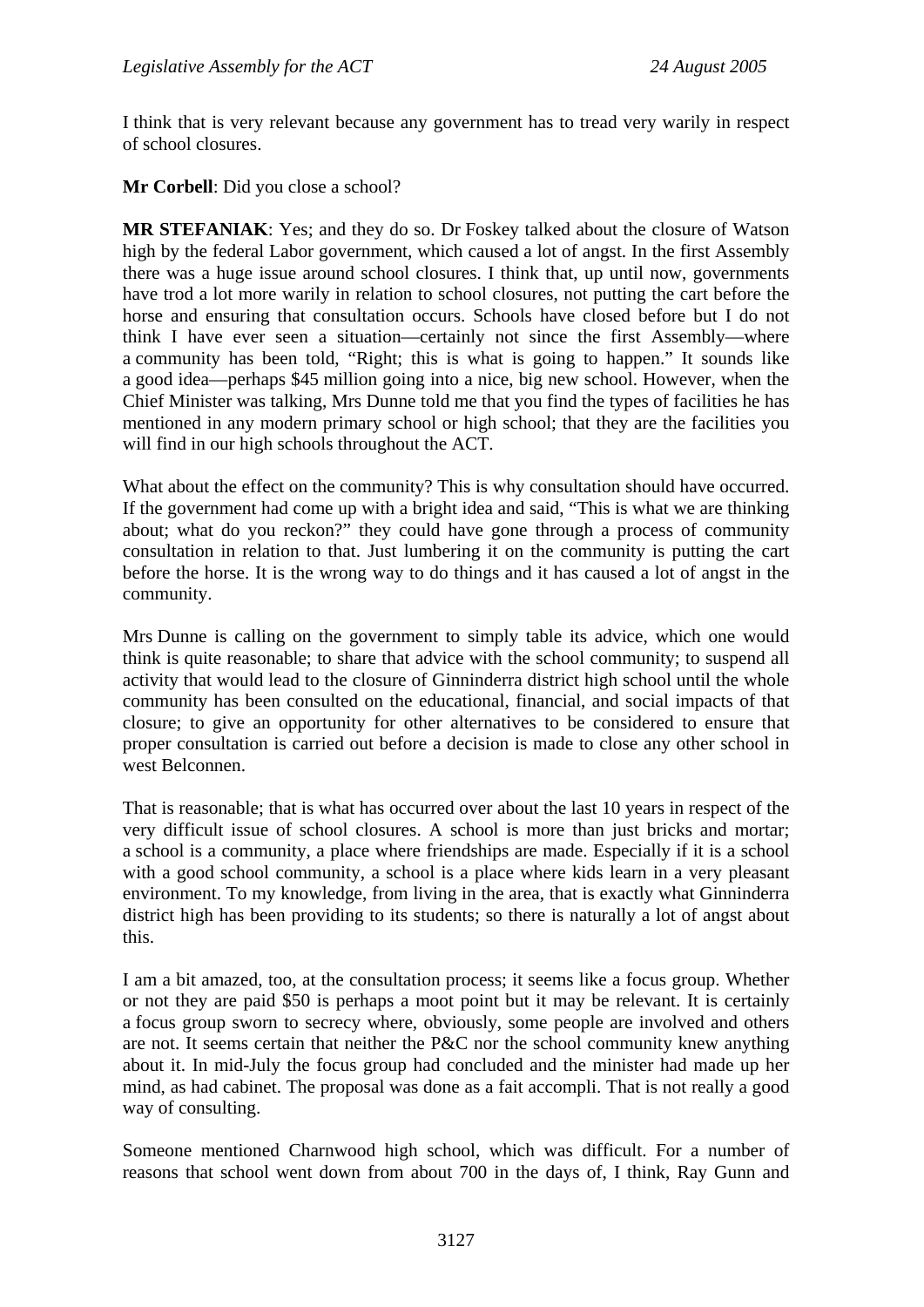I think that is very relevant because any government has to tread very warily in respect of school closures.

**Mr Corbell**: Did you close a school?

**MR STEFANIAK**: Yes; and they do so. Dr Foskey talked about the closure of Watson high by the federal Labor government, which caused a lot of angst. In the first Assembly there was a huge issue around school closures. I think that, up until now, governments have trod a lot more warily in relation to school closures, not putting the cart before the horse and ensuring that consultation occurs. Schools have closed before but I do not think I have ever seen a situation—certainly not since the first Assembly—where a community has been told, "Right; this is what is going to happen." It sounds like a good idea—perhaps $45 million going into a nice, big new school. However, when the Chief Minister was talking, Mrs Dunne told me that you find the types of facilities he has mentioned in any modern primary school or high school; that they are the facilities you will find in our high schools throughout the ACT.

What about the effect on the community? This is why consultation should have occurred. If the government had come up with a bright idea and said, "This is what we are thinking about; what do you reckon?" they could have gone through a process of community consultation in relation to that. Just lumbering it on the community is putting the cart before the horse. It is the wrong way to do things and it has caused a lot of angst in the community.

Mrs Dunne is calling on the government to simply table its advice, which one would think is quite reasonable; to share that advice with the school community; to suspend all activity that would lead to the closure of Ginninderra district high school until the whole community has been consulted on the educational, financial, and social impacts of that closure; to give an opportunity for other alternatives to be considered to ensure that proper consultation is carried out before a decision is made to close any other school in west Belconnen.

That is reasonable; that is what has occurred over about the last 10 years in respect of the very difficult issue of school closures. A school is more than just bricks and mortar; a school is a community, a place where friendships are made. Especially if it is a school with a good school community, a school is a place where kids learn in a very pleasant environment. To my knowledge, from living in the area, that is exactly what Ginninderra district high has been providing to its students; so there is naturally a lot of angst about this.

I am a bit amazed, too, at the consultation process; it seems like a focus group. Whether or not they are paid $50 is perhaps a moot point but it may be relevant. It is certainly a focus group sworn to secrecy where, obviously, some people are involved and others are not. It seems certain that neither the P&C nor the school community knew anything about it. In mid-July the focus group had concluded and the minister had made up her mind, as had cabinet. The proposal was done as a fait accompli. That is not really a good way of consulting.

Someone mentioned Charnwood high school, which was difficult. For a number of reasons that school went down from about 700 in the days of, I think, Ray Gunn and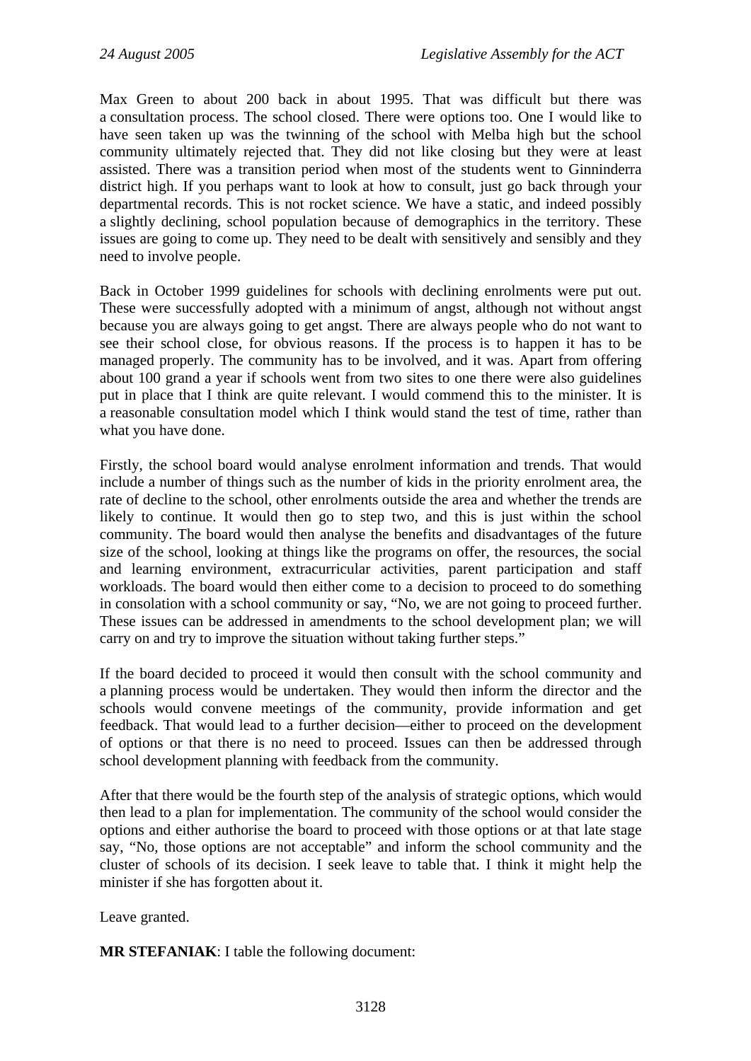Max Green to about 200 back in about 1995. That was difficult but there was a consultation process. The school closed. There were options too. One I would like to have seen taken up was the twinning of the school with Melba high but the school community ultimately rejected that. They did not like closing but they were at least assisted. There was a transition period when most of the students went to Ginninderra district high. If you perhaps want to look at how to consult, just go back through your departmental records. This is not rocket science. We have a static, and indeed possibly a slightly declining, school population because of demographics in the territory. These issues are going to come up. They need to be dealt with sensitively and sensibly and they need to involve people.

Back in October 1999 guidelines for schools with declining enrolments were put out. These were successfully adopted with a minimum of angst, although not without angst because you are always going to get angst. There are always people who do not want to see their school close, for obvious reasons. If the process is to happen it has to be managed properly. The community has to be involved, and it was. Apart from offering about 100 grand a year if schools went from two sites to one there were also guidelines put in place that I think are quite relevant. I would commend this to the minister. It is a reasonable consultation model which I think would stand the test of time, rather than what you have done.

Firstly, the school board would analyse enrolment information and trends. That would include a number of things such as the number of kids in the priority enrolment area, the rate of decline to the school, other enrolments outside the area and whether the trends are likely to continue. It would then go to step two, and this is just within the school community. The board would then analyse the benefits and disadvantages of the future size of the school, looking at things like the programs on offer, the resources, the social and learning environment, extracurricular activities, parent participation and staff workloads. The board would then either come to a decision to proceed to do something in consolation with a school community or say, "No, we are not going to proceed further. These issues can be addressed in amendments to the school development plan; we will carry on and try to improve the situation without taking further steps."

If the board decided to proceed it would then consult with the school community and a planning process would be undertaken. They would then inform the director and the schools would convene meetings of the community, provide information and get feedback. That would lead to a further decision—either to proceed on the development of options or that there is no need to proceed. Issues can then be addressed through school development planning with feedback from the community.

After that there would be the fourth step of the analysis of strategic options, which would then lead to a plan for implementation. The community of the school would consider the options and either authorise the board to proceed with those options or at that late stage say, "No, those options are not acceptable" and inform the school community and the cluster of schools of its decision. I seek leave to table that. I think it might help the minister if she has forgotten about it.

Leave granted.

**MR STEFANIAK**: I table the following document: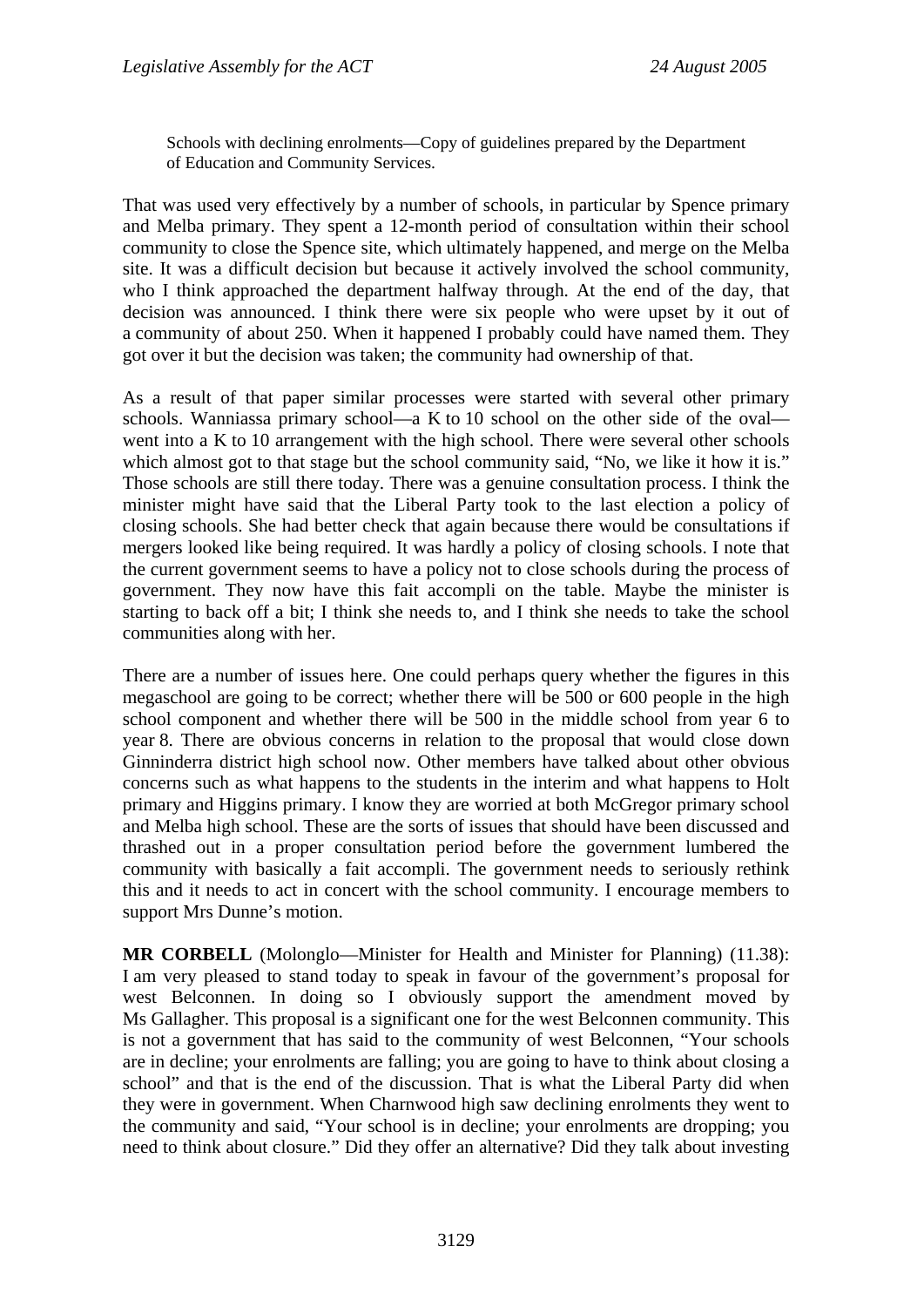> Schools with declining enrolments—Copy of guidelines prepared by the Department of Education and Community Services.

That was used very effectively by a number of schools, in particular by Spence primary and Melba primary. They spent a 12-month period of consultation within their school community to close the Spence site, which ultimately happened, and merge on the Melba site. It was a difficult decision but because it actively involved the school community, who I think approached the department halfway through. At the end of the day, that decision was announced. I think there were six people who were upset by it out of a community of about 250. When it happened I probably could have named them. They got over it but the decision was taken; the community had ownership of that.

As a result of that paper similar processes were started with several other primary schools. Wanniassa primary school—a K to 10 school on the other side of the oval—went into a K to 10 arrangement with the high school. There were several other schools which almost got to that stage but the school community said, "No, we like it how it is." Those schools are still there today. There was a genuine consultation process. I think the minister might have said that the Liberal Party took to the last election a policy of closing schools. She had better check that again because there would be consultations if mergers looked like being required. It was hardly a policy of closing schools. I note that the current government seems to have a policy not to close schools during the process of government. They now have this fait accompli on the table. Maybe the minister is starting to back off a bit; I think she needs to, and I think she needs to take the school communities along with her.

There are a number of issues here. One could perhaps query whether the figures in this megaschool are going to be correct; whether there will be 500 or 600 people in the high school component and whether there will be 500 in the middle school from year 6 to year 8. There are obvious concerns in relation to the proposal that would close down Ginninderra district high school now. Other members have talked about other obvious concerns such as what happens to the students in the interim and what happens to Holt primary and Higgins primary. I know they are worried at both McGregor primary school and Melba high school. These are the sorts of issues that should have been discussed and thrashed out in a proper consultation period before the government lumbered the community with basically a fait accompli. The government needs to seriously rethink this and it needs to act in concert with the school community. I encourage members to support Mrs Dunne's motion.

**MR CORBELL** (Molonglo—Minister for Health and Minister for Planning) (11.38): I am very pleased to stand today to speak in favour of the government's proposal for west Belconnen. In doing so I obviously support the amendment moved by Ms Gallagher. This proposal is a significant one for the west Belconnen community. This is not a government that has said to the community of west Belconnen, "Your schools are in decline; your enrolments are falling; you are going to have to think about closing a school" and that is the end of the discussion. That is what the Liberal Party did when they were in government. When Charnwood high saw declining enrolments they went to the community and said, "Your school is in decline; your enrolments are dropping; you need to think about closure." Did they offer an alternative? Did they talk about investing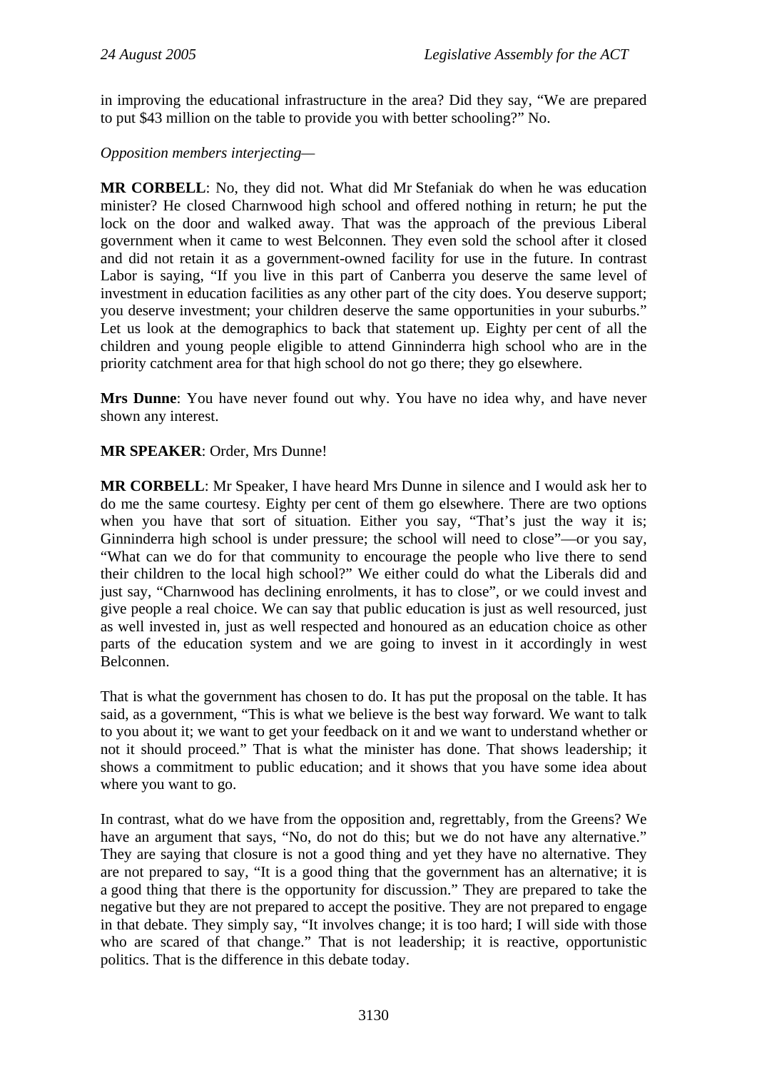in improving the educational infrastructure in the area? Did they say, "We are prepared to put $43 million on the table to provide you with better schooling?" No.

*Opposition members interjecting—*

**MR CORBELL**: No, they did not. What did Mr Stefaniak do when he was education minister? He closed Charnwood high school and offered nothing in return; he put the lock on the door and walked away. That was the approach of the previous Liberal government when it came to west Belconnen. They even sold the school after it closed and did not retain it as a government-owned facility for use in the future. In contrast Labor is saying, "If you live in this part of Canberra you deserve the same level of investment in education facilities as any other part of the city does. You deserve support; you deserve investment; your children deserve the same opportunities in your suburbs." Let us look at the demographics to back that statement up. Eighty per cent of all the children and young people eligible to attend Ginninderra high school who are in the priority catchment area for that high school do not go there; they go elsewhere.

**Mrs Dunne**: You have never found out why. You have no idea why, and have never shown any interest.

**MR SPEAKER**: Order, Mrs Dunne!

**MR CORBELL**: Mr Speaker, I have heard Mrs Dunne in silence and I would ask her to do me the same courtesy. Eighty per cent of them go elsewhere. There are two options when you have that sort of situation. Either you say, "That's just the way it is; Ginninderra high school is under pressure; the school will need to close"—or you say, "What can we do for that community to encourage the people who live there to send their children to the local high school?" We either could do what the Liberals did and just say, "Charnwood has declining enrolments, it has to close", or we could invest and give people a real choice. We can say that public education is just as well resourced, just as well invested in, just as well respected and honoured as an education choice as other parts of the education system and we are going to invest in it accordingly in west Belconnen.

That is what the government has chosen to do. It has put the proposal on the table. It has said, as a government, "This is what we believe is the best way forward. We want to talk to you about it; we want to get your feedback on it and we want to understand whether or not it should proceed." That is what the minister has done. That shows leadership; it shows a commitment to public education; and it shows that you have some idea about where you want to go.

In contrast, what do we have from the opposition and, regrettably, from the Greens? We have an argument that says, "No, do not do this; but we do not have any alternative." They are saying that closure is not a good thing and yet they have no alternative. They are not prepared to say, "It is a good thing that the government has an alternative; it is a good thing that there is the opportunity for discussion." They are prepared to take the negative but they are not prepared to accept the positive. They are not prepared to engage in that debate. They simply say, "It involves change; it is too hard; I will side with those who are scared of that change." That is not leadership; it is reactive, opportunistic politics. That is the difference in this debate today.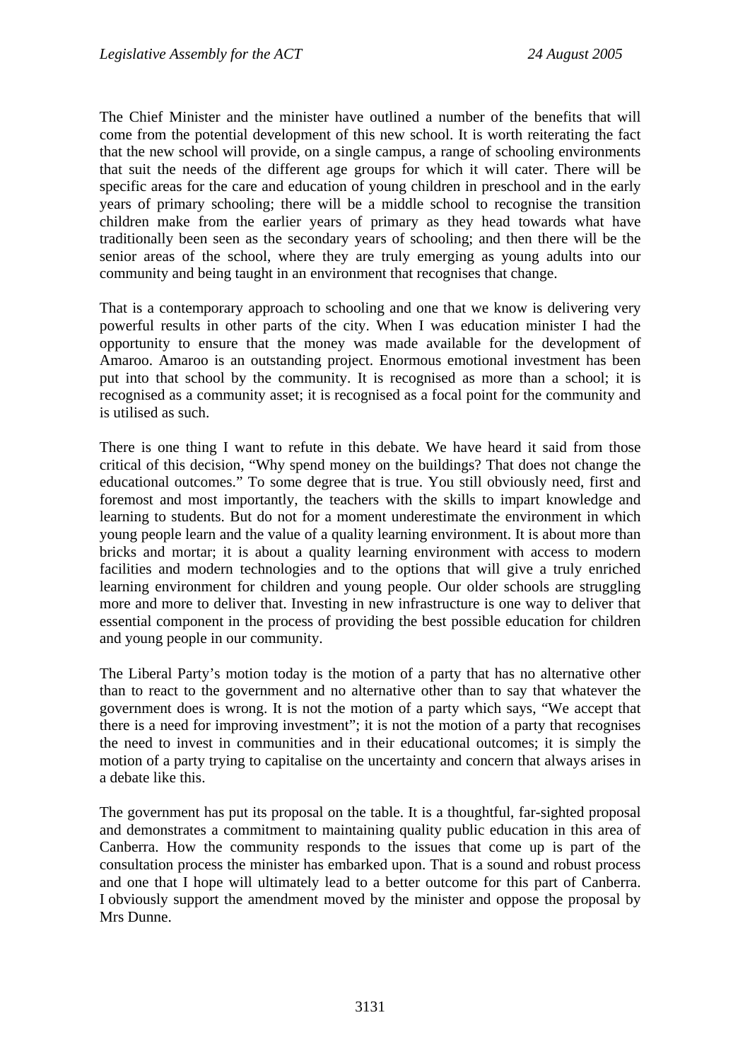The Chief Minister and the minister have outlined a number of the benefits that will come from the potential development of this new school. It is worth reiterating the fact that the new school will provide, on a single campus, a range of schooling environments that suit the needs of the different age groups for which it will cater. There will be specific areas for the care and education of young children in preschool and in the early years of primary schooling; there will be a middle school to recognise the transition children make from the earlier years of primary as they head towards what have traditionally been seen as the secondary years of schooling; and then there will be the senior areas of the school, where they are truly emerging as young adults into our community and being taught in an environment that recognises that change.

That is a contemporary approach to schooling and one that we know is delivering very powerful results in other parts of the city. When I was education minister I had the opportunity to ensure that the money was made available for the development of Amaroo. Amaroo is an outstanding project. Enormous emotional investment has been put into that school by the community. It is recognised as more than a school; it is recognised as a community asset; it is recognised as a focal point for the community and is utilised as such.

There is one thing I want to refute in this debate. We have heard it said from those critical of this decision, "Why spend money on the buildings? That does not change the educational outcomes." To some degree that is true. You still obviously need, first and foremost and most importantly, the teachers with the skills to impart knowledge and learning to students. But do not for a moment underestimate the environment in which young people learn and the value of a quality learning environment. It is about more than bricks and mortar; it is about a quality learning environment with access to modern facilities and modern technologies and to the options that will give a truly enriched learning environment for children and young people. Our older schools are struggling more and more to deliver that. Investing in new infrastructure is one way to deliver that essential component in the process of providing the best possible education for children and young people in our community.

The Liberal Party's motion today is the motion of a party that has no alternative other than to react to the government and no alternative other than to say that whatever the government does is wrong. It is not the motion of a party which says, "We accept that there is a need for improving investment"; it is not the motion of a party that recognises the need to invest in communities and in their educational outcomes; it is simply the motion of a party trying to capitalise on the uncertainty and concern that always arises in a debate like this.

The government has put its proposal on the table. It is a thoughtful, far-sighted proposal and demonstrates a commitment to maintaining quality public education in this area of Canberra. How the community responds to the issues that come up is part of the consultation process the minister has embarked upon. That is a sound and robust process and one that I hope will ultimately lead to a better outcome for this part of Canberra. I obviously support the amendment moved by the minister and oppose the proposal by Mrs Dunne.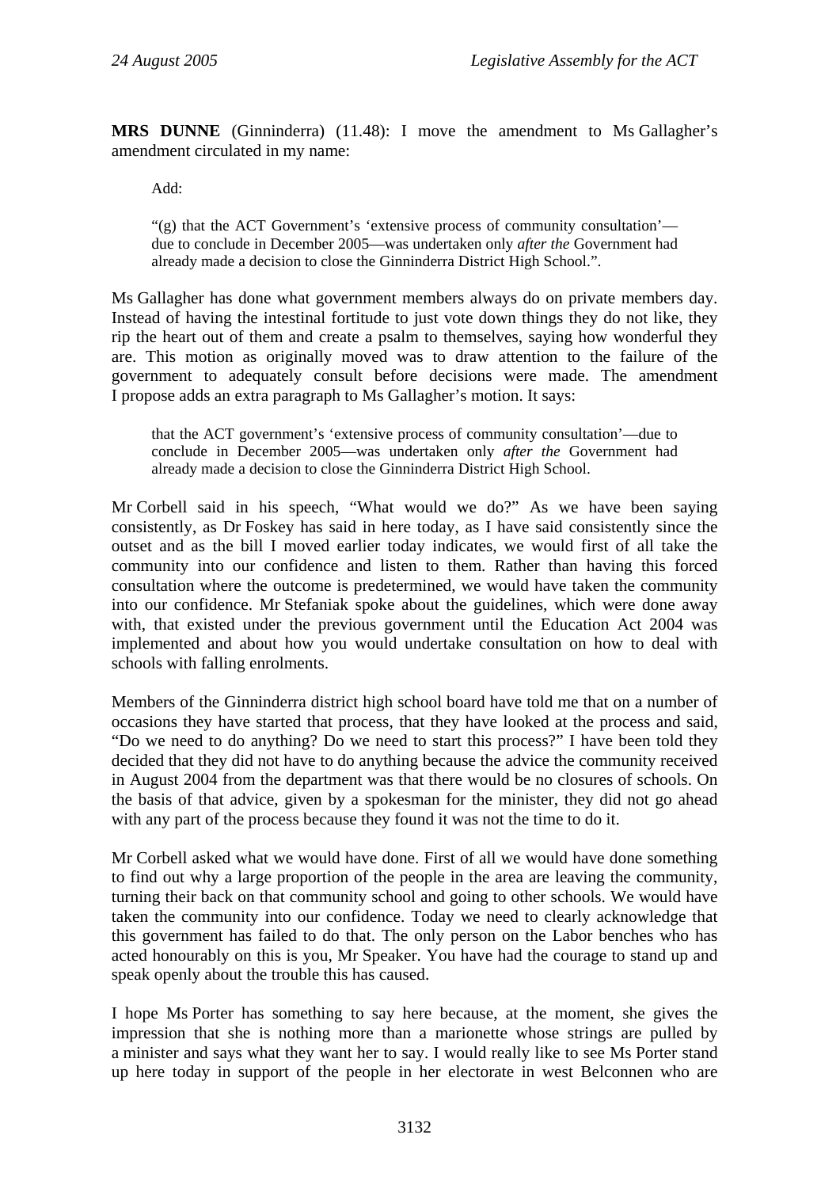**MRS DUNNE** (Ginninderra) (11.48): I move the amendment to Ms Gallagher's amendment circulated in my name:

> Add:
>
> "(g) that the ACT Government's 'extensive process of community consultation'—due to conclude in December 2005—was undertaken only *after the* Government had already made a decision to close the Ginninderra District High School.".

Ms Gallagher has done what government members always do on private members day. Instead of having the intestinal fortitude to just vote down things they do not like, they rip the heart out of them and create a psalm to themselves, saying how wonderful they are. This motion as originally moved was to draw attention to the failure of the government to adequately consult before decisions were made. The amendment I propose adds an extra paragraph to Ms Gallagher's motion. It says:

> that the ACT government's 'extensive process of community consultation'—due to conclude in December 2005—was undertaken only *after the* Government had already made a decision to close the Ginninderra District High School.

Mr Corbell said in his speech, "What would we do?" As we have been saying consistently, as Dr Foskey has said in here today, as I have said consistently since the outset and as the bill I moved earlier today indicates, we would first of all take the community into our confidence and listen to them. Rather than having this forced consultation where the outcome is predetermined, we would have taken the community into our confidence. Mr Stefaniak spoke about the guidelines, which were done away with, that existed under the previous government until the Education Act 2004 was implemented and about how you would undertake consultation on how to deal with schools with falling enrolments.

Members of the Ginninderra district high school board have told me that on a number of occasions they have started that process, that they have looked at the process and said, "Do we need to do anything? Do we need to start this process?" I have been told they decided that they did not have to do anything because the advice the community received in August 2004 from the department was that there would be no closures of schools. On the basis of that advice, given by a spokesman for the minister, they did not go ahead with any part of the process because they found it was not the time to do it.

Mr Corbell asked what we would have done. First of all we would have done something to find out why a large proportion of the people in the area are leaving the community, turning their back on that community school and going to other schools. We would have taken the community into our confidence. Today we need to clearly acknowledge that this government has failed to do that. The only person on the Labor benches who has acted honourably on this is you, Mr Speaker. You have had the courage to stand up and speak openly about the trouble this has caused.

I hope Ms Porter has something to say here because, at the moment, she gives the impression that she is nothing more than a marionette whose strings are pulled by a minister and says what they want her to say. I would really like to see Ms Porter stand up here today in support of the people in her electorate in west Belconnen who are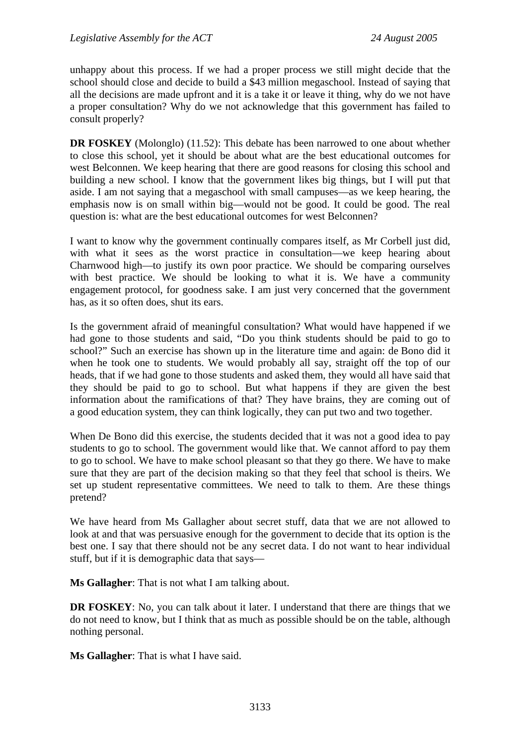unhappy about this process. If we had a proper process we still might decide that the school should close and decide to build a $43 million megaschool. Instead of saying that all the decisions are made upfront and it is a take it or leave it thing, why do we not have a proper consultation? Why do we not acknowledge that this government has failed to consult properly?

**DR FOSKEY** (Molonglo) (11.52): This debate has been narrowed to one about whether to close this school, yet it should be about what are the best educational outcomes for west Belconnen. We keep hearing that there are good reasons for closing this school and building a new school. I know that the government likes big things, but I will put that aside. I am not saying that a megaschool with small campuses—as we keep hearing, the emphasis now is on small within big—would not be good. It could be good. The real question is: what are the best educational outcomes for west Belconnen?

I want to know why the government continually compares itself, as Mr Corbell just did, with what it sees as the worst practice in consultation—we keep hearing about Charnwood high—to justify its own poor practice. We should be comparing ourselves with best practice. We should be looking to what it is. We have a community engagement protocol, for goodness sake. I am just very concerned that the government has, as it so often does, shut its ears.

Is the government afraid of meaningful consultation? What would have happened if we had gone to those students and said, "Do you think students should be paid to go to school?" Such an exercise has shown up in the literature time and again: de Bono did it when he took one to students. We would probably all say, straight off the top of our heads, that if we had gone to those students and asked them, they would all have said that they should be paid to go to school. But what happens if they are given the best information about the ramifications of that? They have brains, they are coming out of a good education system, they can think logically, they can put two and two together.

When De Bono did this exercise, the students decided that it was not a good idea to pay students to go to school. The government would like that. We cannot afford to pay them to go to school. We have to make school pleasant so that they go there. We have to make sure that they are part of the decision making so that they feel that school is theirs. We set up student representative committees. We need to talk to them. Are these things pretend?

We have heard from Ms Gallagher about secret stuff, data that we are not allowed to look at and that was persuasive enough for the government to decide that its option is the best one. I say that there should not be any secret data. I do not want to hear individual stuff, but if it is demographic data that says—

**Ms Gallagher**: That is not what I am talking about.

**DR FOSKEY**: No, you can talk about it later. I understand that there are things that we do not need to know, but I think that as much as possible should be on the table, although nothing personal.

**Ms Gallagher**: That is what I have said.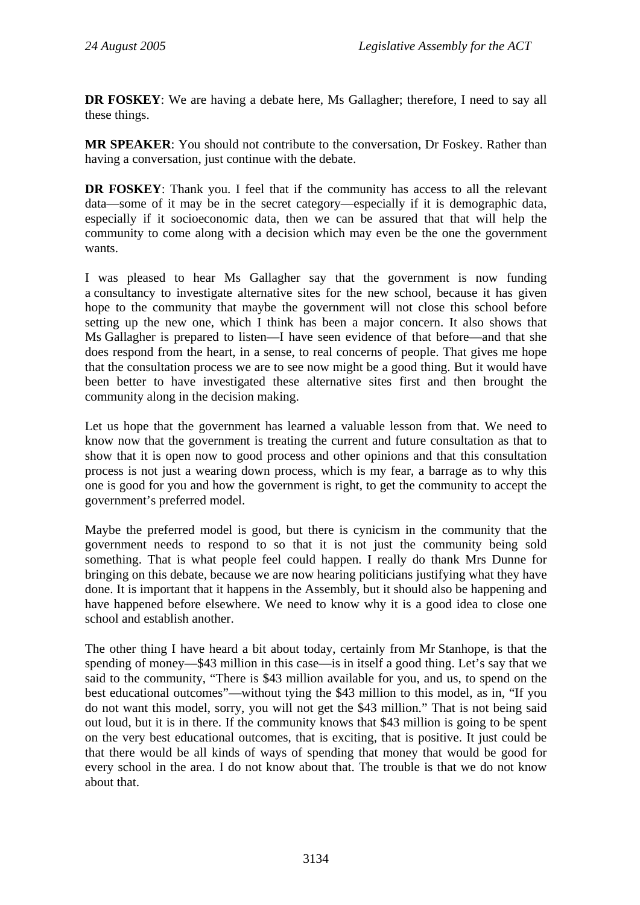**DR FOSKEY**: We are having a debate here, Ms Gallagher; therefore, I need to say all these things.

**MR SPEAKER**: You should not contribute to the conversation, Dr Foskey. Rather than having a conversation, just continue with the debate.

**DR FOSKEY**: Thank you. I feel that if the community has access to all the relevant data—some of it may be in the secret category—especially if it is demographic data, especially if it socioeconomic data, then we can be assured that that will help the community to come along with a decision which may even be the one the government wants.

I was pleased to hear Ms Gallagher say that the government is now funding a consultancy to investigate alternative sites for the new school, because it has given hope to the community that maybe the government will not close this school before setting up the new one, which I think has been a major concern. It also shows that Ms Gallagher is prepared to listen—I have seen evidence of that before—and that she does respond from the heart, in a sense, to real concerns of people. That gives me hope that the consultation process we are to see now might be a good thing. But it would have been better to have investigated these alternative sites first and then brought the community along in the decision making.

Let us hope that the government has learned a valuable lesson from that. We need to know now that the government is treating the current and future consultation as that to show that it is open now to good process and other opinions and that this consultation process is not just a wearing down process, which is my fear, a barrage as to why this one is good for you and how the government is right, to get the community to accept the government's preferred model.

Maybe the preferred model is good, but there is cynicism in the community that the government needs to respond to so that it is not just the community being sold something. That is what people feel could happen. I really do thank Mrs Dunne for bringing on this debate, because we are now hearing politicians justifying what they have done. It is important that it happens in the Assembly, but it should also be happening and have happened before elsewhere. We need to know why it is a good idea to close one school and establish another.

The other thing I have heard a bit about today, certainly from Mr Stanhope, is that the spending of money—$43 million in this case—is in itself a good thing. Let's say that we said to the community, "There is $43 million available for you, and us, to spend on the best educational outcomes"—without tying the $43 million to this model, as in, "If you do not want this model, sorry, you will not get the $43 million." That is not being said out loud, but it is in there. If the community knows that $43 million is going to be spent on the very best educational outcomes, that is exciting, that is positive. It just could be that there would be all kinds of ways of spending that money that would be good for every school in the area. I do not know about that. The trouble is that we do not know about that.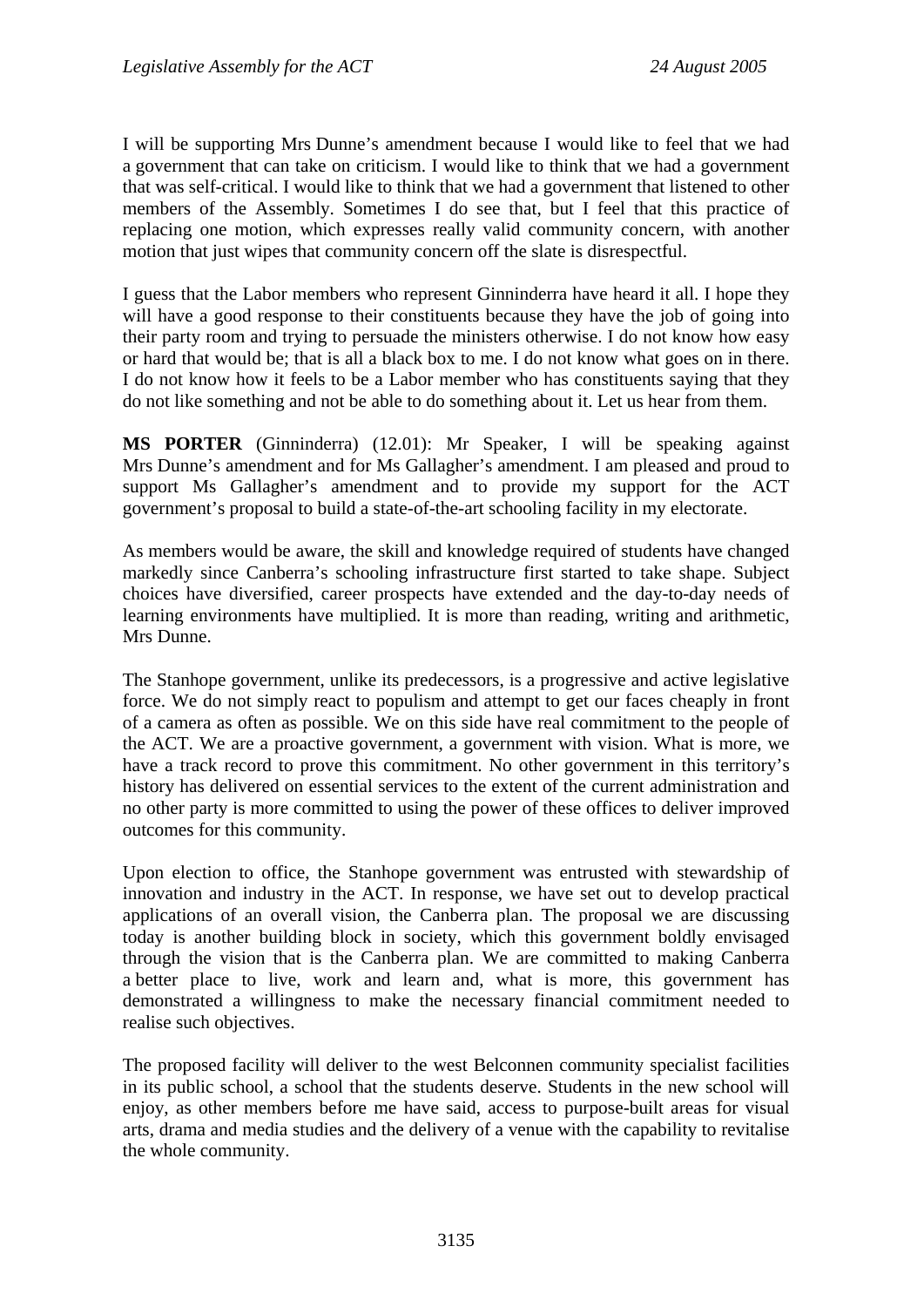I will be supporting Mrs Dunne's amendment because I would like to feel that we had a government that can take on criticism. I would like to think that we had a government that was self-critical. I would like to think that we had a government that listened to other members of the Assembly. Sometimes I do see that, but I feel that this practice of replacing one motion, which expresses really valid community concern, with another motion that just wipes that community concern off the slate is disrespectful.

I guess that the Labor members who represent Ginninderra have heard it all. I hope they will have a good response to their constituents because they have the job of going into their party room and trying to persuade the ministers otherwise. I do not know how easy or hard that would be; that is all a black box to me. I do not know what goes on in there. I do not know how it feels to be a Labor member who has constituents saying that they do not like something and not be able to do something about it. Let us hear from them.

**MS PORTER** (Ginninderra) (12.01): Mr Speaker, I will be speaking against Mrs Dunne's amendment and for Ms Gallagher's amendment. I am pleased and proud to support Ms Gallagher's amendment and to provide my support for the ACT government's proposal to build a state-of-the-art schooling facility in my electorate.

As members would be aware, the skill and knowledge required of students have changed markedly since Canberra's schooling infrastructure first started to take shape. Subject choices have diversified, career prospects have extended and the day-to-day needs of learning environments have multiplied. It is more than reading, writing and arithmetic, Mrs Dunne.

The Stanhope government, unlike its predecessors, is a progressive and active legislative force. We do not simply react to populism and attempt to get our faces cheaply in front of a camera as often as possible. We on this side have real commitment to the people of the ACT. We are a proactive government, a government with vision. What is more, we have a track record to prove this commitment. No other government in this territory's history has delivered on essential services to the extent of the current administration and no other party is more committed to using the power of these offices to deliver improved outcomes for this community.

Upon election to office, the Stanhope government was entrusted with stewardship of innovation and industry in the ACT. In response, we have set out to develop practical applications of an overall vision, the Canberra plan. The proposal we are discussing today is another building block in society, which this government boldly envisaged through the vision that is the Canberra plan. We are committed to making Canberra a better place to live, work and learn and, what is more, this government has demonstrated a willingness to make the necessary financial commitment needed to realise such objectives.

The proposed facility will deliver to the west Belconnen community specialist facilities in its public school, a school that the students deserve. Students in the new school will enjoy, as other members before me have said, access to purpose-built areas for visual arts, drama and media studies and the delivery of a venue with the capability to revitalise the whole community.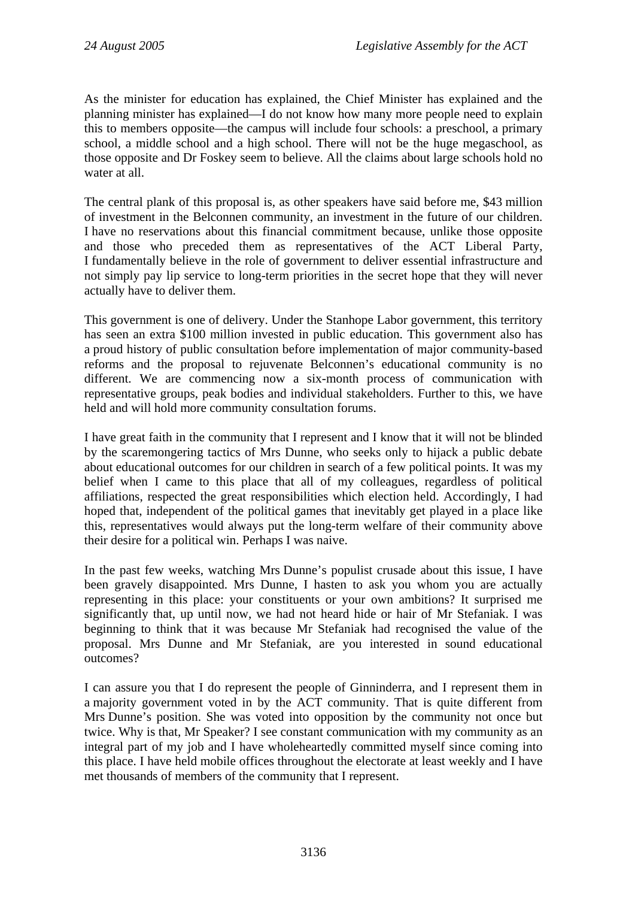As the minister for education has explained, the Chief Minister has explained and the planning minister has explained—I do not know how many more people need to explain this to members opposite—the campus will include four schools: a preschool, a primary school, a middle school and a high school. There will not be the huge megaschool, as those opposite and Dr Foskey seem to believe. All the claims about large schools hold no water at all.

The central plank of this proposal is, as other speakers have said before me, $43 million of investment in the Belconnen community, an investment in the future of our children. I have no reservations about this financial commitment because, unlike those opposite and those who preceded them as representatives of the ACT Liberal Party, I fundamentally believe in the role of government to deliver essential infrastructure and not simply pay lip service to long-term priorities in the secret hope that they will never actually have to deliver them.

This government is one of delivery. Under the Stanhope Labor government, this territory has seen an extra $100 million invested in public education. This government also has a proud history of public consultation before implementation of major community-based reforms and the proposal to rejuvenate Belconnen's educational community is no different. We are commencing now a six-month process of communication with representative groups, peak bodies and individual stakeholders. Further to this, we have held and will hold more community consultation forums.

I have great faith in the community that I represent and I know that it will not be blinded by the scaremongering tactics of Mrs Dunne, who seeks only to hijack a public debate about educational outcomes for our children in search of a few political points. It was my belief when I came to this place that all of my colleagues, regardless of political affiliations, respected the great responsibilities which election held. Accordingly, I had hoped that, independent of the political games that inevitably get played in a place like this, representatives would always put the long-term welfare of their community above their desire for a political win. Perhaps I was naive.

In the past few weeks, watching Mrs Dunne's populist crusade about this issue, I have been gravely disappointed. Mrs Dunne, I hasten to ask you whom you are actually representing in this place: your constituents or your own ambitions? It surprised me significantly that, up until now, we had not heard hide or hair of Mr Stefaniak. I was beginning to think that it was because Mr Stefaniak had recognised the value of the proposal. Mrs Dunne and Mr Stefaniak, are you interested in sound educational outcomes?

I can assure you that I do represent the people of Ginninderra, and I represent them in a majority government voted in by the ACT community. That is quite different from Mrs Dunne's position. She was voted into opposition by the community not once but twice. Why is that, Mr Speaker? I see constant communication with my community as an integral part of my job and I have wholeheartedly committed myself since coming into this place. I have held mobile offices throughout the electorate at least weekly and I have met thousands of members of the community that I represent.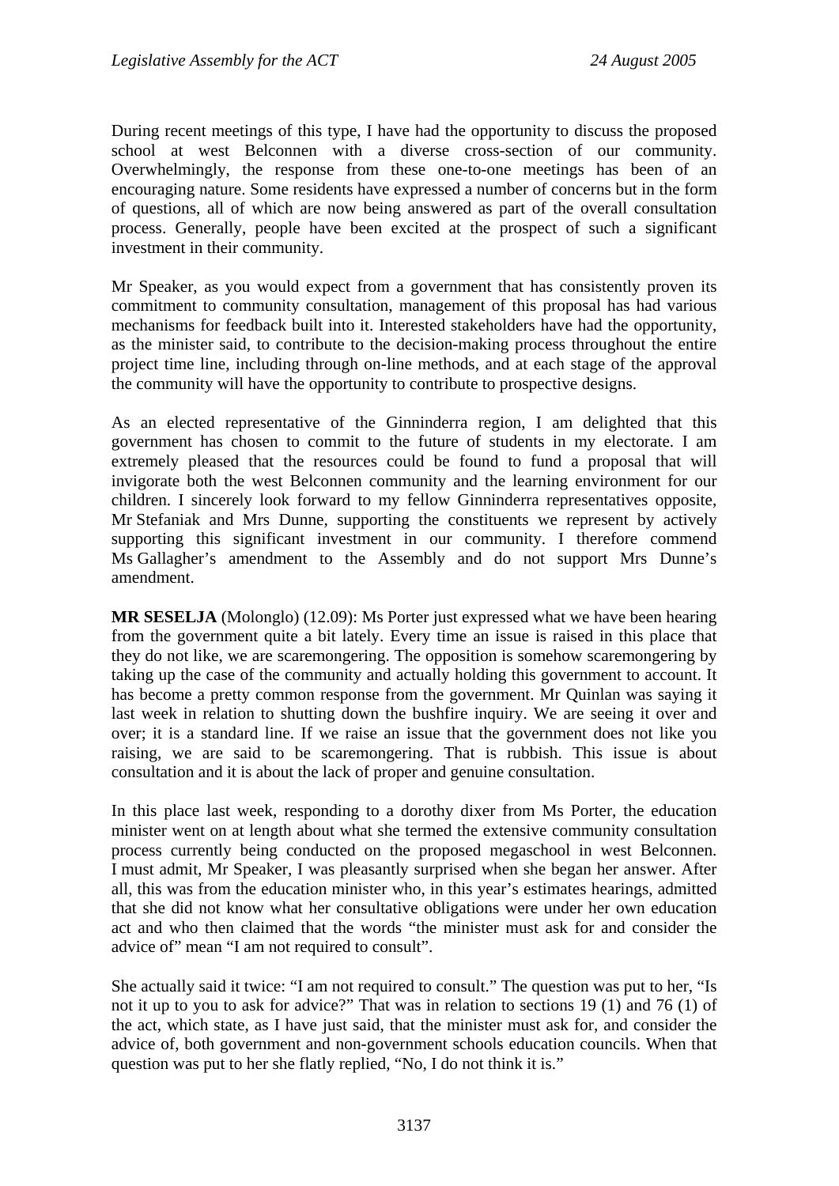During recent meetings of this type, I have had the opportunity to discuss the proposed school at west Belconnen with a diverse cross-section of our community. Overwhelmingly, the response from these one-to-one meetings has been of an encouraging nature. Some residents have expressed a number of concerns but in the form of questions, all of which are now being answered as part of the overall consultation process. Generally, people have been excited at the prospect of such a significant investment in their community.

Mr Speaker, as you would expect from a government that has consistently proven its commitment to community consultation, management of this proposal has had various mechanisms for feedback built into it. Interested stakeholders have had the opportunity, as the minister said, to contribute to the decision-making process throughout the entire project time line, including through on-line methods, and at each stage of the approval the community will have the opportunity to contribute to prospective designs.

As an elected representative of the Ginninderra region, I am delighted that this government has chosen to commit to the future of students in my electorate. I am extremely pleased that the resources could be found to fund a proposal that will invigorate both the west Belconnen community and the learning environment for our children. I sincerely look forward to my fellow Ginninderra representatives opposite, Mr Stefaniak and Mrs Dunne, supporting the constituents we represent by actively supporting this significant investment in our community. I therefore commend Ms Gallagher's amendment to the Assembly and do not support Mrs Dunne's amendment.

**MR SESELJA** (Molonglo) (12.09): Ms Porter just expressed what we have been hearing from the government quite a bit lately. Every time an issue is raised in this place that they do not like, we are scaremongering. The opposition is somehow scaremongering by taking up the case of the community and actually holding this government to account. It has become a pretty common response from the government. Mr Quinlan was saying it last week in relation to shutting down the bushfire inquiry. We are seeing it over and over; it is a standard line. If we raise an issue that the government does not like you raising, we are said to be scaremongering. That is rubbish. This issue is about consultation and it is about the lack of proper and genuine consultation.

In this place last week, responding to a dorothy dixer from Ms Porter, the education minister went on at length about what she termed the extensive community consultation process currently being conducted on the proposed megaschool in west Belconnen. I must admit, Mr Speaker, I was pleasantly surprised when she began her answer. After all, this was from the education minister who, in this year's estimates hearings, admitted that she did not know what her consultative obligations were under her own education act and who then claimed that the words "the minister must ask for and consider the advice of" mean "I am not required to consult".

She actually said it twice: "I am not required to consult." The question was put to her, "Is not it up to you to ask for advice?" That was in relation to sections 19 (1) and 76 (1) of the act, which state, as I have just said, that the minister must ask for, and consider the advice of, both government and non-government schools education councils. When that question was put to her she flatly replied, "No, I do not think it is."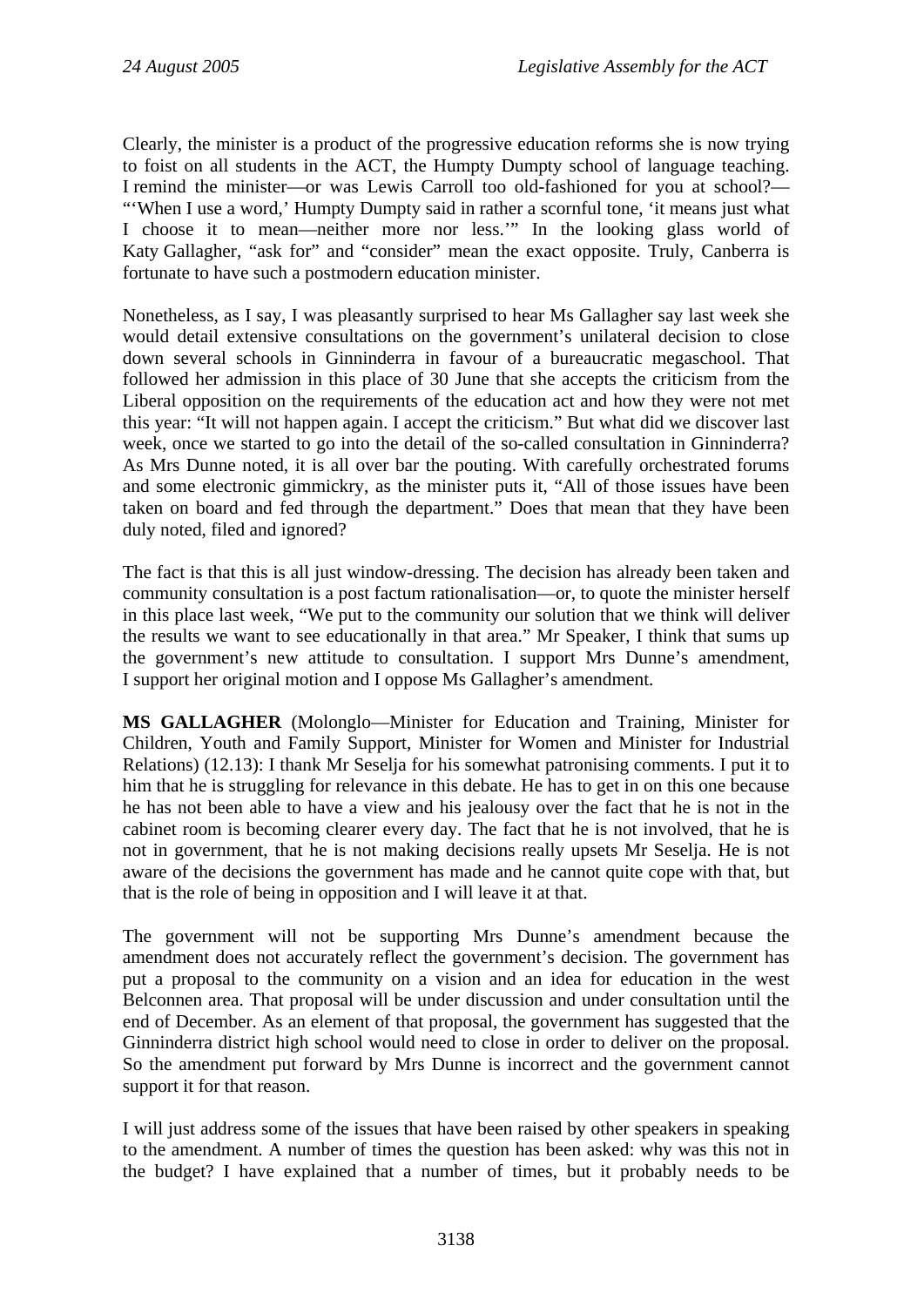Clearly, the minister is a product of the progressive education reforms she is now trying to foist on all students in the ACT, the Humpty Dumpty school of language teaching. I remind the minister—or was Lewis Carroll too old-fashioned for you at school?—"'When I use a word,' Humpty Dumpty said in rather a scornful tone, 'it means just what I choose it to mean—neither more nor less.'" In the looking glass world of Katy Gallagher, "ask for" and "consider" mean the exact opposite. Truly, Canberra is fortunate to have such a postmodern education minister.

Nonetheless, as I say, I was pleasantly surprised to hear Ms Gallagher say last week she would detail extensive consultations on the government's unilateral decision to close down several schools in Ginninderra in favour of a bureaucratic megaschool. That followed her admission in this place of 30 June that she accepts the criticism from the Liberal opposition on the requirements of the education act and how they were not met this year: "It will not happen again. I accept the criticism." But what did we discover last week, once we started to go into the detail of the so-called consultation in Ginninderra? As Mrs Dunne noted, it is all over bar the pouting. With carefully orchestrated forums and some electronic gimmickry, as the minister puts it, "All of those issues have been taken on board and fed through the department." Does that mean that they have been duly noted, filed and ignored?

The fact is that this is all just window-dressing. The decision has already been taken and community consultation is a post factum rationalisation—or, to quote the minister herself in this place last week, "We put to the community our solution that we think will deliver the results we want to see educationally in that area." Mr Speaker, I think that sums up the government's new attitude to consultation. I support Mrs Dunne's amendment, I support her original motion and I oppose Ms Gallagher's amendment.

**MS GALLAGHER** (Molonglo—Minister for Education and Training, Minister for Children, Youth and Family Support, Minister for Women and Minister for Industrial Relations) (12.13): I thank Mr Seselja for his somewhat patronising comments. I put it to him that he is struggling for relevance in this debate. He has to get in on this one because he has not been able to have a view and his jealousy over the fact that he is not in the cabinet room is becoming clearer every day. The fact that he is not involved, that he is not in government, that he is not making decisions really upsets Mr Seselja. He is not aware of the decisions the government has made and he cannot quite cope with that, but that is the role of being in opposition and I will leave it at that.

The government will not be supporting Mrs Dunne's amendment because the amendment does not accurately reflect the government's decision. The government has put a proposal to the community on a vision and an idea for education in the west Belconnen area. That proposal will be under discussion and under consultation until the end of December. As an element of that proposal, the government has suggested that the Ginninderra district high school would need to close in order to deliver on the proposal. So the amendment put forward by Mrs Dunne is incorrect and the government cannot support it for that reason.

I will just address some of the issues that have been raised by other speakers in speaking to the amendment. A number of times the question has been asked: why was this not in the budget? I have explained that a number of times, but it probably needs to be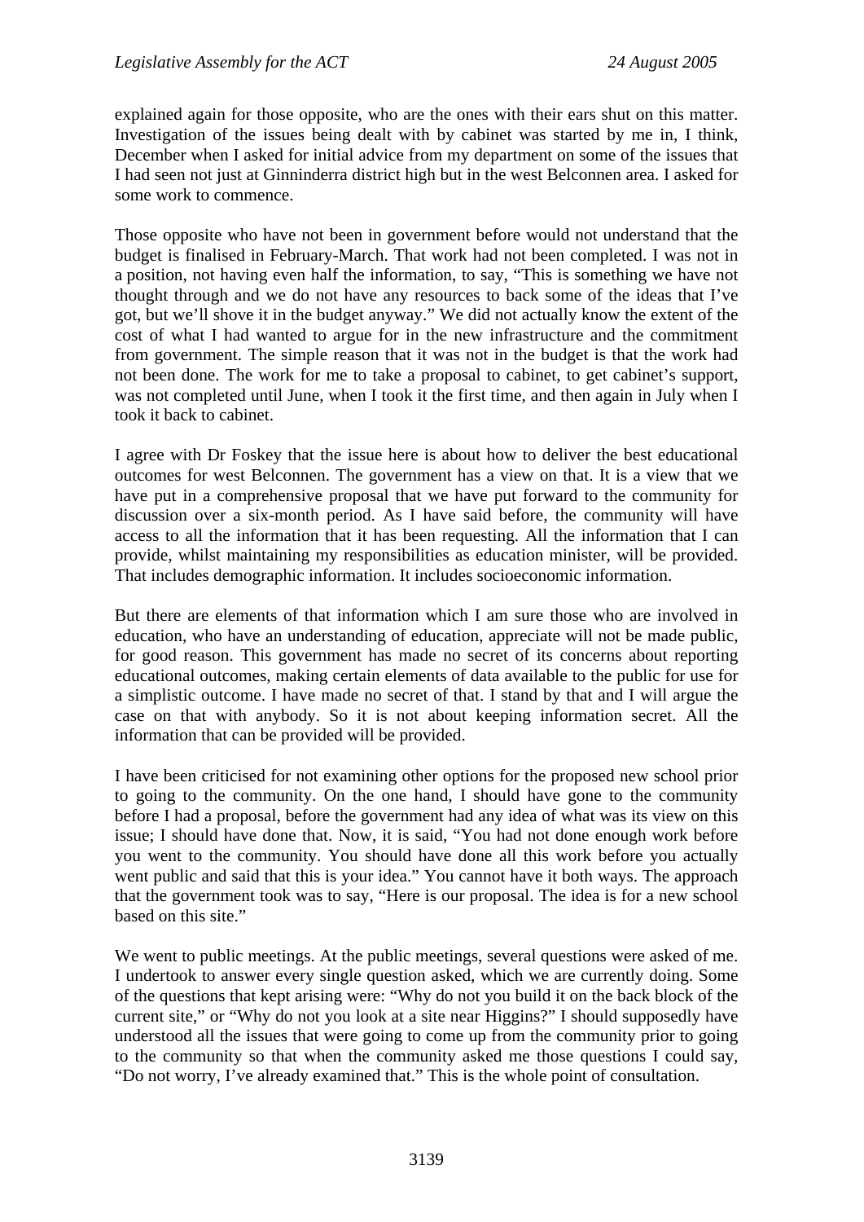explained again for those opposite, who are the ones with their ears shut on this matter. Investigation of the issues being dealt with by cabinet was started by me in, I think, December when I asked for initial advice from my department on some of the issues that I had seen not just at Ginninderra district high but in the west Belconnen area. I asked for some work to commence.

Those opposite who have not been in government before would not understand that the budget is finalised in February-March. That work had not been completed. I was not in a position, not having even half the information, to say, "This is something we have not thought through and we do not have any resources to back some of the ideas that I've got, but we'll shove it in the budget anyway." We did not actually know the extent of the cost of what I had wanted to argue for in the new infrastructure and the commitment from government. The simple reason that it was not in the budget is that the work had not been done. The work for me to take a proposal to cabinet, to get cabinet's support, was not completed until June, when I took it the first time, and then again in July when I took it back to cabinet.

I agree with Dr Foskey that the issue here is about how to deliver the best educational outcomes for west Belconnen. The government has a view on that. It is a view that we have put in a comprehensive proposal that we have put forward to the community for discussion over a six-month period. As I have said before, the community will have access to all the information that it has been requesting. All the information that I can provide, whilst maintaining my responsibilities as education minister, will be provided. That includes demographic information. It includes socioeconomic information.

But there are elements of that information which I am sure those who are involved in education, who have an understanding of education, appreciate will not be made public, for good reason. This government has made no secret of its concerns about reporting educational outcomes, making certain elements of data available to the public for use for a simplistic outcome. I have made no secret of that. I stand by that and I will argue the case on that with anybody. So it is not about keeping information secret. All the information that can be provided will be provided.

I have been criticised for not examining other options for the proposed new school prior to going to the community. On the one hand, I should have gone to the community before I had a proposal, before the government had any idea of what was its view on this issue; I should have done that. Now, it is said, "You had not done enough work before you went to the community. You should have done all this work before you actually went public and said that this is your idea." You cannot have it both ways. The approach that the government took was to say, "Here is our proposal. The idea is for a new school based on this site."

We went to public meetings. At the public meetings, several questions were asked of me. I undertook to answer every single question asked, which we are currently doing. Some of the questions that kept arising were: "Why do not you build it on the back block of the current site," or "Why do not you look at a site near Higgins?" I should supposedly have understood all the issues that were going to come up from the community prior to going to the community so that when the community asked me those questions I could say, "Do not worry, I've already examined that." This is the whole point of consultation.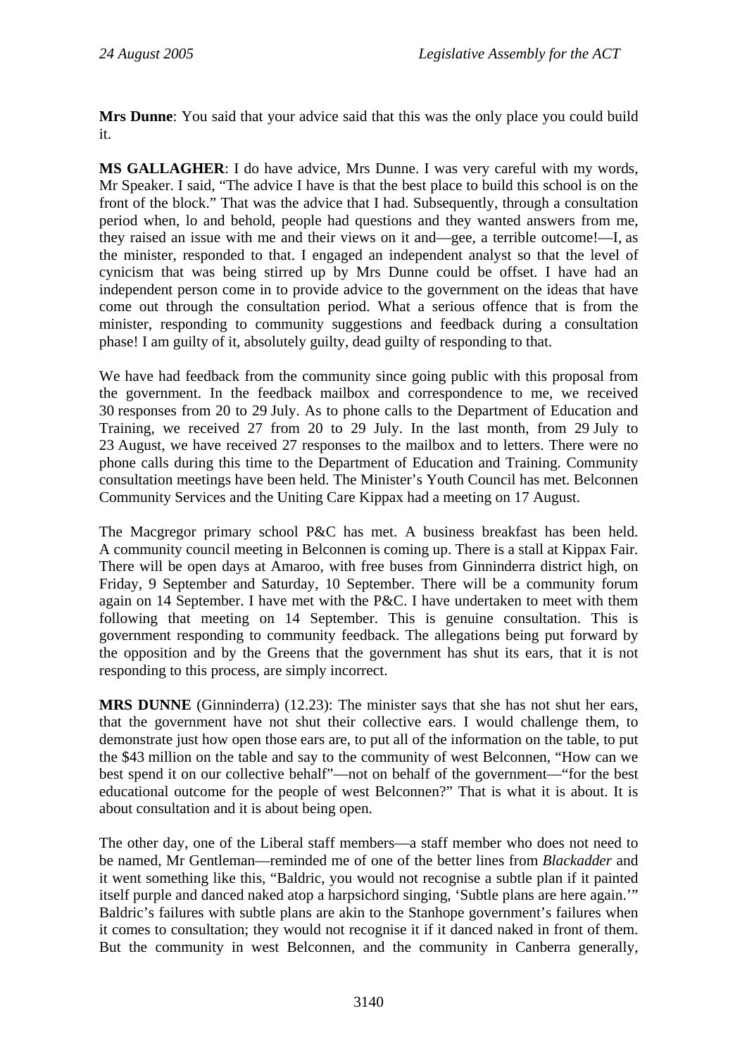**Mrs Dunne**: You said that your advice said that this was the only place you could build it.

**MS GALLAGHER**: I do have advice, Mrs Dunne. I was very careful with my words, Mr Speaker. I said, "The advice I have is that the best place to build this school is on the front of the block." That was the advice that I had. Subsequently, through a consultation period when, lo and behold, people had questions and they wanted answers from me, they raised an issue with me and their views on it and—gee, a terrible outcome!—I, as the minister, responded to that. I engaged an independent analyst so that the level of cynicism that was being stirred up by Mrs Dunne could be offset. I have had an independent person come in to provide advice to the government on the ideas that have come out through the consultation period. What a serious offence that is from the minister, responding to community suggestions and feedback during a consultation phase! I am guilty of it, absolutely guilty, dead guilty of responding to that.

We have had feedback from the community since going public with this proposal from the government. In the feedback mailbox and correspondence to me, we received 30 responses from 20 to 29 July. As to phone calls to the Department of Education and Training, we received 27 from 20 to 29 July. In the last month, from 29 July to 23 August, we have received 27 responses to the mailbox and to letters. There were no phone calls during this time to the Department of Education and Training. Community consultation meetings have been held. The Minister's Youth Council has met. Belconnen Community Services and the Uniting Care Kippax had a meeting on 17 August.

The Macgregor primary school P&C has met. A business breakfast has been held. A community council meeting in Belconnen is coming up. There is a stall at Kippax Fair. There will be open days at Amaroo, with free buses from Ginninderra district high, on Friday, 9 September and Saturday, 10 September. There will be a community forum again on 14 September. I have met with the P&C. I have undertaken to meet with them following that meeting on 14 September. This is genuine consultation. This is government responding to community feedback. The allegations being put forward by the opposition and by the Greens that the government has shut its ears, that it is not responding to this process, are simply incorrect.

**MRS DUNNE** (Ginninderra) (12.23): The minister says that she has not shut her ears, that the government have not shut their collective ears. I would challenge them, to demonstrate just how open those ears are, to put all of the information on the table, to put the $43 million on the table and say to the community of west Belconnen, "How can we best spend it on our collective behalf"—not on behalf of the government—"for the best educational outcome for the people of west Belconnen?" That is what it is about. It is about consultation and it is about being open.

The other day, one of the Liberal staff members—a staff member who does not need to be named, Mr Gentleman—reminded me of one of the better lines from *Blackadder* and it went something like this, "Baldric, you would not recognise a subtle plan if it painted itself purple and danced naked atop a harpsichord singing, 'Subtle plans are here again.'" Baldric's failures with subtle plans are akin to the Stanhope government's failures when it comes to consultation; they would not recognise it if it danced naked in front of them. But the community in west Belconnen, and the community in Canberra generally,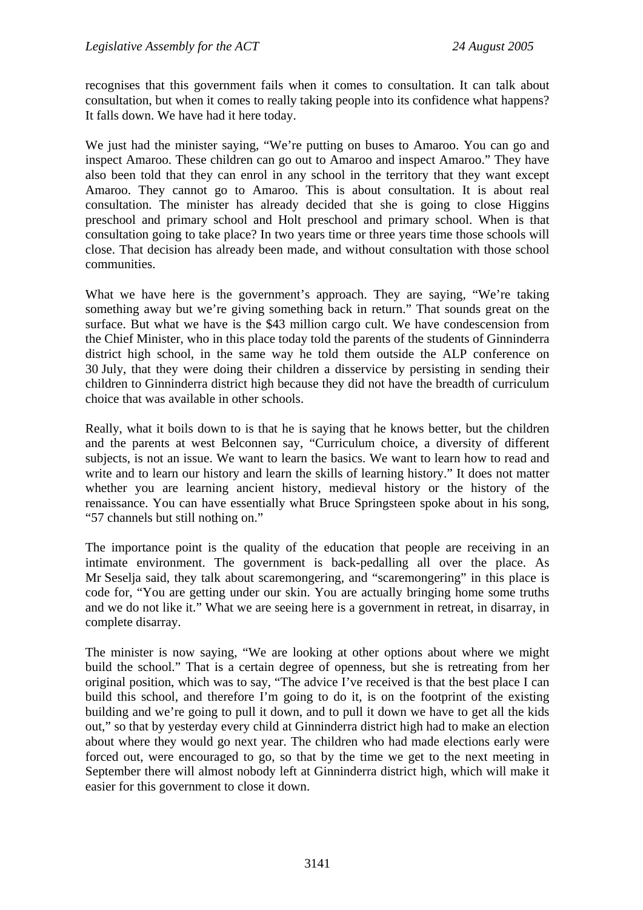recognises that this government fails when it comes to consultation. It can talk about consultation, but when it comes to really taking people into its confidence what happens? It falls down. We have had it here today.

We just had the minister saying, "We're putting on buses to Amaroo. You can go and inspect Amaroo. These children can go out to Amaroo and inspect Amaroo." They have also been told that they can enrol in any school in the territory that they want except Amaroo. They cannot go to Amaroo. This is about consultation. It is about real consultation. The minister has already decided that she is going to close Higgins preschool and primary school and Holt preschool and primary school. When is that consultation going to take place? In two years time or three years time those schools will close. That decision has already been made, and without consultation with those school communities.

What we have here is the government's approach. They are saying, "We're taking something away but we're giving something back in return." That sounds great on the surface. But what we have is the $43 million cargo cult. We have condescension from the Chief Minister, who in this place today told the parents of the students of Ginninderra district high school, in the same way he told them outside the ALP conference on 30 July, that they were doing their children a disservice by persisting in sending their children to Ginninderra district high because they did not have the breadth of curriculum choice that was available in other schools.

Really, what it boils down to is that he is saying that he knows better, but the children and the parents at west Belconnen say, "Curriculum choice, a diversity of different subjects, is not an issue. We want to learn the basics. We want to learn how to read and write and to learn our history and learn the skills of learning history." It does not matter whether you are learning ancient history, medieval history or the history of the renaissance. You can have essentially what Bruce Springsteen spoke about in his song, "57 channels but still nothing on."

The importance point is the quality of the education that people are receiving in an intimate environment. The government is back-pedalling all over the place. As Mr Seselja said, they talk about scaremongering, and "scaremongering" in this place is code for, "You are getting under our skin. You are actually bringing home some truths and we do not like it." What we are seeing here is a government in retreat, in disarray, in complete disarray.

The minister is now saying, "We are looking at other options about where we might build the school." That is a certain degree of openness, but she is retreating from her original position, which was to say, "The advice I've received is that the best place I can build this school, and therefore I'm going to do it, is on the footprint of the existing building and we're going to pull it down, and to pull it down we have to get all the kids out," so that by yesterday every child at Ginninderra district high had to make an election about where they would go next year. The children who had made elections early were forced out, were encouraged to go, so that by the time we get to the next meeting in September there will almost nobody left at Ginninderra district high, which will make it easier for this government to close it down.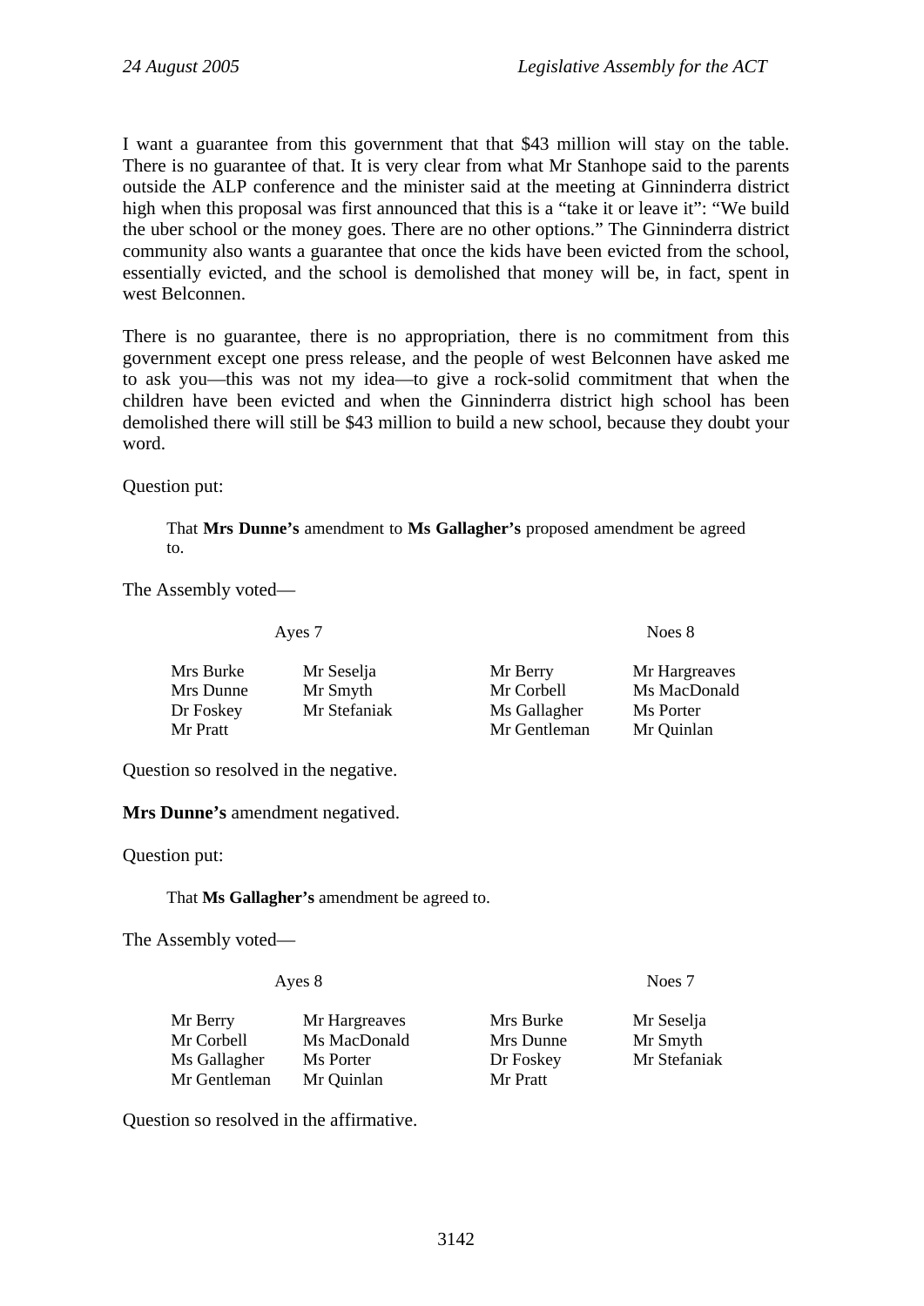I want a guarantee from this government that that $43 million will stay on the table. There is no guarantee of that. It is very clear from what Mr Stanhope said to the parents outside the ALP conference and the minister said at the meeting at Ginninderra district high when this proposal was first announced that this is a "take it or leave it": "We build the uber school or the money goes. There are no other options." The Ginninderra district community also wants a guarantee that once the kids have been evicted from the school, essentially evicted, and the school is demolished that money will be, in fact, spent in west Belconnen.

There is no guarantee, there is no appropriation, there is no commitment from this government except one press release, and the people of west Belconnen have asked me to ask you—this was not my idea—to give a rock-solid commitment that when the children have been evicted and when the Ginninderra district high school has been demolished there will still be $43 million to build a new school, because they doubt your word.

Question put:

> That **Mrs Dunne's** amendment to **Ms Gallagher's** proposed amendment be agreed to.

The Assembly voted—

| Ayes 7 | | Noes 8 | |
|---|---|---|---|
| Mrs Burke | Mr Seselja | Mr Berry | Mr Hargreaves |
| Mrs Dunne | Mr Smyth | Mr Corbell | Ms MacDonald |
| Dr Foskey | Mr Stefaniak | Ms Gallagher | Ms Porter |
| Mr Pratt | | Mr Gentleman | Mr Quinlan |

Question so resolved in the negative.

**Mrs Dunne's** amendment negatived.

Question put:

> That **Ms Gallagher's** amendment be agreed to.

The Assembly voted—

| Ayes 8 | | Noes 7 | |
|---|---|---|---|
| Mr Berry | Mr Hargreaves | Mrs Burke | Mr Seselja |
| Mr Corbell | Ms MacDonald | Mrs Dunne | Mr Smyth |
| Ms Gallagher | Ms Porter | Dr Foskey | Mr Stefaniak |
| Mr Gentleman | Mr Quinlan | Mr Pratt | |

Question so resolved in the affirmative.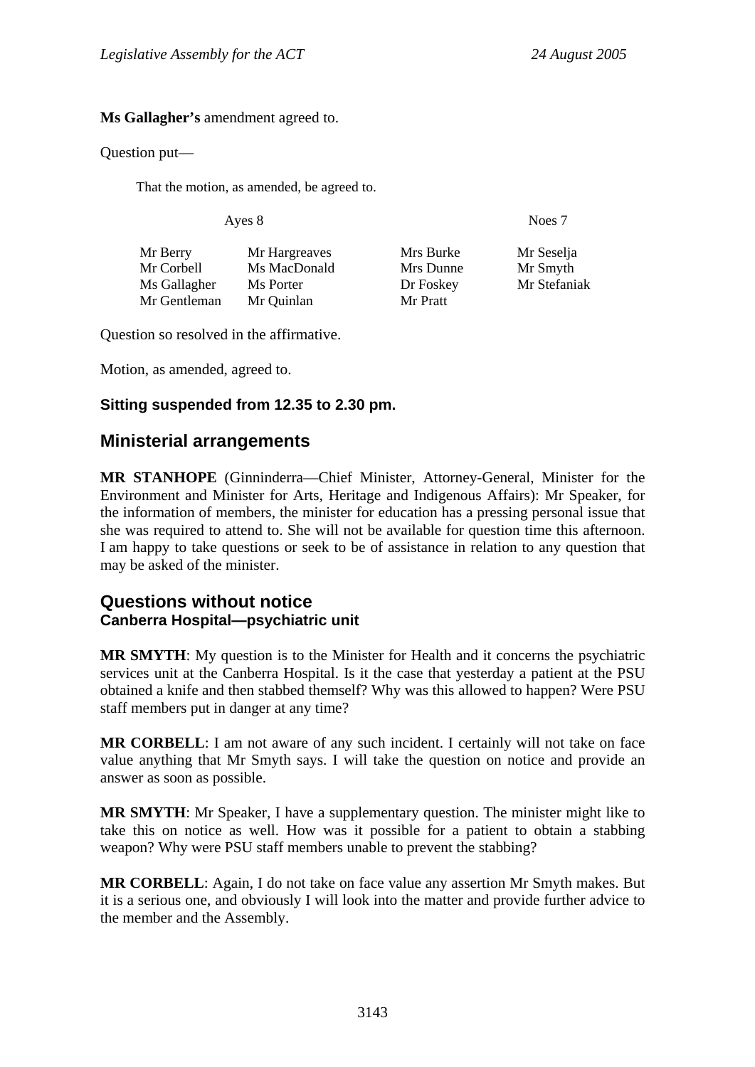**Ms Gallagher's** amendment agreed to.

Question put—

> That the motion, as amended, be agreed to.

| Ayes 8 | | Noes 7 | |
|---|---|---|---|
| Mr Berry | Mr Hargreaves | Mrs Burke | Mr Seselja |
| Mr Corbell | Ms MacDonald | Mrs Dunne | Mr Smyth |
| Ms Gallagher | Ms Porter | Dr Foskey | Mr Stefaniak |
| Mr Gentleman | Mr Quinlan | Mr Pratt | |

Question so resolved in the affirmative.

Motion, as amended, agreed to.

**Sitting suspended from 12.35 to 2.30 pm.**

## Ministerial arrangements

**MR STANHOPE** (Ginninderra—Chief Minister, Attorney-General, Minister for the Environment and Minister for Arts, Heritage and Indigenous Affairs): Mr Speaker, for the information of members, the minister for education has a pressing personal issue that she was required to attend to. She will not be available for question time this afternoon. I am happy to take questions or seek to be of assistance in relation to any question that may be asked of the minister.

## Questions without notice

### Canberra Hospital—psychiatric unit

**MR SMYTH**: My question is to the Minister for Health and it concerns the psychiatric services unit at the Canberra Hospital. Is it the case that yesterday a patient at the PSU obtained a knife and then stabbed themself? Why was this allowed to happen? Were PSU staff members put in danger at any time?

**MR CORBELL**: I am not aware of any such incident. I certainly will not take on face value anything that Mr Smyth says. I will take the question on notice and provide an answer as soon as possible.

**MR SMYTH**: Mr Speaker, I have a supplementary question. The minister might like to take this on notice as well. How was it possible for a patient to obtain a stabbing weapon? Why were PSU staff members unable to prevent the stabbing?

**MR CORBELL**: Again, I do not take on face value any assertion Mr Smyth makes. But it is a serious one, and obviously I will look into the matter and provide further advice to the member and the Assembly.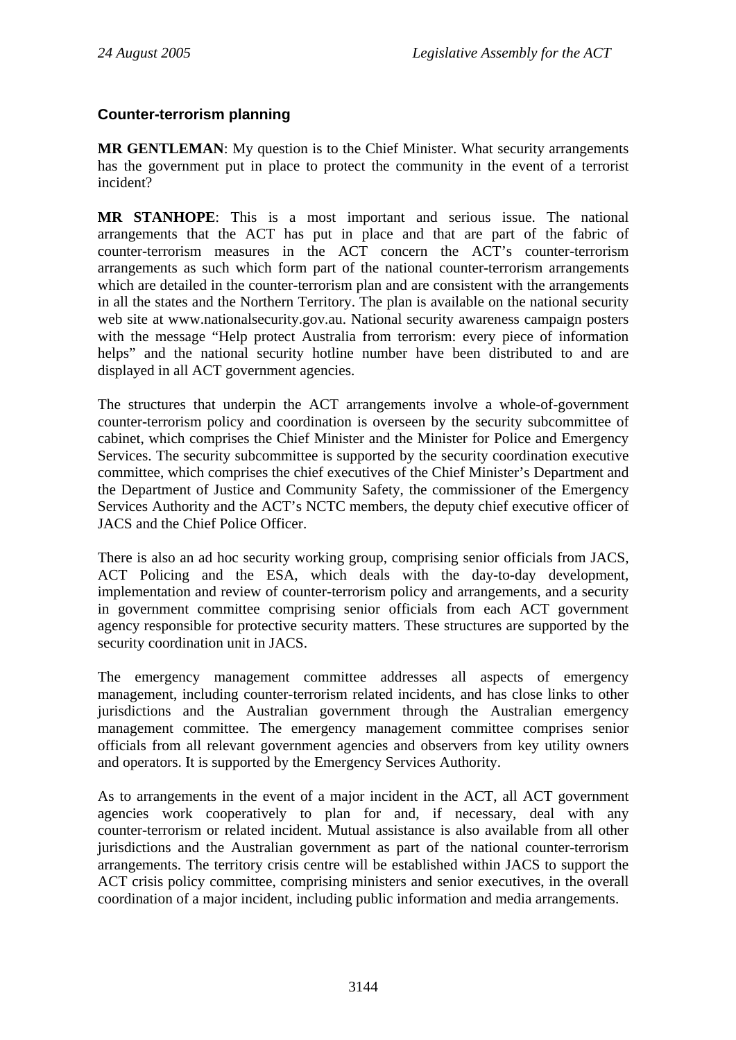### Counter-terrorism planning

**MR GENTLEMAN**: My question is to the Chief Minister. What security arrangements has the government put in place to protect the community in the event of a terrorist incident?

**MR STANHOPE**: This is a most important and serious issue. The national arrangements that the ACT has put in place and that are part of the fabric of counter-terrorism measures in the ACT concern the ACT's counter-terrorism arrangements as such which form part of the national counter-terrorism arrangements which are detailed in the counter-terrorism plan and are consistent with the arrangements in all the states and the Northern Territory. The plan is available on the national security web site at www.nationalsecurity.gov.au. National security awareness campaign posters with the message "Help protect Australia from terrorism: every piece of information helps" and the national security hotline number have been distributed to and are displayed in all ACT government agencies.

The structures that underpin the ACT arrangements involve a whole-of-government counter-terrorism policy and coordination is overseen by the security subcommittee of cabinet, which comprises the Chief Minister and the Minister for Police and Emergency Services. The security subcommittee is supported by the security coordination executive committee, which comprises the chief executives of the Chief Minister's Department and the Department of Justice and Community Safety, the commissioner of the Emergency Services Authority and the ACT's NCTC members, the deputy chief executive officer of JACS and the Chief Police Officer.

There is also an ad hoc security working group, comprising senior officials from JACS, ACT Policing and the ESA, which deals with the day-to-day development, implementation and review of counter-terrorism policy and arrangements, and a security in government committee comprising senior officials from each ACT government agency responsible for protective security matters. These structures are supported by the security coordination unit in JACS.

The emergency management committee addresses all aspects of emergency management, including counter-terrorism related incidents, and has close links to other jurisdictions and the Australian government through the Australian emergency management committee. The emergency management committee comprises senior officials from all relevant government agencies and observers from key utility owners and operators. It is supported by the Emergency Services Authority.

As to arrangements in the event of a major incident in the ACT, all ACT government agencies work cooperatively to plan for and, if necessary, deal with any counter-terrorism or related incident. Mutual assistance is also available from all other jurisdictions and the Australian government as part of the national counter-terrorism arrangements. The territory crisis centre will be established within JACS to support the ACT crisis policy committee, comprising ministers and senior executives, in the overall coordination of a major incident, including public information and media arrangements.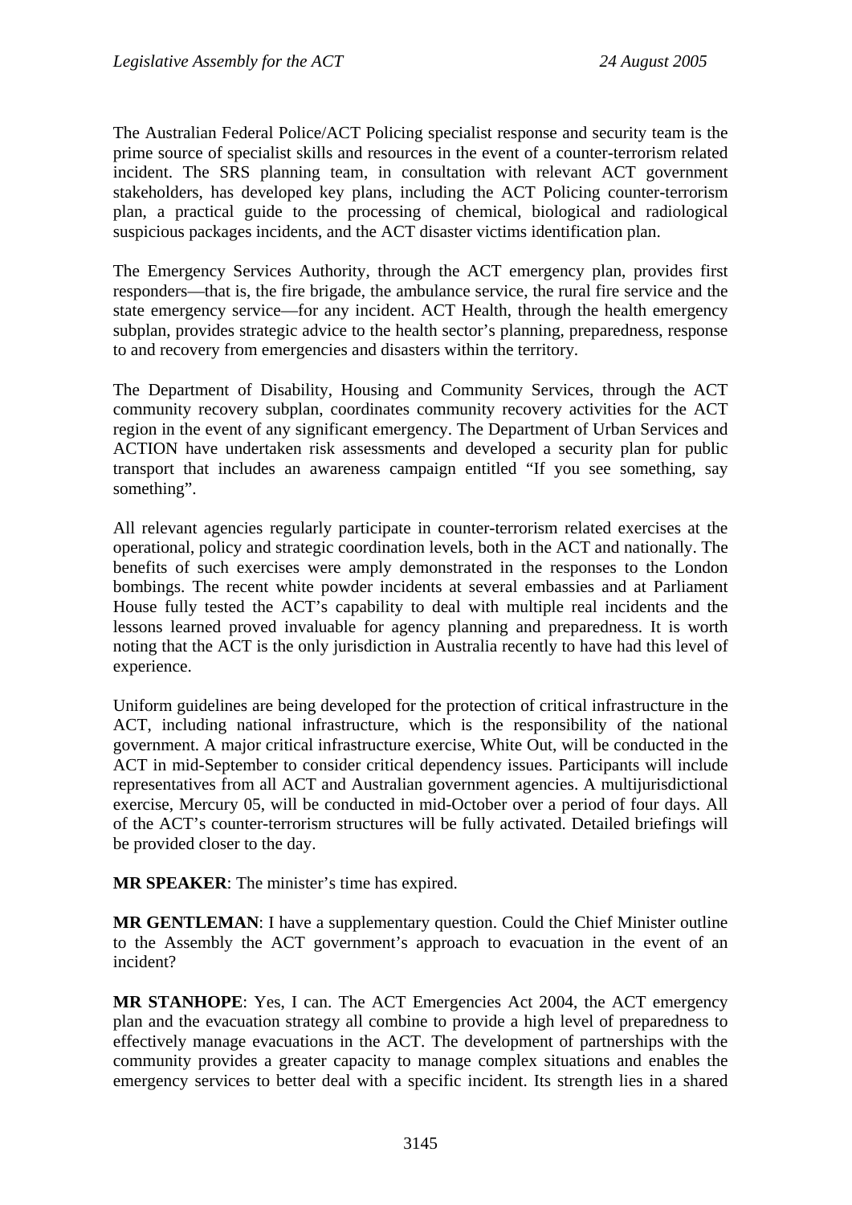The Australian Federal Police/ACT Policing specialist response and security team is the prime source of specialist skills and resources in the event of a counter-terrorism related incident. The SRS planning team, in consultation with relevant ACT government stakeholders, has developed key plans, including the ACT Policing counter-terrorism plan, a practical guide to the processing of chemical, biological and radiological suspicious packages incidents, and the ACT disaster victims identification plan.

The Emergency Services Authority, through the ACT emergency plan, provides first responders—that is, the fire brigade, the ambulance service, the rural fire service and the state emergency service—for any incident. ACT Health, through the health emergency subplan, provides strategic advice to the health sector's planning, preparedness, response to and recovery from emergencies and disasters within the territory.

The Department of Disability, Housing and Community Services, through the ACT community recovery subplan, coordinates community recovery activities for the ACT region in the event of any significant emergency. The Department of Urban Services and ACTION have undertaken risk assessments and developed a security plan for public transport that includes an awareness campaign entitled "If you see something, say something".

All relevant agencies regularly participate in counter-terrorism related exercises at the operational, policy and strategic coordination levels, both in the ACT and nationally. The benefits of such exercises were amply demonstrated in the responses to the London bombings. The recent white powder incidents at several embassies and at Parliament House fully tested the ACT's capability to deal with multiple real incidents and the lessons learned proved invaluable for agency planning and preparedness. It is worth noting that the ACT is the only jurisdiction in Australia recently to have had this level of experience.

Uniform guidelines are being developed for the protection of critical infrastructure in the ACT, including national infrastructure, which is the responsibility of the national government. A major critical infrastructure exercise, White Out, will be conducted in the ACT in mid-September to consider critical dependency issues. Participants will include representatives from all ACT and Australian government agencies. A multijurisdictional exercise, Mercury 05, will be conducted in mid-October over a period of four days. All of the ACT's counter-terrorism structures will be fully activated. Detailed briefings will be provided closer to the day.

**MR SPEAKER**: The minister's time has expired.

**MR GENTLEMAN**: I have a supplementary question. Could the Chief Minister outline to the Assembly the ACT government's approach to evacuation in the event of an incident?

**MR STANHOPE**: Yes, I can. The ACT Emergencies Act 2004, the ACT emergency plan and the evacuation strategy all combine to provide a high level of preparedness to effectively manage evacuations in the ACT. The development of partnerships with the community provides a greater capacity to manage complex situations and enables the emergency services to better deal with a specific incident. Its strength lies in a shared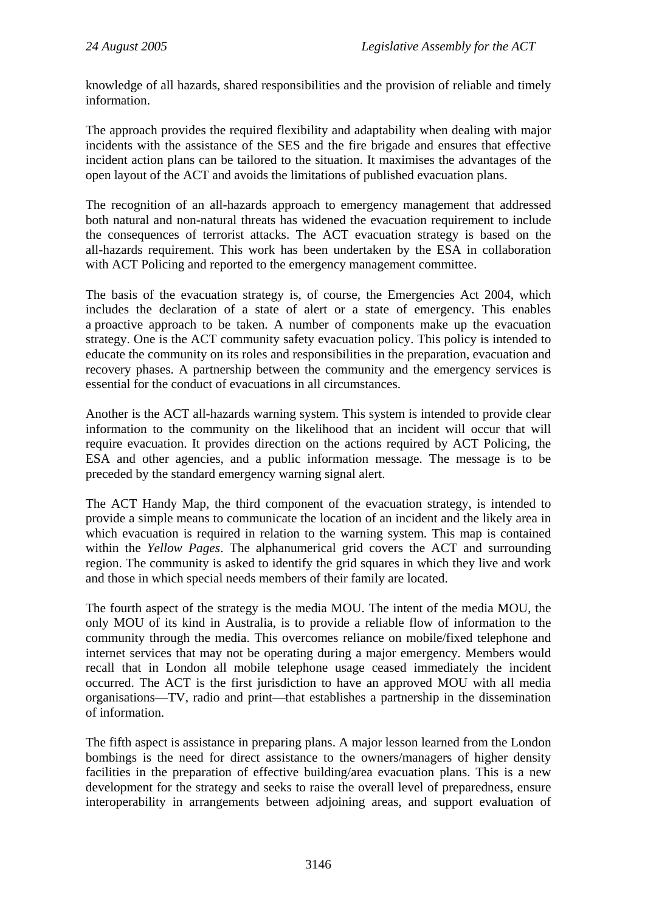knowledge of all hazards, shared responsibilities and the provision of reliable and timely information.

The approach provides the required flexibility and adaptability when dealing with major incidents with the assistance of the SES and the fire brigade and ensures that effective incident action plans can be tailored to the situation. It maximises the advantages of the open layout of the ACT and avoids the limitations of published evacuation plans.

The recognition of an all-hazards approach to emergency management that addressed both natural and non-natural threats has widened the evacuation requirement to include the consequences of terrorist attacks. The ACT evacuation strategy is based on the all-hazards requirement. This work has been undertaken by the ESA in collaboration with ACT Policing and reported to the emergency management committee.

The basis of the evacuation strategy is, of course, the Emergencies Act 2004, which includes the declaration of a state of alert or a state of emergency. This enables a proactive approach to be taken. A number of components make up the evacuation strategy. One is the ACT community safety evacuation policy. This policy is intended to educate the community on its roles and responsibilities in the preparation, evacuation and recovery phases. A partnership between the community and the emergency services is essential for the conduct of evacuations in all circumstances.

Another is the ACT all-hazards warning system. This system is intended to provide clear information to the community on the likelihood that an incident will occur that will require evacuation. It provides direction on the actions required by ACT Policing, the ESA and other agencies, and a public information message. The message is to be preceded by the standard emergency warning signal alert.

The ACT Handy Map, the third component of the evacuation strategy, is intended to provide a simple means to communicate the location of an incident and the likely area in which evacuation is required in relation to the warning system. This map is contained within the *Yellow Pages*. The alphanumerical grid covers the ACT and surrounding region. The community is asked to identify the grid squares in which they live and work and those in which special needs members of their family are located.

The fourth aspect of the strategy is the media MOU. The intent of the media MOU, the only MOU of its kind in Australia, is to provide a reliable flow of information to the community through the media. This overcomes reliance on mobile/fixed telephone and internet services that may not be operating during a major emergency. Members would recall that in London all mobile telephone usage ceased immediately the incident occurred. The ACT is the first jurisdiction to have an approved MOU with all media organisations—TV, radio and print—that establishes a partnership in the dissemination of information.

The fifth aspect is assistance in preparing plans. A major lesson learned from the London bombings is the need for direct assistance to the owners/managers of higher density facilities in the preparation of effective building/area evacuation plans. This is a new development for the strategy and seeks to raise the overall level of preparedness, ensure interoperability in arrangements between adjoining areas, and support evaluation of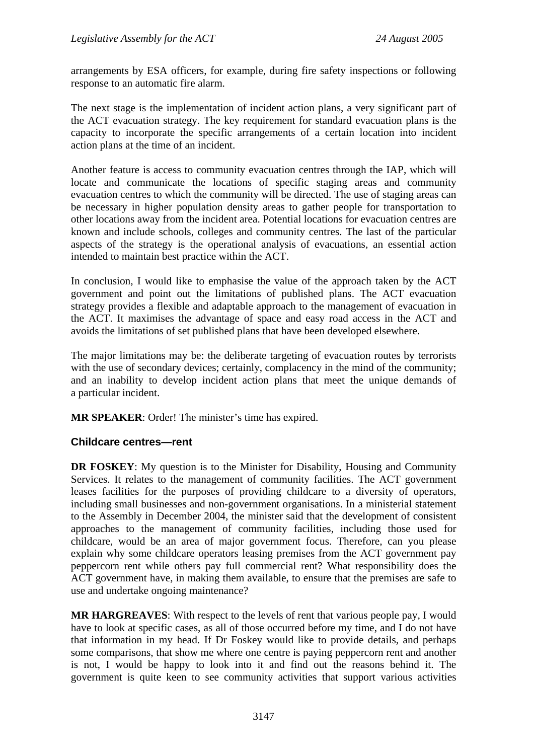arrangements by ESA officers, for example, during fire safety inspections or following response to an automatic fire alarm.

The next stage is the implementation of incident action plans, a very significant part of the ACT evacuation strategy. The key requirement for standard evacuation plans is the capacity to incorporate the specific arrangements of a certain location into incident action plans at the time of an incident.

Another feature is access to community evacuation centres through the IAP, which will locate and communicate the locations of specific staging areas and community evacuation centres to which the community will be directed. The use of staging areas can be necessary in higher population density areas to gather people for transportation to other locations away from the incident area. Potential locations for evacuation centres are known and include schools, colleges and community centres. The last of the particular aspects of the strategy is the operational analysis of evacuations, an essential action intended to maintain best practice within the ACT.

In conclusion, I would like to emphasise the value of the approach taken by the ACT government and point out the limitations of published plans. The ACT evacuation strategy provides a flexible and adaptable approach to the management of evacuation in the ACT. It maximises the advantage of space and easy road access in the ACT and avoids the limitations of set published plans that have been developed elsewhere.

The major limitations may be: the deliberate targeting of evacuation routes by terrorists with the use of secondary devices; certainly, complacency in the mind of the community; and an inability to develop incident action plans that meet the unique demands of a particular incident.

**MR SPEAKER**: Order! The minister's time has expired.

### Childcare centres—rent

**DR FOSKEY**: My question is to the Minister for Disability, Housing and Community Services. It relates to the management of community facilities. The ACT government leases facilities for the purposes of providing childcare to a diversity of operators, including small businesses and non-government organisations. In a ministerial statement to the Assembly in December 2004, the minister said that the development of consistent approaches to the management of community facilities, including those used for childcare, would be an area of major government focus. Therefore, can you please explain why some childcare operators leasing premises from the ACT government pay peppercorn rent while others pay full commercial rent? What responsibility does the ACT government have, in making them available, to ensure that the premises are safe to use and undertake ongoing maintenance?

**MR HARGREAVES**: With respect to the levels of rent that various people pay, I would have to look at specific cases, as all of those occurred before my time, and I do not have that information in my head. If Dr Foskey would like to provide details, and perhaps some comparisons, that show me where one centre is paying peppercorn rent and another is not, I would be happy to look into it and find out the reasons behind it. The government is quite keen to see community activities that support various activities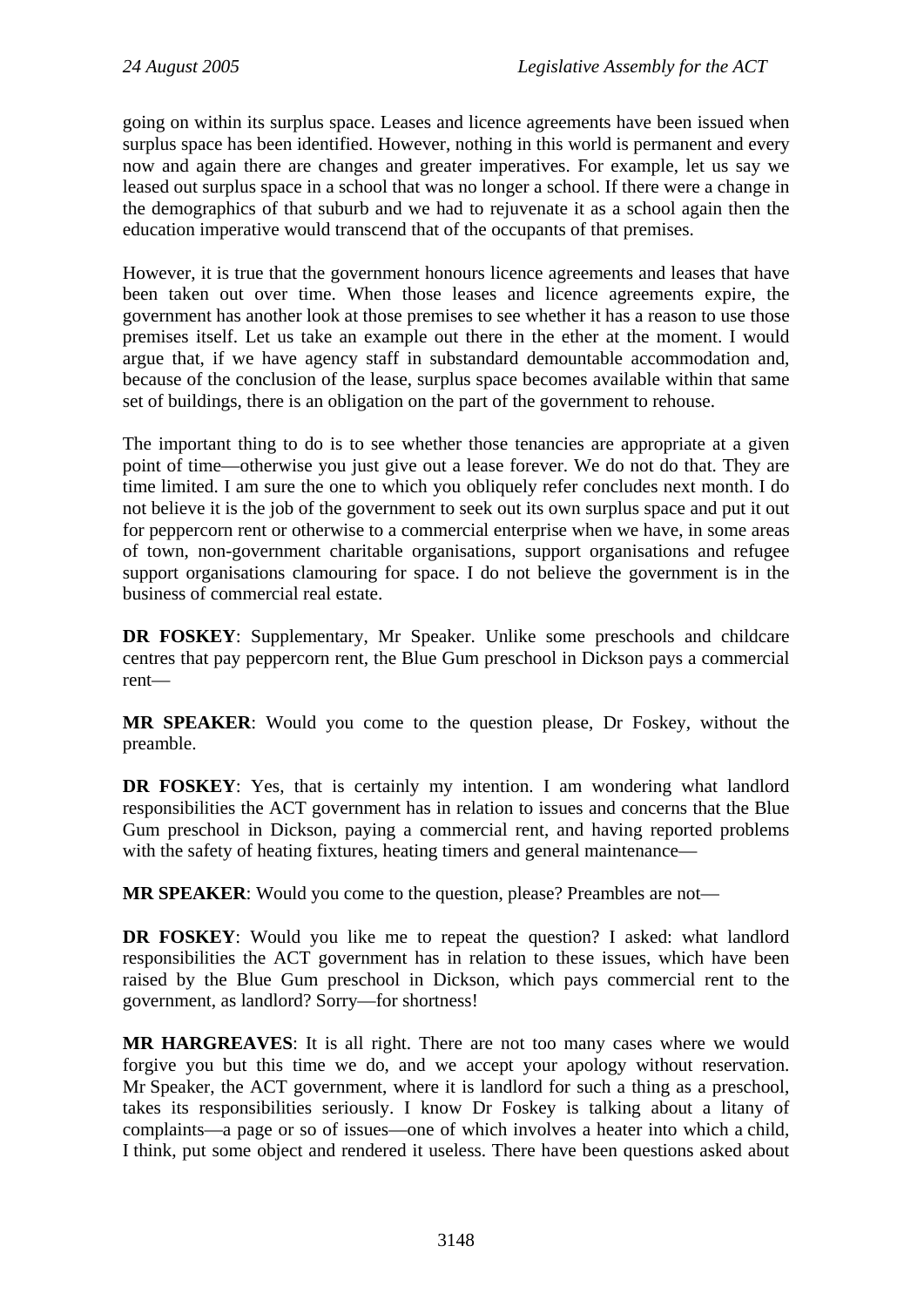going on within its surplus space. Leases and licence agreements have been issued when surplus space has been identified. However, nothing in this world is permanent and every now and again there are changes and greater imperatives. For example, let us say we leased out surplus space in a school that was no longer a school. If there were a change in the demographics of that suburb and we had to rejuvenate it as a school again then the education imperative would transcend that of the occupants of that premises.

However, it is true that the government honours licence agreements and leases that have been taken out over time. When those leases and licence agreements expire, the government has another look at those premises to see whether it has a reason to use those premises itself. Let us take an example out there in the ether at the moment. I would argue that, if we have agency staff in substandard demountable accommodation and, because of the conclusion of the lease, surplus space becomes available within that same set of buildings, there is an obligation on the part of the government to rehouse.

The important thing to do is to see whether those tenancies are appropriate at a given point of time—otherwise you just give out a lease forever. We do not do that. They are time limited. I am sure the one to which you obliquely refer concludes next month. I do not believe it is the job of the government to seek out its own surplus space and put it out for peppercorn rent or otherwise to a commercial enterprise when we have, in some areas of town, non-government charitable organisations, support organisations and refugee support organisations clamouring for space. I do not believe the government is in the business of commercial real estate.

**DR FOSKEY**: Supplementary, Mr Speaker. Unlike some preschools and childcare centres that pay peppercorn rent, the Blue Gum preschool in Dickson pays a commercial rent—

**MR SPEAKER**: Would you come to the question please, Dr Foskey, without the preamble.

**DR FOSKEY**: Yes, that is certainly my intention. I am wondering what landlord responsibilities the ACT government has in relation to issues and concerns that the Blue Gum preschool in Dickson, paying a commercial rent, and having reported problems with the safety of heating fixtures, heating timers and general maintenance—

**MR SPEAKER**: Would you come to the question, please? Preambles are not—

**DR FOSKEY**: Would you like me to repeat the question? I asked: what landlord responsibilities the ACT government has in relation to these issues, which have been raised by the Blue Gum preschool in Dickson, which pays commercial rent to the government, as landlord? Sorry—for shortness!

**MR HARGREAVES**: It is all right. There are not too many cases where we would forgive you but this time we do, and we accept your apology without reservation. Mr Speaker, the ACT government, where it is landlord for such a thing as a preschool, takes its responsibilities seriously. I know Dr Foskey is talking about a litany of complaints—a page or so of issues—one of which involves a heater into which a child, I think, put some object and rendered it useless. There have been questions asked about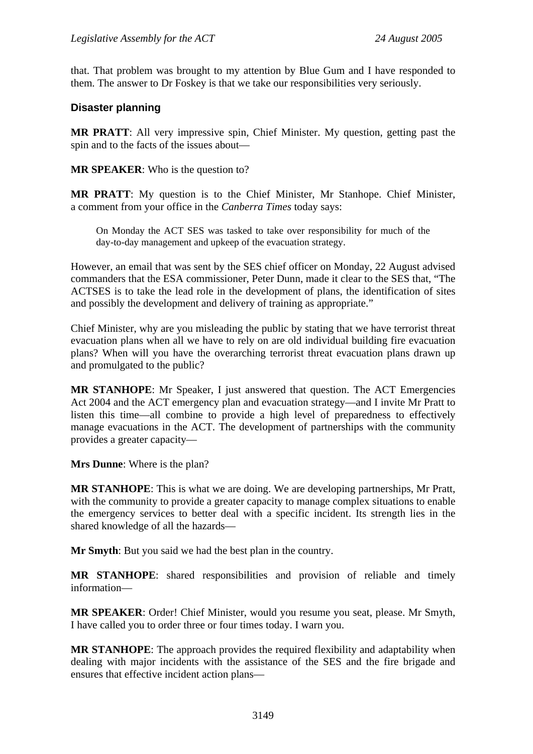that. That problem was brought to my attention by Blue Gum and I have responded to them. The answer to Dr Foskey is that we take our responsibilities very seriously.

### Disaster planning

**MR PRATT**: All very impressive spin, Chief Minister. My question, getting past the spin and to the facts of the issues about—

**MR SPEAKER**: Who is the question to?

**MR PRATT**: My question is to the Chief Minister, Mr Stanhope. Chief Minister, a comment from your office in the *Canberra Times* today says:

> On Monday the ACT SES was tasked to take over responsibility for much of the day-to-day management and upkeep of the evacuation strategy.

However, an email that was sent by the SES chief officer on Monday, 22 August advised commanders that the ESA commissioner, Peter Dunn, made it clear to the SES that, "The ACTSES is to take the lead role in the development of plans, the identification of sites and possibly the development and delivery of training as appropriate."

Chief Minister, why are you misleading the public by stating that we have terrorist threat evacuation plans when all we have to rely on are old individual building fire evacuation plans? When will you have the overarching terrorist threat evacuation plans drawn up and promulgated to the public?

**MR STANHOPE**: Mr Speaker, I just answered that question. The ACT Emergencies Act 2004 and the ACT emergency plan and evacuation strategy—and I invite Mr Pratt to listen this time—all combine to provide a high level of preparedness to effectively manage evacuations in the ACT. The development of partnerships with the community provides a greater capacity—

**Mrs Dunne**: Where is the plan?

**MR STANHOPE**: This is what we are doing. We are developing partnerships, Mr Pratt, with the community to provide a greater capacity to manage complex situations to enable the emergency services to better deal with a specific incident. Its strength lies in the shared knowledge of all the hazards—

**Mr Smyth**: But you said we had the best plan in the country.

**MR STANHOPE**: shared responsibilities and provision of reliable and timely information—

**MR SPEAKER**: Order! Chief Minister, would you resume you seat, please. Mr Smyth, I have called you to order three or four times today. I warn you.

**MR STANHOPE**: The approach provides the required flexibility and adaptability when dealing with major incidents with the assistance of the SES and the fire brigade and ensures that effective incident action plans—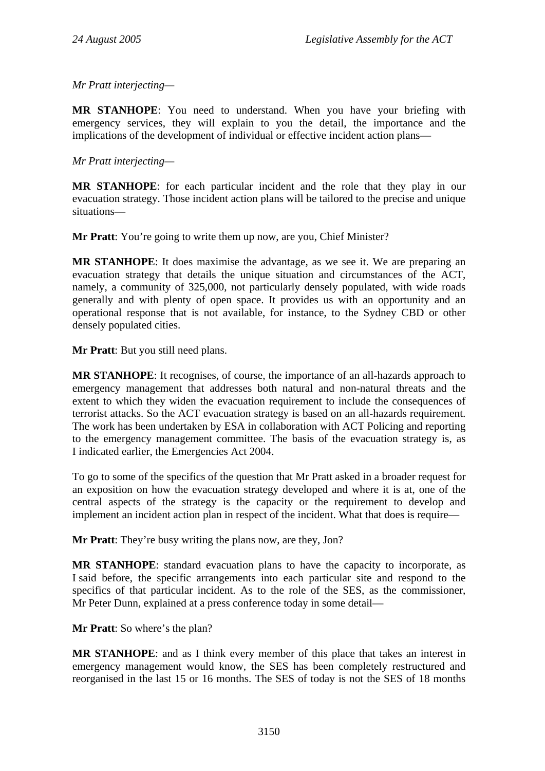*Mr Pratt interjecting*—

**MR STANHOPE**: You need to understand. When you have your briefing with emergency services, they will explain to you the detail, the importance and the implications of the development of individual or effective incident action plans—

*Mr Pratt interjecting*—

**MR STANHOPE**: for each particular incident and the role that they play in our evacuation strategy. Those incident action plans will be tailored to the precise and unique situations—

**Mr Pratt**: You're going to write them up now, are you, Chief Minister?

**MR STANHOPE**: It does maximise the advantage, as we see it. We are preparing an evacuation strategy that details the unique situation and circumstances of the ACT, namely, a community of 325,000, not particularly densely populated, with wide roads generally and with plenty of open space. It provides us with an opportunity and an operational response that is not available, for instance, to the Sydney CBD or other densely populated cities.

**Mr Pratt**: But you still need plans.

**MR STANHOPE**: It recognises, of course, the importance of an all-hazards approach to emergency management that addresses both natural and non-natural threats and the extent to which they widen the evacuation requirement to include the consequences of terrorist attacks. So the ACT evacuation strategy is based on an all-hazards requirement. The work has been undertaken by ESA in collaboration with ACT Policing and reporting to the emergency management committee. The basis of the evacuation strategy is, as I indicated earlier, the Emergencies Act 2004.

To go to some of the specifics of the question that Mr Pratt asked in a broader request for an exposition on how the evacuation strategy developed and where it is at, one of the central aspects of the strategy is the capacity or the requirement to develop and implement an incident action plan in respect of the incident. What that does is require—

**Mr Pratt**: They're busy writing the plans now, are they, Jon?

**MR STANHOPE**: standard evacuation plans to have the capacity to incorporate, as I said before, the specific arrangements into each particular site and respond to the specifics of that particular incident. As to the role of the SES, as the commissioner, Mr Peter Dunn, explained at a press conference today in some detail—

**Mr Pratt**: So where's the plan?

**MR STANHOPE**: and as I think every member of this place that takes an interest in emergency management would know, the SES has been completely restructured and reorganised in the last 15 or 16 months. The SES of today is not the SES of 18 months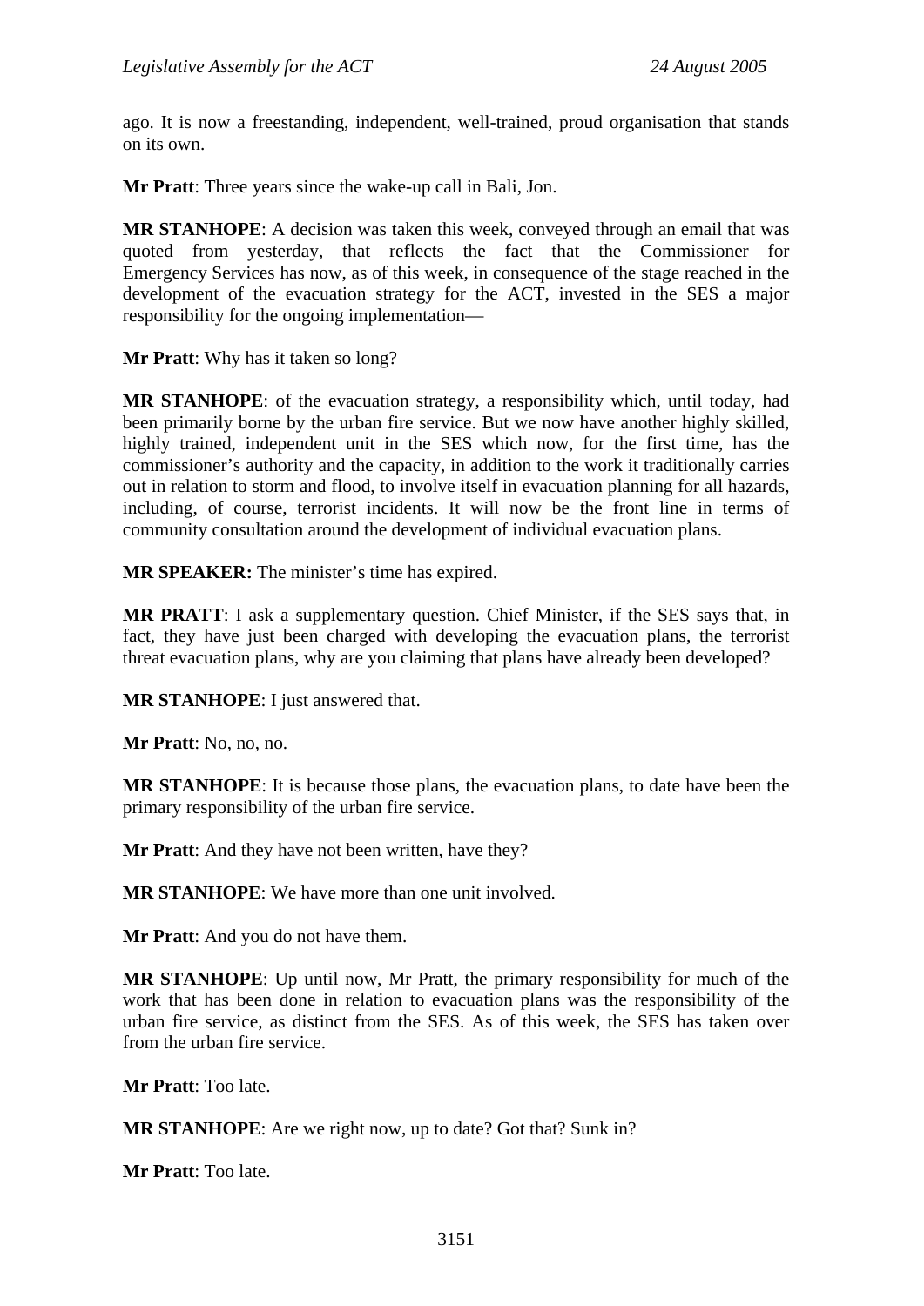ago. It is now a freestanding, independent, well-trained, proud organisation that stands on its own.

**Mr Pratt**: Three years since the wake-up call in Bali, Jon.

**MR STANHOPE**: A decision was taken this week, conveyed through an email that was quoted from yesterday, that reflects the fact that the Commissioner for Emergency Services has now, as of this week, in consequence of the stage reached in the development of the evacuation strategy for the ACT, invested in the SES a major responsibility for the ongoing implementation—

**Mr Pratt**: Why has it taken so long?

**MR STANHOPE**: of the evacuation strategy, a responsibility which, until today, had been primarily borne by the urban fire service. But we now have another highly skilled, highly trained, independent unit in the SES which now, for the first time, has the commissioner's authority and the capacity, in addition to the work it traditionally carries out in relation to storm and flood, to involve itself in evacuation planning for all hazards, including, of course, terrorist incidents. It will now be the front line in terms of community consultation around the development of individual evacuation plans.

**MR SPEAKER:** The minister's time has expired.

**MR PRATT**: I ask a supplementary question. Chief Minister, if the SES says that, in fact, they have just been charged with developing the evacuation plans, the terrorist threat evacuation plans, why are you claiming that plans have already been developed?

**MR STANHOPE**: I just answered that.

**Mr Pratt**: No, no, no.

**MR STANHOPE**: It is because those plans, the evacuation plans, to date have been the primary responsibility of the urban fire service.

**Mr Pratt**: And they have not been written, have they?

**MR STANHOPE**: We have more than one unit involved.

**Mr Pratt**: And you do not have them.

**MR STANHOPE**: Up until now, Mr Pratt, the primary responsibility for much of the work that has been done in relation to evacuation plans was the responsibility of the urban fire service, as distinct from the SES. As of this week, the SES has taken over from the urban fire service.

**Mr Pratt**: Too late.

**MR STANHOPE**: Are we right now, up to date? Got that? Sunk in?

**Mr Pratt**: Too late.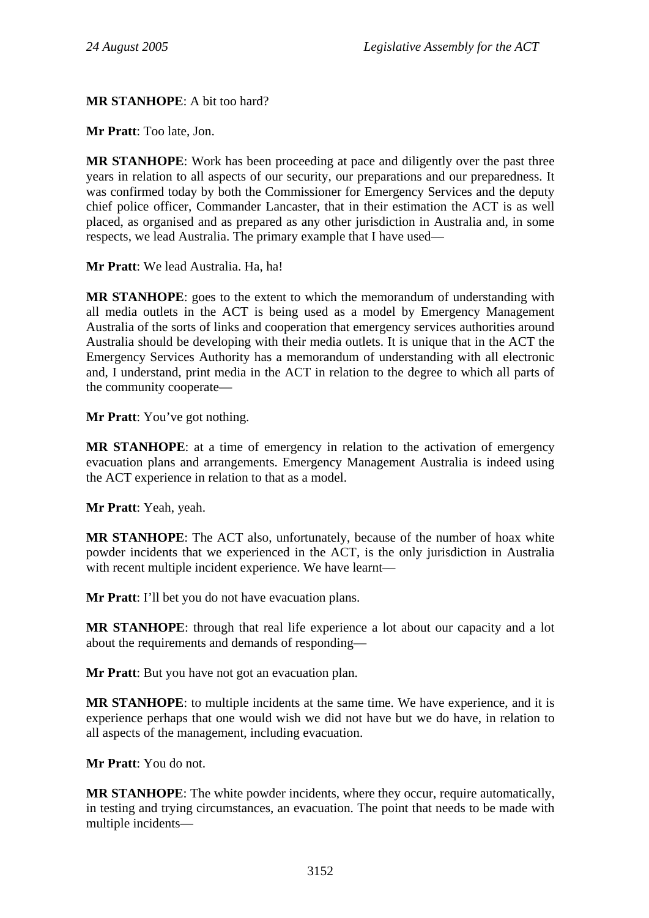**MR STANHOPE**: A bit too hard?

**Mr Pratt**: Too late, Jon.

**MR STANHOPE**: Work has been proceeding at pace and diligently over the past three years in relation to all aspects of our security, our preparations and our preparedness. It was confirmed today by both the Commissioner for Emergency Services and the deputy chief police officer, Commander Lancaster, that in their estimation the ACT is as well placed, as organised and as prepared as any other jurisdiction in Australia and, in some respects, we lead Australia. The primary example that I have used—

**Mr Pratt**: We lead Australia. Ha, ha!

**MR STANHOPE**: goes to the extent to which the memorandum of understanding with all media outlets in the ACT is being used as a model by Emergency Management Australia of the sorts of links and cooperation that emergency services authorities around Australia should be developing with their media outlets. It is unique that in the ACT the Emergency Services Authority has a memorandum of understanding with all electronic and, I understand, print media in the ACT in relation to the degree to which all parts of the community cooperate—

**Mr Pratt**: You've got nothing.

**MR STANHOPE**: at a time of emergency in relation to the activation of emergency evacuation plans and arrangements. Emergency Management Australia is indeed using the ACT experience in relation to that as a model.

**Mr Pratt**: Yeah, yeah.

**MR STANHOPE**: The ACT also, unfortunately, because of the number of hoax white powder incidents that we experienced in the ACT, is the only jurisdiction in Australia with recent multiple incident experience. We have learnt—

**Mr Pratt**: I'll bet you do not have evacuation plans.

**MR STANHOPE**: through that real life experience a lot about our capacity and a lot about the requirements and demands of responding—

**Mr Pratt**: But you have not got an evacuation plan.

**MR STANHOPE**: to multiple incidents at the same time. We have experience, and it is experience perhaps that one would wish we did not have but we do have, in relation to all aspects of the management, including evacuation.

**Mr Pratt**: You do not.

**MR STANHOPE**: The white powder incidents, where they occur, require automatically, in testing and trying circumstances, an evacuation. The point that needs to be made with multiple incidents—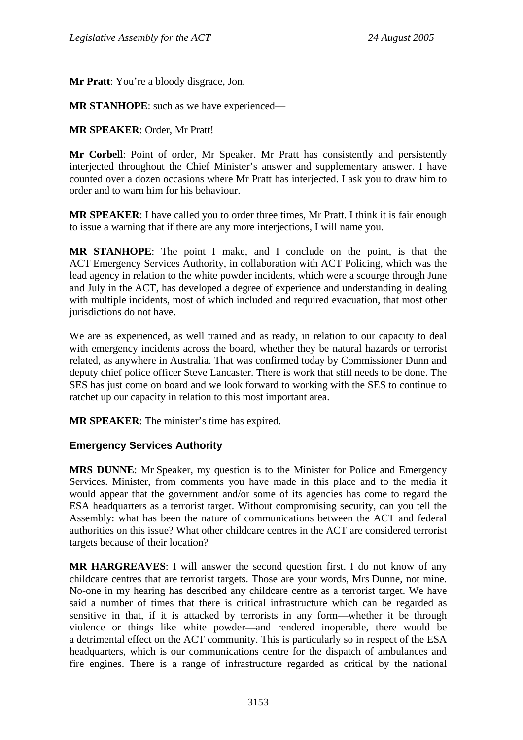**Mr Pratt**: You're a bloody disgrace, Jon.

**MR STANHOPE**: such as we have experienced—

**MR SPEAKER**: Order, Mr Pratt!

**Mr Corbell**: Point of order, Mr Speaker. Mr Pratt has consistently and persistently interjected throughout the Chief Minister's answer and supplementary answer. I have counted over a dozen occasions where Mr Pratt has interjected. I ask you to draw him to order and to warn him for his behaviour.

**MR SPEAKER**: I have called you to order three times, Mr Pratt. I think it is fair enough to issue a warning that if there are any more interjections, I will name you.

**MR STANHOPE**: The point I make, and I conclude on the point, is that the ACT Emergency Services Authority, in collaboration with ACT Policing, which was the lead agency in relation to the white powder incidents, which were a scourge through June and July in the ACT, has developed a degree of experience and understanding in dealing with multiple incidents, most of which included and required evacuation, that most other jurisdictions do not have.

We are as experienced, as well trained and as ready, in relation to our capacity to deal with emergency incidents across the board, whether they be natural hazards or terrorist related, as anywhere in Australia. That was confirmed today by Commissioner Dunn and deputy chief police officer Steve Lancaster. There is work that still needs to be done. The SES has just come on board and we look forward to working with the SES to continue to ratchet up our capacity in relation to this most important area.

**MR SPEAKER**: The minister's time has expired.

### Emergency Services Authority

**MRS DUNNE**: Mr Speaker, my question is to the Minister for Police and Emergency Services. Minister, from comments you have made in this place and to the media it would appear that the government and/or some of its agencies has come to regard the ESA headquarters as a terrorist target. Without compromising security, can you tell the Assembly: what has been the nature of communications between the ACT and federal authorities on this issue? What other childcare centres in the ACT are considered terrorist targets because of their location?

**MR HARGREAVES**: I will answer the second question first. I do not know of any childcare centres that are terrorist targets. Those are your words, Mrs Dunne, not mine. No-one in my hearing has described any childcare centre as a terrorist target. We have said a number of times that there is critical infrastructure which can be regarded as sensitive in that, if it is attacked by terrorists in any form—whether it be through violence or things like white powder—and rendered inoperable, there would be a detrimental effect on the ACT community. This is particularly so in respect of the ESA headquarters, which is our communications centre for the dispatch of ambulances and fire engines. There is a range of infrastructure regarded as critical by the national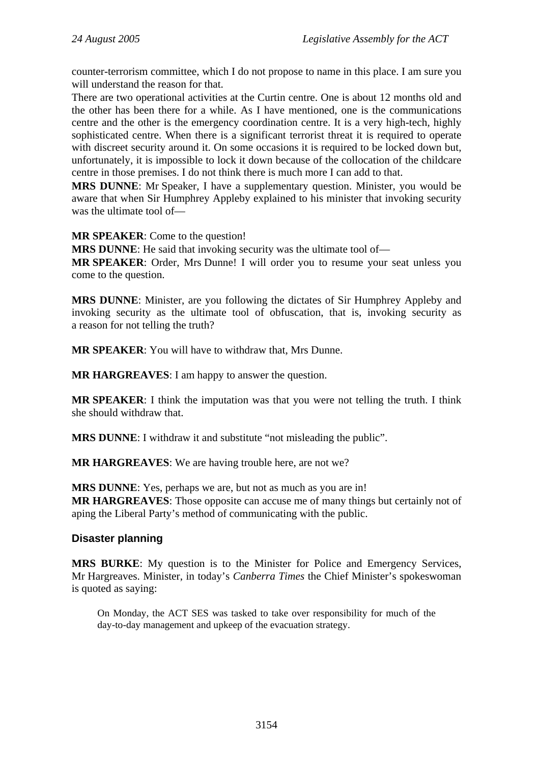counter-terrorism committee, which I do not propose to name in this place. I am sure you will understand the reason for that.

There are two operational activities at the Curtin centre. One is about 12 months old and the other has been there for a while. As I have mentioned, one is the communications centre and the other is the emergency coordination centre. It is a very high-tech, highly sophisticated centre. When there is a significant terrorist threat it is required to operate with discreet security around it. On some occasions it is required to be locked down but, unfortunately, it is impossible to lock it down because of the collocation of the childcare centre in those premises. I do not think there is much more I can add to that.

**MRS DUNNE**: Mr Speaker, I have a supplementary question. Minister, you would be aware that when Sir Humphrey Appleby explained to his minister that invoking security was the ultimate tool of—

**MR SPEAKER**: Come to the question!

**MRS DUNNE**: He said that invoking security was the ultimate tool of—

**MR SPEAKER**: Order, Mrs Dunne! I will order you to resume your seat unless you come to the question.

**MRS DUNNE**: Minister, are you following the dictates of Sir Humphrey Appleby and invoking security as the ultimate tool of obfuscation, that is, invoking security as a reason for not telling the truth?

**MR SPEAKER**: You will have to withdraw that, Mrs Dunne.

**MR HARGREAVES**: I am happy to answer the question.

**MR SPEAKER**: I think the imputation was that you were not telling the truth. I think she should withdraw that.

**MRS DUNNE**: I withdraw it and substitute "not misleading the public".

**MR HARGREAVES**: We are having trouble here, are not we?

**MRS DUNNE**: Yes, perhaps we are, but not as much as you are in!

**MR HARGREAVES**: Those opposite can accuse me of many things but certainly not of aping the Liberal Party's method of communicating with the public.

## Disaster planning

**MRS BURKE**: My question is to the Minister for Police and Emergency Services, Mr Hargreaves. Minister, in today's *Canberra Times* the Chief Minister's spokeswoman is quoted as saying:

> On Monday, the ACT SES was tasked to take over responsibility for much of the day-to-day management and upkeep of the evacuation strategy.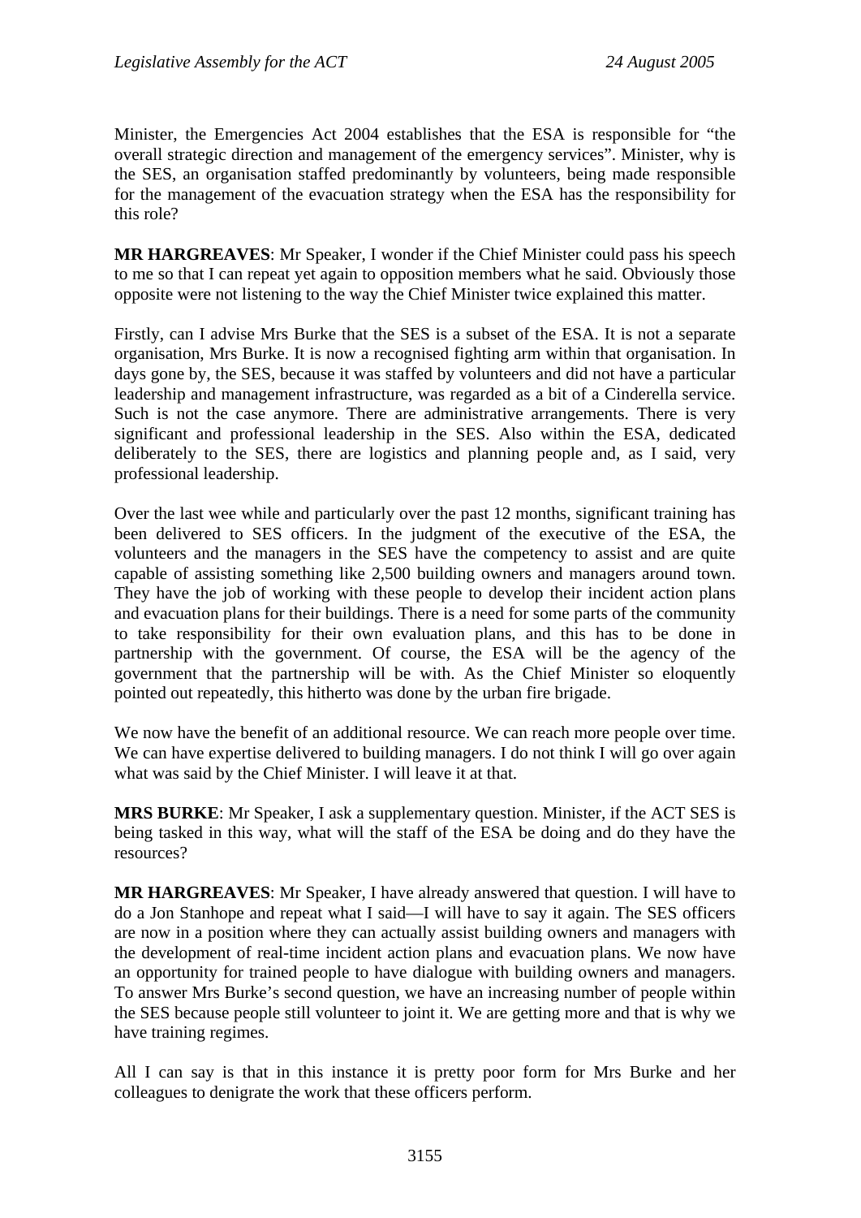Minister, the Emergencies Act 2004 establishes that the ESA is responsible for "the overall strategic direction and management of the emergency services". Minister, why is the SES, an organisation staffed predominantly by volunteers, being made responsible for the management of the evacuation strategy when the ESA has the responsibility for this role?

**MR HARGREAVES**: Mr Speaker, I wonder if the Chief Minister could pass his speech to me so that I can repeat yet again to opposition members what he said. Obviously those opposite were not listening to the way the Chief Minister twice explained this matter.

Firstly, can I advise Mrs Burke that the SES is a subset of the ESA. It is not a separate organisation, Mrs Burke. It is now a recognised fighting arm within that organisation. In days gone by, the SES, because it was staffed by volunteers and did not have a particular leadership and management infrastructure, was regarded as a bit of a Cinderella service. Such is not the case anymore. There are administrative arrangements. There is very significant and professional leadership in the SES. Also within the ESA, dedicated deliberately to the SES, there are logistics and planning people and, as I said, very professional leadership.

Over the last wee while and particularly over the past 12 months, significant training has been delivered to SES officers. In the judgment of the executive of the ESA, the volunteers and the managers in the SES have the competency to assist and are quite capable of assisting something like 2,500 building owners and managers around town. They have the job of working with these people to develop their incident action plans and evacuation plans for their buildings. There is a need for some parts of the community to take responsibility for their own evaluation plans, and this has to be done in partnership with the government. Of course, the ESA will be the agency of the government that the partnership will be with. As the Chief Minister so eloquently pointed out repeatedly, this hitherto was done by the urban fire brigade.

We now have the benefit of an additional resource. We can reach more people over time. We can have expertise delivered to building managers. I do not think I will go over again what was said by the Chief Minister. I will leave it at that.

**MRS BURKE**: Mr Speaker, I ask a supplementary question. Minister, if the ACT SES is being tasked in this way, what will the staff of the ESA be doing and do they have the resources?

**MR HARGREAVES**: Mr Speaker, I have already answered that question. I will have to do a Jon Stanhope and repeat what I said—I will have to say it again. The SES officers are now in a position where they can actually assist building owners and managers with the development of real-time incident action plans and evacuation plans. We now have an opportunity for trained people to have dialogue with building owners and managers. To answer Mrs Burke's second question, we have an increasing number of people within the SES because people still volunteer to joint it. We are getting more and that is why we have training regimes.

All I can say is that in this instance it is pretty poor form for Mrs Burke and her colleagues to denigrate the work that these officers perform.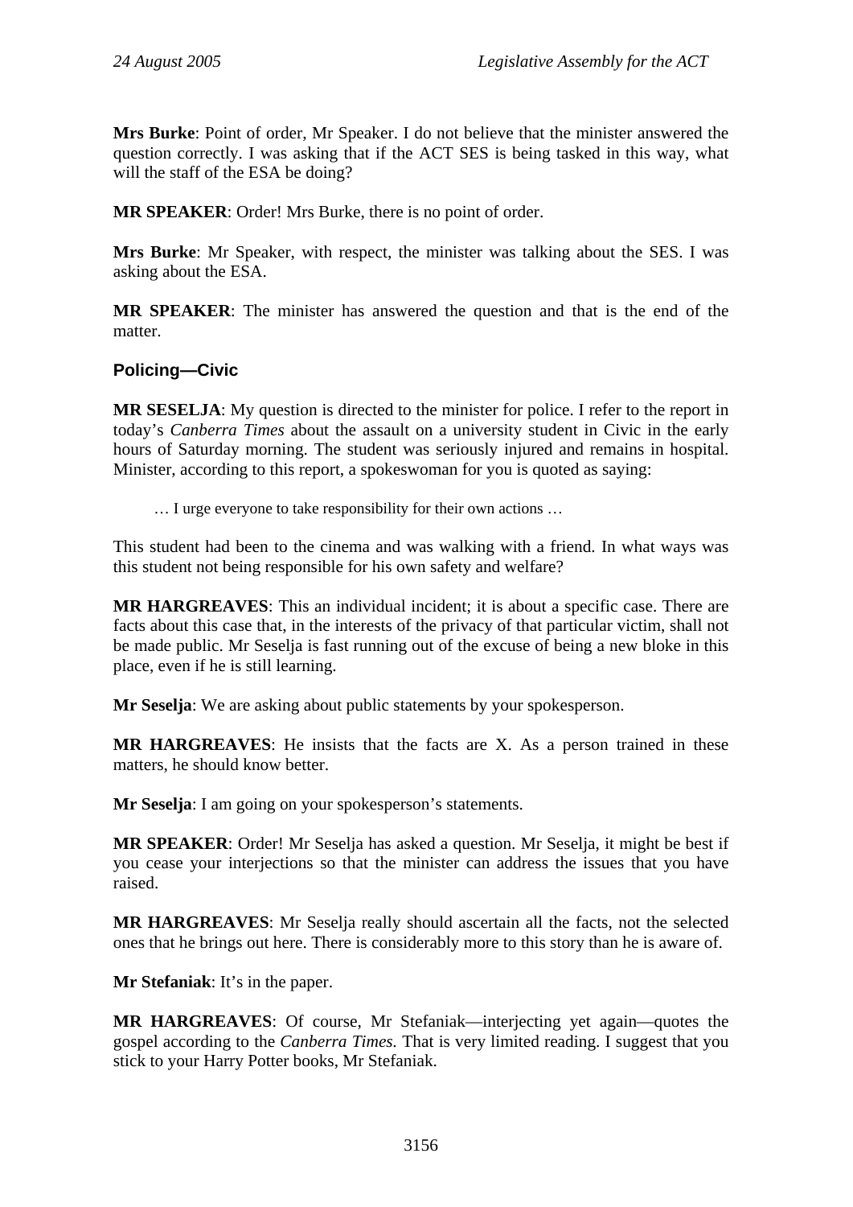**Mrs Burke**: Point of order, Mr Speaker. I do not believe that the minister answered the question correctly. I was asking that if the ACT SES is being tasked in this way, what will the staff of the ESA be doing?

**MR SPEAKER**: Order! Mrs Burke, there is no point of order.

**Mrs Burke**: Mr Speaker, with respect, the minister was talking about the SES. I was asking about the ESA.

**MR SPEAKER**: The minister has answered the question and that is the end of the matter.

### Policing—Civic

**MR SESELJA**: My question is directed to the minister for police. I refer to the report in today's *Canberra Times* about the assault on a university student in Civic in the early hours of Saturday morning. The student was seriously injured and remains in hospital. Minister, according to this report, a spokeswoman for you is quoted as saying:

> … I urge everyone to take responsibility for their own actions …

This student had been to the cinema and was walking with a friend. In what ways was this student not being responsible for his own safety and welfare?

**MR HARGREAVES**: This an individual incident; it is about a specific case. There are facts about this case that, in the interests of the privacy of that particular victim, shall not be made public. Mr Seselja is fast running out of the excuse of being a new bloke in this place, even if he is still learning.

**Mr Seselja**: We are asking about public statements by your spokesperson.

**MR HARGREAVES**: He insists that the facts are X. As a person trained in these matters, he should know better.

**Mr Seselja**: I am going on your spokesperson's statements.

**MR SPEAKER**: Order! Mr Seselja has asked a question. Mr Seselja, it might be best if you cease your interjections so that the minister can address the issues that you have raised.

**MR HARGREAVES**: Mr Seselja really should ascertain all the facts, not the selected ones that he brings out here. There is considerably more to this story than he is aware of.

**Mr Stefaniak**: It's in the paper.

**MR HARGREAVES**: Of course, Mr Stefaniak—interjecting yet again—quotes the gospel according to the *Canberra Times*. That is very limited reading. I suggest that you stick to your Harry Potter books, Mr Stefaniak.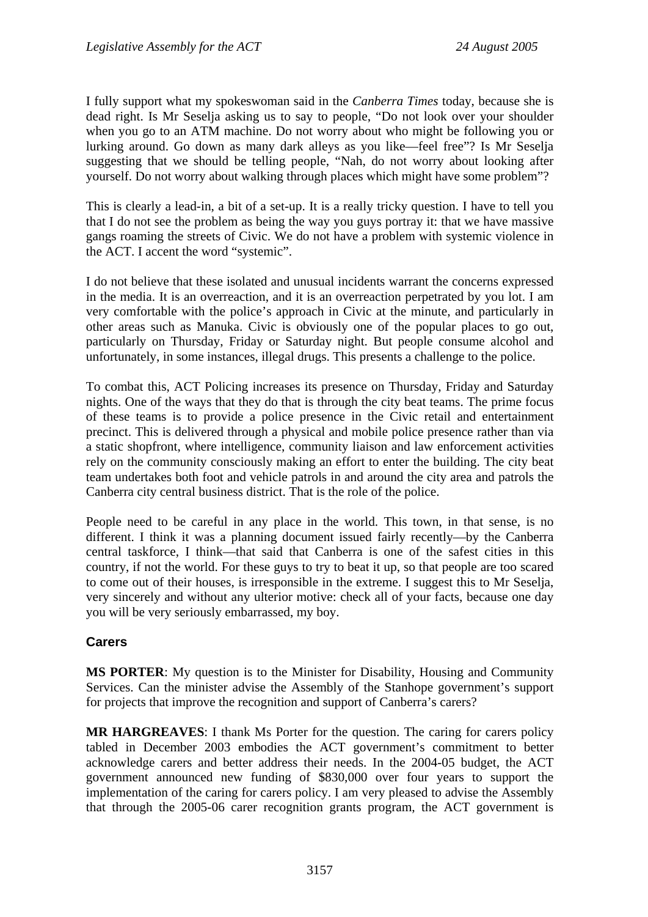I fully support what my spokeswoman said in the *Canberra Times* today, because she is dead right. Is Mr Seselja asking us to say to people, "Do not look over your shoulder when you go to an ATM machine. Do not worry about who might be following you or lurking around. Go down as many dark alleys as you like—feel free"? Is Mr Seselja suggesting that we should be telling people, "Nah, do not worry about looking after yourself. Do not worry about walking through places which might have some problem"?

This is clearly a lead-in, a bit of a set-up. It is a really tricky question. I have to tell you that I do not see the problem as being the way you guys portray it: that we have massive gangs roaming the streets of Civic. We do not have a problem with systemic violence in the ACT. I accent the word "systemic".

I do not believe that these isolated and unusual incidents warrant the concerns expressed in the media. It is an overreaction, and it is an overreaction perpetrated by you lot. I am very comfortable with the police's approach in Civic at the minute, and particularly in other areas such as Manuka. Civic is obviously one of the popular places to go out, particularly on Thursday, Friday or Saturday night. But people consume alcohol and unfortunately, in some instances, illegal drugs. This presents a challenge to the police.

To combat this, ACT Policing increases its presence on Thursday, Friday and Saturday nights. One of the ways that they do that is through the city beat teams. The prime focus of these teams is to provide a police presence in the Civic retail and entertainment precinct. This is delivered through a physical and mobile police presence rather than via a static shopfront, where intelligence, community liaison and law enforcement activities rely on the community consciously making an effort to enter the building. The city beat team undertakes both foot and vehicle patrols in and around the city area and patrols the Canberra city central business district. That is the role of the police.

People need to be careful in any place in the world. This town, in that sense, is no different. I think it was a planning document issued fairly recently—by the Canberra central taskforce, I think—that said that Canberra is one of the safest cities in this country, if not the world. For these guys to try to beat it up, so that people are too scared to come out of their houses, is irresponsible in the extreme. I suggest this to Mr Seselja, very sincerely and without any ulterior motive: check all of your facts, because one day you will be very seriously embarrassed, my boy.

## Carers

**MS PORTER**: My question is to the Minister for Disability, Housing and Community Services. Can the minister advise the Assembly of the Stanhope government's support for projects that improve the recognition and support of Canberra's carers?

**MR HARGREAVES**: I thank Ms Porter for the question. The caring for carers policy tabled in December 2003 embodies the ACT government's commitment to better acknowledge carers and better address their needs. In the 2004-05 budget, the ACT government announced new funding of $830,000 over four years to support the implementation of the caring for carers policy. I am very pleased to advise the Assembly that through the 2005-06 carer recognition grants program, the ACT government is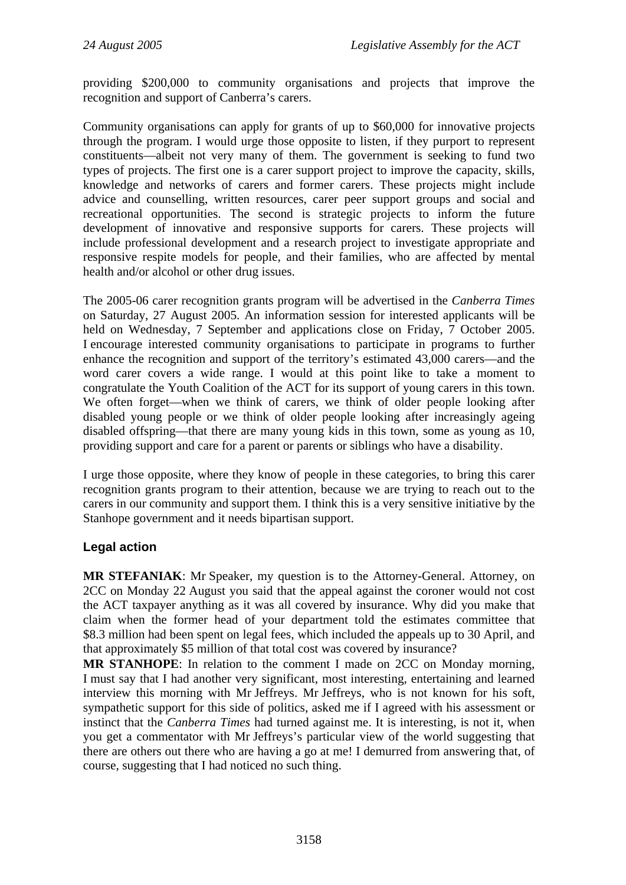providing $200,000 to community organisations and projects that improve the recognition and support of Canberra's carers.

Community organisations can apply for grants of up to $60,000 for innovative projects through the program. I would urge those opposite to listen, if they purport to represent constituents—albeit not very many of them. The government is seeking to fund two types of projects. The first one is a carer support project to improve the capacity, skills, knowledge and networks of carers and former carers. These projects might include advice and counselling, written resources, carer peer support groups and social and recreational opportunities. The second is strategic projects to inform the future development of innovative and responsive supports for carers. These projects will include professional development and a research project to investigate appropriate and responsive respite models for people, and their families, who are affected by mental health and/or alcohol or other drug issues.

The 2005-06 carer recognition grants program will be advertised in the *Canberra Times* on Saturday, 27 August 2005. An information session for interested applicants will be held on Wednesday, 7 September and applications close on Friday, 7 October 2005. I encourage interested community organisations to participate in programs to further enhance the recognition and support of the territory's estimated 43,000 carers—and the word carer covers a wide range. I would at this point like to take a moment to congratulate the Youth Coalition of the ACT for its support of young carers in this town. We often forget—when we think of carers, we think of older people looking after disabled young people or we think of older people looking after increasingly ageing disabled offspring—that there are many young kids in this town, some as young as 10, providing support and care for a parent or parents or siblings who have a disability.

I urge those opposite, where they know of people in these categories, to bring this carer recognition grants program to their attention, because we are trying to reach out to the carers in our community and support them. I think this is a very sensitive initiative by the Stanhope government and it needs bipartisan support.

## Legal action

**MR STEFANIAK**: Mr Speaker, my question is to the Attorney-General. Attorney, on 2CC on Monday 22 August you said that the appeal against the coroner would not cost the ACT taxpayer anything as it was all covered by insurance. Why did you make that claim when the former head of your department told the estimates committee that $8.3 million had been spent on legal fees, which included the appeals up to 30 April, and that approximately $5 million of that total cost was covered by insurance?

**MR STANHOPE**: In relation to the comment I made on 2CC on Monday morning, I must say that I had another very significant, most interesting, entertaining and learned interview this morning with Mr Jeffreys. Mr Jeffreys, who is not known for his soft, sympathetic support for this side of politics, asked me if I agreed with his assessment or instinct that the *Canberra Times* had turned against me. It is interesting, is not it, when you get a commentator with Mr Jeffreys's particular view of the world suggesting that there are others out there who are having a go at me! I demurred from answering that, of course, suggesting that I had noticed no such thing.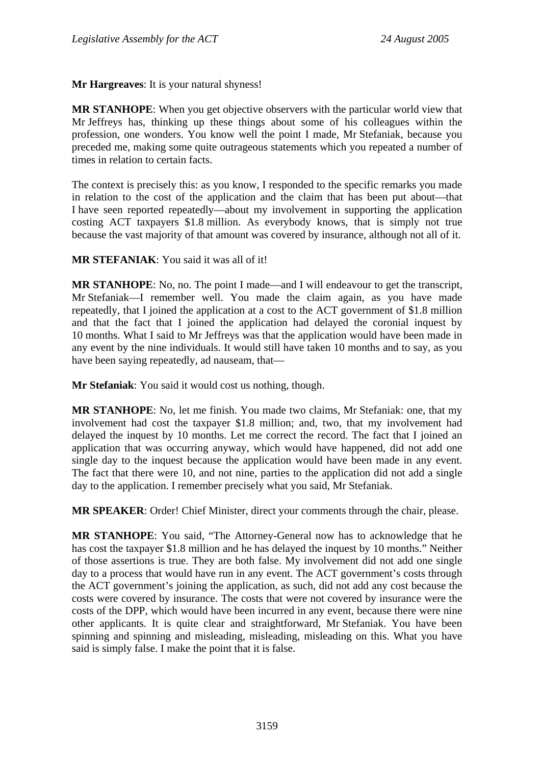**Mr Hargreaves**: It is your natural shyness!

**MR STANHOPE**: When you get objective observers with the particular world view that Mr Jeffreys has, thinking up these things about some of his colleagues within the profession, one wonders. You know well the point I made, Mr Stefaniak, because you preceded me, making some quite outrageous statements which you repeated a number of times in relation to certain facts.

The context is precisely this: as you know, I responded to the specific remarks you made in relation to the cost of the application and the claim that has been put about—that I have seen reported repeatedly—about my involvement in supporting the application costing ACT taxpayers $1.8 million. As everybody knows, that is simply not true because the vast majority of that amount was covered by insurance, although not all of it.

**MR STEFANIAK**: You said it was all of it!

**MR STANHOPE**: No, no. The point I made—and I will endeavour to get the transcript, Mr Stefaniak—I remember well. You made the claim again, as you have made repeatedly, that I joined the application at a cost to the ACT government of $1.8 million and that the fact that I joined the application had delayed the coronial inquest by 10 months. What I said to Mr Jeffreys was that the application would have been made in any event by the nine individuals. It would still have taken 10 months and to say, as you have been saying repeatedly, ad nauseam, that—

**Mr Stefaniak**: You said it would cost us nothing, though.

**MR STANHOPE**: No, let me finish. You made two claims, Mr Stefaniak: one, that my involvement had cost the taxpayer $1.8 million; and, two, that my involvement had delayed the inquest by 10 months. Let me correct the record. The fact that I joined an application that was occurring anyway, which would have happened, did not add one single day to the inquest because the application would have been made in any event. The fact that there were 10, and not nine, parties to the application did not add a single day to the application. I remember precisely what you said, Mr Stefaniak.

**MR SPEAKER**: Order! Chief Minister, direct your comments through the chair, please.

**MR STANHOPE**: You said, "The Attorney-General now has to acknowledge that he has cost the taxpayer $1.8 million and he has delayed the inquest by 10 months." Neither of those assertions is true. They are both false. My involvement did not add one single day to a process that would have run in any event. The ACT government's costs through the ACT government's joining the application, as such, did not add any cost because the costs were covered by insurance. The costs that were not covered by insurance were the costs of the DPP, which would have been incurred in any event, because there were nine other applicants. It is quite clear and straightforward, Mr Stefaniak. You have been spinning and spinning and misleading, misleading, misleading on this. What you have said is simply false. I make the point that it is false.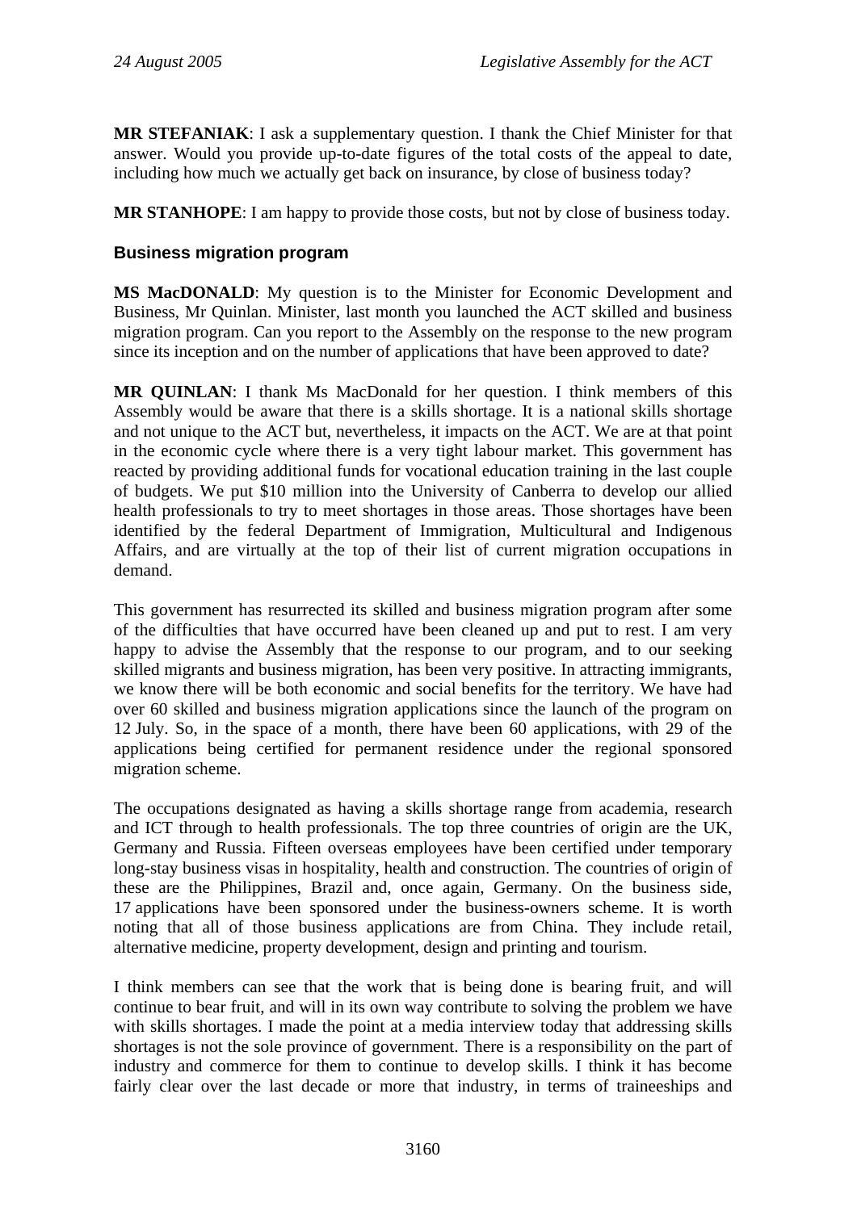**MR STEFANIAK**: I ask a supplementary question. I thank the Chief Minister for that answer. Would you provide up-to-date figures of the total costs of the appeal to date, including how much we actually get back on insurance, by close of business today?

**MR STANHOPE**: I am happy to provide those costs, but not by close of business today.

### Business migration program

**MS MacDONALD**: My question is to the Minister for Economic Development and Business, Mr Quinlan. Minister, last month you launched the ACT skilled and business migration program. Can you report to the Assembly on the response to the new program since its inception and on the number of applications that have been approved to date?

**MR QUINLAN**: I thank Ms MacDonald for her question. I think members of this Assembly would be aware that there is a skills shortage. It is a national skills shortage and not unique to the ACT but, nevertheless, it impacts on the ACT. We are at that point in the economic cycle where there is a very tight labour market. This government has reacted by providing additional funds for vocational education training in the last couple of budgets. We put $10 million into the University of Canberra to develop our allied health professionals to try to meet shortages in those areas. Those shortages have been identified by the federal Department of Immigration, Multicultural and Indigenous Affairs, and are virtually at the top of their list of current migration occupations in demand.

This government has resurrected its skilled and business migration program after some of the difficulties that have occurred have been cleaned up and put to rest. I am very happy to advise the Assembly that the response to our program, and to our seeking skilled migrants and business migration, has been very positive. In attracting immigrants, we know there will be both economic and social benefits for the territory. We have had over 60 skilled and business migration applications since the launch of the program on 12 July. So, in the space of a month, there have been 60 applications, with 29 of the applications being certified for permanent residence under the regional sponsored migration scheme.

The occupations designated as having a skills shortage range from academia, research and ICT through to health professionals. The top three countries of origin are the UK, Germany and Russia. Fifteen overseas employees have been certified under temporary long-stay business visas in hospitality, health and construction. The countries of origin of these are the Philippines, Brazil and, once again, Germany. On the business side, 17 applications have been sponsored under the business-owners scheme. It is worth noting that all of those business applications are from China. They include retail, alternative medicine, property development, design and printing and tourism.

I think members can see that the work that is being done is bearing fruit, and will continue to bear fruit, and will in its own way contribute to solving the problem we have with skills shortages. I made the point at a media interview today that addressing skills shortages is not the sole province of government. There is a responsibility on the part of industry and commerce for them to continue to develop skills. I think it has become fairly clear over the last decade or more that industry, in terms of traineeships and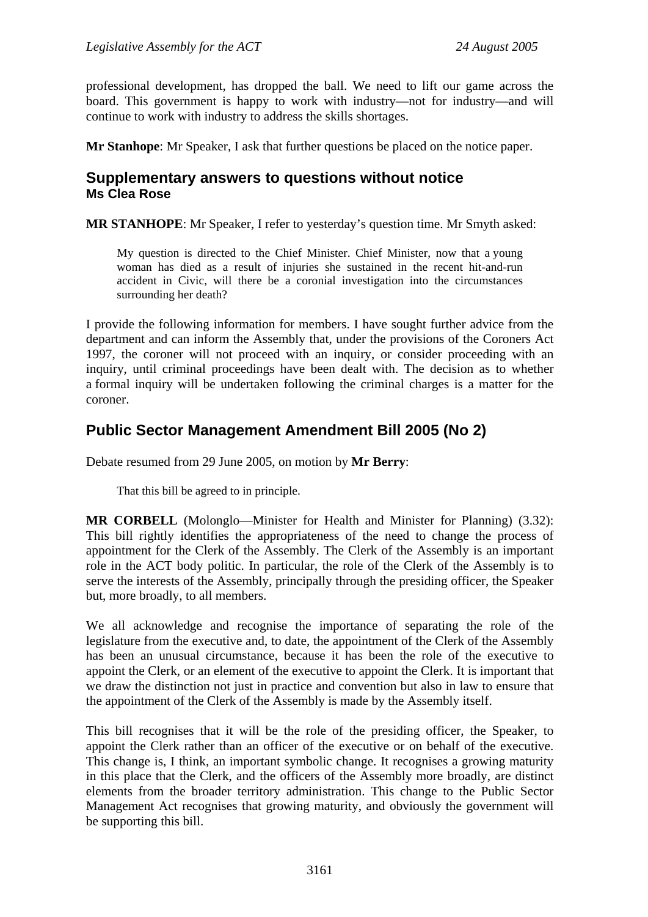professional development, has dropped the ball. We need to lift our game across the board. This government is happy to work with industry—not for industry—and will continue to work with industry to address the skills shortages.

**Mr Stanhope**: Mr Speaker, I ask that further questions be placed on the notice paper.

## Supplementary answers to questions without notice
### Ms Clea Rose

**MR STANHOPE**: Mr Speaker, I refer to yesterday's question time. Mr Smyth asked:

> My question is directed to the Chief Minister. Chief Minister, now that a young woman has died as a result of injuries she sustained in the recent hit-and-run accident in Civic, will there be a coronial investigation into the circumstances surrounding her death?

I provide the following information for members. I have sought further advice from the department and can inform the Assembly that, under the provisions of the Coroners Act 1997, the coroner will not proceed with an inquiry, or consider proceeding with an inquiry, until criminal proceedings have been dealt with. The decision as to whether a formal inquiry will be undertaken following the criminal charges is a matter for the coroner.

## Public Sector Management Amendment Bill 2005 (No 2)

Debate resumed from 29 June 2005, on motion by **Mr Berry**:

> That this bill be agreed to in principle.

**MR CORBELL** (Molonglo—Minister for Health and Minister for Planning) (3.32): This bill rightly identifies the appropriateness of the need to change the process of appointment for the Clerk of the Assembly. The Clerk of the Assembly is an important role in the ACT body politic. In particular, the role of the Clerk of the Assembly is to serve the interests of the Assembly, principally through the presiding officer, the Speaker but, more broadly, to all members.

We all acknowledge and recognise the importance of separating the role of the legislature from the executive and, to date, the appointment of the Clerk of the Assembly has been an unusual circumstance, because it has been the role of the executive to appoint the Clerk, or an element of the executive to appoint the Clerk. It is important that we draw the distinction not just in practice and convention but also in law to ensure that the appointment of the Clerk of the Assembly is made by the Assembly itself.

This bill recognises that it will be the role of the presiding officer, the Speaker, to appoint the Clerk rather than an officer of the executive or on behalf of the executive. This change is, I think, an important symbolic change. It recognises a growing maturity in this place that the Clerk, and the officers of the Assembly more broadly, are distinct elements from the broader territory administration. This change to the Public Sector Management Act recognises that growing maturity, and obviously the government will be supporting this bill.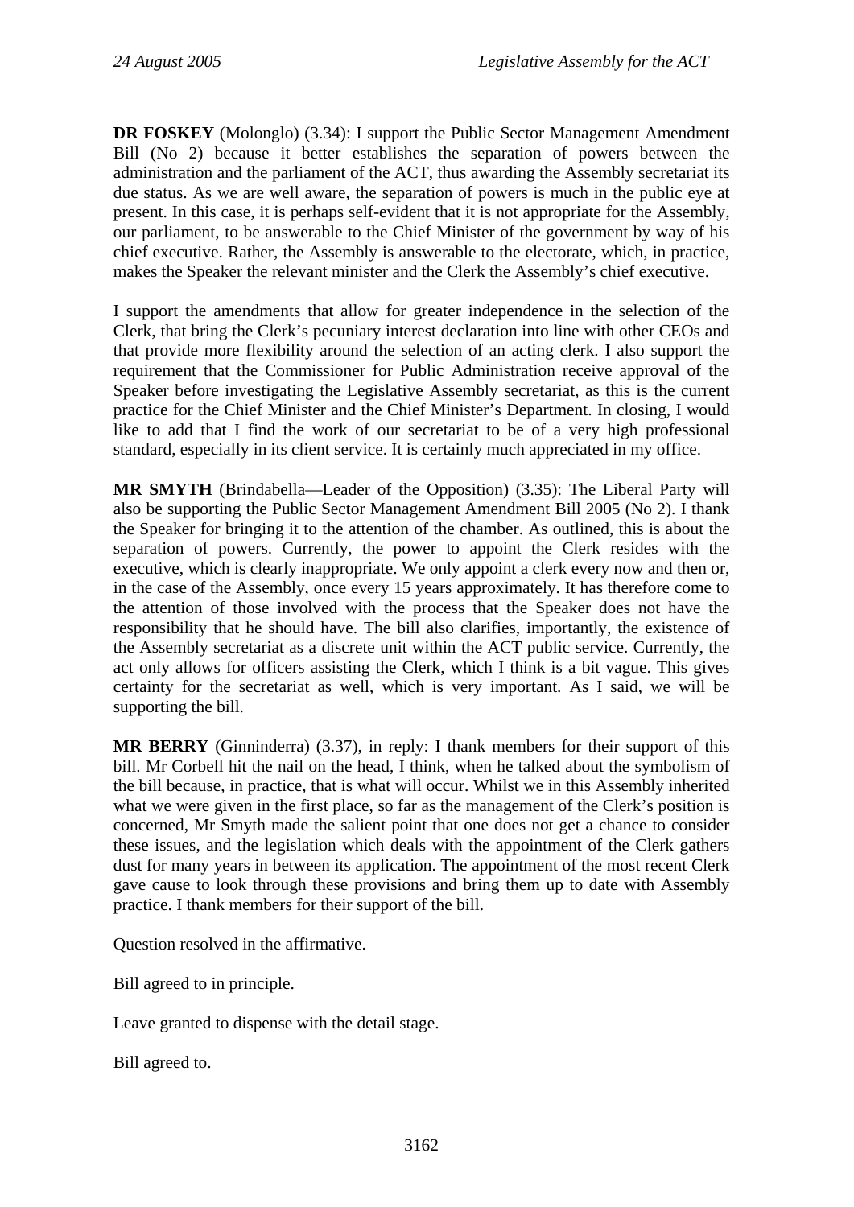**DR FOSKEY** (Molonglo) (3.34): I support the Public Sector Management Amendment Bill (No 2) because it better establishes the separation of powers between the administration and the parliament of the ACT, thus awarding the Assembly secretariat its due status. As we are well aware, the separation of powers is much in the public eye at present. In this case, it is perhaps self-evident that it is not appropriate for the Assembly, our parliament, to be answerable to the Chief Minister of the government by way of his chief executive. Rather, the Assembly is answerable to the electorate, which, in practice, makes the Speaker the relevant minister and the Clerk the Assembly's chief executive.

I support the amendments that allow for greater independence in the selection of the Clerk, that bring the Clerk's pecuniary interest declaration into line with other CEOs and that provide more flexibility around the selection of an acting clerk. I also support the requirement that the Commissioner for Public Administration receive approval of the Speaker before investigating the Legislative Assembly secretariat, as this is the current practice for the Chief Minister and the Chief Minister's Department. In closing, I would like to add that I find the work of our secretariat to be of a very high professional standard, especially in its client service. It is certainly much appreciated in my office.

**MR SMYTH** (Brindabella—Leader of the Opposition) (3.35): The Liberal Party will also be supporting the Public Sector Management Amendment Bill 2005 (No 2). I thank the Speaker for bringing it to the attention of the chamber. As outlined, this is about the separation of powers. Currently, the power to appoint the Clerk resides with the executive, which is clearly inappropriate. We only appoint a clerk every now and then or, in the case of the Assembly, once every 15 years approximately. It has therefore come to the attention of those involved with the process that the Speaker does not have the responsibility that he should have. The bill also clarifies, importantly, the existence of the Assembly secretariat as a discrete unit within the ACT public service. Currently, the act only allows for officers assisting the Clerk, which I think is a bit vague. This gives certainty for the secretariat as well, which is very important. As I said, we will be supporting the bill.

**MR BERRY** (Ginninderra) (3.37), in reply: I thank members for their support of this bill. Mr Corbell hit the nail on the head, I think, when he talked about the symbolism of the bill because, in practice, that is what will occur. Whilst we in this Assembly inherited what we were given in the first place, so far as the management of the Clerk's position is concerned, Mr Smyth made the salient point that one does not get a chance to consider these issues, and the legislation which deals with the appointment of the Clerk gathers dust for many years in between its application. The appointment of the most recent Clerk gave cause to look through these provisions and bring them up to date with Assembly practice. I thank members for their support of the bill.

Question resolved in the affirmative.

Bill agreed to in principle.

Leave granted to dispense with the detail stage.

Bill agreed to.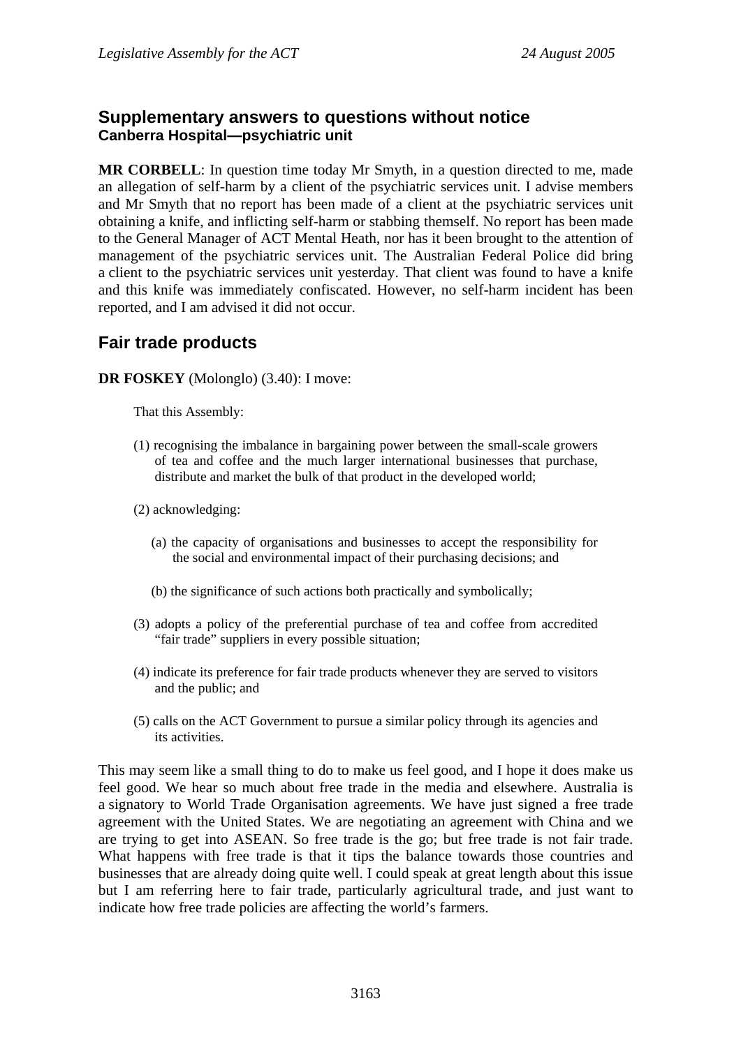## Supplementary answers to questions without notice
### Canberra Hospital—psychiatric unit

**MR CORBELL**: In question time today Mr Smyth, in a question directed to me, made an allegation of self-harm by a client of the psychiatric services unit. I advise members and Mr Smyth that no report has been made of a client at the psychiatric services unit obtaining a knife, and inflicting self-harm or stabbing themself. No report has been made to the General Manager of ACT Mental Heath, nor has it been brought to the attention of management of the psychiatric services unit. The Australian Federal Police did bring a client to the psychiatric services unit yesterday. That client was found to have a knife and this knife was immediately confiscated. However, no self-harm incident has been reported, and I am advised it did not occur.

## Fair trade products

**DR FOSKEY** (Molonglo) (3.40): I move:

> That this Assembly:
>
> (1) recognising the imbalance in bargaining power between the small-scale growers of tea and coffee and the much larger international businesses that purchase, distribute and market the bulk of that product in the developed world;
>
> (2) acknowledging:
>
> (a) the capacity of organisations and businesses to accept the responsibility for the social and environmental impact of their purchasing decisions; and
>
> (b) the significance of such actions both practically and symbolically;
>
> (3) adopts a policy of the preferential purchase of tea and coffee from accredited "fair trade" suppliers in every possible situation;
>
> (4) indicate its preference for fair trade products whenever they are served to visitors and the public; and
>
> (5) calls on the ACT Government to pursue a similar policy through its agencies and its activities.

This may seem like a small thing to do to make us feel good, and I hope it does make us feel good. We hear so much about free trade in the media and elsewhere. Australia is a signatory to World Trade Organisation agreements. We have just signed a free trade agreement with the United States. We are negotiating an agreement with China and we are trying to get into ASEAN. So free trade is the go; but free trade is not fair trade. What happens with free trade is that it tips the balance towards those countries and businesses that are already doing quite well. I could speak at great length about this issue but I am referring here to fair trade, particularly agricultural trade, and just want to indicate how free trade policies are affecting the world's farmers.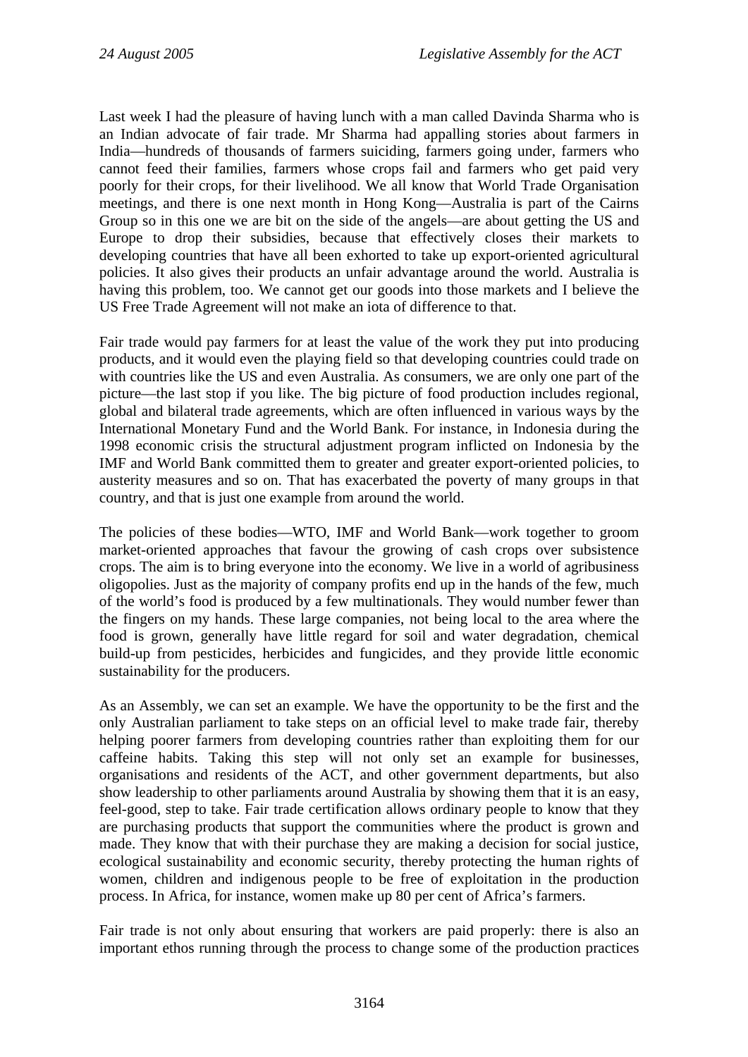Last week I had the pleasure of having lunch with a man called Davinda Sharma who is an Indian advocate of fair trade. Mr Sharma had appalling stories about farmers in India—hundreds of thousands of farmers suiciding, farmers going under, farmers who cannot feed their families, farmers whose crops fail and farmers who get paid very poorly for their crops, for their livelihood. We all know that World Trade Organisation meetings, and there is one next month in Hong Kong—Australia is part of the Cairns Group so in this one we are bit on the side of the angels—are about getting the US and Europe to drop their subsidies, because that effectively closes their markets to developing countries that have all been exhorted to take up export-oriented agricultural policies. It also gives their products an unfair advantage around the world. Australia is having this problem, too. We cannot get our goods into those markets and I believe the US Free Trade Agreement will not make an iota of difference to that.

Fair trade would pay farmers for at least the value of the work they put into producing products, and it would even the playing field so that developing countries could trade on with countries like the US and even Australia. As consumers, we are only one part of the picture—the last stop if you like. The big picture of food production includes regional, global and bilateral trade agreements, which are often influenced in various ways by the International Monetary Fund and the World Bank. For instance, in Indonesia during the 1998 economic crisis the structural adjustment program inflicted on Indonesia by the IMF and World Bank committed them to greater and greater export-oriented policies, to austerity measures and so on. That has exacerbated the poverty of many groups in that country, and that is just one example from around the world.

The policies of these bodies—WTO, IMF and World Bank—work together to groom market-oriented approaches that favour the growing of cash crops over subsistence crops. The aim is to bring everyone into the economy. We live in a world of agribusiness oligopolies. Just as the majority of company profits end up in the hands of the few, much of the world's food is produced by a few multinationals. They would number fewer than the fingers on my hands. These large companies, not being local to the area where the food is grown, generally have little regard for soil and water degradation, chemical build-up from pesticides, herbicides and fungicides, and they provide little economic sustainability for the producers.

As an Assembly, we can set an example. We have the opportunity to be the first and the only Australian parliament to take steps on an official level to make trade fair, thereby helping poorer farmers from developing countries rather than exploiting them for our caffeine habits. Taking this step will not only set an example for businesses, organisations and residents of the ACT, and other government departments, but also show leadership to other parliaments around Australia by showing them that it is an easy, feel-good, step to take. Fair trade certification allows ordinary people to know that they are purchasing products that support the communities where the product is grown and made. They know that with their purchase they are making a decision for social justice, ecological sustainability and economic security, thereby protecting the human rights of women, children and indigenous people to be free of exploitation in the production process. In Africa, for instance, women make up 80 per cent of Africa's farmers.

Fair trade is not only about ensuring that workers are paid properly: there is also an important ethos running through the process to change some of the production practices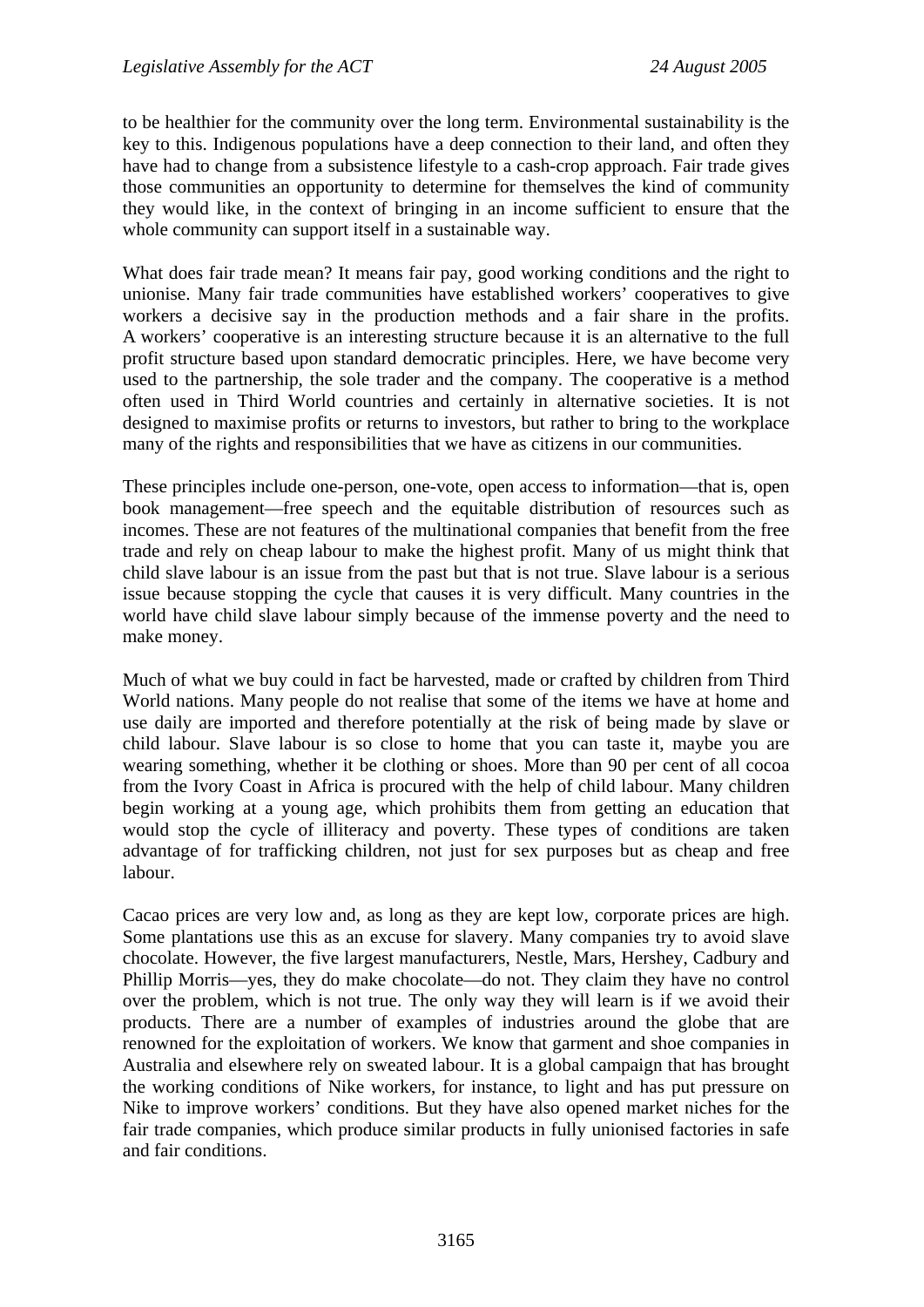to be healthier for the community over the long term. Environmental sustainability is the key to this. Indigenous populations have a deep connection to their land, and often they have had to change from a subsistence lifestyle to a cash-crop approach. Fair trade gives those communities an opportunity to determine for themselves the kind of community they would like, in the context of bringing in an income sufficient to ensure that the whole community can support itself in a sustainable way.

What does fair trade mean? It means fair pay, good working conditions and the right to unionise. Many fair trade communities have established workers' cooperatives to give workers a decisive say in the production methods and a fair share in the profits. A workers' cooperative is an interesting structure because it is an alternative to the full profit structure based upon standard democratic principles. Here, we have become very used to the partnership, the sole trader and the company. The cooperative is a method often used in Third World countries and certainly in alternative societies. It is not designed to maximise profits or returns to investors, but rather to bring to the workplace many of the rights and responsibilities that we have as citizens in our communities.

These principles include one-person, one-vote, open access to information—that is, open book management—free speech and the equitable distribution of resources such as incomes. These are not features of the multinational companies that benefit from the free trade and rely on cheap labour to make the highest profit. Many of us might think that child slave labour is an issue from the past but that is not true. Slave labour is a serious issue because stopping the cycle that causes it is very difficult. Many countries in the world have child slave labour simply because of the immense poverty and the need to make money.

Much of what we buy could in fact be harvested, made or crafted by children from Third World nations. Many people do not realise that some of the items we have at home and use daily are imported and therefore potentially at the risk of being made by slave or child labour. Slave labour is so close to home that you can taste it, maybe you are wearing something, whether it be clothing or shoes. More than 90 per cent of all cocoa from the Ivory Coast in Africa is procured with the help of child labour. Many children begin working at a young age, which prohibits them from getting an education that would stop the cycle of illiteracy and poverty. These types of conditions are taken advantage of for trafficking children, not just for sex purposes but as cheap and free labour.

Cacao prices are very low and, as long as they are kept low, corporate prices are high. Some plantations use this as an excuse for slavery. Many companies try to avoid slave chocolate. However, the five largest manufacturers, Nestle, Mars, Hershey, Cadbury and Phillip Morris—yes, they do make chocolate—do not. They claim they have no control over the problem, which is not true. The only way they will learn is if we avoid their products. There are a number of examples of industries around the globe that are renowned for the exploitation of workers. We know that garment and shoe companies in Australia and elsewhere rely on sweated labour. It is a global campaign that has brought the working conditions of Nike workers, for instance, to light and has put pressure on Nike to improve workers' conditions. But they have also opened market niches for the fair trade companies, which produce similar products in fully unionised factories in safe and fair conditions.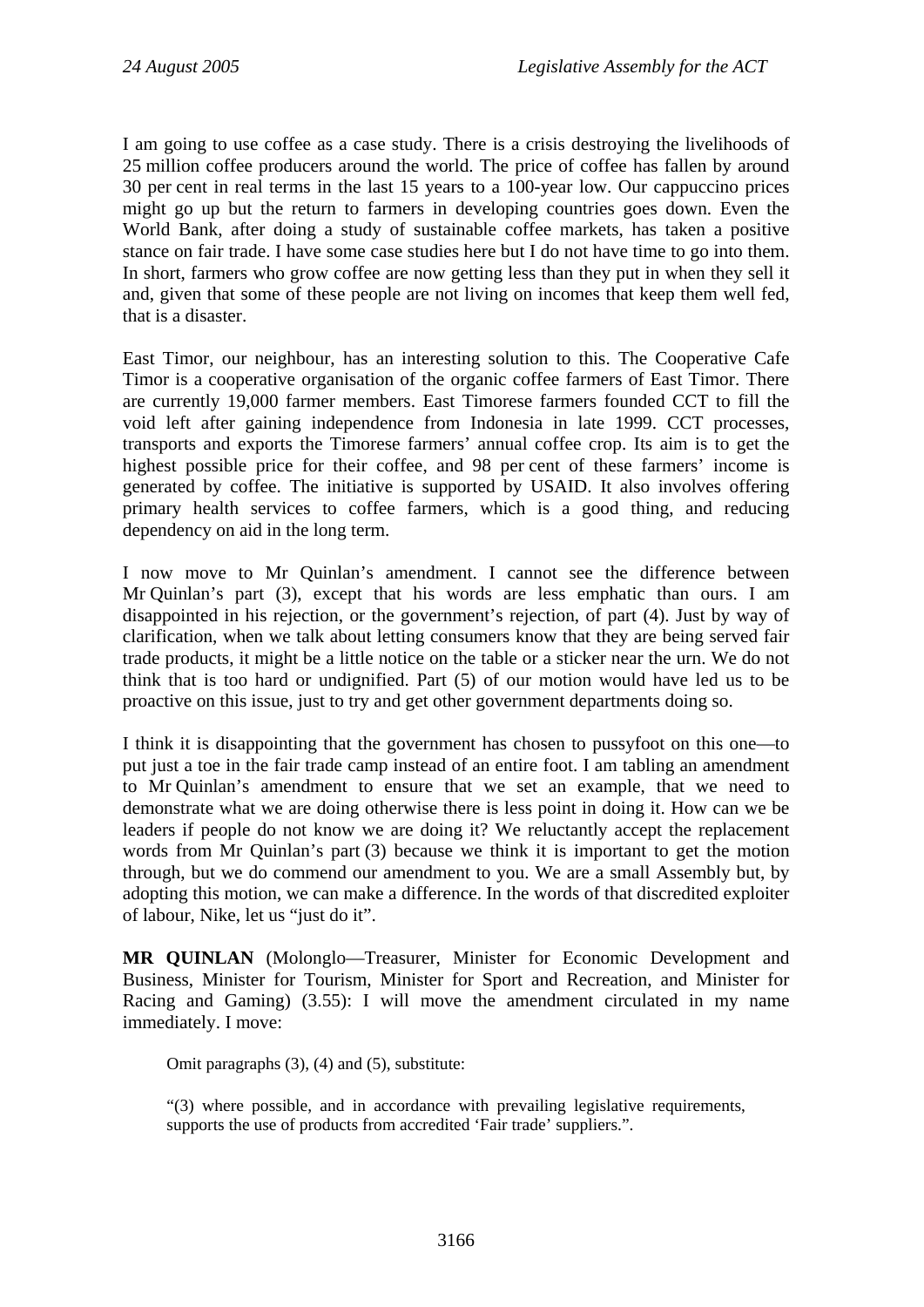I am going to use coffee as a case study. There is a crisis destroying the livelihoods of 25 million coffee producers around the world. The price of coffee has fallen by around 30 per cent in real terms in the last 15 years to a 100-year low. Our cappuccino prices might go up but the return to farmers in developing countries goes down. Even the World Bank, after doing a study of sustainable coffee markets, has taken a positive stance on fair trade. I have some case studies here but I do not have time to go into them. In short, farmers who grow coffee are now getting less than they put in when they sell it and, given that some of these people are not living on incomes that keep them well fed, that is a disaster.

East Timor, our neighbour, has an interesting solution to this. The Cooperative Cafe Timor is a cooperative organisation of the organic coffee farmers of East Timor. There are currently 19,000 farmer members. East Timorese farmers founded CCT to fill the void left after gaining independence from Indonesia in late 1999. CCT processes, transports and exports the Timorese farmers' annual coffee crop. Its aim is to get the highest possible price for their coffee, and 98 per cent of these farmers' income is generated by coffee. The initiative is supported by USAID. It also involves offering primary health services to coffee farmers, which is a good thing, and reducing dependency on aid in the long term.

I now move to Mr Quinlan's amendment. I cannot see the difference between Mr Quinlan's part (3), except that his words are less emphatic than ours. I am disappointed in his rejection, or the government's rejection, of part (4). Just by way of clarification, when we talk about letting consumers know that they are being served fair trade products, it might be a little notice on the table or a sticker near the urn. We do not think that is too hard or undignified. Part (5) of our motion would have led us to be proactive on this issue, just to try and get other government departments doing so.

I think it is disappointing that the government has chosen to pussyfoot on this one—to put just a toe in the fair trade camp instead of an entire foot. I am tabling an amendment to Mr Quinlan's amendment to ensure that we set an example, that we need to demonstrate what we are doing otherwise there is less point in doing it. How can we be leaders if people do not know we are doing it? We reluctantly accept the replacement words from Mr Quinlan's part (3) because we think it is important to get the motion through, but we do commend our amendment to you. We are a small Assembly but, by adopting this motion, we can make a difference. In the words of that discredited exploiter of labour, Nike, let us "just do it".

**MR QUINLAN** (Molonglo—Treasurer, Minister for Economic Development and Business, Minister for Tourism, Minister for Sport and Recreation, and Minister for Racing and Gaming) (3.55): I will move the amendment circulated in my name immediately. I move:

> Omit paragraphs (3), (4) and (5), substitute:
>
> "(3) where possible, and in accordance with prevailing legislative requirements, supports the use of products from accredited 'Fair trade' suppliers.".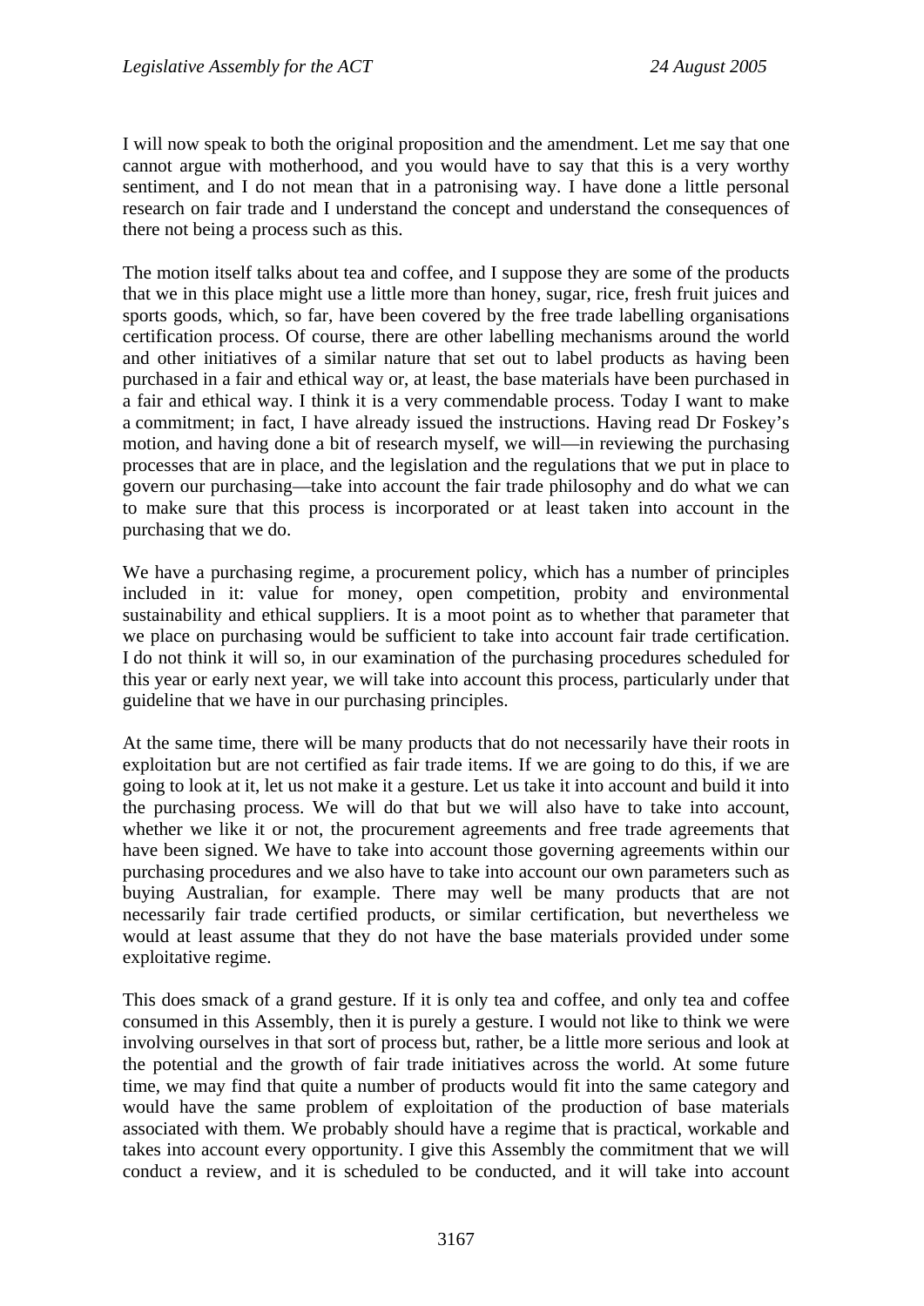I will now speak to both the original proposition and the amendment. Let me say that one cannot argue with motherhood, and you would have to say that this is a very worthy sentiment, and I do not mean that in a patronising way. I have done a little personal research on fair trade and I understand the concept and understand the consequences of there not being a process such as this.

The motion itself talks about tea and coffee, and I suppose they are some of the products that we in this place might use a little more than honey, sugar, rice, fresh fruit juices and sports goods, which, so far, have been covered by the free trade labelling organisations certification process. Of course, there are other labelling mechanisms around the world and other initiatives of a similar nature that set out to label products as having been purchased in a fair and ethical way or, at least, the base materials have been purchased in a fair and ethical way. I think it is a very commendable process. Today I want to make a commitment; in fact, I have already issued the instructions. Having read Dr Foskey's motion, and having done a bit of research myself, we will—in reviewing the purchasing processes that are in place, and the legislation and the regulations that we put in place to govern our purchasing—take into account the fair trade philosophy and do what we can to make sure that this process is incorporated or at least taken into account in the purchasing that we do.

We have a purchasing regime, a procurement policy, which has a number of principles included in it: value for money, open competition, probity and environmental sustainability and ethical suppliers. It is a moot point as to whether that parameter that we place on purchasing would be sufficient to take into account fair trade certification. I do not think it will so, in our examination of the purchasing procedures scheduled for this year or early next year, we will take into account this process, particularly under that guideline that we have in our purchasing principles.

At the same time, there will be many products that do not necessarily have their roots in exploitation but are not certified as fair trade items. If we are going to do this, if we are going to look at it, let us not make it a gesture. Let us take it into account and build it into the purchasing process. We will do that but we will also have to take into account, whether we like it or not, the procurement agreements and free trade agreements that have been signed. We have to take into account those governing agreements within our purchasing procedures and we also have to take into account our own parameters such as buying Australian, for example. There may well be many products that are not necessarily fair trade certified products, or similar certification, but nevertheless we would at least assume that they do not have the base materials provided under some exploitative regime.

This does smack of a grand gesture. If it is only tea and coffee, and only tea and coffee consumed in this Assembly, then it is purely a gesture. I would not like to think we were involving ourselves in that sort of process but, rather, be a little more serious and look at the potential and the growth of fair trade initiatives across the world. At some future time, we may find that quite a number of products would fit into the same category and would have the same problem of exploitation of the production of base materials associated with them. We probably should have a regime that is practical, workable and takes into account every opportunity. I give this Assembly the commitment that we will conduct a review, and it is scheduled to be conducted, and it will take into account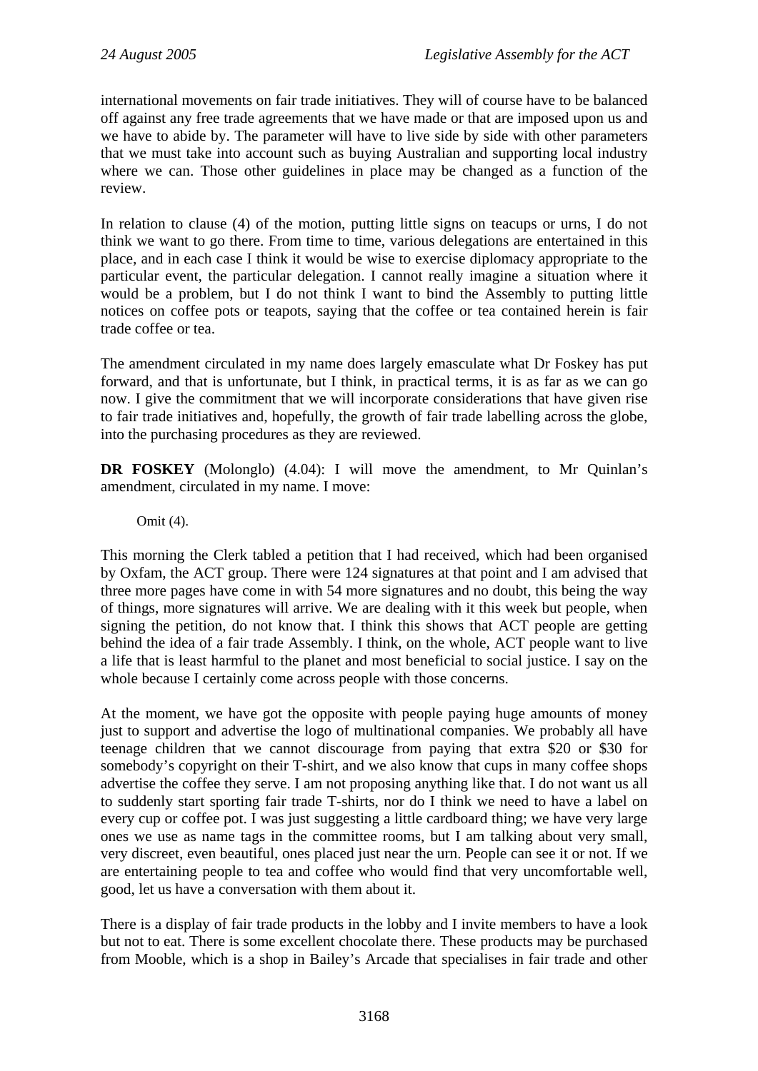international movements on fair trade initiatives. They will of course have to be balanced off against any free trade agreements that we have made or that are imposed upon us and we have to abide by. The parameter will have to live side by side with other parameters that we must take into account such as buying Australian and supporting local industry where we can. Those other guidelines in place may be changed as a function of the review.

In relation to clause (4) of the motion, putting little signs on teacups or urns, I do not think we want to go there. From time to time, various delegations are entertained in this place, and in each case I think it would be wise to exercise diplomacy appropriate to the particular event, the particular delegation. I cannot really imagine a situation where it would be a problem, but I do not think I want to bind the Assembly to putting little notices on coffee pots or teapots, saying that the coffee or tea contained herein is fair trade coffee or tea.

The amendment circulated in my name does largely emasculate what Dr Foskey has put forward, and that is unfortunate, but I think, in practical terms, it is as far as we can go now. I give the commitment that we will incorporate considerations that have given rise to fair trade initiatives and, hopefully, the growth of fair trade labelling across the globe, into the purchasing procedures as they are reviewed.

**DR FOSKEY** (Molonglo) (4.04): I will move the amendment, to Mr Quinlan's amendment, circulated in my name. I move:

> Omit (4).

This morning the Clerk tabled a petition that I had received, which had been organised by Oxfam, the ACT group. There were 124 signatures at that point and I am advised that three more pages have come in with 54 more signatures and no doubt, this being the way of things, more signatures will arrive. We are dealing with it this week but people, when signing the petition, do not know that. I think this shows that ACT people are getting behind the idea of a fair trade Assembly. I think, on the whole, ACT people want to live a life that is least harmful to the planet and most beneficial to social justice. I say on the whole because I certainly come across people with those concerns.

At the moment, we have got the opposite with people paying huge amounts of money just to support and advertise the logo of multinational companies. We probably all have teenage children that we cannot discourage from paying that extra $20 or $30 for somebody's copyright on their T-shirt, and we also know that cups in many coffee shops advertise the coffee they serve. I am not proposing anything like that. I do not want us all to suddenly start sporting fair trade T-shirts, nor do I think we need to have a label on every cup or coffee pot. I was just suggesting a little cardboard thing; we have very large ones we use as name tags in the committee rooms, but I am talking about very small, very discreet, even beautiful, ones placed just near the urn. People can see it or not. If we are entertaining people to tea and coffee who would find that very uncomfortable well, good, let us have a conversation with them about it.

There is a display of fair trade products in the lobby and I invite members to have a look but not to eat. There is some excellent chocolate there. These products may be purchased from Mooble, which is a shop in Bailey's Arcade that specialises in fair trade and other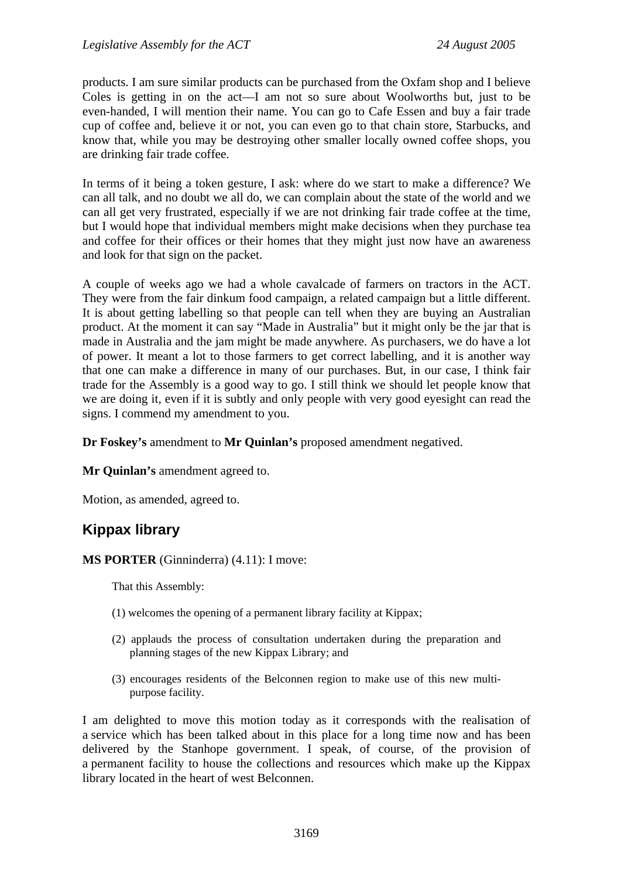products. I am sure similar products can be purchased from the Oxfam shop and I believe Coles is getting in on the act—I am not so sure about Woolworths but, just to be even-handed, I will mention their name. You can go to Cafe Essen and buy a fair trade cup of coffee and, believe it or not, you can even go to that chain store, Starbucks, and know that, while you may be destroying other smaller locally owned coffee shops, you are drinking fair trade coffee.

In terms of it being a token gesture, I ask: where do we start to make a difference? We can all talk, and no doubt we all do, we can complain about the state of the world and we can all get very frustrated, especially if we are not drinking fair trade coffee at the time, but I would hope that individual members might make decisions when they purchase tea and coffee for their offices or their homes that they might just now have an awareness and look for that sign on the packet.

A couple of weeks ago we had a whole cavalcade of farmers on tractors in the ACT. They were from the fair dinkum food campaign, a related campaign but a little different. It is about getting labelling so that people can tell when they are buying an Australian product. At the moment it can say "Made in Australia" but it might only be the jar that is made in Australia and the jam might be made anywhere. As purchasers, we do have a lot of power. It meant a lot to those farmers to get correct labelling, and it is another way that one can make a difference in many of our purchases. But, in our case, I think fair trade for the Assembly is a good way to go. I still think we should let people know that we are doing it, even if it is subtly and only people with very good eyesight can read the signs. I commend my amendment to you.

**Dr Foskey's** amendment to **Mr Quinlan's** proposed amendment negatived.

**Mr Quinlan's** amendment agreed to.

Motion, as amended, agreed to.

## Kippax library

**MS PORTER** (Ginninderra) (4.11): I move:

> That this Assembly:
>
> (1) welcomes the opening of a permanent library facility at Kippax;
>
> (2) applauds the process of consultation undertaken during the preparation and planning stages of the new Kippax Library; and
>
> (3) encourages residents of the Belconnen region to make use of this new multi-purpose facility.

I am delighted to move this motion today as it corresponds with the realisation of a service which has been talked about in this place for a long time now and has been delivered by the Stanhope government. I speak, of course, of the provision of a permanent facility to house the collections and resources which make up the Kippax library located in the heart of west Belconnen.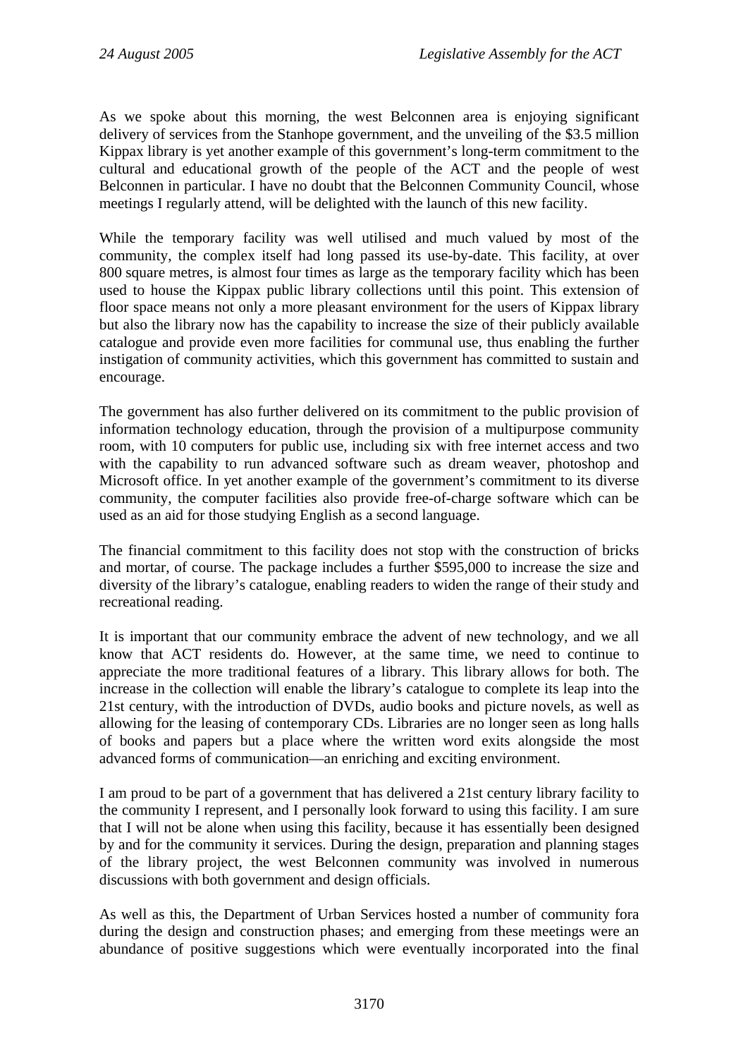As we spoke about this morning, the west Belconnen area is enjoying significant delivery of services from the Stanhope government, and the unveiling of the $3.5 million Kippax library is yet another example of this government's long-term commitment to the cultural and educational growth of the people of the ACT and the people of west Belconnen in particular. I have no doubt that the Belconnen Community Council, whose meetings I regularly attend, will be delighted with the launch of this new facility.

While the temporary facility was well utilised and much valued by most of the community, the complex itself had long passed its use-by-date. This facility, at over 800 square metres, is almost four times as large as the temporary facility which has been used to house the Kippax public library collections until this point. This extension of floor space means not only a more pleasant environment for the users of Kippax library but also the library now has the capability to increase the size of their publicly available catalogue and provide even more facilities for communal use, thus enabling the further instigation of community activities, which this government has committed to sustain and encourage.

The government has also further delivered on its commitment to the public provision of information technology education, through the provision of a multipurpose community room, with 10 computers for public use, including six with free internet access and two with the capability to run advanced software such as dream weaver, photoshop and Microsoft office. In yet another example of the government's commitment to its diverse community, the computer facilities also provide free-of-charge software which can be used as an aid for those studying English as a second language.

The financial commitment to this facility does not stop with the construction of bricks and mortar, of course. The package includes a further $595,000 to increase the size and diversity of the library's catalogue, enabling readers to widen the range of their study and recreational reading.

It is important that our community embrace the advent of new technology, and we all know that ACT residents do. However, at the same time, we need to continue to appreciate the more traditional features of a library. This library allows for both. The increase in the collection will enable the library's catalogue to complete its leap into the 21st century, with the introduction of DVDs, audio books and picture novels, as well as allowing for the leasing of contemporary CDs. Libraries are no longer seen as long halls of books and papers but a place where the written word exits alongside the most advanced forms of communication—an enriching and exciting environment.

I am proud to be part of a government that has delivered a 21st century library facility to the community I represent, and I personally look forward to using this facility. I am sure that I will not be alone when using this facility, because it has essentially been designed by and for the community it services. During the design, preparation and planning stages of the library project, the west Belconnen community was involved in numerous discussions with both government and design officials.

As well as this, the Department of Urban Services hosted a number of community fora during the design and construction phases; and emerging from these meetings were an abundance of positive suggestions which were eventually incorporated into the final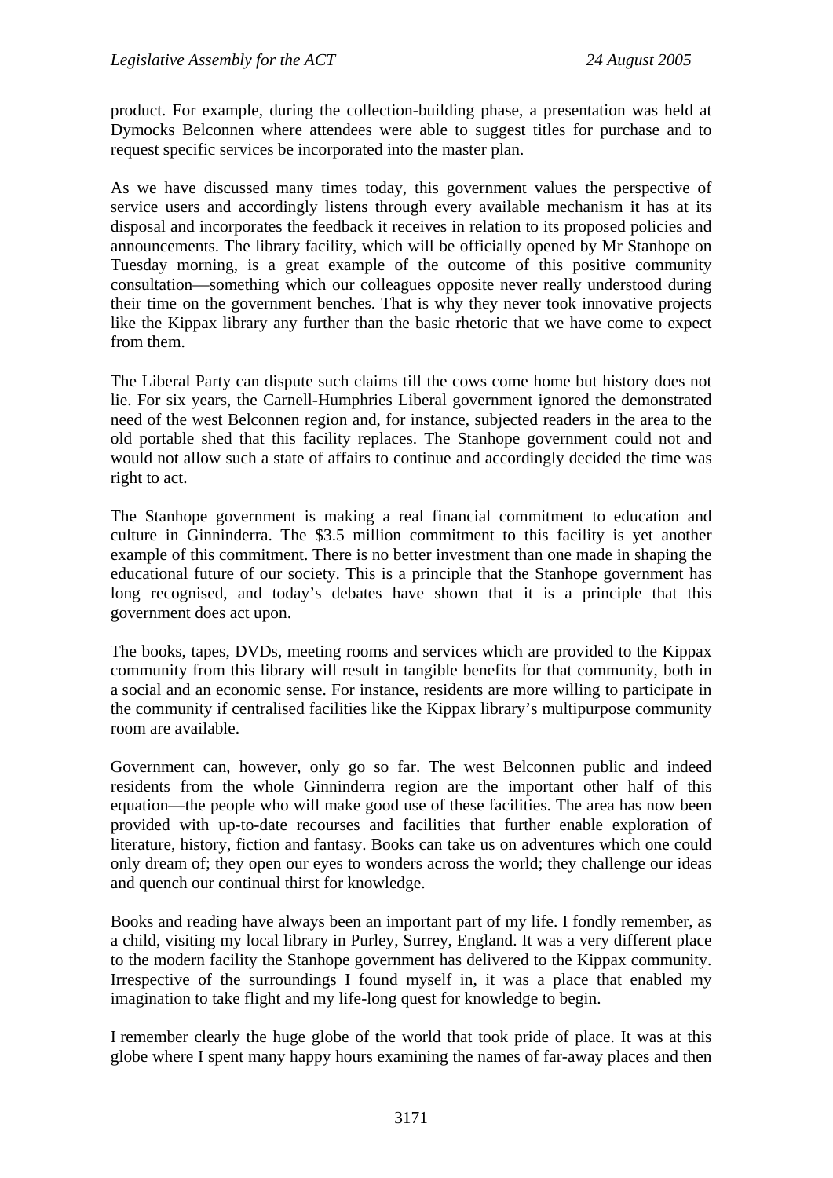product. For example, during the collection-building phase, a presentation was held at Dymocks Belconnen where attendees were able to suggest titles for purchase and to request specific services be incorporated into the master plan.

As we have discussed many times today, this government values the perspective of service users and accordingly listens through every available mechanism it has at its disposal and incorporates the feedback it receives in relation to its proposed policies and announcements. The library facility, which will be officially opened by Mr Stanhope on Tuesday morning, is a great example of the outcome of this positive community consultation—something which our colleagues opposite never really understood during their time on the government benches. That is why they never took innovative projects like the Kippax library any further than the basic rhetoric that we have come to expect from them.

The Liberal Party can dispute such claims till the cows come home but history does not lie. For six years, the Carnell-Humphries Liberal government ignored the demonstrated need of the west Belconnen region and, for instance, subjected readers in the area to the old portable shed that this facility replaces. The Stanhope government could not and would not allow such a state of affairs to continue and accordingly decided the time was right to act.

The Stanhope government is making a real financial commitment to education and culture in Ginninderra. The $3.5 million commitment to this facility is yet another example of this commitment. There is no better investment than one made in shaping the educational future of our society. This is a principle that the Stanhope government has long recognised, and today's debates have shown that it is a principle that this government does act upon.

The books, tapes, DVDs, meeting rooms and services which are provided to the Kippax community from this library will result in tangible benefits for that community, both in a social and an economic sense. For instance, residents are more willing to participate in the community if centralised facilities like the Kippax library's multipurpose community room are available.

Government can, however, only go so far. The west Belconnen public and indeed residents from the whole Ginninderra region are the important other half of this equation—the people who will make good use of these facilities. The area has now been provided with up-to-date recourses and facilities that further enable exploration of literature, history, fiction and fantasy. Books can take us on adventures which one could only dream of; they open our eyes to wonders across the world; they challenge our ideas and quench our continual thirst for knowledge.

Books and reading have always been an important part of my life. I fondly remember, as a child, visiting my local library in Purley, Surrey, England. It was a very different place to the modern facility the Stanhope government has delivered to the Kippax community. Irrespective of the surroundings I found myself in, it was a place that enabled my imagination to take flight and my life-long quest for knowledge to begin.

I remember clearly the huge globe of the world that took pride of place. It was at this globe where I spent many happy hours examining the names of far-away places and then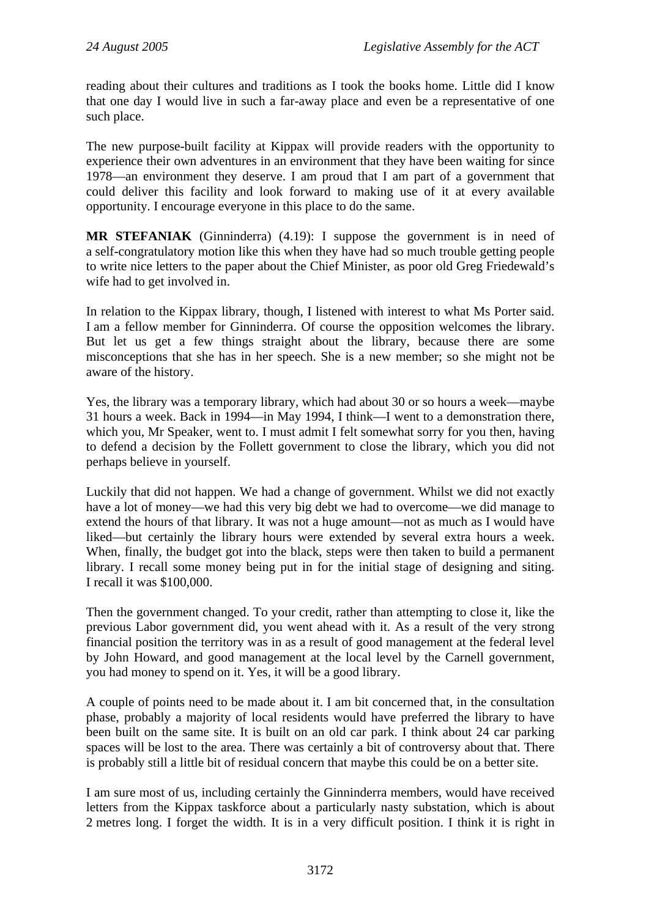reading about their cultures and traditions as I took the books home. Little did I know that one day I would live in such a far-away place and even be a representative of one such place.

The new purpose-built facility at Kippax will provide readers with the opportunity to experience their own adventures in an environment that they have been waiting for since 1978—an environment they deserve. I am proud that I am part of a government that could deliver this facility and look forward to making use of it at every available opportunity. I encourage everyone in this place to do the same.

**MR STEFANIAK** (Ginninderra) (4.19): I suppose the government is in need of a self-congratulatory motion like this when they have had so much trouble getting people to write nice letters to the paper about the Chief Minister, as poor old Greg Friedewald's wife had to get involved in.

In relation to the Kippax library, though, I listened with interest to what Ms Porter said. I am a fellow member for Ginninderra. Of course the opposition welcomes the library. But let us get a few things straight about the library, because there are some misconceptions that she has in her speech. She is a new member; so she might not be aware of the history.

Yes, the library was a temporary library, which had about 30 or so hours a week—maybe 31 hours a week. Back in 1994—in May 1994, I think—I went to a demonstration there, which you, Mr Speaker, went to. I must admit I felt somewhat sorry for you then, having to defend a decision by the Follett government to close the library, which you did not perhaps believe in yourself.

Luckily that did not happen. We had a change of government. Whilst we did not exactly have a lot of money—we had this very big debt we had to overcome—we did manage to extend the hours of that library. It was not a huge amount—not as much as I would have liked—but certainly the library hours were extended by several extra hours a week. When, finally, the budget got into the black, steps were then taken to build a permanent library. I recall some money being put in for the initial stage of designing and siting. I recall it was $100,000.

Then the government changed. To your credit, rather than attempting to close it, like the previous Labor government did, you went ahead with it. As a result of the very strong financial position the territory was in as a result of good management at the federal level by John Howard, and good management at the local level by the Carnell government, you had money to spend on it. Yes, it will be a good library.

A couple of points need to be made about it. I am bit concerned that, in the consultation phase, probably a majority of local residents would have preferred the library to have been built on the same site. It is built on an old car park. I think about 24 car parking spaces will be lost to the area. There was certainly a bit of controversy about that. There is probably still a little bit of residual concern that maybe this could be on a better site.

I am sure most of us, including certainly the Ginninderra members, would have received letters from the Kippax taskforce about a particularly nasty substation, which is about 2 metres long. I forget the width. It is in a very difficult position. I think it is right in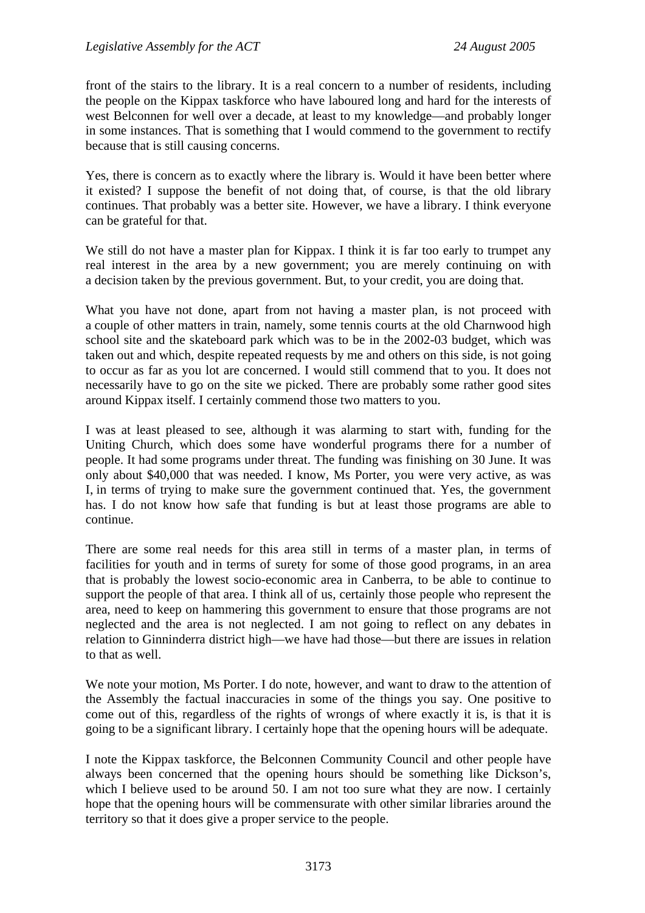front of the stairs to the library. It is a real concern to a number of residents, including the people on the Kippax taskforce who have laboured long and hard for the interests of west Belconnen for well over a decade, at least to my knowledge—and probably longer in some instances. That is something that I would commend to the government to rectify because that is still causing concerns.

Yes, there is concern as to exactly where the library is. Would it have been better where it existed? I suppose the benefit of not doing that, of course, is that the old library continues. That probably was a better site. However, we have a library. I think everyone can be grateful for that.

We still do not have a master plan for Kippax. I think it is far too early to trumpet any real interest in the area by a new government; you are merely continuing on with a decision taken by the previous government. But, to your credit, you are doing that.

What you have not done, apart from not having a master plan, is not proceed with a couple of other matters in train, namely, some tennis courts at the old Charnwood high school site and the skateboard park which was to be in the 2002-03 budget, which was taken out and which, despite repeated requests by me and others on this side, is not going to occur as far as you lot are concerned. I would still commend that to you. It does not necessarily have to go on the site we picked. There are probably some rather good sites around Kippax itself. I certainly commend those two matters to you.

I was at least pleased to see, although it was alarming to start with, funding for the Uniting Church, which does some have wonderful programs there for a number of people. It had some programs under threat. The funding was finishing on 30 June. It was only about $40,000 that was needed. I know, Ms Porter, you were very active, as was I, in terms of trying to make sure the government continued that. Yes, the government has. I do not know how safe that funding is but at least those programs are able to continue.

There are some real needs for this area still in terms of a master plan, in terms of facilities for youth and in terms of surety for some of those good programs, in an area that is probably the lowest socio-economic area in Canberra, to be able to continue to support the people of that area. I think all of us, certainly those people who represent the area, need to keep on hammering this government to ensure that those programs are not neglected and the area is not neglected. I am not going to reflect on any debates in relation to Ginninderra district high—we have had those—but there are issues in relation to that as well.

We note your motion, Ms Porter. I do note, however, and want to draw to the attention of the Assembly the factual inaccuracies in some of the things you say. One positive to come out of this, regardless of the rights of wrongs of where exactly it is, is that it is going to be a significant library. I certainly hope that the opening hours will be adequate.

I note the Kippax taskforce, the Belconnen Community Council and other people have always been concerned that the opening hours should be something like Dickson's, which I believe used to be around 50. I am not too sure what they are now. I certainly hope that the opening hours will be commensurate with other similar libraries around the territory so that it does give a proper service to the people.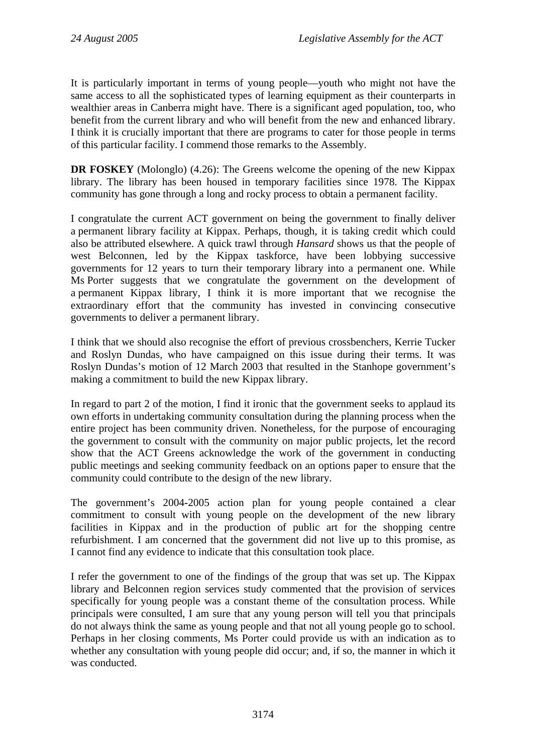It is particularly important in terms of young people—youth who might not have the same access to all the sophisticated types of learning equipment as their counterparts in wealthier areas in Canberra might have. There is a significant aged population, too, who benefit from the current library and who will benefit from the new and enhanced library. I think it is crucially important that there are programs to cater for those people in terms of this particular facility. I commend those remarks to the Assembly.

**DR FOSKEY** (Molonglo) (4.26): The Greens welcome the opening of the new Kippax library. The library has been housed in temporary facilities since 1978. The Kippax community has gone through a long and rocky process to obtain a permanent facility.

I congratulate the current ACT government on being the government to finally deliver a permanent library facility at Kippax. Perhaps, though, it is taking credit which could also be attributed elsewhere. A quick trawl through *Hansard* shows us that the people of west Belconnen, led by the Kippax taskforce, have been lobbying successive governments for 12 years to turn their temporary library into a permanent one. While Ms Porter suggests that we congratulate the government on the development of a permanent Kippax library, I think it is more important that we recognise the extraordinary effort that the community has invested in convincing consecutive governments to deliver a permanent library.

I think that we should also recognise the effort of previous crossbenchers, Kerrie Tucker and Roslyn Dundas, who have campaigned on this issue during their terms. It was Roslyn Dundas's motion of 12 March 2003 that resulted in the Stanhope government's making a commitment to build the new Kippax library.

In regard to part 2 of the motion, I find it ironic that the government seeks to applaud its own efforts in undertaking community consultation during the planning process when the entire project has been community driven. Nonetheless, for the purpose of encouraging the government to consult with the community on major public projects, let the record show that the ACT Greens acknowledge the work of the government in conducting public meetings and seeking community feedback on an options paper to ensure that the community could contribute to the design of the new library.

The government's 2004-2005 action plan for young people contained a clear commitment to consult with young people on the development of the new library facilities in Kippax and in the production of public art for the shopping centre refurbishment. I am concerned that the government did not live up to this promise, as I cannot find any evidence to indicate that this consultation took place.

I refer the government to one of the findings of the group that was set up. The Kippax library and Belconnen region services study commented that the provision of services specifically for young people was a constant theme of the consultation process. While principals were consulted, I am sure that any young person will tell you that principals do not always think the same as young people and that not all young people go to school. Perhaps in her closing comments, Ms Porter could provide us with an indication as to whether any consultation with young people did occur; and, if so, the manner in which it was conducted.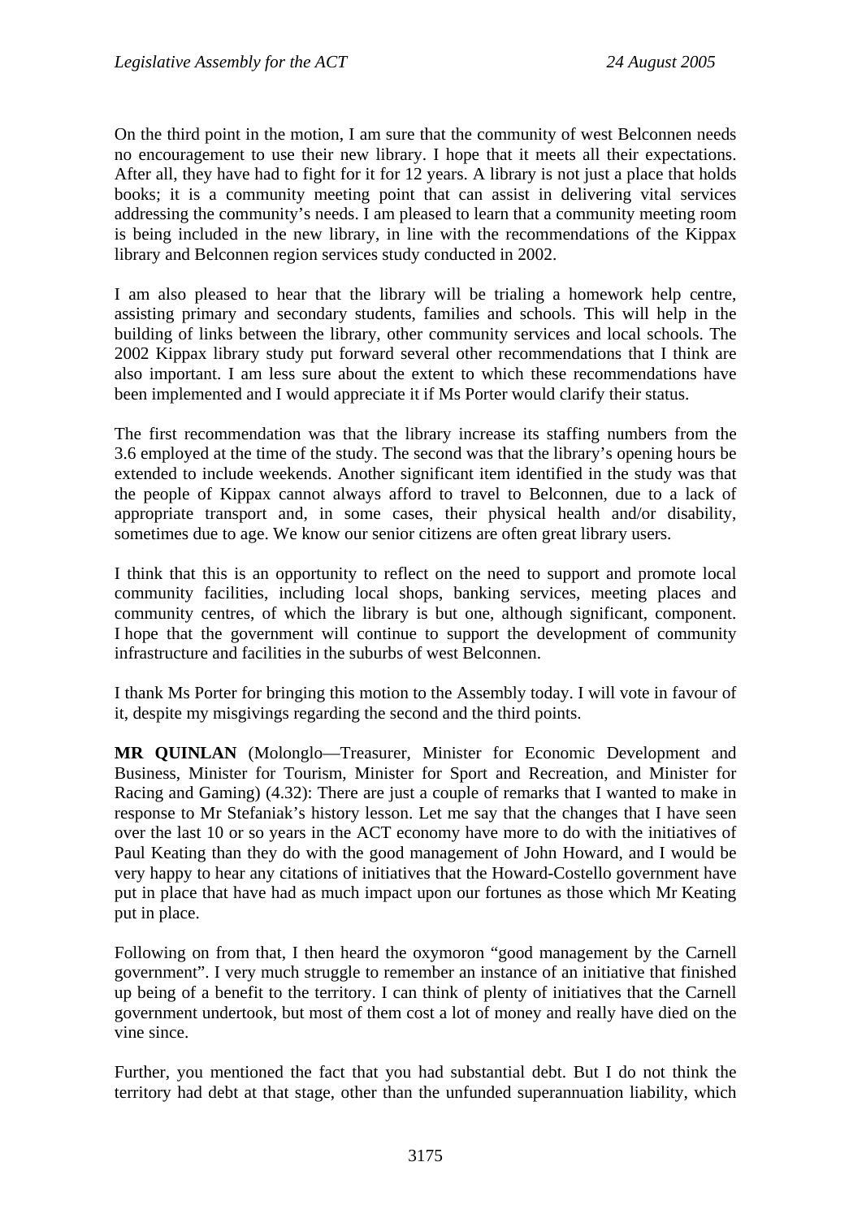On the third point in the motion, I am sure that the community of west Belconnen needs no encouragement to use their new library. I hope that it meets all their expectations. After all, they have had to fight for it for 12 years. A library is not just a place that holds books; it is a community meeting point that can assist in delivering vital services addressing the community's needs. I am pleased to learn that a community meeting room is being included in the new library, in line with the recommendations of the Kippax library and Belconnen region services study conducted in 2002.

I am also pleased to hear that the library will be trialing a homework help centre, assisting primary and secondary students, families and schools. This will help in the building of links between the library, other community services and local schools. The 2002 Kippax library study put forward several other recommendations that I think are also important. I am less sure about the extent to which these recommendations have been implemented and I would appreciate it if Ms Porter would clarify their status.

The first recommendation was that the library increase its staffing numbers from the 3.6 employed at the time of the study. The second was that the library's opening hours be extended to include weekends. Another significant item identified in the study was that the people of Kippax cannot always afford to travel to Belconnen, due to a lack of appropriate transport and, in some cases, their physical health and/or disability, sometimes due to age. We know our senior citizens are often great library users.

I think that this is an opportunity to reflect on the need to support and promote local community facilities, including local shops, banking services, meeting places and community centres, of which the library is but one, although significant, component. I hope that the government will continue to support the development of community infrastructure and facilities in the suburbs of west Belconnen.

I thank Ms Porter for bringing this motion to the Assembly today. I will vote in favour of it, despite my misgivings regarding the second and the third points.

**MR QUINLAN** (Molonglo—Treasurer, Minister for Economic Development and Business, Minister for Tourism, Minister for Sport and Recreation, and Minister for Racing and Gaming) (4.32): There are just a couple of remarks that I wanted to make in response to Mr Stefaniak's history lesson. Let me say that the changes that I have seen over the last 10 or so years in the ACT economy have more to do with the initiatives of Paul Keating than they do with the good management of John Howard, and I would be very happy to hear any citations of initiatives that the Howard-Costello government have put in place that have had as much impact upon our fortunes as those which Mr Keating put in place.

Following on from that, I then heard the oxymoron "good management by the Carnell government". I very much struggle to remember an instance of an initiative that finished up being of a benefit to the territory. I can think of plenty of initiatives that the Carnell government undertook, but most of them cost a lot of money and really have died on the vine since.

Further, you mentioned the fact that you had substantial debt. But I do not think the territory had debt at that stage, other than the unfunded superannuation liability, which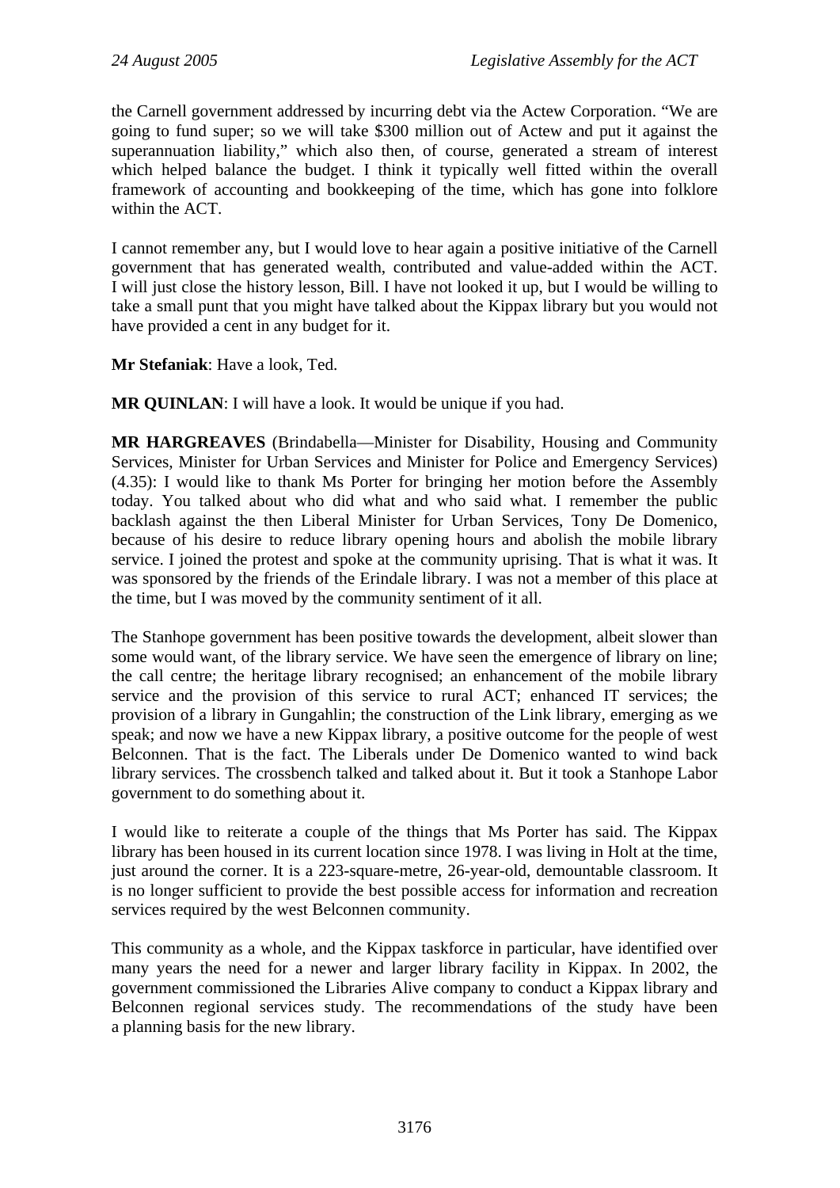the Carnell government addressed by incurring debt via the Actew Corporation. "We are going to fund super; so we will take $300 million out of Actew and put it against the superannuation liability," which also then, of course, generated a stream of interest which helped balance the budget. I think it typically well fitted within the overall framework of accounting and bookkeeping of the time, which has gone into folklore within the ACT.

I cannot remember any, but I would love to hear again a positive initiative of the Carnell government that has generated wealth, contributed and value-added within the ACT. I will just close the history lesson, Bill. I have not looked it up, but I would be willing to take a small punt that you might have talked about the Kippax library but you would not have provided a cent in any budget for it.

**Mr Stefaniak**: Have a look, Ted.

**MR QUINLAN**: I will have a look. It would be unique if you had.

**MR HARGREAVES** (Brindabella—Minister for Disability, Housing and Community Services, Minister for Urban Services and Minister for Police and Emergency Services) (4.35): I would like to thank Ms Porter for bringing her motion before the Assembly today. You talked about who did what and who said what. I remember the public backlash against the then Liberal Minister for Urban Services, Tony De Domenico, because of his desire to reduce library opening hours and abolish the mobile library service. I joined the protest and spoke at the community uprising. That is what it was. It was sponsored by the friends of the Erindale library. I was not a member of this place at the time, but I was moved by the community sentiment of it all.

The Stanhope government has been positive towards the development, albeit slower than some would want, of the library service. We have seen the emergence of library on line; the call centre; the heritage library recognised; an enhancement of the mobile library service and the provision of this service to rural ACT; enhanced IT services; the provision of a library in Gungahlin; the construction of the Link library, emerging as we speak; and now we have a new Kippax library, a positive outcome for the people of west Belconnen. That is the fact. The Liberals under De Domenico wanted to wind back library services. The crossbench talked and talked about it. But it took a Stanhope Labor government to do something about it.

I would like to reiterate a couple of the things that Ms Porter has said. The Kippax library has been housed in its current location since 1978. I was living in Holt at the time, just around the corner. It is a 223-square-metre, 26-year-old, demountable classroom. It is no longer sufficient to provide the best possible access for information and recreation services required by the west Belconnen community.

This community as a whole, and the Kippax taskforce in particular, have identified over many years the need for a newer and larger library facility in Kippax. In 2002, the government commissioned the Libraries Alive company to conduct a Kippax library and Belconnen regional services study. The recommendations of the study have been a planning basis for the new library.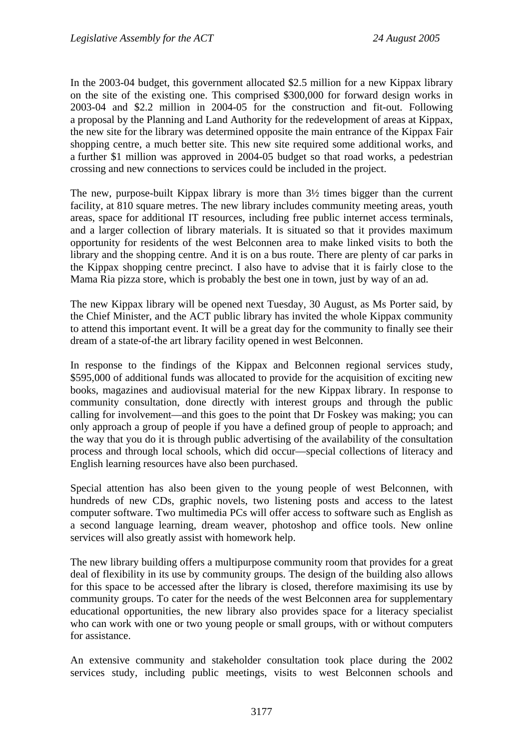In the 2003-04 budget, this government allocated $2.5 million for a new Kippax library on the site of the existing one. This comprised $300,000 for forward design works in 2003-04 and $2.2 million in 2004-05 for the construction and fit-out. Following a proposal by the Planning and Land Authority for the redevelopment of areas at Kippax, the new site for the library was determined opposite the main entrance of the Kippax Fair shopping centre, a much better site. This new site required some additional works, and a further $1 million was approved in 2004-05 budget so that road works, a pedestrian crossing and new connections to services could be included in the project.

The new, purpose-built Kippax library is more than 3½ times bigger than the current facility, at 810 square metres. The new library includes community meeting areas, youth areas, space for additional IT resources, including free public internet access terminals, and a larger collection of library materials. It is situated so that it provides maximum opportunity for residents of the west Belconnen area to make linked visits to both the library and the shopping centre. And it is on a bus route. There are plenty of car parks in the Kippax shopping centre precinct. I also have to advise that it is fairly close to the Mama Ria pizza store, which is probably the best one in town, just by way of an ad.

The new Kippax library will be opened next Tuesday, 30 August, as Ms Porter said, by the Chief Minister, and the ACT public library has invited the whole Kippax community to attend this important event. It will be a great day for the community to finally see their dream of a state-of-the art library facility opened in west Belconnen.

In response to the findings of the Kippax and Belconnen regional services study, $595,000 of additional funds was allocated to provide for the acquisition of exciting new books, magazines and audiovisual material for the new Kippax library. In response to community consultation, done directly with interest groups and through the public calling for involvement—and this goes to the point that Dr Foskey was making; you can only approach a group of people if you have a defined group of people to approach; and the way that you do it is through public advertising of the availability of the consultation process and through local schools, which did occur—special collections of literacy and English learning resources have also been purchased.

Special attention has also been given to the young people of west Belconnen, with hundreds of new CDs, graphic novels, two listening posts and access to the latest computer software. Two multimedia PCs will offer access to software such as English as a second language learning, dream weaver, photoshop and office tools. New online services will also greatly assist with homework help.

The new library building offers a multipurpose community room that provides for a great deal of flexibility in its use by community groups. The design of the building also allows for this space to be accessed after the library is closed, therefore maximising its use by community groups. To cater for the needs of the west Belconnen area for supplementary educational opportunities, the new library also provides space for a literacy specialist who can work with one or two young people or small groups, with or without computers for assistance.

An extensive community and stakeholder consultation took place during the 2002 services study, including public meetings, visits to west Belconnen schools and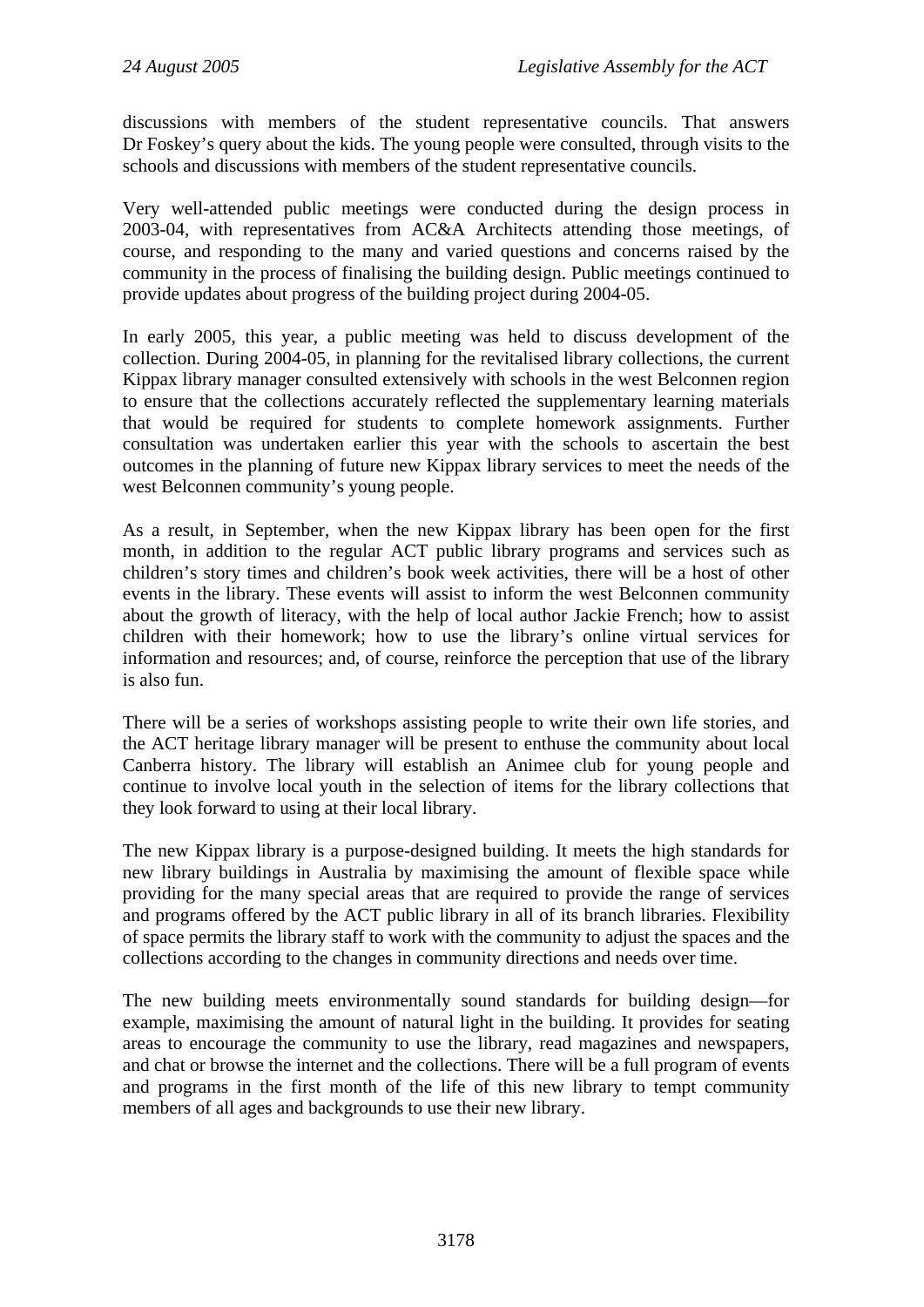discussions with members of the student representative councils. That answers Dr Foskey's query about the kids. The young people were consulted, through visits to the schools and discussions with members of the student representative councils.

Very well-attended public meetings were conducted during the design process in 2003-04, with representatives from AC&A Architects attending those meetings, of course, and responding to the many and varied questions and concerns raised by the community in the process of finalising the building design. Public meetings continued to provide updates about progress of the building project during 2004-05.

In early 2005, this year, a public meeting was held to discuss development of the collection. During 2004-05, in planning for the revitalised library collections, the current Kippax library manager consulted extensively with schools in the west Belconnen region to ensure that the collections accurately reflected the supplementary learning materials that would be required for students to complete homework assignments. Further consultation was undertaken earlier this year with the schools to ascertain the best outcomes in the planning of future new Kippax library services to meet the needs of the west Belconnen community's young people.

As a result, in September, when the new Kippax library has been open for the first month, in addition to the regular ACT public library programs and services such as children's story times and children's book week activities, there will be a host of other events in the library. These events will assist to inform the west Belconnen community about the growth of literacy, with the help of local author Jackie French; how to assist children with their homework; how to use the library's online virtual services for information and resources; and, of course, reinforce the perception that use of the library is also fun.

There will be a series of workshops assisting people to write their own life stories, and the ACT heritage library manager will be present to enthuse the community about local Canberra history. The library will establish an Animee club for young people and continue to involve local youth in the selection of items for the library collections that they look forward to using at their local library.

The new Kippax library is a purpose-designed building. It meets the high standards for new library buildings in Australia by maximising the amount of flexible space while providing for the many special areas that are required to provide the range of services and programs offered by the ACT public library in all of its branch libraries. Flexibility of space permits the library staff to work with the community to adjust the spaces and the collections according to the changes in community directions and needs over time.

The new building meets environmentally sound standards for building design—for example, maximising the amount of natural light in the building. It provides for seating areas to encourage the community to use the library, read magazines and newspapers, and chat or browse the internet and the collections. There will be a full program of events and programs in the first month of the life of this new library to tempt community members of all ages and backgrounds to use their new library.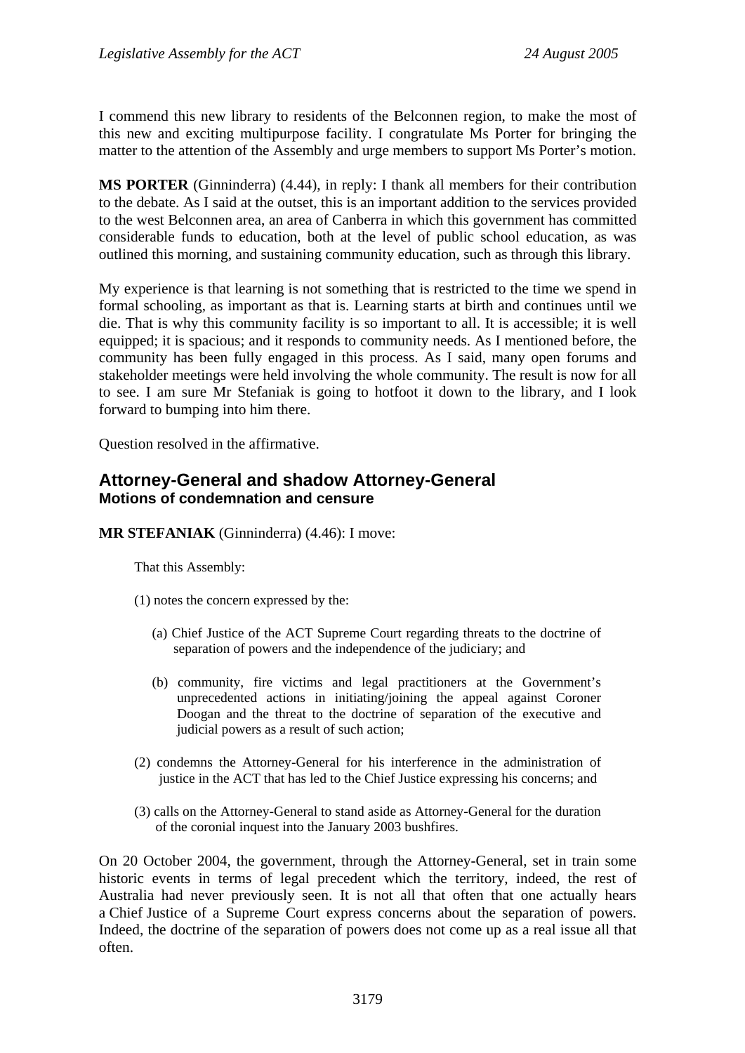I commend this new library to residents of the Belconnen region, to make the most of this new and exciting multipurpose facility. I congratulate Ms Porter for bringing the matter to the attention of the Assembly and urge members to support Ms Porter's motion.

**MS PORTER** (Ginninderra) (4.44), in reply: I thank all members for their contribution to the debate. As I said at the outset, this is an important addition to the services provided to the west Belconnen area, an area of Canberra in which this government has committed considerable funds to education, both at the level of public school education, as was outlined this morning, and sustaining community education, such as through this library.

My experience is that learning is not something that is restricted to the time we spend in formal schooling, as important as that is. Learning starts at birth and continues until we die. That is why this community facility is so important to all. It is accessible; it is well equipped; it is spacious; and it responds to community needs. As I mentioned before, the community has been fully engaged in this process. As I said, many open forums and stakeholder meetings were held involving the whole community. The result is now for all to see. I am sure Mr Stefaniak is going to hotfoot it down to the library, and I look forward to bumping into him there.

Question resolved in the affirmative.

## Attorney-General and shadow Attorney-General
### Motions of condemnation and censure

**MR STEFANIAK** (Ginninderra) (4.46): I move:

> That this Assembly:
>
> (1) notes the concern expressed by the:
>
> (a) Chief Justice of the ACT Supreme Court regarding threats to the doctrine of separation of powers and the independence of the judiciary; and
>
> (b) community, fire victims and legal practitioners at the Government's unprecedented actions in initiating/joining the appeal against Coroner Doogan and the threat to the doctrine of separation of the executive and judicial powers as a result of such action;
>
> (2) condemns the Attorney-General for his interference in the administration of justice in the ACT that has led to the Chief Justice expressing his concerns; and
>
> (3) calls on the Attorney-General to stand aside as Attorney-General for the duration of the coronial inquest into the January 2003 bushfires.

On 20 October 2004, the government, through the Attorney-General, set in train some historic events in terms of legal precedent which the territory, indeed, the rest of Australia had never previously seen. It is not all that often that one actually hears a Chief Justice of a Supreme Court express concerns about the separation of powers. Indeed, the doctrine of the separation of powers does not come up as a real issue all that often.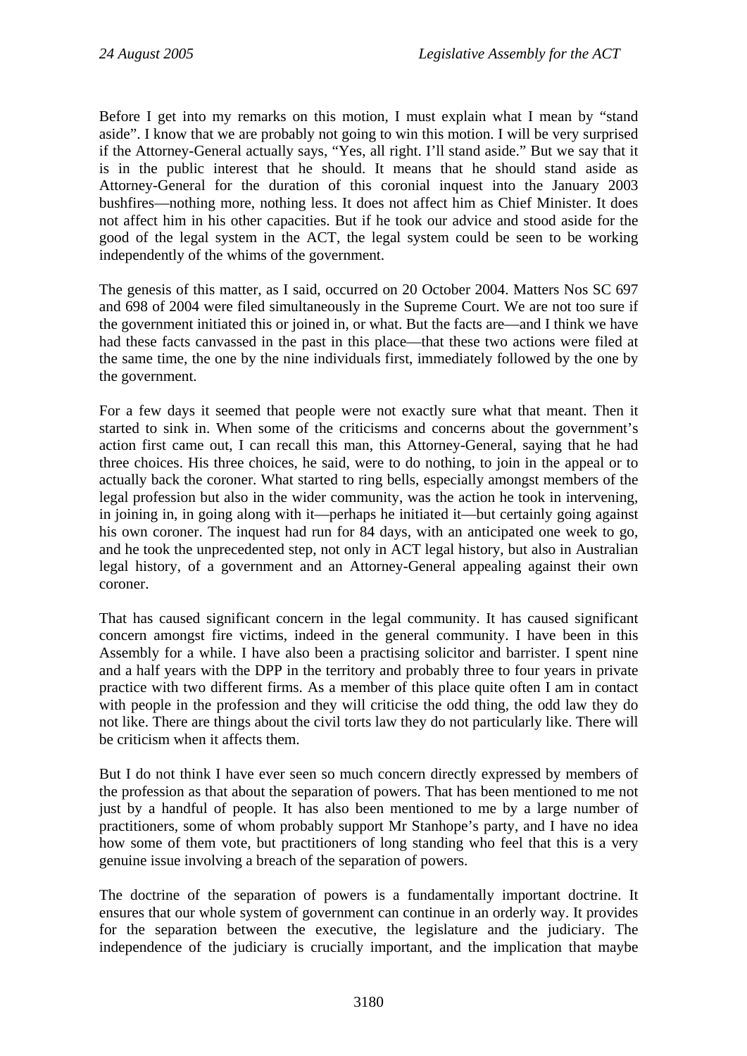Before I get into my remarks on this motion, I must explain what I mean by "stand aside". I know that we are probably not going to win this motion. I will be very surprised if the Attorney-General actually says, "Yes, all right. I'll stand aside." But we say that it is in the public interest that he should. It means that he should stand aside as Attorney-General for the duration of this coronial inquest into the January 2003 bushfires—nothing more, nothing less. It does not affect him as Chief Minister. It does not affect him in his other capacities. But if he took our advice and stood aside for the good of the legal system in the ACT, the legal system could be seen to be working independently of the whims of the government.

The genesis of this matter, as I said, occurred on 20 October 2004. Matters Nos SC 697 and 698 of 2004 were filed simultaneously in the Supreme Court. We are not too sure if the government initiated this or joined in, or what. But the facts are—and I think we have had these facts canvassed in the past in this place—that these two actions were filed at the same time, the one by the nine individuals first, immediately followed by the one by the government.

For a few days it seemed that people were not exactly sure what that meant. Then it started to sink in. When some of the criticisms and concerns about the government's action first came out, I can recall this man, this Attorney-General, saying that he had three choices. His three choices, he said, were to do nothing, to join in the appeal or to actually back the coroner. What started to ring bells, especially amongst members of the legal profession but also in the wider community, was the action he took in intervening, in joining in, in going along with it—perhaps he initiated it—but certainly going against his own coroner. The inquest had run for 84 days, with an anticipated one week to go, and he took the unprecedented step, not only in ACT legal history, but also in Australian legal history, of a government and an Attorney-General appealing against their own coroner.

That has caused significant concern in the legal community. It has caused significant concern amongst fire victims, indeed in the general community. I have been in this Assembly for a while. I have also been a practising solicitor and barrister. I spent nine and a half years with the DPP in the territory and probably three to four years in private practice with two different firms. As a member of this place quite often I am in contact with people in the profession and they will criticise the odd thing, the odd law they do not like. There are things about the civil torts law they do not particularly like. There will be criticism when it affects them.

But I do not think I have ever seen so much concern directly expressed by members of the profession as that about the separation of powers. That has been mentioned to me not just by a handful of people. It has also been mentioned to me by a large number of practitioners, some of whom probably support Mr Stanhope's party, and I have no idea how some of them vote, but practitioners of long standing who feel that this is a very genuine issue involving a breach of the separation of powers.

The doctrine of the separation of powers is a fundamentally important doctrine. It ensures that our whole system of government can continue in an orderly way. It provides for the separation between the executive, the legislature and the judiciary. The independence of the judiciary is crucially important, and the implication that maybe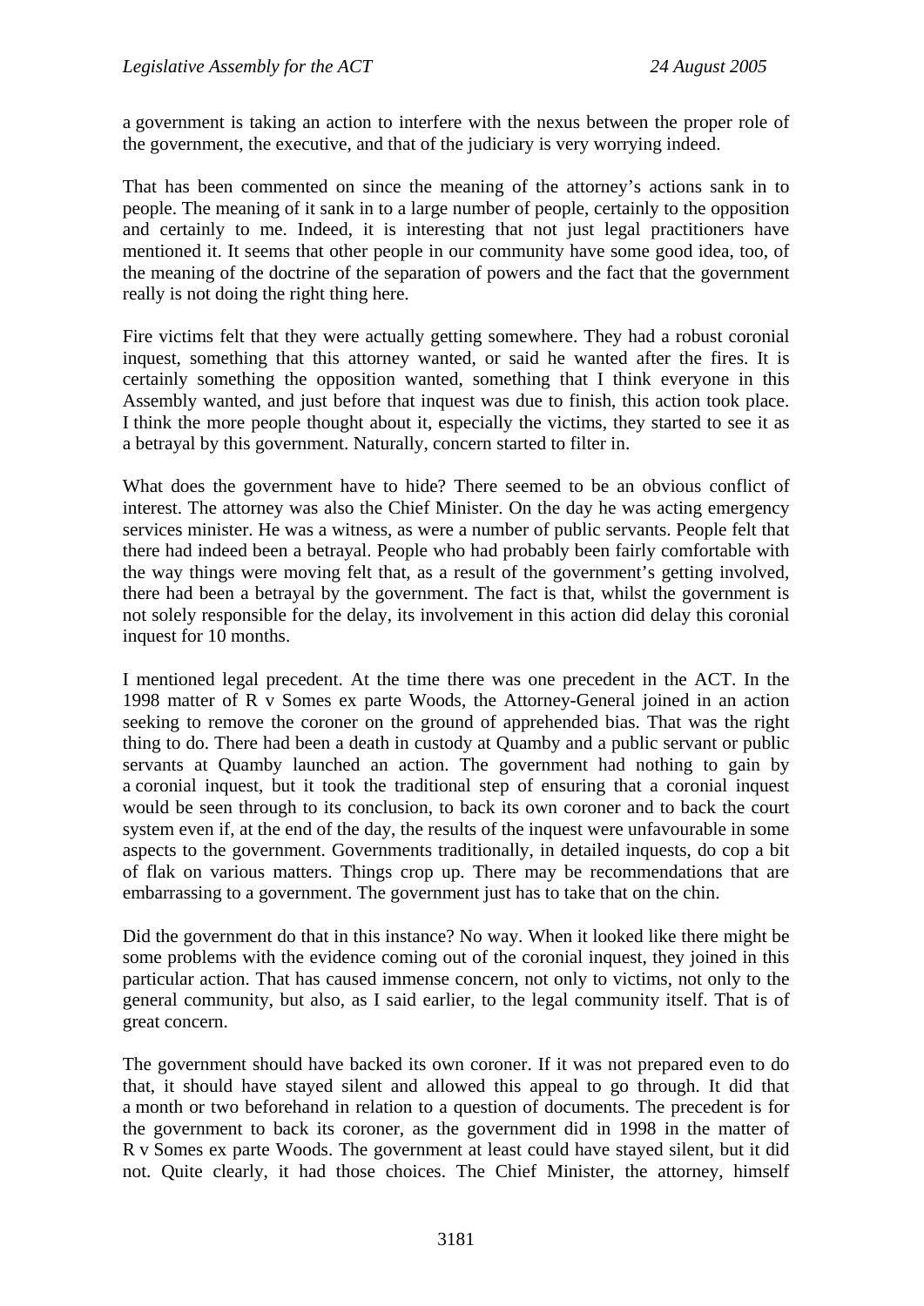a government is taking an action to interfere with the nexus between the proper role of the government, the executive, and that of the judiciary is very worrying indeed.

That has been commented on since the meaning of the attorney's actions sank in to people. The meaning of it sank in to a large number of people, certainly to the opposition and certainly to me. Indeed, it is interesting that not just legal practitioners have mentioned it. It seems that other people in our community have some good idea, too, of the meaning of the doctrine of the separation of powers and the fact that the government really is not doing the right thing here.

Fire victims felt that they were actually getting somewhere. They had a robust coronial inquest, something that this attorney wanted, or said he wanted after the fires. It is certainly something the opposition wanted, something that I think everyone in this Assembly wanted, and just before that inquest was due to finish, this action took place. I think the more people thought about it, especially the victims, they started to see it as a betrayal by this government. Naturally, concern started to filter in.

What does the government have to hide? There seemed to be an obvious conflict of interest. The attorney was also the Chief Minister. On the day he was acting emergency services minister. He was a witness, as were a number of public servants. People felt that there had indeed been a betrayal. People who had probably been fairly comfortable with the way things were moving felt that, as a result of the government's getting involved, there had been a betrayal by the government. The fact is that, whilst the government is not solely responsible for the delay, its involvement in this action did delay this coronial inquest for 10 months.

I mentioned legal precedent. At the time there was one precedent in the ACT. In the 1998 matter of R v Somes ex parte Woods, the Attorney-General joined in an action seeking to remove the coroner on the ground of apprehended bias. That was the right thing to do. There had been a death in custody at Quamby and a public servant or public servants at Quamby launched an action. The government had nothing to gain by a coronial inquest, but it took the traditional step of ensuring that a coronial inquest would be seen through to its conclusion, to back its own coroner and to back the court system even if, at the end of the day, the results of the inquest were unfavourable in some aspects to the government. Governments traditionally, in detailed inquests, do cop a bit of flak on various matters. Things crop up. There may be recommendations that are embarrassing to a government. The government just has to take that on the chin.

Did the government do that in this instance? No way. When it looked like there might be some problems with the evidence coming out of the coronial inquest, they joined in this particular action. That has caused immense concern, not only to victims, not only to the general community, but also, as I said earlier, to the legal community itself. That is of great concern.

The government should have backed its own coroner. If it was not prepared even to do that, it should have stayed silent and allowed this appeal to go through. It did that a month or two beforehand in relation to a question of documents. The precedent is for the government to back its coroner, as the government did in 1998 in the matter of R v Somes ex parte Woods. The government at least could have stayed silent, but it did not. Quite clearly, it had those choices. The Chief Minister, the attorney, himself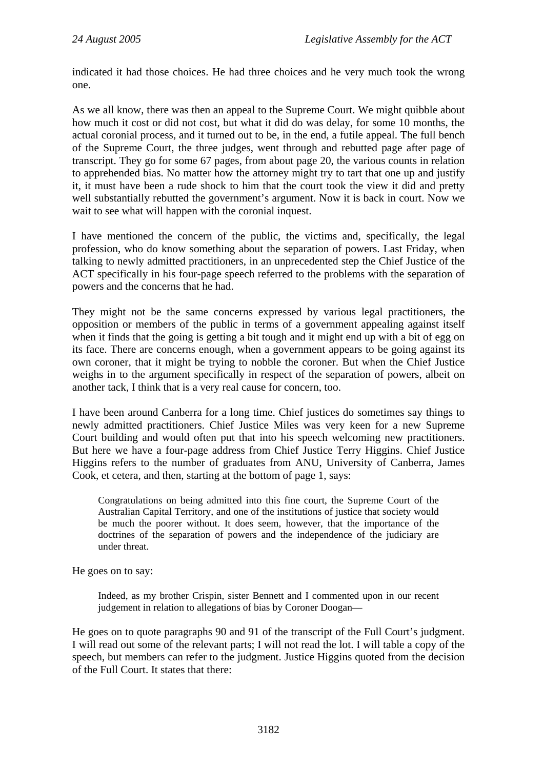indicated it had those choices. He had three choices and he very much took the wrong one.

As we all know, there was then an appeal to the Supreme Court. We might quibble about how much it cost or did not cost, but what it did do was delay, for some 10 months, the actual coronial process, and it turned out to be, in the end, a futile appeal. The full bench of the Supreme Court, the three judges, went through and rebutted page after page of transcript. They go for some 67 pages, from about page 20, the various counts in relation to apprehended bias. No matter how the attorney might try to tart that one up and justify it, it must have been a rude shock to him that the court took the view it did and pretty well substantially rebutted the government's argument. Now it is back in court. Now we wait to see what will happen with the coronial inquest.

I have mentioned the concern of the public, the victims and, specifically, the legal profession, who do know something about the separation of powers. Last Friday, when talking to newly admitted practitioners, in an unprecedented step the Chief Justice of the ACT specifically in his four-page speech referred to the problems with the separation of powers and the concerns that he had.

They might not be the same concerns expressed by various legal practitioners, the opposition or members of the public in terms of a government appealing against itself when it finds that the going is getting a bit tough and it might end up with a bit of egg on its face. There are concerns enough, when a government appears to be going against its own coroner, that it might be trying to nobble the coroner. But when the Chief Justice weighs in to the argument specifically in respect of the separation of powers, albeit on another tack, I think that is a very real cause for concern, too.

I have been around Canberra for a long time. Chief justices do sometimes say things to newly admitted practitioners. Chief Justice Miles was very keen for a new Supreme Court building and would often put that into his speech welcoming new practitioners. But here we have a four-page address from Chief Justice Terry Higgins. Chief Justice Higgins refers to the number of graduates from ANU, University of Canberra, James Cook, et cetera, and then, starting at the bottom of page 1, says:

> Congratulations on being admitted into this fine court, the Supreme Court of the Australian Capital Territory, and one of the institutions of justice that society would be much the poorer without. It does seem, however, that the importance of the doctrines of the separation of powers and the independence of the judiciary are under threat.

He goes on to say:

> Indeed, as my brother Crispin, sister Bennett and I commented upon in our recent judgement in relation to allegations of bias by Coroner Doogan—

He goes on to quote paragraphs 90 and 91 of the transcript of the Full Court's judgment. I will read out some of the relevant parts; I will not read the lot. I will table a copy of the speech, but members can refer to the judgment. Justice Higgins quoted from the decision of the Full Court. It states that there: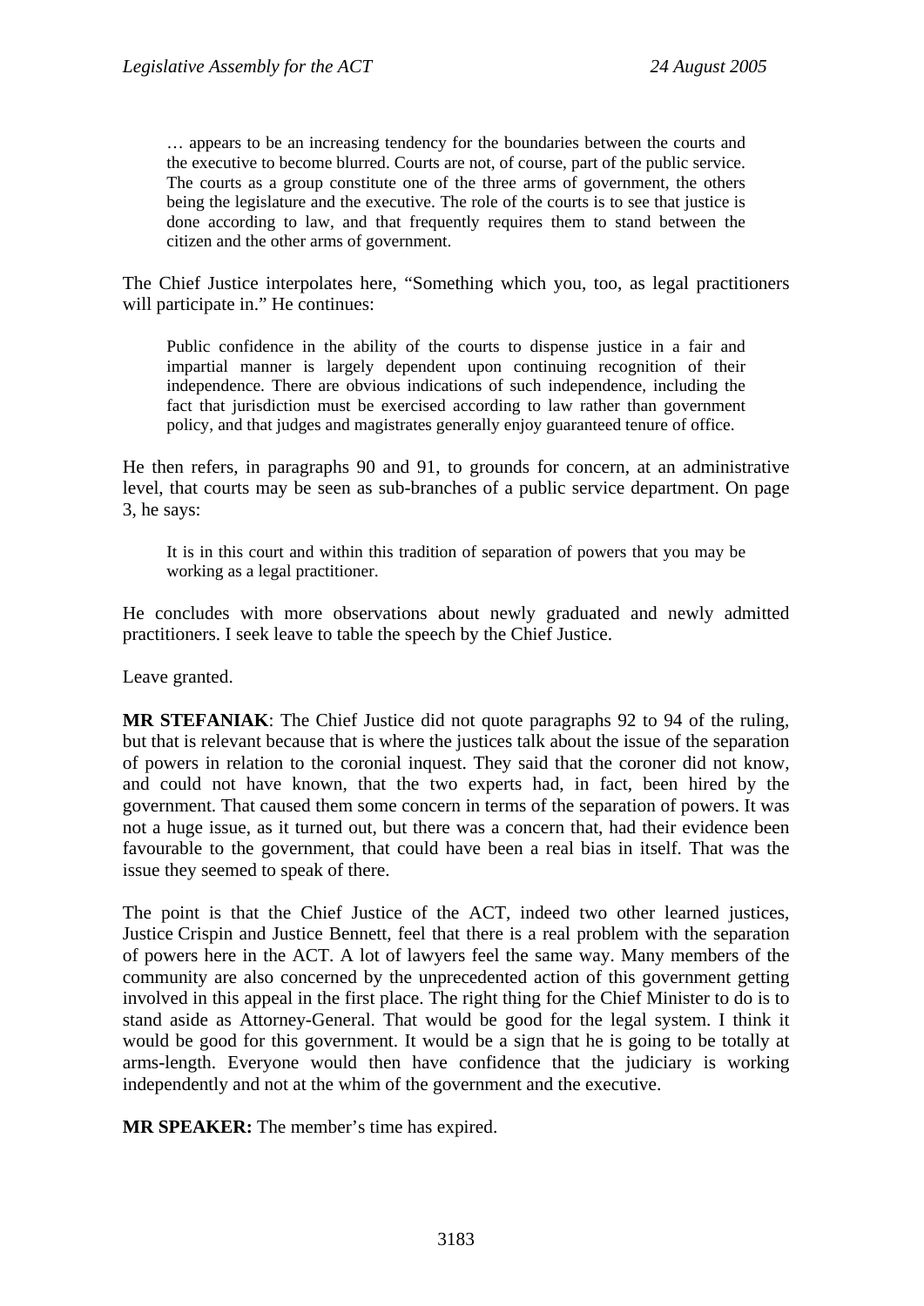> … appears to be an increasing tendency for the boundaries between the courts and the executive to become blurred. Courts are not, of course, part of the public service. The courts as a group constitute one of the three arms of government, the others being the legislature and the executive. The role of the courts is to see that justice is done according to law, and that frequently requires them to stand between the citizen and the other arms of government.

The Chief Justice interpolates here, "Something which you, too, as legal practitioners will participate in." He continues:

> Public confidence in the ability of the courts to dispense justice in a fair and impartial manner is largely dependent upon continuing recognition of their independence. There are obvious indications of such independence, including the fact that jurisdiction must be exercised according to law rather than government policy, and that judges and magistrates generally enjoy guaranteed tenure of office.

He then refers, in paragraphs 90 and 91, to grounds for concern, at an administrative level, that courts may be seen as sub-branches of a public service department. On page 3, he says:

> It is in this court and within this tradition of separation of powers that you may be working as a legal practitioner.

He concludes with more observations about newly graduated and newly admitted practitioners. I seek leave to table the speech by the Chief Justice.

Leave granted.

**MR STEFANIAK**: The Chief Justice did not quote paragraphs 92 to 94 of the ruling, but that is relevant because that is where the justices talk about the issue of the separation of powers in relation to the coronial inquest. They said that the coroner did not know, and could not have known, that the two experts had, in fact, been hired by the government. That caused them some concern in terms of the separation of powers. It was not a huge issue, as it turned out, but there was a concern that, had their evidence been favourable to the government, that could have been a real bias in itself. That was the issue they seemed to speak of there.

The point is that the Chief Justice of the ACT, indeed two other learned justices, Justice Crispin and Justice Bennett, feel that there is a real problem with the separation of powers here in the ACT. A lot of lawyers feel the same way. Many members of the community are also concerned by the unprecedented action of this government getting involved in this appeal in the first place. The right thing for the Chief Minister to do is to stand aside as Attorney-General. That would be good for the legal system. I think it would be good for this government. It would be a sign that he is going to be totally at arms-length. Everyone would then have confidence that the judiciary is working independently and not at the whim of the government and the executive.

**MR SPEAKER:** The member's time has expired.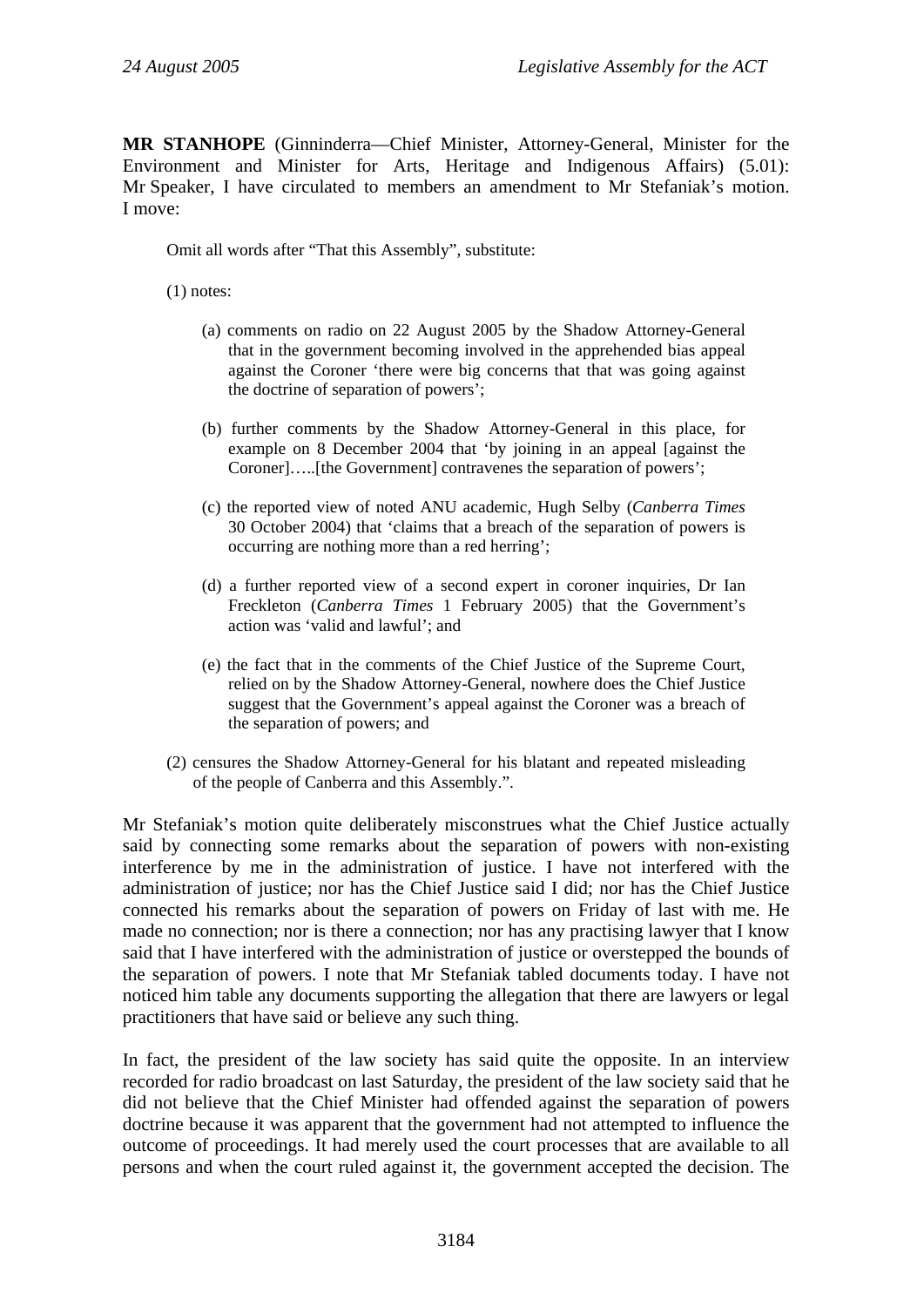**MR STANHOPE** (Ginninderra—Chief Minister, Attorney-General, Minister for the Environment and Minister for Arts, Heritage and Indigenous Affairs) (5.01): Mr Speaker, I have circulated to members an amendment to Mr Stefaniak's motion. I move:

> Omit all words after "That this Assembly", substitute:
>
> (1) notes:
>
> (a) comments on radio on 22 August 2005 by the Shadow Attorney-General that in the government becoming involved in the apprehended bias appeal against the Coroner 'there were big concerns that that was going against the doctrine of separation of powers';
>
> (b) further comments by the Shadow Attorney-General in this place, for example on 8 December 2004 that 'by joining in an appeal [against the Coroner]…..[the Government] contravenes the separation of powers';
>
> (c) the reported view of noted ANU academic, Hugh Selby (*Canberra Times* 30 October 2004) that 'claims that a breach of the separation of powers is occurring are nothing more than a red herring';
>
> (d) a further reported view of a second expert in coroner inquiries, Dr Ian Freckleton (*Canberra Times* 1 February 2005) that the Government's action was 'valid and lawful'; and
>
> (e) the fact that in the comments of the Chief Justice of the Supreme Court, relied on by the Shadow Attorney-General, nowhere does the Chief Justice suggest that the Government's appeal against the Coroner was a breach of the separation of powers; and
>
> (2) censures the Shadow Attorney-General for his blatant and repeated misleading of the people of Canberra and this Assembly.".

Mr Stefaniak's motion quite deliberately misconstrues what the Chief Justice actually said by connecting some remarks about the separation of powers with non-existing interference by me in the administration of justice. I have not interfered with the administration of justice; nor has the Chief Justice said I did; nor has the Chief Justice connected his remarks about the separation of powers on Friday of last with me. He made no connection; nor is there a connection; nor has any practising lawyer that I know said that I have interfered with the administration of justice or overstepped the bounds of the separation of powers. I note that Mr Stefaniak tabled documents today. I have not noticed him table any documents supporting the allegation that there are lawyers or legal practitioners that have said or believe any such thing.

In fact, the president of the law society has said quite the opposite. In an interview recorded for radio broadcast on last Saturday, the president of the law society said that he did not believe that the Chief Minister had offended against the separation of powers doctrine because it was apparent that the government had not attempted to influence the outcome of proceedings. It had merely used the court processes that are available to all persons and when the court ruled against it, the government accepted the decision. The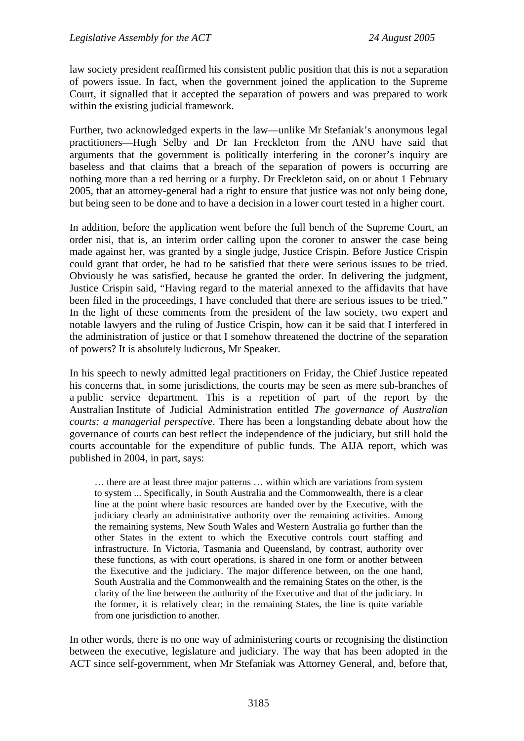law society president reaffirmed his consistent public position that this is not a separation of powers issue. In fact, when the government joined the application to the Supreme Court, it signalled that it accepted the separation of powers and was prepared to work within the existing judicial framework.

Further, two acknowledged experts in the law—unlike Mr Stefaniak's anonymous legal practitioners—Hugh Selby and Dr Ian Freckleton from the ANU have said that arguments that the government is politically interfering in the coroner's inquiry are baseless and that claims that a breach of the separation of powers is occurring are nothing more than a red herring or a furphy. Dr Freckleton said, on or about 1 February 2005, that an attorney-general had a right to ensure that justice was not only being done, but being seen to be done and to have a decision in a lower court tested in a higher court.

In addition, before the application went before the full bench of the Supreme Court, an order nisi, that is, an interim order calling upon the coroner to answer the case being made against her, was granted by a single judge, Justice Crispin. Before Justice Crispin could grant that order, he had to be satisfied that there were serious issues to be tried. Obviously he was satisfied, because he granted the order. In delivering the judgment, Justice Crispin said, "Having regard to the material annexed to the affidavits that have been filed in the proceedings, I have concluded that there are serious issues to be tried." In the light of these comments from the president of the law society, two expert and notable lawyers and the ruling of Justice Crispin, how can it be said that I interfered in the administration of justice or that I somehow threatened the doctrine of the separation of powers? It is absolutely ludicrous, Mr Speaker.

In his speech to newly admitted legal practitioners on Friday, the Chief Justice repeated his concerns that, in some jurisdictions, the courts may be seen as mere sub-branches of a public service department. This is a repetition of part of the report by the Australian Institute of Judicial Administration entitled *The governance of Australian courts: a managerial perspective*. There has been a longstanding debate about how the governance of courts can best reflect the independence of the judiciary, but still hold the courts accountable for the expenditure of public funds. The AIJA report, which was published in 2004, in part, says:

> … there are at least three major patterns … within which are variations from system to system ... Specifically, in South Australia and the Commonwealth, there is a clear line at the point where basic resources are handed over by the Executive, with the judiciary clearly an administrative authority over the remaining activities. Among the remaining systems, New South Wales and Western Australia go further than the other States in the extent to which the Executive controls court staffing and infrastructure. In Victoria, Tasmania and Queensland, by contrast, authority over these functions, as with court operations, is shared in one form or another between the Executive and the judiciary. The major difference between, on the one hand, South Australia and the Commonwealth and the remaining States on the other, is the clarity of the line between the authority of the Executive and that of the judiciary. In the former, it is relatively clear; in the remaining States, the line is quite variable from one jurisdiction to another.

In other words, there is no one way of administering courts or recognising the distinction between the executive, legislature and judiciary. The way that has been adopted in the ACT since self-government, when Mr Stefaniak was Attorney General, and, before that,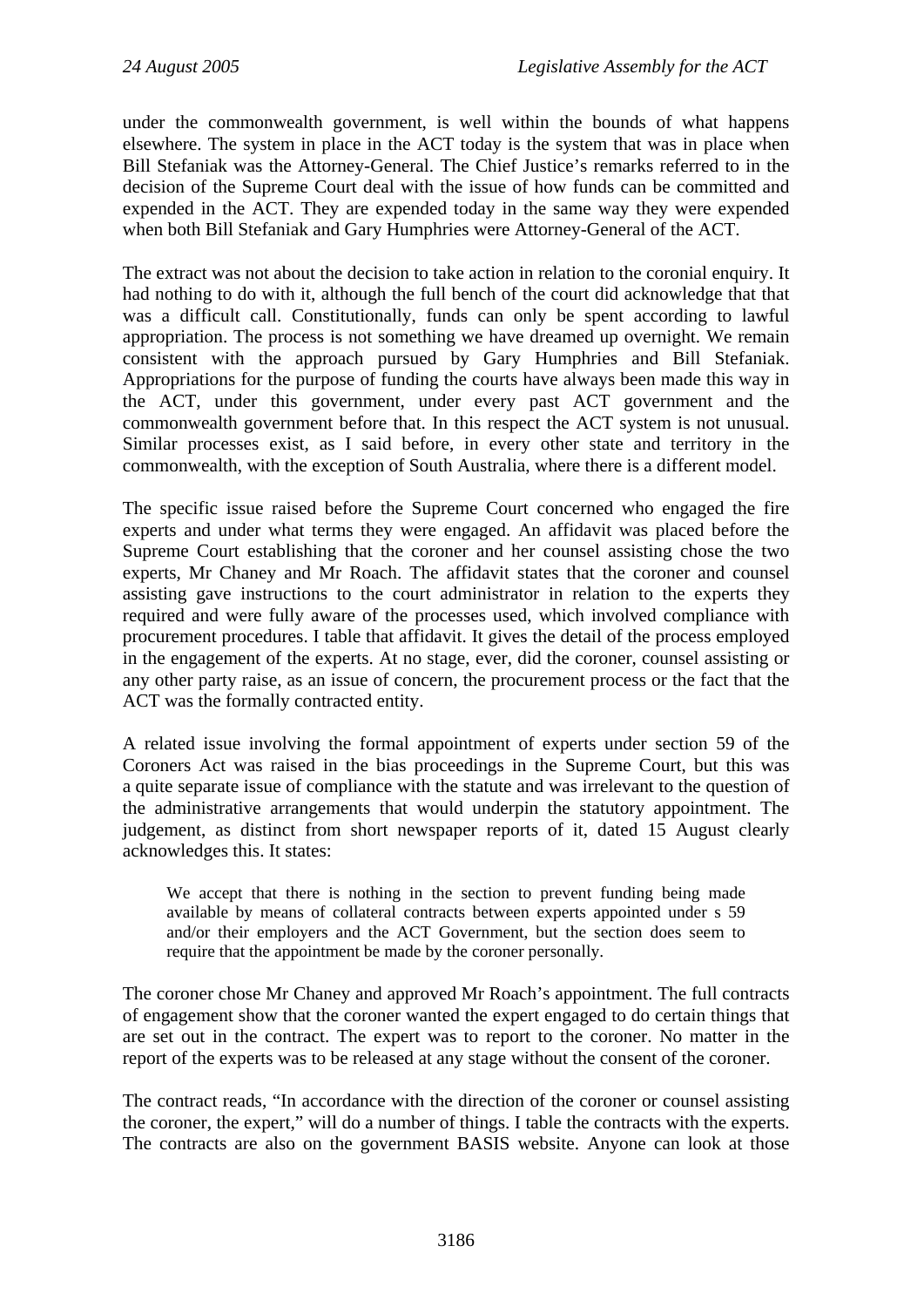under the commonwealth government, is well within the bounds of what happens elsewhere. The system in place in the ACT today is the system that was in place when Bill Stefaniak was the Attorney-General. The Chief Justice's remarks referred to in the decision of the Supreme Court deal with the issue of how funds can be committed and expended in the ACT. They are expended today in the same way they were expended when both Bill Stefaniak and Gary Humphries were Attorney-General of the ACT.

The extract was not about the decision to take action in relation to the coronial enquiry. It had nothing to do with it, although the full bench of the court did acknowledge that that was a difficult call. Constitutionally, funds can only be spent according to lawful appropriation. The process is not something we have dreamed up overnight. We remain consistent with the approach pursued by Gary Humphries and Bill Stefaniak. Appropriations for the purpose of funding the courts have always been made this way in the ACT, under this government, under every past ACT government and the commonwealth government before that. In this respect the ACT system is not unusual. Similar processes exist, as I said before, in every other state and territory in the commonwealth, with the exception of South Australia, where there is a different model.

The specific issue raised before the Supreme Court concerned who engaged the fire experts and under what terms they were engaged. An affidavit was placed before the Supreme Court establishing that the coroner and her counsel assisting chose the two experts, Mr Chaney and Mr Roach. The affidavit states that the coroner and counsel assisting gave instructions to the court administrator in relation to the experts they required and were fully aware of the processes used, which involved compliance with procurement procedures. I table that affidavit. It gives the detail of the process employed in the engagement of the experts. At no stage, ever, did the coroner, counsel assisting or any other party raise, as an issue of concern, the procurement process or the fact that the ACT was the formally contracted entity.

A related issue involving the formal appointment of experts under section 59 of the Coroners Act was raised in the bias proceedings in the Supreme Court, but this was a quite separate issue of compliance with the statute and was irrelevant to the question of the administrative arrangements that would underpin the statutory appointment. The judgement, as distinct from short newspaper reports of it, dated 15 August clearly acknowledges this. It states:

> We accept that there is nothing in the section to prevent funding being made available by means of collateral contracts between experts appointed under s 59 and/or their employers and the ACT Government, but the section does seem to require that the appointment be made by the coroner personally.

The coroner chose Mr Chaney and approved Mr Roach's appointment. The full contracts of engagement show that the coroner wanted the expert engaged to do certain things that are set out in the contract. The expert was to report to the coroner. No matter in the report of the experts was to be released at any stage without the consent of the coroner.

The contract reads, "In accordance with the direction of the coroner or counsel assisting the coroner, the expert," will do a number of things. I table the contracts with the experts. The contracts are also on the government BASIS website. Anyone can look at those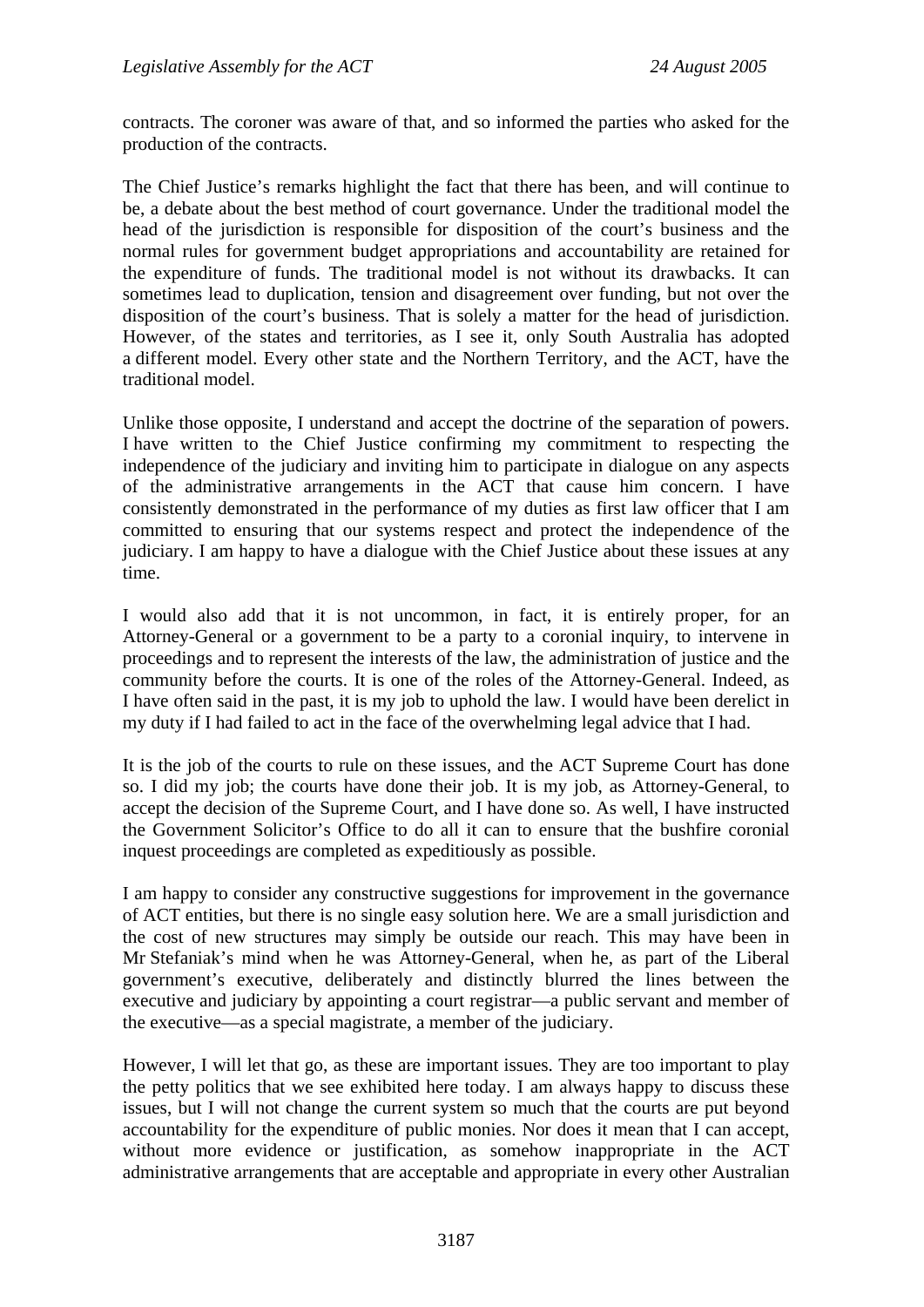contracts. The coroner was aware of that, and so informed the parties who asked for the production of the contracts.

The Chief Justice's remarks highlight the fact that there has been, and will continue to be, a debate about the best method of court governance. Under the traditional model the head of the jurisdiction is responsible for disposition of the court's business and the normal rules for government budget appropriations and accountability are retained for the expenditure of funds. The traditional model is not without its drawbacks. It can sometimes lead to duplication, tension and disagreement over funding, but not over the disposition of the court's business. That is solely a matter for the head of jurisdiction. However, of the states and territories, as I see it, only South Australia has adopted a different model. Every other state and the Northern Territory, and the ACT, have the traditional model.

Unlike those opposite, I understand and accept the doctrine of the separation of powers. I have written to the Chief Justice confirming my commitment to respecting the independence of the judiciary and inviting him to participate in dialogue on any aspects of the administrative arrangements in the ACT that cause him concern. I have consistently demonstrated in the performance of my duties as first law officer that I am committed to ensuring that our systems respect and protect the independence of the judiciary. I am happy to have a dialogue with the Chief Justice about these issues at any time.

I would also add that it is not uncommon, in fact, it is entirely proper, for an Attorney-General or a government to be a party to a coronial inquiry, to intervene in proceedings and to represent the interests of the law, the administration of justice and the community before the courts. It is one of the roles of the Attorney-General. Indeed, as I have often said in the past, it is my job to uphold the law. I would have been derelict in my duty if I had failed to act in the face of the overwhelming legal advice that I had.

It is the job of the courts to rule on these issues, and the ACT Supreme Court has done so. I did my job; the courts have done their job. It is my job, as Attorney-General, to accept the decision of the Supreme Court, and I have done so. As well, I have instructed the Government Solicitor's Office to do all it can to ensure that the bushfire coronial inquest proceedings are completed as expeditiously as possible.

I am happy to consider any constructive suggestions for improvement in the governance of ACT entities, but there is no single easy solution here. We are a small jurisdiction and the cost of new structures may simply be outside our reach. This may have been in Mr Stefaniak's mind when he was Attorney-General, when he, as part of the Liberal government's executive, deliberately and distinctly blurred the lines between the executive and judiciary by appointing a court registrar—a public servant and member of the executive—as a special magistrate, a member of the judiciary.

However, I will let that go, as these are important issues. They are too important to play the petty politics that we see exhibited here today. I am always happy to discuss these issues, but I will not change the current system so much that the courts are put beyond accountability for the expenditure of public monies. Nor does it mean that I can accept, without more evidence or justification, as somehow inappropriate in the ACT administrative arrangements that are acceptable and appropriate in every other Australian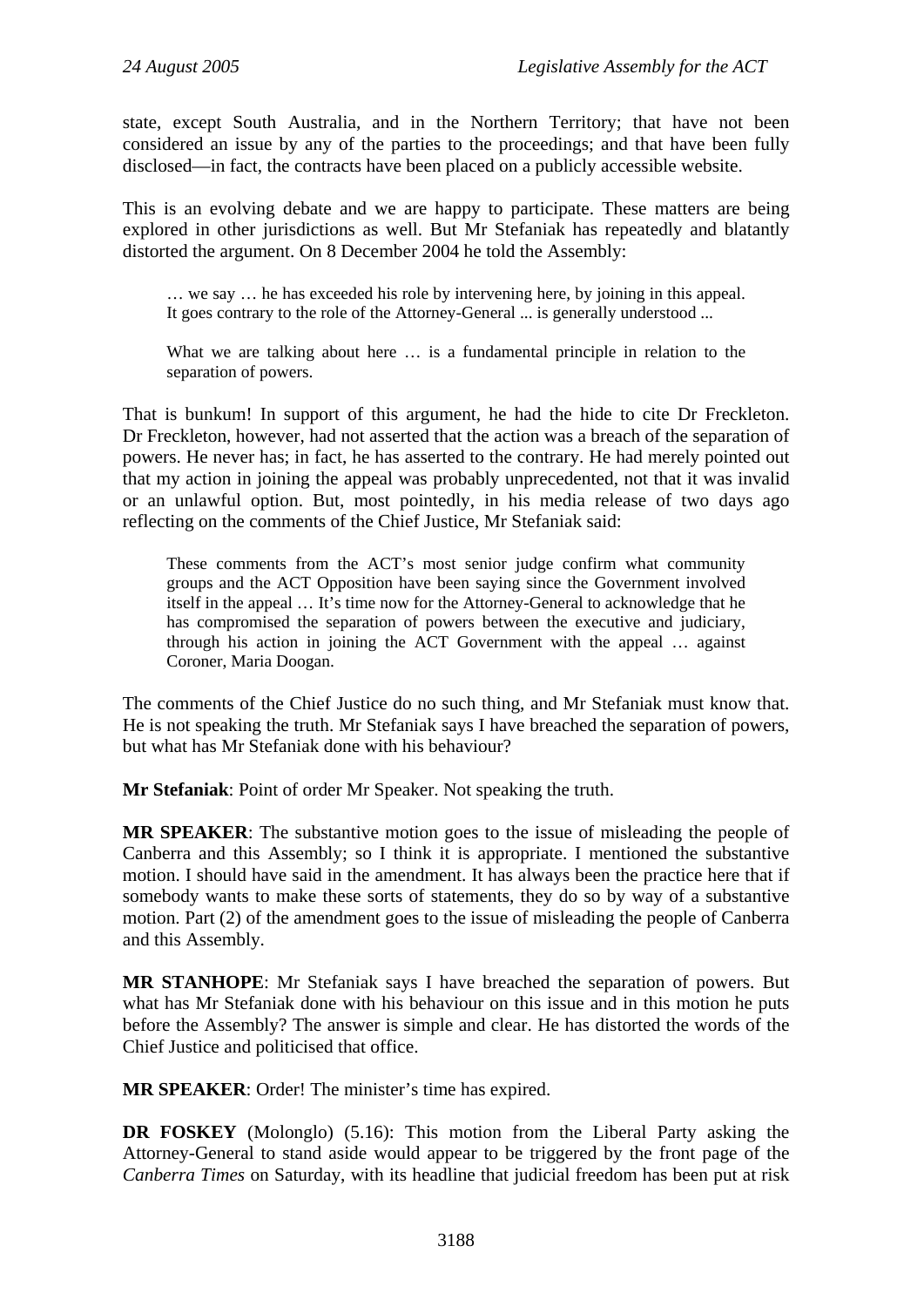state, except South Australia, and in the Northern Territory; that have not been considered an issue by any of the parties to the proceedings; and that have been fully disclosed—in fact, the contracts have been placed on a publicly accessible website.

This is an evolving debate and we are happy to participate. These matters are being explored in other jurisdictions as well. But Mr Stefaniak has repeatedly and blatantly distorted the argument. On 8 December 2004 he told the Assembly:

> … we say … he has exceeded his role by intervening here, by joining in this appeal. It goes contrary to the role of the Attorney-General ... is generally understood ...
>
> What we are talking about here … is a fundamental principle in relation to the separation of powers.

That is bunkum! In support of this argument, he had the hide to cite Dr Freckleton. Dr Freckleton, however, had not asserted that the action was a breach of the separation of powers. He never has; in fact, he has asserted to the contrary. He had merely pointed out that my action in joining the appeal was probably unprecedented, not that it was invalid or an unlawful option. But, most pointedly, in his media release of two days ago reflecting on the comments of the Chief Justice, Mr Stefaniak said:

> These comments from the ACT's most senior judge confirm what community groups and the ACT Opposition have been saying since the Government involved itself in the appeal … It's time now for the Attorney-General to acknowledge that he has compromised the separation of powers between the executive and judiciary, through his action in joining the ACT Government with the appeal … against Coroner, Maria Doogan.

The comments of the Chief Justice do no such thing, and Mr Stefaniak must know that. He is not speaking the truth. Mr Stefaniak says I have breached the separation of powers, but what has Mr Stefaniak done with his behaviour?

**Mr Stefaniak**: Point of order Mr Speaker. Not speaking the truth.

**MR SPEAKER**: The substantive motion goes to the issue of misleading the people of Canberra and this Assembly; so I think it is appropriate. I mentioned the substantive motion. I should have said in the amendment. It has always been the practice here that if somebody wants to make these sorts of statements, they do so by way of a substantive motion. Part (2) of the amendment goes to the issue of misleading the people of Canberra and this Assembly.

**MR STANHOPE**: Mr Stefaniak says I have breached the separation of powers. But what has Mr Stefaniak done with his behaviour on this issue and in this motion he puts before the Assembly? The answer is simple and clear. He has distorted the words of the Chief Justice and politicised that office.

**MR SPEAKER**: Order! The minister's time has expired.

**DR FOSKEY** (Molonglo) (5.16): This motion from the Liberal Party asking the Attorney-General to stand aside would appear to be triggered by the front page of the *Canberra Times* on Saturday, with its headline that judicial freedom has been put at risk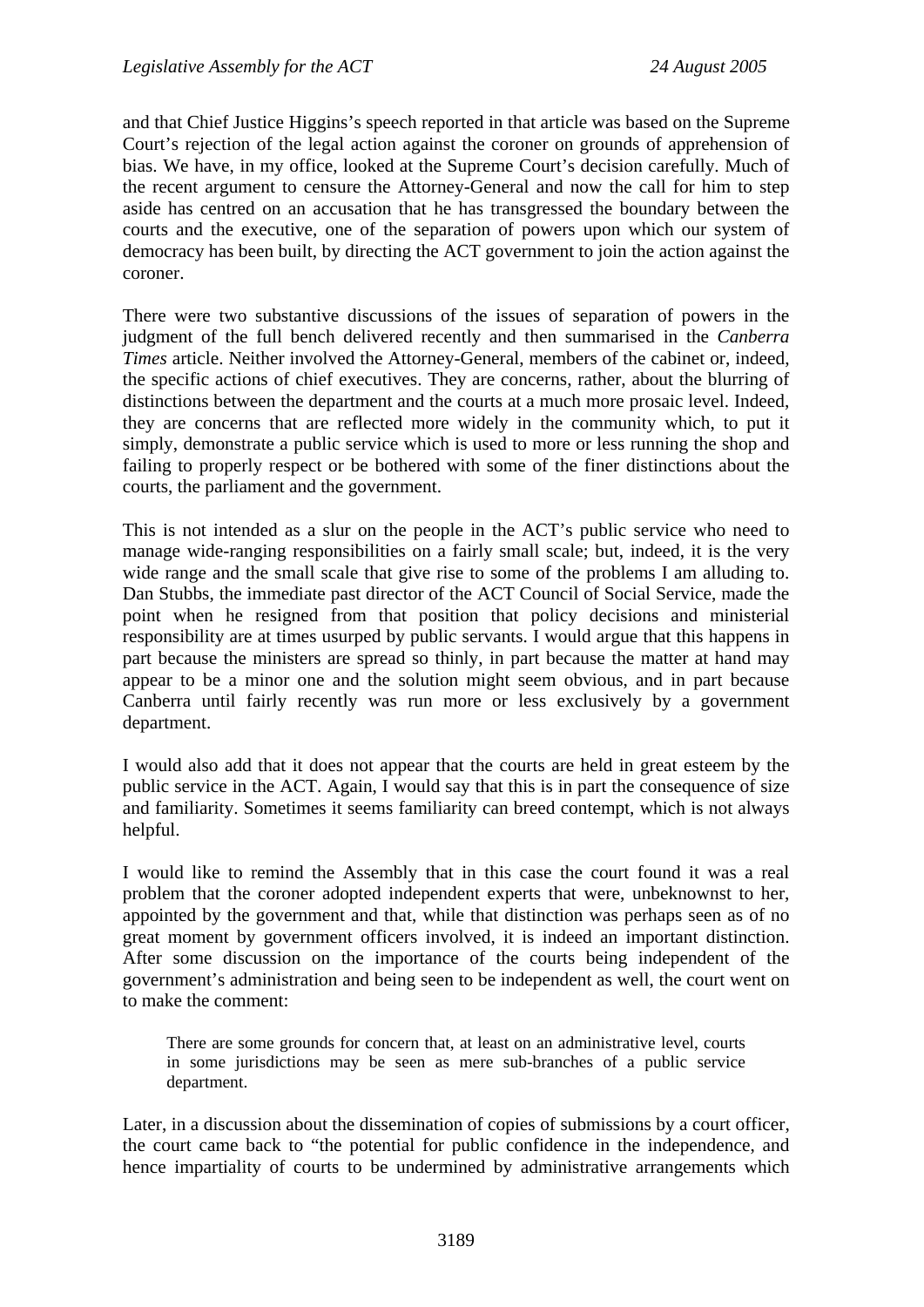and that Chief Justice Higgins's speech reported in that article was based on the Supreme Court's rejection of the legal action against the coroner on grounds of apprehension of bias. We have, in my office, looked at the Supreme Court's decision carefully. Much of the recent argument to censure the Attorney-General and now the call for him to step aside has centred on an accusation that he has transgressed the boundary between the courts and the executive, one of the separation of powers upon which our system of democracy has been built, by directing the ACT government to join the action against the coroner.

There were two substantive discussions of the issues of separation of powers in the judgment of the full bench delivered recently and then summarised in the *Canberra Times* article. Neither involved the Attorney-General, members of the cabinet or, indeed, the specific actions of chief executives. They are concerns, rather, about the blurring of distinctions between the department and the courts at a much more prosaic level. Indeed, they are concerns that are reflected more widely in the community which, to put it simply, demonstrate a public service which is used to more or less running the shop and failing to properly respect or be bothered with some of the finer distinctions about the courts, the parliament and the government.

This is not intended as a slur on the people in the ACT's public service who need to manage wide-ranging responsibilities on a fairly small scale; but, indeed, it is the very wide range and the small scale that give rise to some of the problems I am alluding to. Dan Stubbs, the immediate past director of the ACT Council of Social Service, made the point when he resigned from that position that policy decisions and ministerial responsibility are at times usurped by public servants. I would argue that this happens in part because the ministers are spread so thinly, in part because the matter at hand may appear to be a minor one and the solution might seem obvious, and in part because Canberra until fairly recently was run more or less exclusively by a government department.

I would also add that it does not appear that the courts are held in great esteem by the public service in the ACT. Again, I would say that this is in part the consequence of size and familiarity. Sometimes it seems familiarity can breed contempt, which is not always helpful.

I would like to remind the Assembly that in this case the court found it was a real problem that the coroner adopted independent experts that were, unbeknownst to her, appointed by the government and that, while that distinction was perhaps seen as of no great moment by government officers involved, it is indeed an important distinction. After some discussion on the importance of the courts being independent of the government's administration and being seen to be independent as well, the court went on to make the comment:

> There are some grounds for concern that, at least on an administrative level, courts in some jurisdictions may be seen as mere sub-branches of a public service department.

Later, in a discussion about the dissemination of copies of submissions by a court officer, the court came back to "the potential for public confidence in the independence, and hence impartiality of courts to be undermined by administrative arrangements which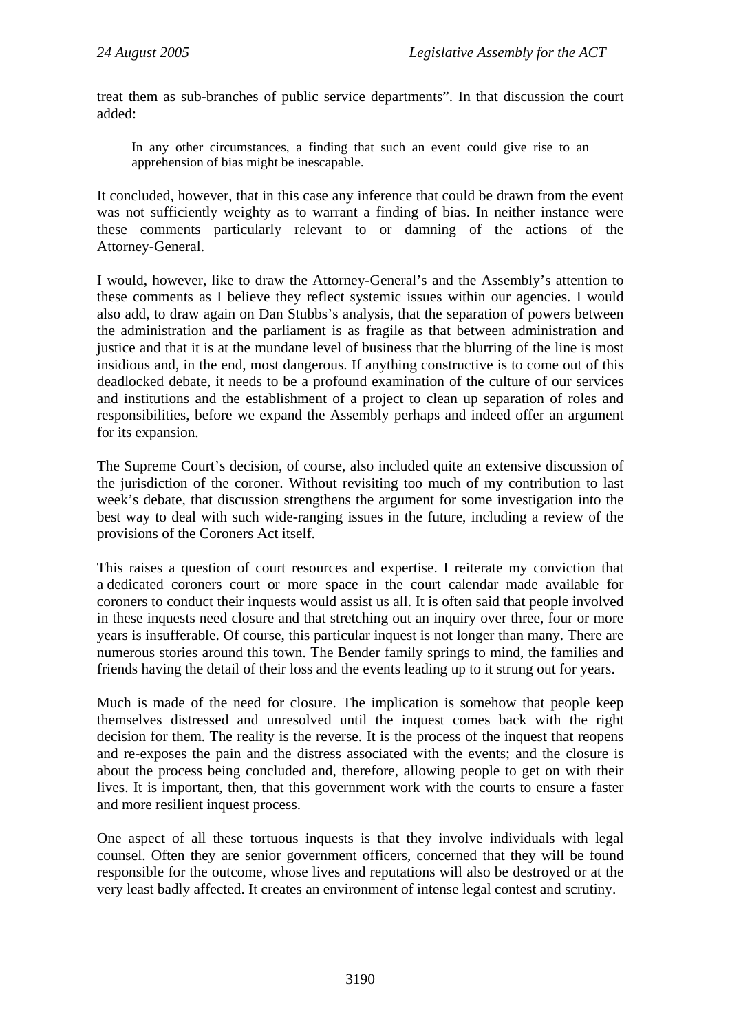treat them as sub-branches of public service departments". In that discussion the court added:

> In any other circumstances, a finding that such an event could give rise to an apprehension of bias might be inescapable.

It concluded, however, that in this case any inference that could be drawn from the event was not sufficiently weighty as to warrant a finding of bias. In neither instance were these comments particularly relevant to or damning of the actions of the Attorney-General.

I would, however, like to draw the Attorney-General's and the Assembly's attention to these comments as I believe they reflect systemic issues within our agencies. I would also add, to draw again on Dan Stubbs's analysis, that the separation of powers between the administration and the parliament is as fragile as that between administration and justice and that it is at the mundane level of business that the blurring of the line is most insidious and, in the end, most dangerous. If anything constructive is to come out of this deadlocked debate, it needs to be a profound examination of the culture of our services and institutions and the establishment of a project to clean up separation of roles and responsibilities, before we expand the Assembly perhaps and indeed offer an argument for its expansion.

The Supreme Court's decision, of course, also included quite an extensive discussion of the jurisdiction of the coroner. Without revisiting too much of my contribution to last week's debate, that discussion strengthens the argument for some investigation into the best way to deal with such wide-ranging issues in the future, including a review of the provisions of the Coroners Act itself.

This raises a question of court resources and expertise. I reiterate my conviction that a dedicated coroners court or more space in the court calendar made available for coroners to conduct their inquests would assist us all. It is often said that people involved in these inquests need closure and that stretching out an inquiry over three, four or more years is insufferable. Of course, this particular inquest is not longer than many. There are numerous stories around this town. The Bender family springs to mind, the families and friends having the detail of their loss and the events leading up to it strung out for years.

Much is made of the need for closure. The implication is somehow that people keep themselves distressed and unresolved until the inquest comes back with the right decision for them. The reality is the reverse. It is the process of the inquest that reopens and re-exposes the pain and the distress associated with the events; and the closure is about the process being concluded and, therefore, allowing people to get on with their lives. It is important, then, that this government work with the courts to ensure a faster and more resilient inquest process.

One aspect of all these tortuous inquests is that they involve individuals with legal counsel. Often they are senior government officers, concerned that they will be found responsible for the outcome, whose lives and reputations will also be destroyed or at the very least badly affected. It creates an environment of intense legal contest and scrutiny.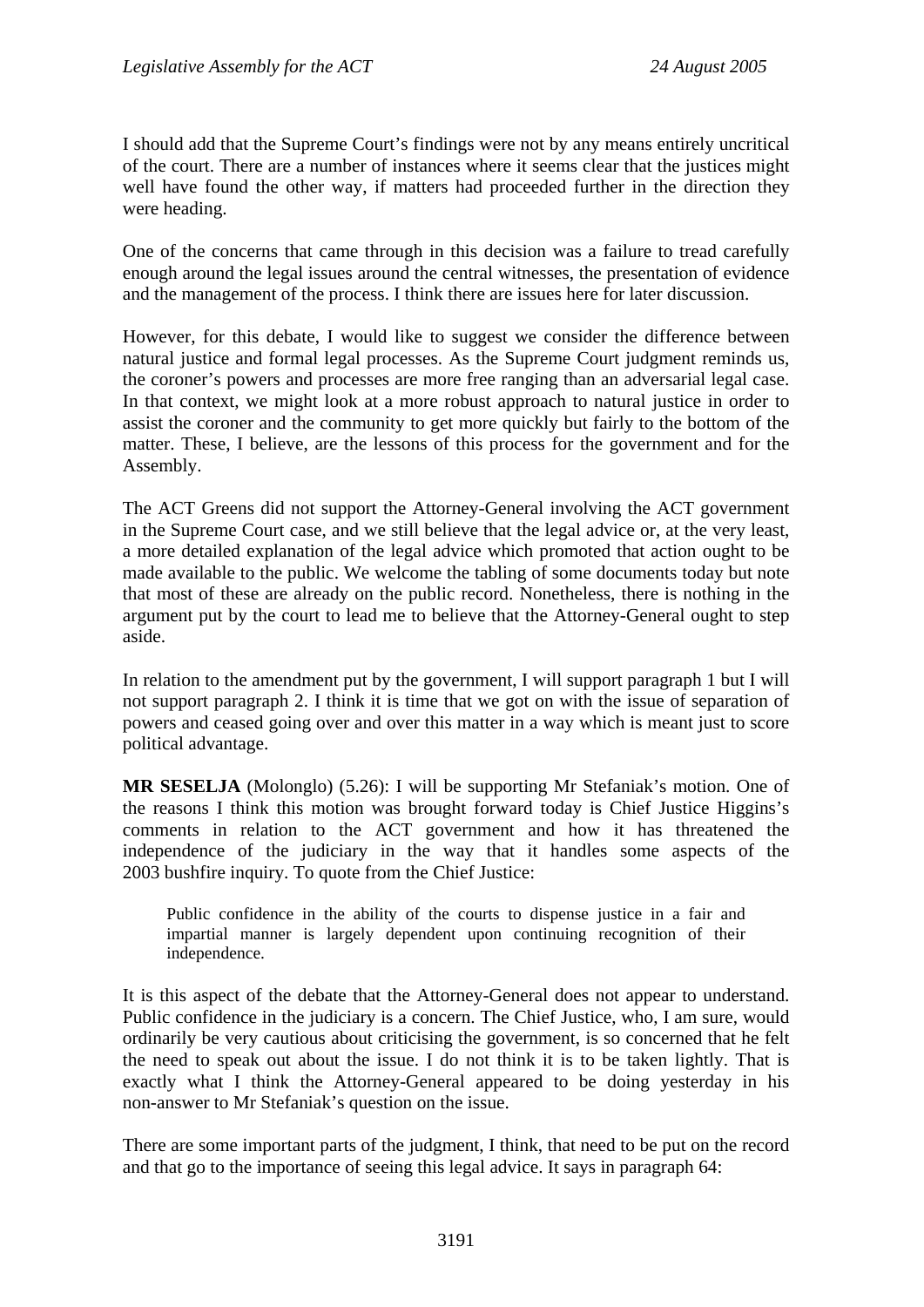I should add that the Supreme Court's findings were not by any means entirely uncritical of the court. There are a number of instances where it seems clear that the justices might well have found the other way, if matters had proceeded further in the direction they were heading.

One of the concerns that came through in this decision was a failure to tread carefully enough around the legal issues around the central witnesses, the presentation of evidence and the management of the process. I think there are issues here for later discussion.

However, for this debate, I would like to suggest we consider the difference between natural justice and formal legal processes. As the Supreme Court judgment reminds us, the coroner's powers and processes are more free ranging than an adversarial legal case. In that context, we might look at a more robust approach to natural justice in order to assist the coroner and the community to get more quickly but fairly to the bottom of the matter. These, I believe, are the lessons of this process for the government and for the Assembly.

The ACT Greens did not support the Attorney-General involving the ACT government in the Supreme Court case, and we still believe that the legal advice or, at the very least, a more detailed explanation of the legal advice which promoted that action ought to be made available to the public. We welcome the tabling of some documents today but note that most of these are already on the public record. Nonetheless, there is nothing in the argument put by the court to lead me to believe that the Attorney-General ought to step aside.

In relation to the amendment put by the government, I will support paragraph 1 but I will not support paragraph 2. I think it is time that we got on with the issue of separation of powers and ceased going over and over this matter in a way which is meant just to score political advantage.

**MR SESELJA** (Molonglo) (5.26): I will be supporting Mr Stefaniak's motion. One of the reasons I think this motion was brought forward today is Chief Justice Higgins's comments in relation to the ACT government and how it has threatened the independence of the judiciary in the way that it handles some aspects of the 2003 bushfire inquiry. To quote from the Chief Justice:

> Public confidence in the ability of the courts to dispense justice in a fair and impartial manner is largely dependent upon continuing recognition of their independence.

It is this aspect of the debate that the Attorney-General does not appear to understand. Public confidence in the judiciary is a concern. The Chief Justice, who, I am sure, would ordinarily be very cautious about criticising the government, is so concerned that he felt the need to speak out about the issue. I do not think it is to be taken lightly. That is exactly what I think the Attorney-General appeared to be doing yesterday in his non-answer to Mr Stefaniak's question on the issue.

There are some important parts of the judgment, I think, that need to be put on the record and that go to the importance of seeing this legal advice. It says in paragraph 64: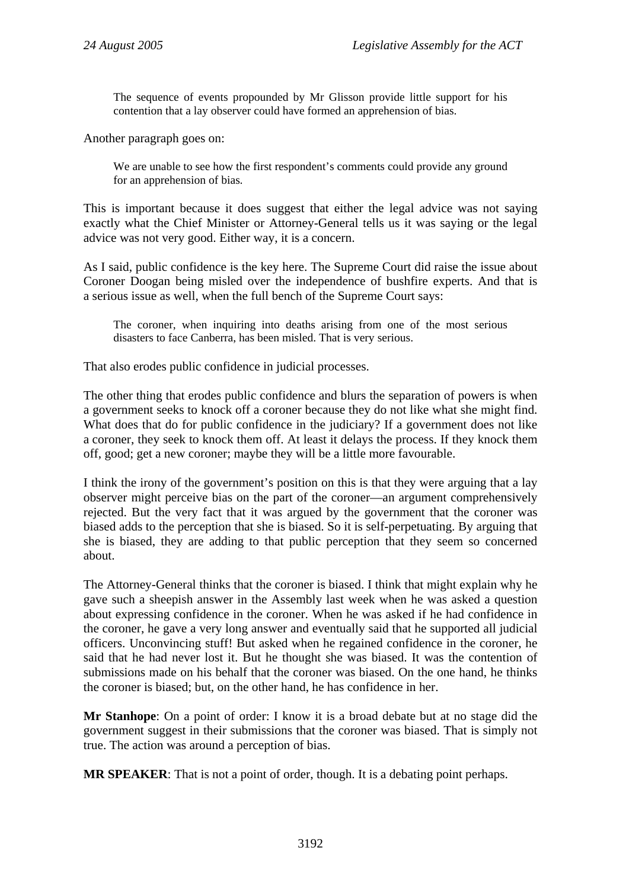> The sequence of events propounded by Mr Glisson provide little support for his contention that a lay observer could have formed an apprehension of bias.

Another paragraph goes on:

> We are unable to see how the first respondent's comments could provide any ground for an apprehension of bias.

This is important because it does suggest that either the legal advice was not saying exactly what the Chief Minister or Attorney-General tells us it was saying or the legal advice was not very good. Either way, it is a concern.

As I said, public confidence is the key here. The Supreme Court did raise the issue about Coroner Doogan being misled over the independence of bushfire experts. And that is a serious issue as well, when the full bench of the Supreme Court says:

> The coroner, when inquiring into deaths arising from one of the most serious disasters to face Canberra, has been misled. That is very serious.

That also erodes public confidence in judicial processes.

The other thing that erodes public confidence and blurs the separation of powers is when a government seeks to knock off a coroner because they do not like what she might find. What does that do for public confidence in the judiciary? If a government does not like a coroner, they seek to knock them off. At least it delays the process. If they knock them off, good; get a new coroner; maybe they will be a little more favourable.

I think the irony of the government's position on this is that they were arguing that a lay observer might perceive bias on the part of the coroner—an argument comprehensively rejected. But the very fact that it was argued by the government that the coroner was biased adds to the perception that she is biased. So it is self-perpetuating. By arguing that she is biased, they are adding to that public perception that they seem so concerned about.

The Attorney-General thinks that the coroner is biased. I think that might explain why he gave such a sheepish answer in the Assembly last week when he was asked a question about expressing confidence in the coroner. When he was asked if he had confidence in the coroner, he gave a very long answer and eventually said that he supported all judicial officers. Unconvincing stuff! But asked when he regained confidence in the coroner, he said that he had never lost it. But he thought she was biased. It was the contention of submissions made on his behalf that the coroner was biased. On the one hand, he thinks the coroner is biased; but, on the other hand, he has confidence in her.

**Mr Stanhope**: On a point of order: I know it is a broad debate but at no stage did the government suggest in their submissions that the coroner was biased. That is simply not true. The action was around a perception of bias.

**MR SPEAKER**: That is not a point of order, though. It is a debating point perhaps.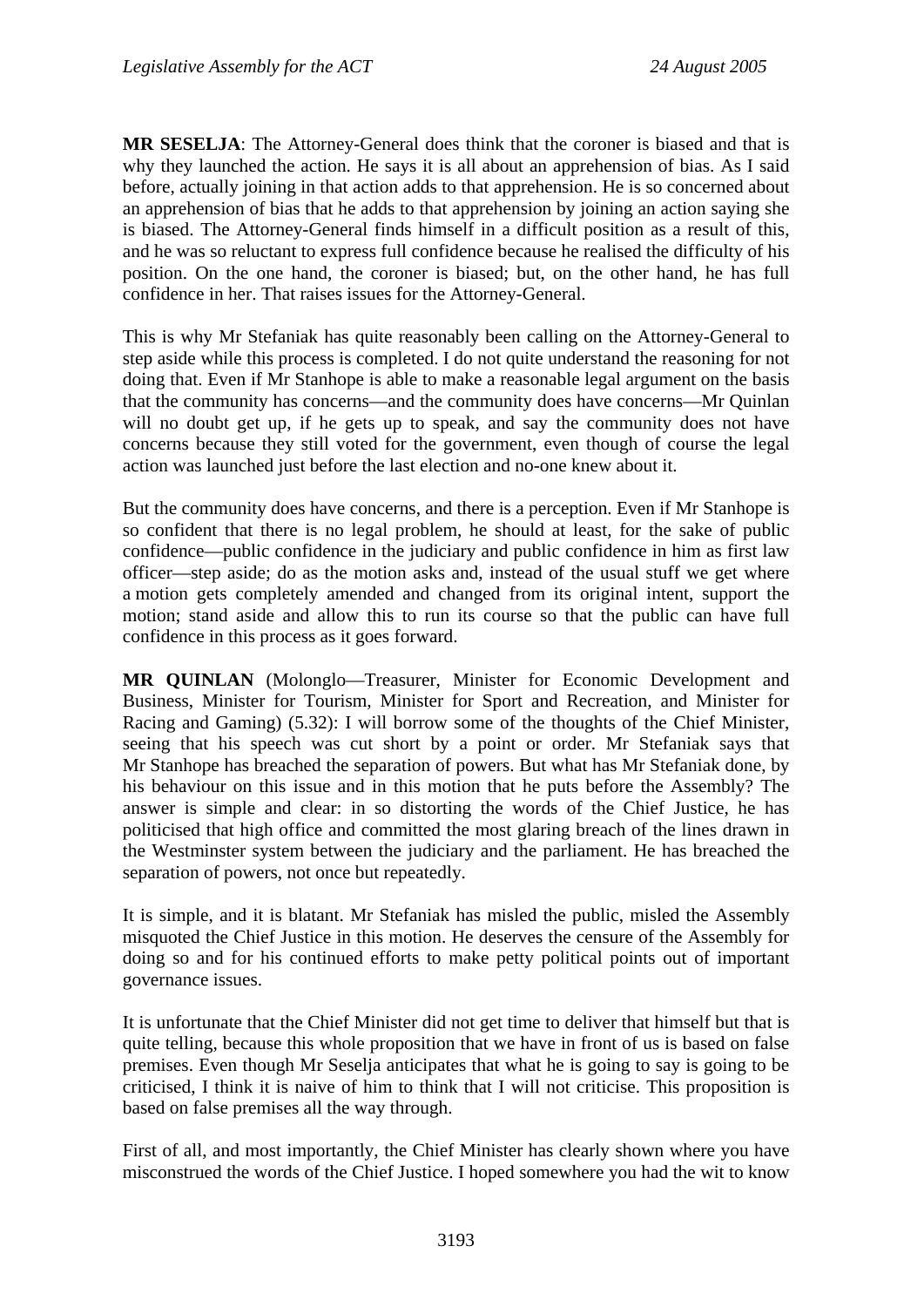**MR SESELJA**: The Attorney-General does think that the coroner is biased and that is why they launched the action. He says it is all about an apprehension of bias. As I said before, actually joining in that action adds to that apprehension. He is so concerned about an apprehension of bias that he adds to that apprehension by joining an action saying she is biased. The Attorney-General finds himself in a difficult position as a result of this, and he was so reluctant to express full confidence because he realised the difficulty of his position. On the one hand, the coroner is biased; but, on the other hand, he has full confidence in her. That raises issues for the Attorney-General.

This is why Mr Stefaniak has quite reasonably been calling on the Attorney-General to step aside while this process is completed. I do not quite understand the reasoning for not doing that. Even if Mr Stanhope is able to make a reasonable legal argument on the basis that the community has concerns—and the community does have concerns—Mr Quinlan will no doubt get up, if he gets up to speak, and say the community does not have concerns because they still voted for the government, even though of course the legal action was launched just before the last election and no-one knew about it.

But the community does have concerns, and there is a perception. Even if Mr Stanhope is so confident that there is no legal problem, he should at least, for the sake of public confidence—public confidence in the judiciary and public confidence in him as first law officer—step aside; do as the motion asks and, instead of the usual stuff we get where a motion gets completely amended and changed from its original intent, support the motion; stand aside and allow this to run its course so that the public can have full confidence in this process as it goes forward.

**MR QUINLAN** (Molonglo—Treasurer, Minister for Economic Development and Business, Minister for Tourism, Minister for Sport and Recreation, and Minister for Racing and Gaming) (5.32): I will borrow some of the thoughts of the Chief Minister, seeing that his speech was cut short by a point or order. Mr Stefaniak says that Mr Stanhope has breached the separation of powers. But what has Mr Stefaniak done, by his behaviour on this issue and in this motion that he puts before the Assembly? The answer is simple and clear: in so distorting the words of the Chief Justice, he has politicised that high office and committed the most glaring breach of the lines drawn in the Westminster system between the judiciary and the parliament. He has breached the separation of powers, not once but repeatedly.

It is simple, and it is blatant. Mr Stefaniak has misled the public, misled the Assembly misquoted the Chief Justice in this motion. He deserves the censure of the Assembly for doing so and for his continued efforts to make petty political points out of important governance issues.

It is unfortunate that the Chief Minister did not get time to deliver that himself but that is quite telling, because this whole proposition that we have in front of us is based on false premises. Even though Mr Seselja anticipates that what he is going to say is going to be criticised, I think it is naive of him to think that I will not criticise. This proposition is based on false premises all the way through.

First of all, and most importantly, the Chief Minister has clearly shown where you have misconstrued the words of the Chief Justice. I hoped somewhere you had the wit to know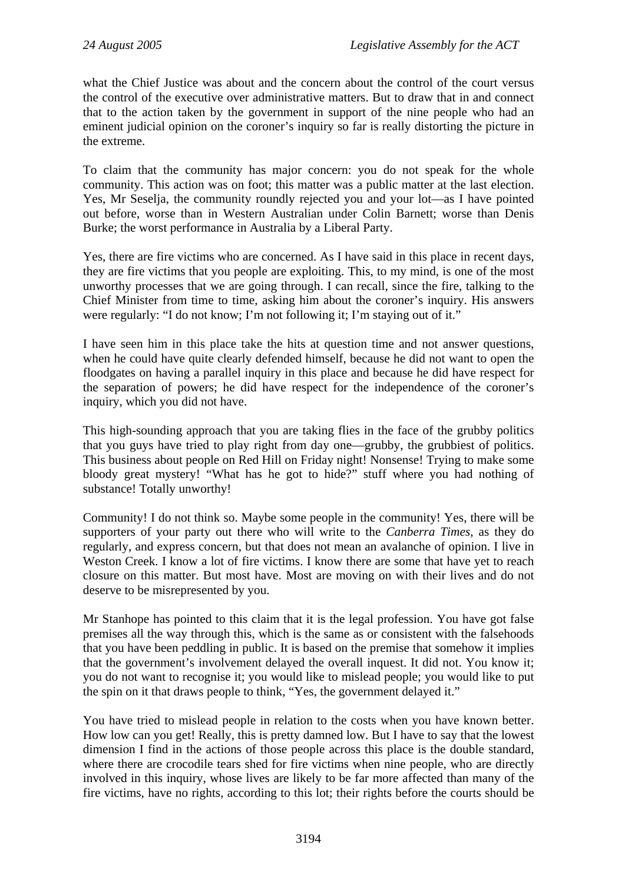what the Chief Justice was about and the concern about the control of the court versus the control of the executive over administrative matters. But to draw that in and connect that to the action taken by the government in support of the nine people who had an eminent judicial opinion on the coroner's inquiry so far is really distorting the picture in the extreme.

To claim that the community has major concern: you do not speak for the whole community. This action was on foot; this matter was a public matter at the last election. Yes, Mr Seselja, the community roundly rejected you and your lot—as I have pointed out before, worse than in Western Australian under Colin Barnett; worse than Denis Burke; the worst performance in Australia by a Liberal Party.

Yes, there are fire victims who are concerned. As I have said in this place in recent days, they are fire victims that you people are exploiting. This, to my mind, is one of the most unworthy processes that we are going through. I can recall, since the fire, talking to the Chief Minister from time to time, asking him about the coroner's inquiry. His answers were regularly: "I do not know; I'm not following it; I'm staying out of it."

I have seen him in this place take the hits at question time and not answer questions, when he could have quite clearly defended himself, because he did not want to open the floodgates on having a parallel inquiry in this place and because he did have respect for the separation of powers; he did have respect for the independence of the coroner's inquiry, which you did not have.

This high-sounding approach that you are taking flies in the face of the grubby politics that you guys have tried to play right from day one—grubby, the grubbiest of politics. This business about people on Red Hill on Friday night! Nonsense! Trying to make some bloody great mystery! "What has he got to hide?" stuff where you had nothing of substance! Totally unworthy!

Community! I do not think so. Maybe some people in the community! Yes, there will be supporters of your party out there who will write to the *Canberra Times*, as they do regularly, and express concern, but that does not mean an avalanche of opinion. I live in Weston Creek. I know a lot of fire victims. I know there are some that have yet to reach closure on this matter. But most have. Most are moving on with their lives and do not deserve to be misrepresented by you.

Mr Stanhope has pointed to this claim that it is the legal profession. You have got false premises all the way through this, which is the same as or consistent with the falsehoods that you have been peddling in public. It is based on the premise that somehow it implies that the government's involvement delayed the overall inquest. It did not. You know it; you do not want to recognise it; you would like to mislead people; you would like to put the spin on it that draws people to think, "Yes, the government delayed it."

You have tried to mislead people in relation to the costs when you have known better. How low can you get! Really, this is pretty damned low. But I have to say that the lowest dimension I find in the actions of those people across this place is the double standard, where there are crocodile tears shed for fire victims when nine people, who are directly involved in this inquiry, whose lives are likely to be far more affected than many of the fire victims, have no rights, according to this lot; their rights before the courts should be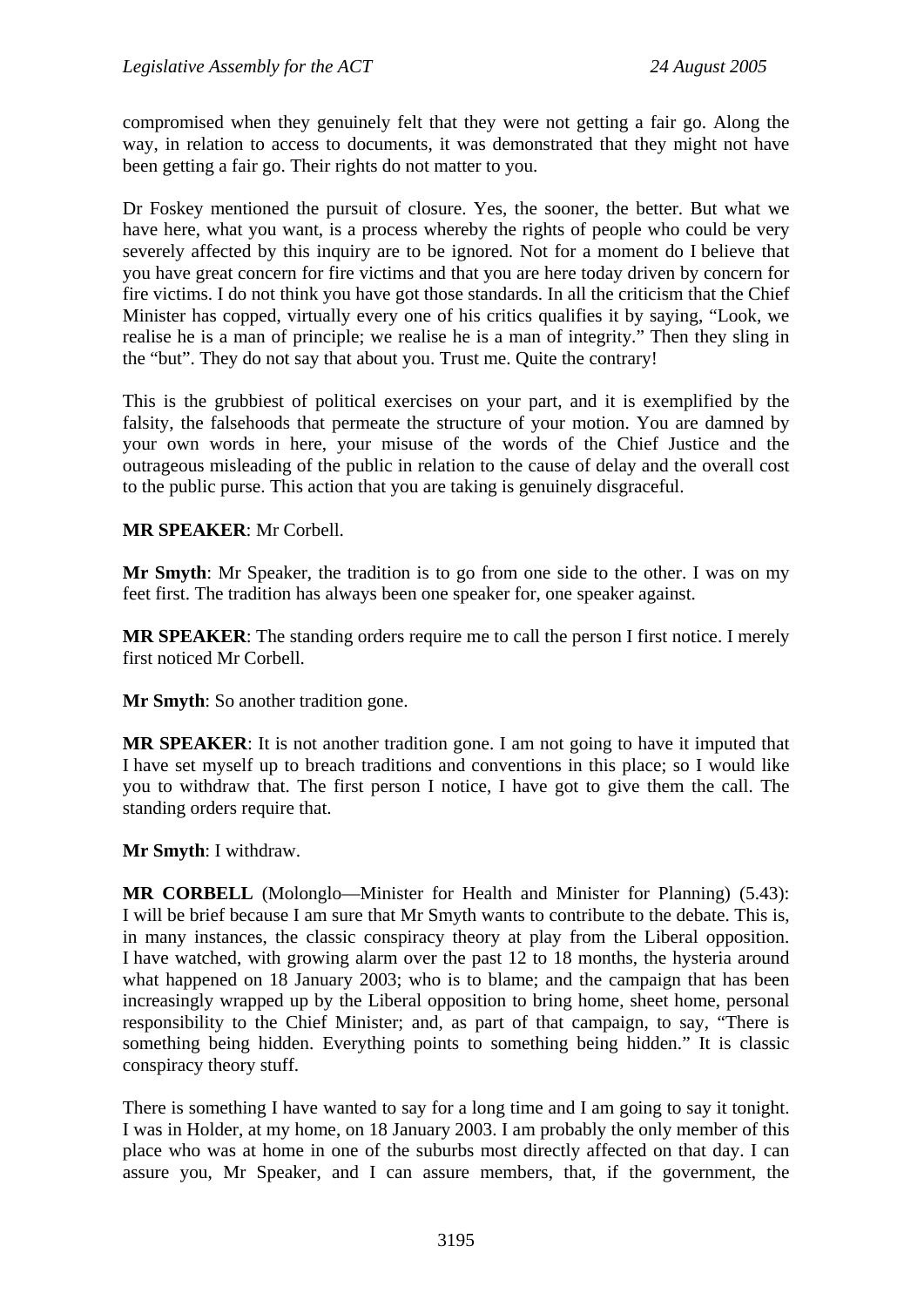compromised when they genuinely felt that they were not getting a fair go. Along the way, in relation to access to documents, it was demonstrated that they might not have been getting a fair go. Their rights do not matter to you.

Dr Foskey mentioned the pursuit of closure. Yes, the sooner, the better. But what we have here, what you want, is a process whereby the rights of people who could be very severely affected by this inquiry are to be ignored. Not for a moment do I believe that you have great concern for fire victims and that you are here today driven by concern for fire victims. I do not think you have got those standards. In all the criticism that the Chief Minister has copped, virtually every one of his critics qualifies it by saying, "Look, we realise he is a man of principle; we realise he is a man of integrity." Then they sling in the "but". They do not say that about you. Trust me. Quite the contrary!

This is the grubbiest of political exercises on your part, and it is exemplified by the falsity, the falsehoods that permeate the structure of your motion. You are damned by your own words in here, your misuse of the words of the Chief Justice and the outrageous misleading of the public in relation to the cause of delay and the overall cost to the public purse. This action that you are taking is genuinely disgraceful.

**MR SPEAKER**: Mr Corbell.

**Mr Smyth**: Mr Speaker, the tradition is to go from one side to the other. I was on my feet first. The tradition has always been one speaker for, one speaker against.

**MR SPEAKER**: The standing orders require me to call the person I first notice. I merely first noticed Mr Corbell.

**Mr Smyth**: So another tradition gone.

**MR SPEAKER**: It is not another tradition gone. I am not going to have it imputed that I have set myself up to breach traditions and conventions in this place; so I would like you to withdraw that. The first person I notice, I have got to give them the call. The standing orders require that.

**Mr Smyth**: I withdraw.

**MR CORBELL** (Molonglo—Minister for Health and Minister for Planning) (5.43): I will be brief because I am sure that Mr Smyth wants to contribute to the debate. This is, in many instances, the classic conspiracy theory at play from the Liberal opposition. I have watched, with growing alarm over the past 12 to 18 months, the hysteria around what happened on 18 January 2003; who is to blame; and the campaign that has been increasingly wrapped up by the Liberal opposition to bring home, sheet home, personal responsibility to the Chief Minister; and, as part of that campaign, to say, "There is something being hidden. Everything points to something being hidden." It is classic conspiracy theory stuff.

There is something I have wanted to say for a long time and I am going to say it tonight. I was in Holder, at my home, on 18 January 2003. I am probably the only member of this place who was at home in one of the suburbs most directly affected on that day. I can assure you, Mr Speaker, and I can assure members, that, if the government, the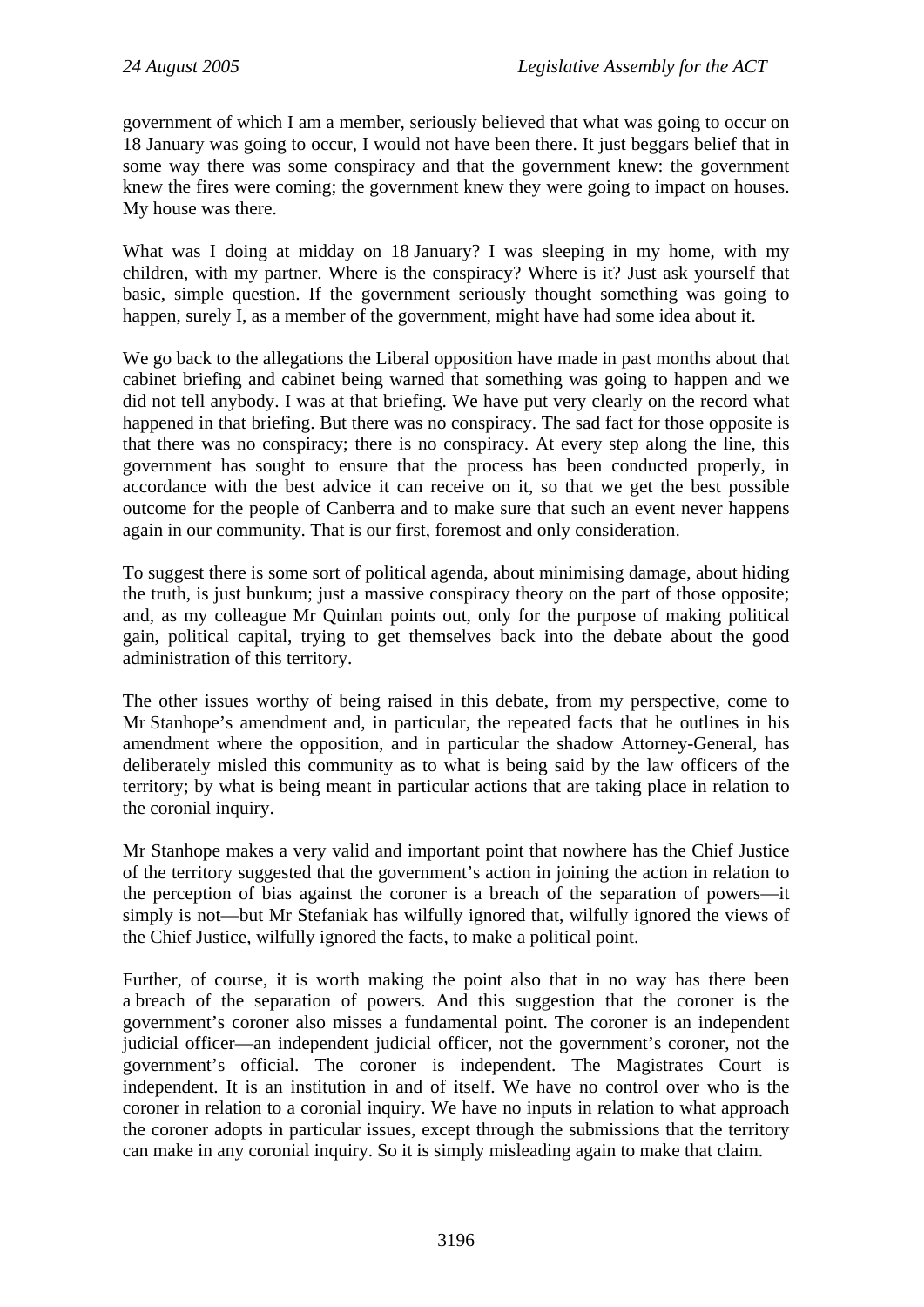government of which I am a member, seriously believed that what was going to occur on 18 January was going to occur, I would not have been there. It just beggars belief that in some way there was some conspiracy and that the government knew: the government knew the fires were coming; the government knew they were going to impact on houses. My house was there.

What was I doing at midday on 18 January? I was sleeping in my home, with my children, with my partner. Where is the conspiracy? Where is it? Just ask yourself that basic, simple question. If the government seriously thought something was going to happen, surely I, as a member of the government, might have had some idea about it.

We go back to the allegations the Liberal opposition have made in past months about that cabinet briefing and cabinet being warned that something was going to happen and we did not tell anybody. I was at that briefing. We have put very clearly on the record what happened in that briefing. But there was no conspiracy. The sad fact for those opposite is that there was no conspiracy; there is no conspiracy. At every step along the line, this government has sought to ensure that the process has been conducted properly, in accordance with the best advice it can receive on it, so that we get the best possible outcome for the people of Canberra and to make sure that such an event never happens again in our community. That is our first, foremost and only consideration.

To suggest there is some sort of political agenda, about minimising damage, about hiding the truth, is just bunkum; just a massive conspiracy theory on the part of those opposite; and, as my colleague Mr Quinlan points out, only for the purpose of making political gain, political capital, trying to get themselves back into the debate about the good administration of this territory.

The other issues worthy of being raised in this debate, from my perspective, come to Mr Stanhope's amendment and, in particular, the repeated facts that he outlines in his amendment where the opposition, and in particular the shadow Attorney-General, has deliberately misled this community as to what is being said by the law officers of the territory; by what is being meant in particular actions that are taking place in relation to the coronial inquiry.

Mr Stanhope makes a very valid and important point that nowhere has the Chief Justice of the territory suggested that the government's action in joining the action in relation to the perception of bias against the coroner is a breach of the separation of powers—it simply is not—but Mr Stefaniak has wilfully ignored that, wilfully ignored the views of the Chief Justice, wilfully ignored the facts, to make a political point.

Further, of course, it is worth making the point also that in no way has there been a breach of the separation of powers. And this suggestion that the coroner is the government's coroner also misses a fundamental point. The coroner is an independent judicial officer—an independent judicial officer, not the government's coroner, not the government's official. The coroner is independent. The Magistrates Court is independent. It is an institution in and of itself. We have no control over who is the coroner in relation to a coronial inquiry. We have no inputs in relation to what approach the coroner adopts in particular issues, except through the submissions that the territory can make in any coronial inquiry. So it is simply misleading again to make that claim.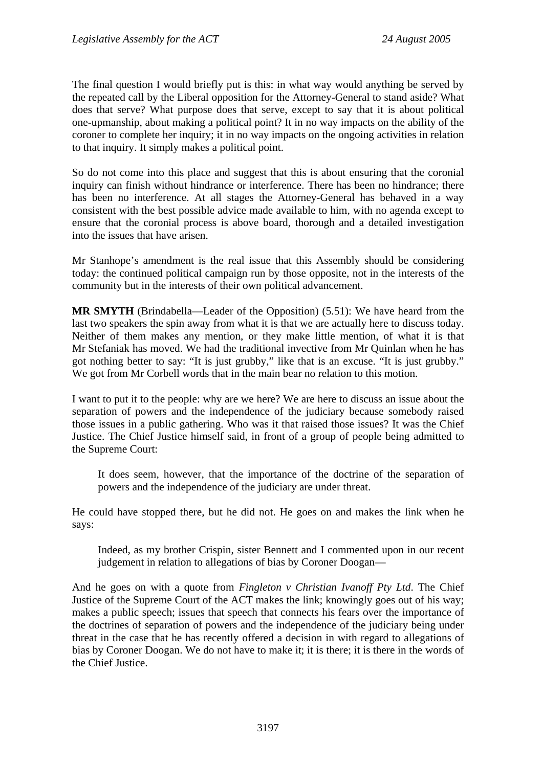The final question I would briefly put is this: in what way would anything be served by the repeated call by the Liberal opposition for the Attorney-General to stand aside? What does that serve? What purpose does that serve, except to say that it is about political one-upmanship, about making a political point? It in no way impacts on the ability of the coroner to complete her inquiry; it in no way impacts on the ongoing activities in relation to that inquiry. It simply makes a political point.

So do not come into this place and suggest that this is about ensuring that the coronial inquiry can finish without hindrance or interference. There has been no hindrance; there has been no interference. At all stages the Attorney-General has behaved in a way consistent with the best possible advice made available to him, with no agenda except to ensure that the coronial process is above board, thorough and a detailed investigation into the issues that have arisen.

Mr Stanhope's amendment is the real issue that this Assembly should be considering today: the continued political campaign run by those opposite, not in the interests of the community but in the interests of their own political advancement.

**MR SMYTH** (Brindabella—Leader of the Opposition) (5.51): We have heard from the last two speakers the spin away from what it is that we are actually here to discuss today. Neither of them makes any mention, or they make little mention, of what it is that Mr Stefaniak has moved. We had the traditional invective from Mr Quinlan when he has got nothing better to say: "It is just grubby," like that is an excuse. "It is just grubby." We got from Mr Corbell words that in the main bear no relation to this motion.

I want to put it to the people: why are we here? We are here to discuss an issue about the separation of powers and the independence of the judiciary because somebody raised those issues in a public gathering. Who was it that raised those issues? It was the Chief Justice. The Chief Justice himself said, in front of a group of people being admitted to the Supreme Court:

> It does seem, however, that the importance of the doctrine of the separation of powers and the independence of the judiciary are under threat.

He could have stopped there, but he did not. He goes on and makes the link when he says:

> Indeed, as my brother Crispin, sister Bennett and I commented upon in our recent judgement in relation to allegations of bias by Coroner Doogan—

And he goes on with a quote from *Fingleton v Christian Ivanoff Pty Ltd*. The Chief Justice of the Supreme Court of the ACT makes the link; knowingly goes out of his way; makes a public speech; issues that speech that connects his fears over the importance of the doctrines of separation of powers and the independence of the judiciary being under threat in the case that he has recently offered a decision in with regard to allegations of bias by Coroner Doogan. We do not have to make it; it is there; it is there in the words of the Chief Justice.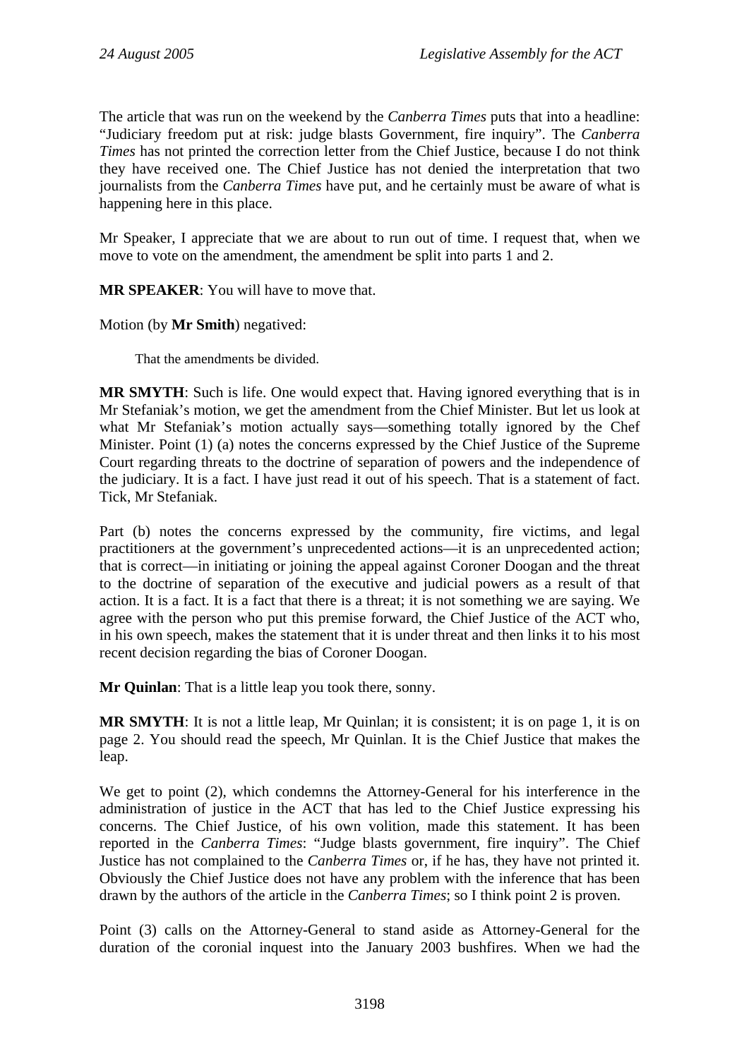The article that was run on the weekend by the *Canberra Times* puts that into a headline: "Judiciary freedom put at risk: judge blasts Government, fire inquiry". The *Canberra Times* has not printed the correction letter from the Chief Justice, because I do not think they have received one. The Chief Justice has not denied the interpretation that two journalists from the *Canberra Times* have put, and he certainly must be aware of what is happening here in this place.

Mr Speaker, I appreciate that we are about to run out of time. I request that, when we move to vote on the amendment, the amendment be split into parts 1 and 2.

**MR SPEAKER**: You will have to move that.

Motion (by **Mr Smith**) negatived:

> That the amendments be divided.

**MR SMYTH**: Such is life. One would expect that. Having ignored everything that is in Mr Stefaniak's motion, we get the amendment from the Chief Minister. But let us look at what Mr Stefaniak's motion actually says—something totally ignored by the Chef Minister. Point (1) (a) notes the concerns expressed by the Chief Justice of the Supreme Court regarding threats to the doctrine of separation of powers and the independence of the judiciary. It is a fact. I have just read it out of his speech. That is a statement of fact. Tick, Mr Stefaniak.

Part (b) notes the concerns expressed by the community, fire victims, and legal practitioners at the government's unprecedented actions—it is an unprecedented action; that is correct—in initiating or joining the appeal against Coroner Doogan and the threat to the doctrine of separation of the executive and judicial powers as a result of that action. It is a fact. It is a fact that there is a threat; it is not something we are saying. We agree with the person who put this premise forward, the Chief Justice of the ACT who, in his own speech, makes the statement that it is under threat and then links it to his most recent decision regarding the bias of Coroner Doogan.

**Mr Quinlan**: That is a little leap you took there, sonny.

**MR SMYTH**: It is not a little leap, Mr Quinlan; it is consistent; it is on page 1, it is on page 2. You should read the speech, Mr Quinlan. It is the Chief Justice that makes the leap.

We get to point (2), which condemns the Attorney-General for his interference in the administration of justice in the ACT that has led to the Chief Justice expressing his concerns. The Chief Justice, of his own volition, made this statement. It has been reported in the *Canberra Times*: "Judge blasts government, fire inquiry". The Chief Justice has not complained to the *Canberra Times* or, if he has, they have not printed it. Obviously the Chief Justice does not have any problem with the inference that has been drawn by the authors of the article in the *Canberra Times*; so I think point 2 is proven.

Point (3) calls on the Attorney-General to stand aside as Attorney-General for the duration of the coronial inquest into the January 2003 bushfires. When we had the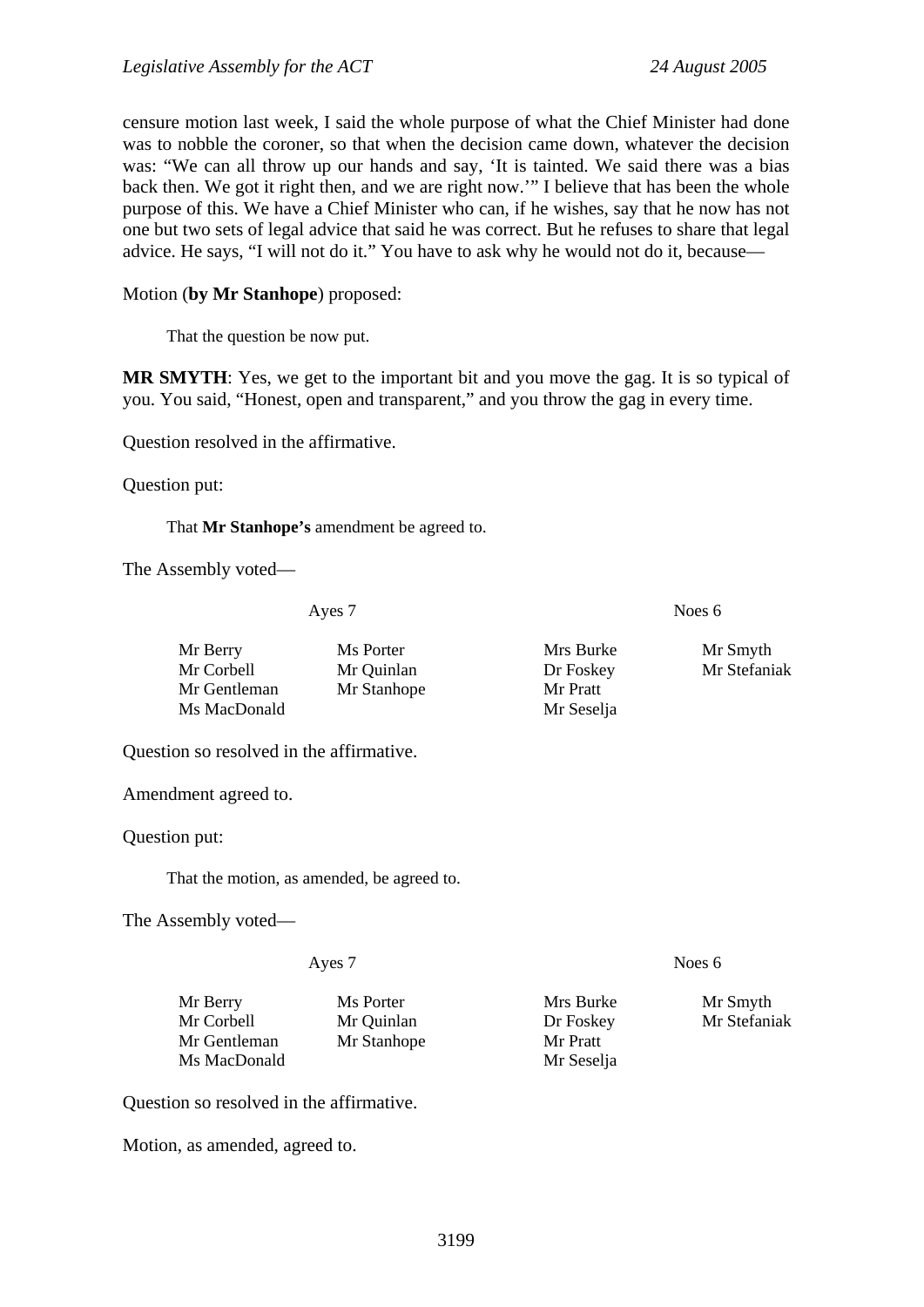censure motion last week, I said the whole purpose of what the Chief Minister had done was to nobble the coroner, so that when the decision came down, whatever the decision was: "We can all throw up our hands and say, 'It is tainted. We said there was a bias back then. We got it right then, and we are right now.'" I believe that has been the whole purpose of this. We have a Chief Minister who can, if he wishes, say that he now has not one but two sets of legal advice that said he was correct. But he refuses to share that legal advice. He says, "I will not do it." You have to ask why he would not do it, because—

Motion (**by Mr Stanhope**) proposed:

> That the question be now put.

**MR SMYTH**: Yes, we get to the important bit and you move the gag. It is so typical of you. You said, "Honest, open and transparent," and you throw the gag in every time.

Question resolved in the affirmative.

Question put:

> That **Mr Stanhope's** amendment be agreed to.

The Assembly voted—

| Ayes 7 | | Noes 6 | |
|---|---|---|---|
| Mr Berry | Ms Porter | Mrs Burke | Mr Smyth |
| Mr Corbell | Mr Quinlan | Dr Foskey | Mr Stefaniak |
| Mr Gentleman | Mr Stanhope | Mr Pratt | |
| Ms MacDonald | | Mr Seselja | |

Question so resolved in the affirmative.

Amendment agreed to.

Question put:

> That the motion, as amended, be agreed to.

The Assembly voted—

| Ayes 7 | | Noes 6 | |
|---|---|---|---|
| Mr Berry | Ms Porter | Mrs Burke | Mr Smyth |
| Mr Corbell | Mr Quinlan | Dr Foskey | Mr Stefaniak |
| Mr Gentleman | Mr Stanhope | Mr Pratt | |
| Ms MacDonald | | Mr Seselja | |

Question so resolved in the affirmative.

Motion, as amended, agreed to.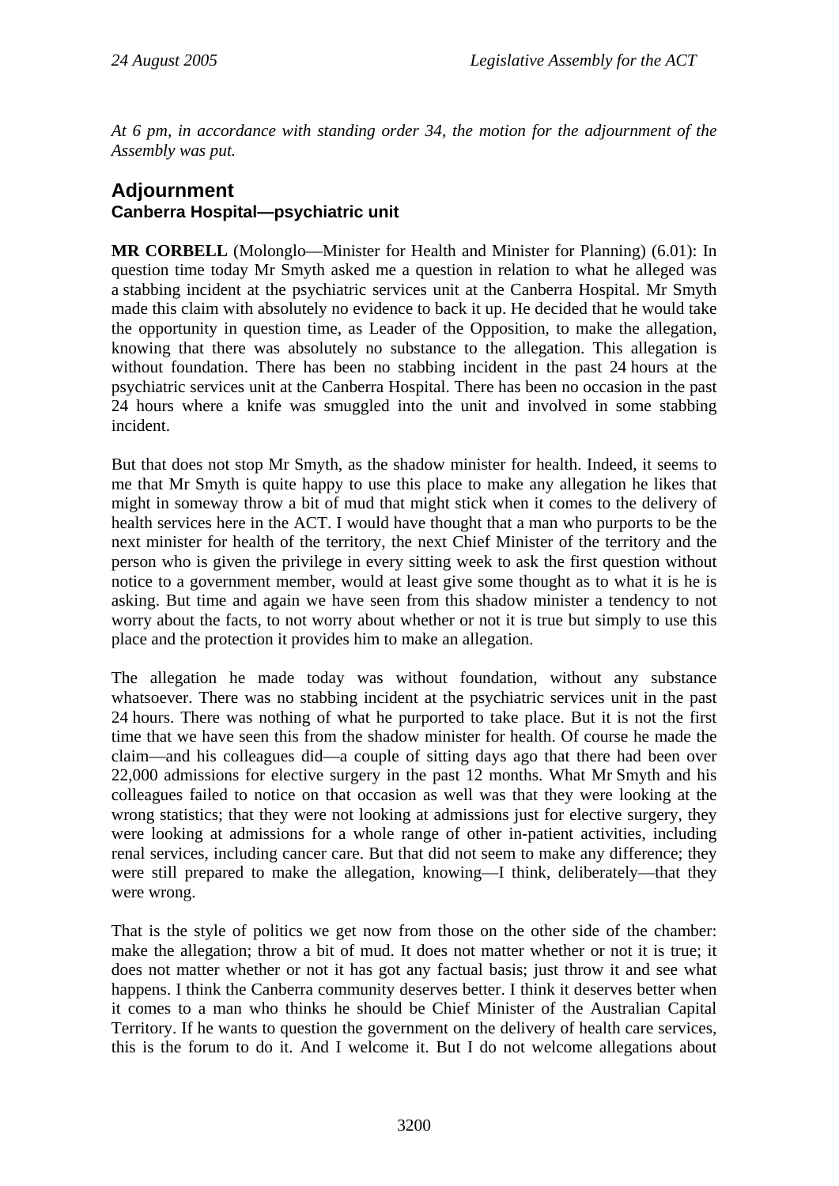*At 6 pm, in accordance with standing order 34, the motion for the adjournment of the Assembly was put.*

## Adjournment

### Canberra Hospital—psychiatric unit

**MR CORBELL** (Molonglo—Minister for Health and Minister for Planning) (6.01): In question time today Mr Smyth asked me a question in relation to what he alleged was a stabbing incident at the psychiatric services unit at the Canberra Hospital. Mr Smyth made this claim with absolutely no evidence to back it up. He decided that he would take the opportunity in question time, as Leader of the Opposition, to make the allegation, knowing that there was absolutely no substance to the allegation. This allegation is without foundation. There has been no stabbing incident in the past 24 hours at the psychiatric services unit at the Canberra Hospital. There has been no occasion in the past 24 hours where a knife was smuggled into the unit and involved in some stabbing incident.

But that does not stop Mr Smyth, as the shadow minister for health. Indeed, it seems to me that Mr Smyth is quite happy to use this place to make any allegation he likes that might in someway throw a bit of mud that might stick when it comes to the delivery of health services here in the ACT. I would have thought that a man who purports to be the next minister for health of the territory, the next Chief Minister of the territory and the person who is given the privilege in every sitting week to ask the first question without notice to a government member, would at least give some thought as to what it is he is asking. But time and again we have seen from this shadow minister a tendency to not worry about the facts, to not worry about whether or not it is true but simply to use this place and the protection it provides him to make an allegation.

The allegation he made today was without foundation, without any substance whatsoever. There was no stabbing incident at the psychiatric services unit in the past 24 hours. There was nothing of what he purported to take place. But it is not the first time that we have seen this from the shadow minister for health. Of course he made the claim—and his colleagues did—a couple of sitting days ago that there had been over 22,000 admissions for elective surgery in the past 12 months. What Mr Smyth and his colleagues failed to notice on that occasion as well was that they were looking at the wrong statistics; that they were not looking at admissions just for elective surgery, they were looking at admissions for a whole range of other in-patient activities, including renal services, including cancer care. But that did not seem to make any difference; they were still prepared to make the allegation, knowing—I think, deliberately—that they were wrong.

That is the style of politics we get now from those on the other side of the chamber: make the allegation; throw a bit of mud. It does not matter whether or not it is true; it does not matter whether or not it has got any factual basis; just throw it and see what happens. I think the Canberra community deserves better. I think it deserves better when it comes to a man who thinks he should be Chief Minister of the Australian Capital Territory. If he wants to question the government on the delivery of health care services, this is the forum to do it. And I welcome it. But I do not welcome allegations about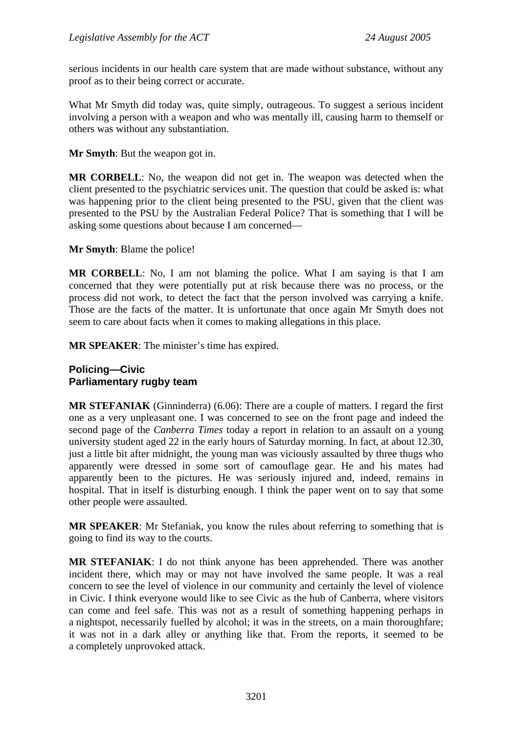serious incidents in our health care system that are made without substance, without any proof as to their being correct or accurate.

What Mr Smyth did today was, quite simply, outrageous. To suggest a serious incident involving a person with a weapon and who was mentally ill, causing harm to themself or others was without any substantiation.

**Mr Smyth**: But the weapon got in.

**MR CORBELL**: No, the weapon did not get in. The weapon was detected when the client presented to the psychiatric services unit. The question that could be asked is: what was happening prior to the client being presented to the PSU, given that the client was presented to the PSU by the Australian Federal Police? That is something that I will be asking some questions about because I am concerned—

**Mr Smyth**: Blame the police!

**MR CORBELL**: No, I am not blaming the police. What I am saying is that I am concerned that they were potentially put at risk because there was no process, or the process did not work, to detect the fact that the person involved was carrying a knife. Those are the facts of the matter. It is unfortunate that once again Mr Smyth does not seem to care about facts when it comes to making allegations in this place.

**MR SPEAKER**: The minister's time has expired.

### Policing—Civic
### Parliamentary rugby team

**MR STEFANIAK** (Ginninderra) (6.06): There are a couple of matters. I regard the first one as a very unpleasant one. I was concerned to see on the front page and indeed the second page of the *Canberra Times* today a report in relation to an assault on a young university student aged 22 in the early hours of Saturday morning. In fact, at about 12.30, just a little bit after midnight, the young man was viciously assaulted by three thugs who apparently were dressed in some sort of camouflage gear. He and his mates had apparently been to the pictures. He was seriously injured and, indeed, remains in hospital. That in itself is disturbing enough. I think the paper went on to say that some other people were assaulted.

**MR SPEAKER**: Mr Stefaniak, you know the rules about referring to something that is going to find its way to the courts.

**MR STEFANIAK**: I do not think anyone has been apprehended. There was another incident there, which may or may not have involved the same people. It was a real concern to see the level of violence in our community and certainly the level of violence in Civic. I think everyone would like to see Civic as the hub of Canberra, where visitors can come and feel safe. This was not as a result of something happening perhaps in a nightspot, necessarily fuelled by alcohol; it was in the streets, on a main thoroughfare; it was not in a dark alley or anything like that. From the reports, it seemed to be a completely unprovoked attack.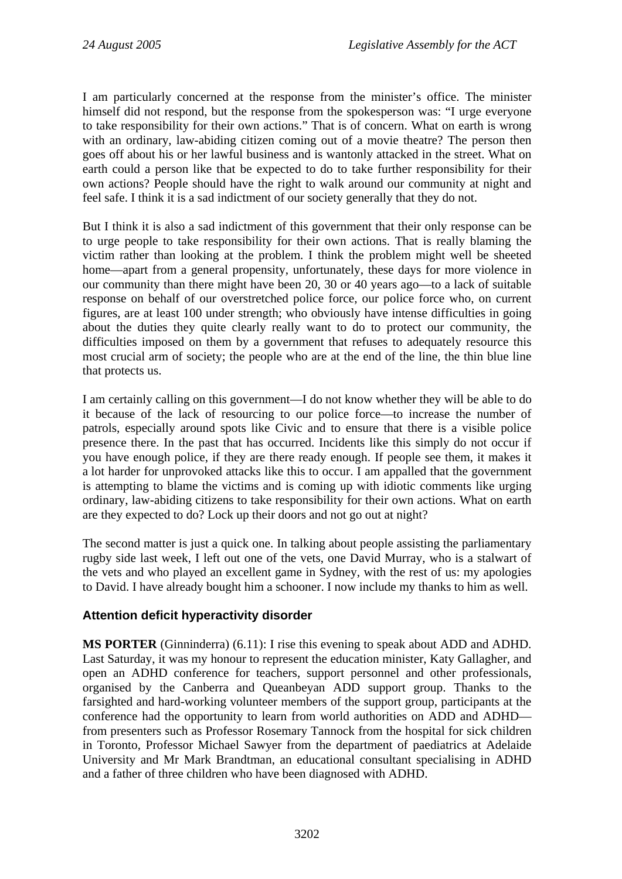I am particularly concerned at the response from the minister's office. The minister himself did not respond, but the response from the spokesperson was: "I urge everyone to take responsibility for their own actions." That is of concern. What on earth is wrong with an ordinary, law-abiding citizen coming out of a movie theatre? The person then goes off about his or her lawful business and is wantonly attacked in the street. What on earth could a person like that be expected to do to take further responsibility for their own actions? People should have the right to walk around our community at night and feel safe. I think it is a sad indictment of our society generally that they do not.

But I think it is also a sad indictment of this government that their only response can be to urge people to take responsibility for their own actions. That is really blaming the victim rather than looking at the problem. I think the problem might well be sheeted home—apart from a general propensity, unfortunately, these days for more violence in our community than there might have been 20, 30 or 40 years ago—to a lack of suitable response on behalf of our overstretched police force, our police force who, on current figures, are at least 100 under strength; who obviously have intense difficulties in going about the duties they quite clearly really want to do to protect our community, the difficulties imposed on them by a government that refuses to adequately resource this most crucial arm of society; the people who are at the end of the line, the thin blue line that protects us.

I am certainly calling on this government—I do not know whether they will be able to do it because of the lack of resourcing to our police force—to increase the number of patrols, especially around spots like Civic and to ensure that there is a visible police presence there. In the past that has occurred. Incidents like this simply do not occur if you have enough police, if they are there ready enough. If people see them, it makes it a lot harder for unprovoked attacks like this to occur. I am appalled that the government is attempting to blame the victims and is coming up with idiotic comments like urging ordinary, law-abiding citizens to take responsibility for their own actions. What on earth are they expected to do? Lock up their doors and not go out at night?

The second matter is just a quick one. In talking about people assisting the parliamentary rugby side last week, I left out one of the vets, one David Murray, who is a stalwart of the vets and who played an excellent game in Sydney, with the rest of us: my apologies to David. I have already bought him a schooner. I now include my thanks to him as well.

## Attention deficit hyperactivity disorder

**MS PORTER** (Ginninderra) (6.11): I rise this evening to speak about ADD and ADHD. Last Saturday, it was my honour to represent the education minister, Katy Gallagher, and open an ADHD conference for teachers, support personnel and other professionals, organised by the Canberra and Queanbeyan ADD support group. Thanks to the farsighted and hard-working volunteer members of the support group, participants at the conference had the opportunity to learn from world authorities on ADD and ADHD—from presenters such as Professor Rosemary Tannock from the hospital for sick children in Toronto, Professor Michael Sawyer from the department of paediatrics at Adelaide University and Mr Mark Brandtman, an educational consultant specialising in ADHD and a father of three children who have been diagnosed with ADHD.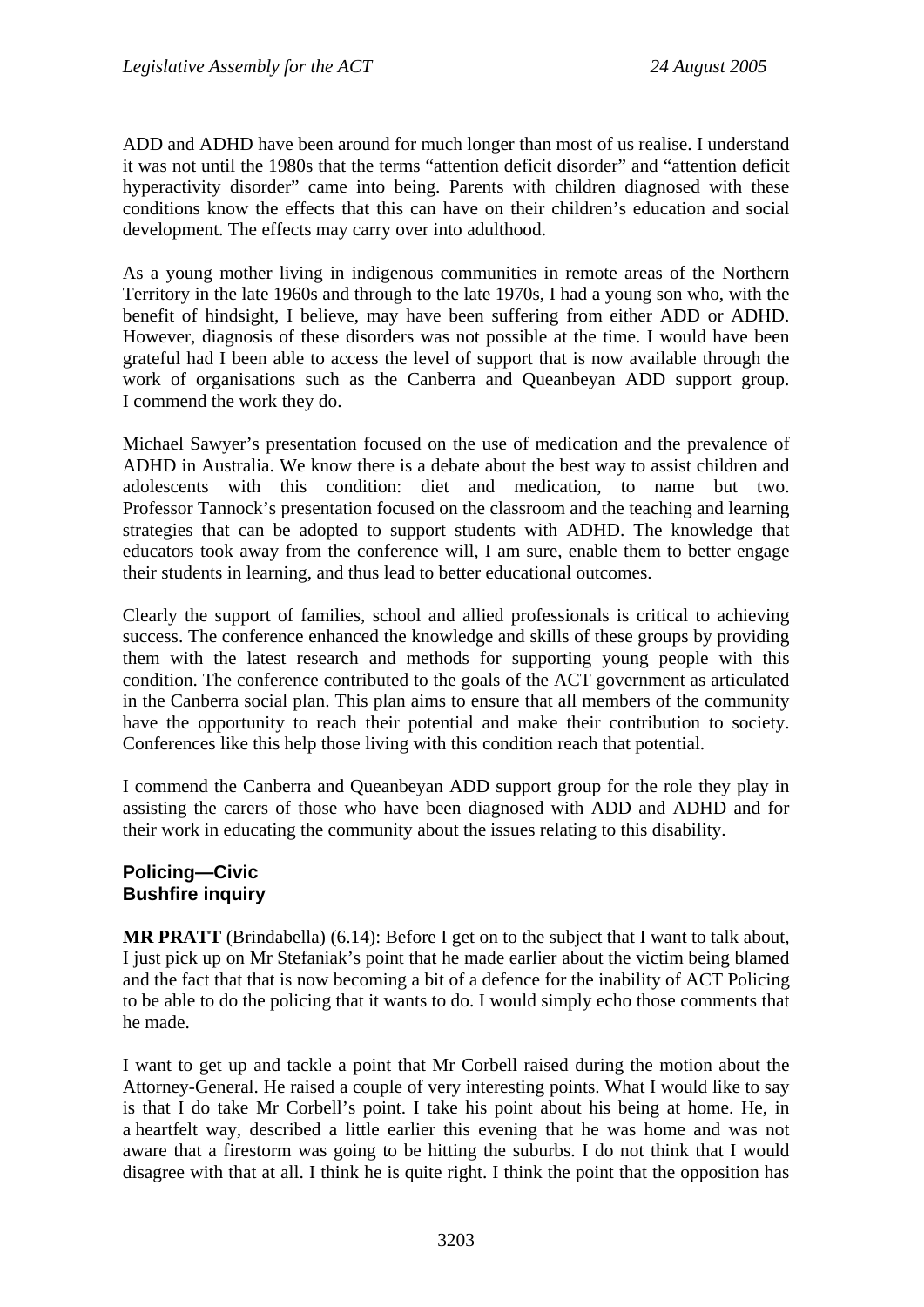ADD and ADHD have been around for much longer than most of us realise. I understand it was not until the 1980s that the terms "attention deficit disorder" and "attention deficit hyperactivity disorder" came into being. Parents with children diagnosed with these conditions know the effects that this can have on their children's education and social development. The effects may carry over into adulthood.

As a young mother living in indigenous communities in remote areas of the Northern Territory in the late 1960s and through to the late 1970s, I had a young son who, with the benefit of hindsight, I believe, may have been suffering from either ADD or ADHD. However, diagnosis of these disorders was not possible at the time. I would have been grateful had I been able to access the level of support that is now available through the work of organisations such as the Canberra and Queanbeyan ADD support group. I commend the work they do.

Michael Sawyer's presentation focused on the use of medication and the prevalence of ADHD in Australia. We know there is a debate about the best way to assist children and adolescents with this condition: diet and medication, to name but two. Professor Tannock's presentation focused on the classroom and the teaching and learning strategies that can be adopted to support students with ADHD. The knowledge that educators took away from the conference will, I am sure, enable them to better engage their students in learning, and thus lead to better educational outcomes.

Clearly the support of families, school and allied professionals is critical to achieving success. The conference enhanced the knowledge and skills of these groups by providing them with the latest research and methods for supporting young people with this condition. The conference contributed to the goals of the ACT government as articulated in the Canberra social plan. This plan aims to ensure that all members of the community have the opportunity to reach their potential and make their contribution to society. Conferences like this help those living with this condition reach that potential.

I commend the Canberra and Queanbeyan ADD support group for the role they play in assisting the carers of those who have been diagnosed with ADD and ADHD and for their work in educating the community about the issues relating to this disability.

### Policing—Civic
### Bushfire inquiry

**MR PRATT** (Brindabella) (6.14): Before I get on to the subject that I want to talk about, I just pick up on Mr Stefaniak's point that he made earlier about the victim being blamed and the fact that that is now becoming a bit of a defence for the inability of ACT Policing to be able to do the policing that it wants to do. I would simply echo those comments that he made.

I want to get up and tackle a point that Mr Corbell raised during the motion about the Attorney-General. He raised a couple of very interesting points. What I would like to say is that I do take Mr Corbell's point. I take his point about his being at home. He, in a heartfelt way, described a little earlier this evening that he was home and was not aware that a firestorm was going to be hitting the suburbs. I do not think that I would disagree with that at all. I think he is quite right. I think the point that the opposition has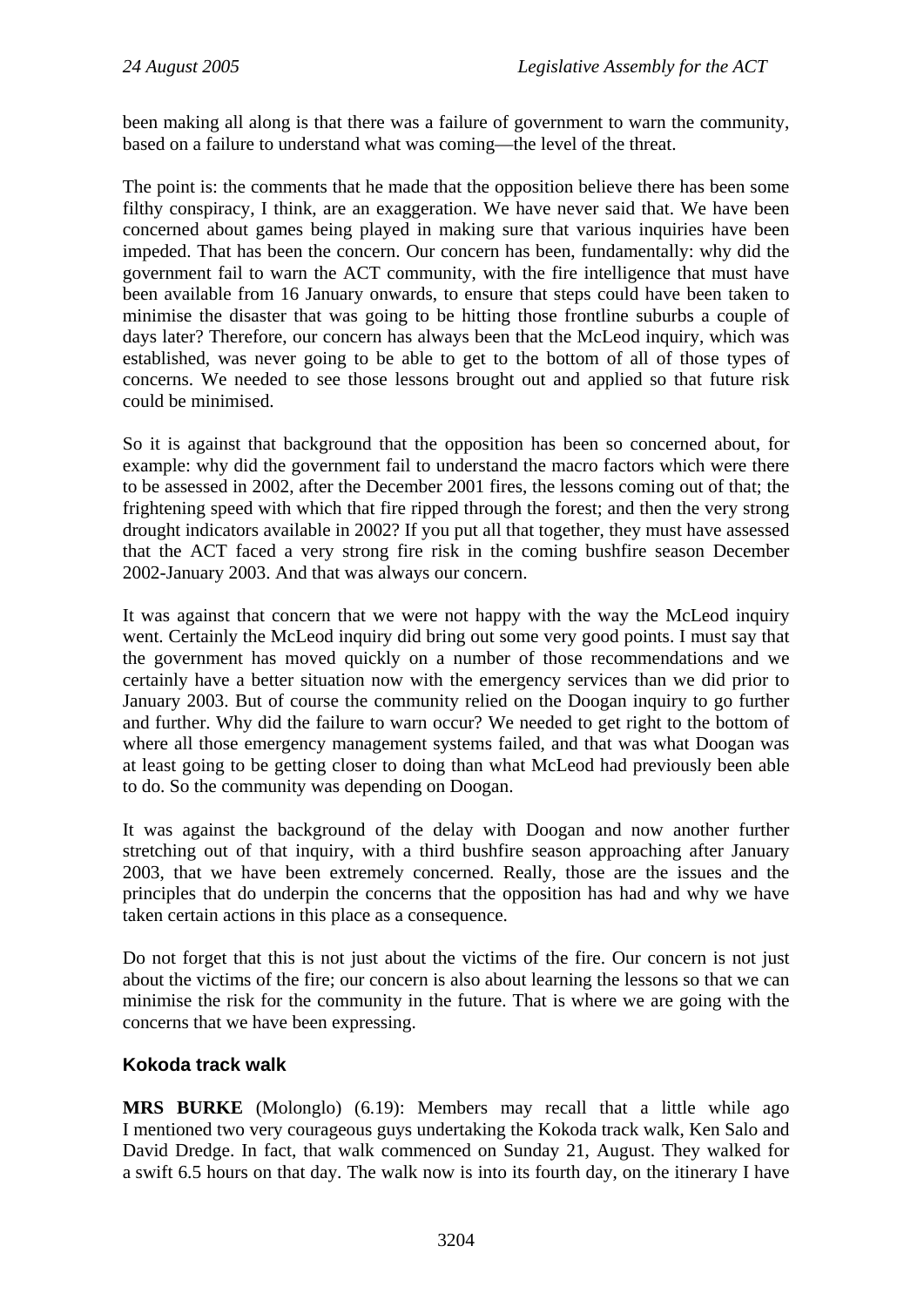been making all along is that there was a failure of government to warn the community, based on a failure to understand what was coming—the level of the threat.

The point is: the comments that he made that the opposition believe there has been some filthy conspiracy, I think, are an exaggeration. We have never said that. We have been concerned about games being played in making sure that various inquiries have been impeded. That has been the concern. Our concern has been, fundamentally: why did the government fail to warn the ACT community, with the fire intelligence that must have been available from 16 January onwards, to ensure that steps could have been taken to minimise the disaster that was going to be hitting those frontline suburbs a couple of days later? Therefore, our concern has always been that the McLeod inquiry, which was established, was never going to be able to get to the bottom of all of those types of concerns. We needed to see those lessons brought out and applied so that future risk could be minimised.

So it is against that background that the opposition has been so concerned about, for example: why did the government fail to understand the macro factors which were there to be assessed in 2002, after the December 2001 fires, the lessons coming out of that; the frightening speed with which that fire ripped through the forest; and then the very strong drought indicators available in 2002? If you put all that together, they must have assessed that the ACT faced a very strong fire risk in the coming bushfire season December 2002-January 2003. And that was always our concern.

It was against that concern that we were not happy with the way the McLeod inquiry went. Certainly the McLeod inquiry did bring out some very good points. I must say that the government has moved quickly on a number of those recommendations and we certainly have a better situation now with the emergency services than we did prior to January 2003. But of course the community relied on the Doogan inquiry to go further and further. Why did the failure to warn occur? We needed to get right to the bottom of where all those emergency management systems failed, and that was what Doogan was at least going to be getting closer to doing than what McLeod had previously been able to do. So the community was depending on Doogan.

It was against the background of the delay with Doogan and now another further stretching out of that inquiry, with a third bushfire season approaching after January 2003, that we have been extremely concerned. Really, those are the issues and the principles that do underpin the concerns that the opposition has had and why we have taken certain actions in this place as a consequence.

Do not forget that this is not just about the victims of the fire. Our concern is not just about the victims of the fire; our concern is also about learning the lessons so that we can minimise the risk for the community in the future. That is where we are going with the concerns that we have been expressing.

## Kokoda track walk

**MRS BURKE** (Molonglo) (6.19): Members may recall that a little while ago I mentioned two very courageous guys undertaking the Kokoda track walk, Ken Salo and David Dredge. In fact, that walk commenced on Sunday 21, August. They walked for a swift 6.5 hours on that day. The walk now is into its fourth day, on the itinerary I have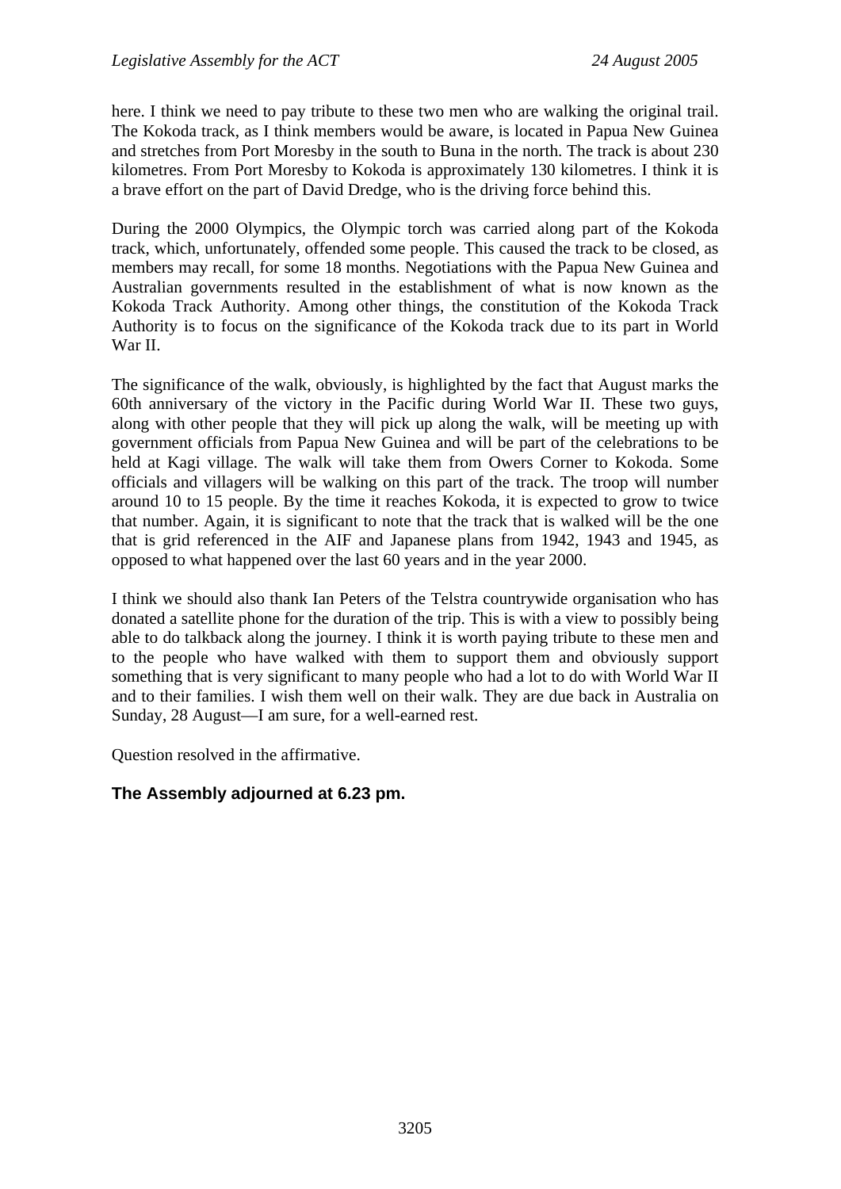here. I think we need to pay tribute to these two men who are walking the original trail. The Kokoda track, as I think members would be aware, is located in Papua New Guinea and stretches from Port Moresby in the south to Buna in the north. The track is about 230 kilometres. From Port Moresby to Kokoda is approximately 130 kilometres. I think it is a brave effort on the part of David Dredge, who is the driving force behind this.

During the 2000 Olympics, the Olympic torch was carried along part of the Kokoda track, which, unfortunately, offended some people. This caused the track to be closed, as members may recall, for some 18 months. Negotiations with the Papua New Guinea and Australian governments resulted in the establishment of what is now known as the Kokoda Track Authority. Among other things, the constitution of the Kokoda Track Authority is to focus on the significance of the Kokoda track due to its part in World War II.

The significance of the walk, obviously, is highlighted by the fact that August marks the 60th anniversary of the victory in the Pacific during World War II. These two guys, along with other people that they will pick up along the walk, will be meeting up with government officials from Papua New Guinea and will be part of the celebrations to be held at Kagi village. The walk will take them from Owers Corner to Kokoda. Some officials and villagers will be walking on this part of the track. The troop will number around 10 to 15 people. By the time it reaches Kokoda, it is expected to grow to twice that number. Again, it is significant to note that the track that is walked will be the one that is grid referenced in the AIF and Japanese plans from 1942, 1943 and 1945, as opposed to what happened over the last 60 years and in the year 2000.

I think we should also thank Ian Peters of the Telstra countrywide organisation who has donated a satellite phone for the duration of the trip. This is with a view to possibly being able to do talkback along the journey. I think it is worth paying tribute to these men and to the people who have walked with them to support them and obviously support something that is very significant to many people who had a lot to do with World War II and to their families. I wish them well on their walk. They are due back in Australia on Sunday, 28 August—I am sure, for a well-earned rest.

Question resolved in the affirmative.

**The Assembly adjourned at 6.23 pm.**